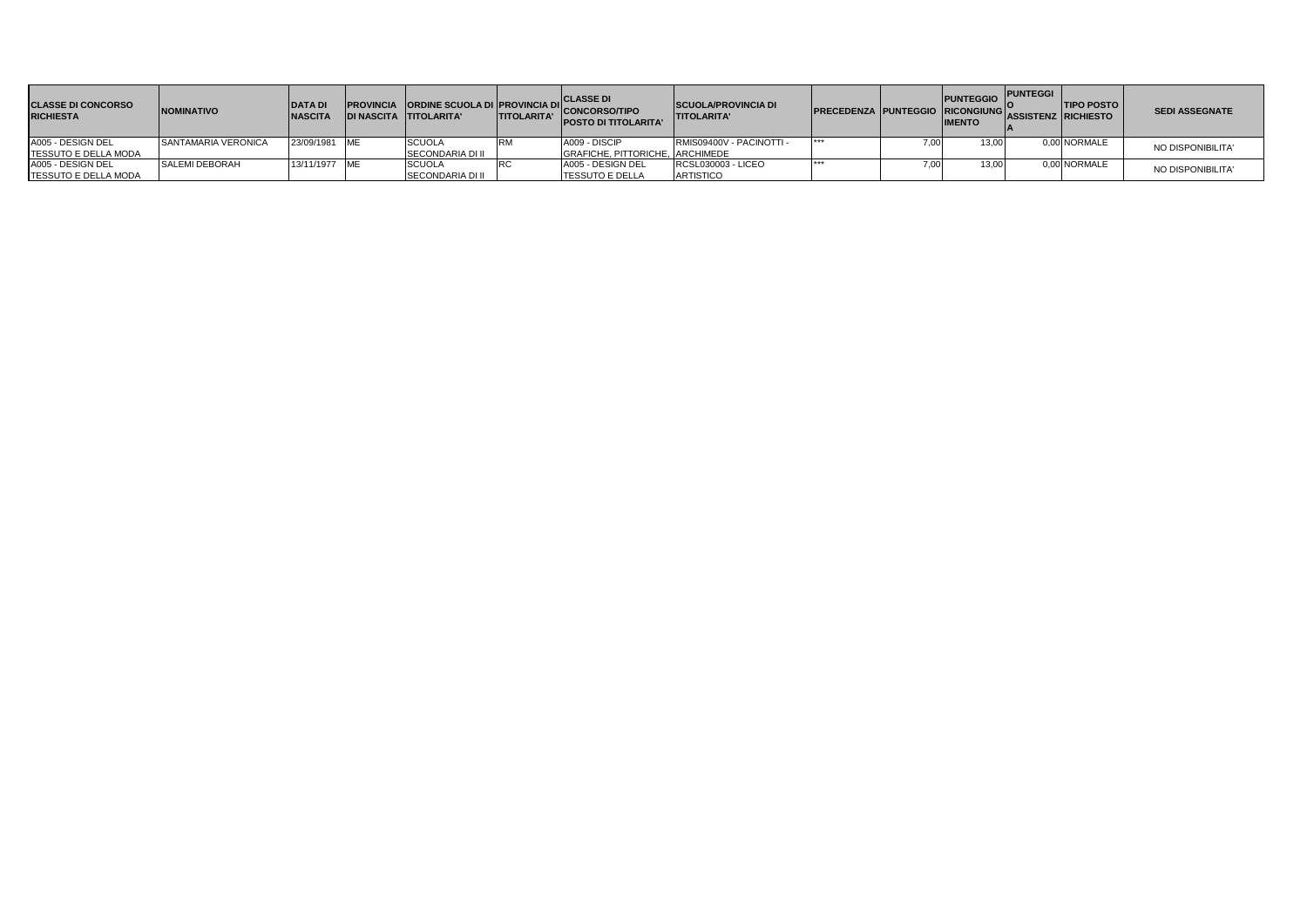| CLASSE DI CONCORSO RICHIESTA | NOMINATIVO | DATA DI NASCITA | PROVINCIA DI NASCITA | ORDINE SCUOLA DI TITOLARITA' | PROVINCIA DI TITOLARITA' | CLASSE DI CONCORSO/TIPO POSTO DI TITOLARITA' | SCUOLA/PROVINCIA DI TITOLARITA' | PRECEDENZA | PUNTEGGIO | PUNTEGGIO RICONGIUNGIMENTO | PUNTEGGIO ASSISTENZA | TIPO POSTO RICHIESTO | SEDI ASSEGNATE |
|---|---|---|---|---|---|---|---|---|---|---|---|---|---|
| A005 - DESIGN DEL TESSUTO E DELLA MODA | SANTAMARIA VERONICA | 23/09/1981 | ME | SCUOLA SECONDARIA DI II | RM | A009 - DISCIP GRAFICHE, PITTORICHE, | RMIS09400V - PACINOTTI - ARCHIMEDE | *** | 7,00 | 13,00 | 0,00 | NORMALE | NO DISPONIBILITA' |
| A005 - DESIGN DEL TESSUTO E DELLA MODA | SALEMI DEBORAH | 13/11/1977 | ME | SCUOLA SECONDARIA DI II | RC | A005 - DESIGN DEL TESSUTO E DELLA | RCSL030003 - LICEO ARTISTICO | *** | 7,00 | 13,00 | 0,00 | NORMALE | NO DISPONIBILITA' |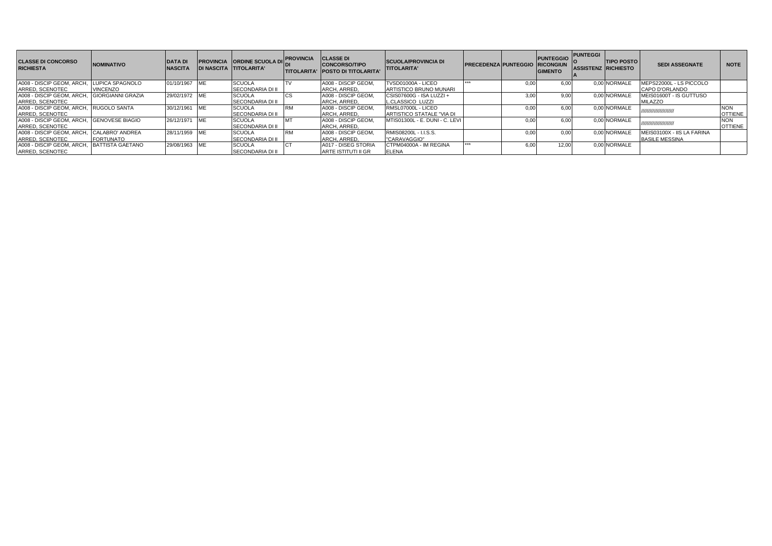| CLASSE DI CONCORSO RICHIESTA | NOMINATIVO | DATA DI NASCITA | PROVINCIA DI NASCITA | ORDINE SCUOLA DI TITOLARITA' | PROVINCIA DI TITOLARITA' | CLASSE DI CONCORSO/TIPO POSTO DI TITOLARITA' | SCUOLA/PROVINCIA DI TITOLARITA' | PRECEDENZA | PUNTEGGIO | PUNTEGGIO RICONGIUNGIMENTO | PUNTEGGIO ASSISTENZA | TIPO POSTO RICHIESTO | SEDI ASSEGNATE | NOTE |
|---|---|---|---|---|---|---|---|---|---|---|---|---|---|---|
| A008 - DISCIP GEOM, ARCH, ARRED, SCENOTEC | LUPICA SPAGNOLO VINCENZO | 01/10/1967 | ME | SCUOLA SECONDARIA DI II | TV | A008 - DISCIP GEOM, ARCH, ARRED, | TVSD01000A - LICEO ARTISTICO BRUNO MUNARI | *** | 0,00 | 6,00 | 0,00 | NORMALE | MEPS22000L - LS PICCOLO CAPO D'ORLANDO | |
| A008 - DISCIP GEOM, ARCH, ARRED, SCENOTEC | GIORGIANNI GRAZIA | 29/02/1972 | ME | SCUOLA SECONDARIA DI II | CS | A008 - DISCIP GEOM, ARCH, ARRED, | CSIS07600G - ISA LUZZI + L.CLASSICO LUZZI | | 3,00 | 9,00 | 0,00 | NORMALE | MEIS01600T - IS GUTTUSO MILAZZO | |
| A008 - DISCIP GEOM, ARCH, ARRED, SCENOTEC | RUGOLO SANTA | 30/12/1961 | ME | SCUOLA SECONDARIA DI II | RM | A008 - DISCIP GEOM, ARCH, ARRED, | RMSL07000L - LICEO ARTISTICO STATALE "VIA DI | | 0,00 | 6,00 | 0,00 | NORMALE | ////////////////////// | NON OTTIENE |
| A008 - DISCIP GEOM, ARCH, ARRED, SCENOTEC | GENOVESE BIAGIO | 26/12/1971 | ME | SCUOLA SECONDARIA DI II | MT | A008 - DISCIP GEOM, ARCH, ARRED, | MTIS01300L - E. DUNI - C. LEVI | | 0,00 | 6,00 | 0,00 | NORMALE | ////////////////////// | NON OTTIENE |
| A008 - DISCIP GEOM, ARCH, ARRED, SCENOTEC | CALABRO' ANDREA FORTUNATO | 28/11/1959 | ME | SCUOLA SECONDARIA DI II | RM | A008 - DISCIP GEOM, ARCH, ARRED, | RMIS08200L - I.I.S.S. "CARAVAGGIO" | | 0,00 | 0,00 | 0,00 | NORMALE | MEIS03100X - IIS LA FARINA BASILE MESSINA | |
| A008 - DISCIP GEOM, ARCH, ARRED, SCENOTEC | BATTISTA GAETANO | 29/08/1963 | ME | SCUOLA SECONDARIA DI II | CT | A017 - DISEG STORIA ARTE ISTITUTI II GR | CTPM04000A - IM REGINA ELENA | *** | 6,00 | 12,00 | 0,00 | NORMALE | | |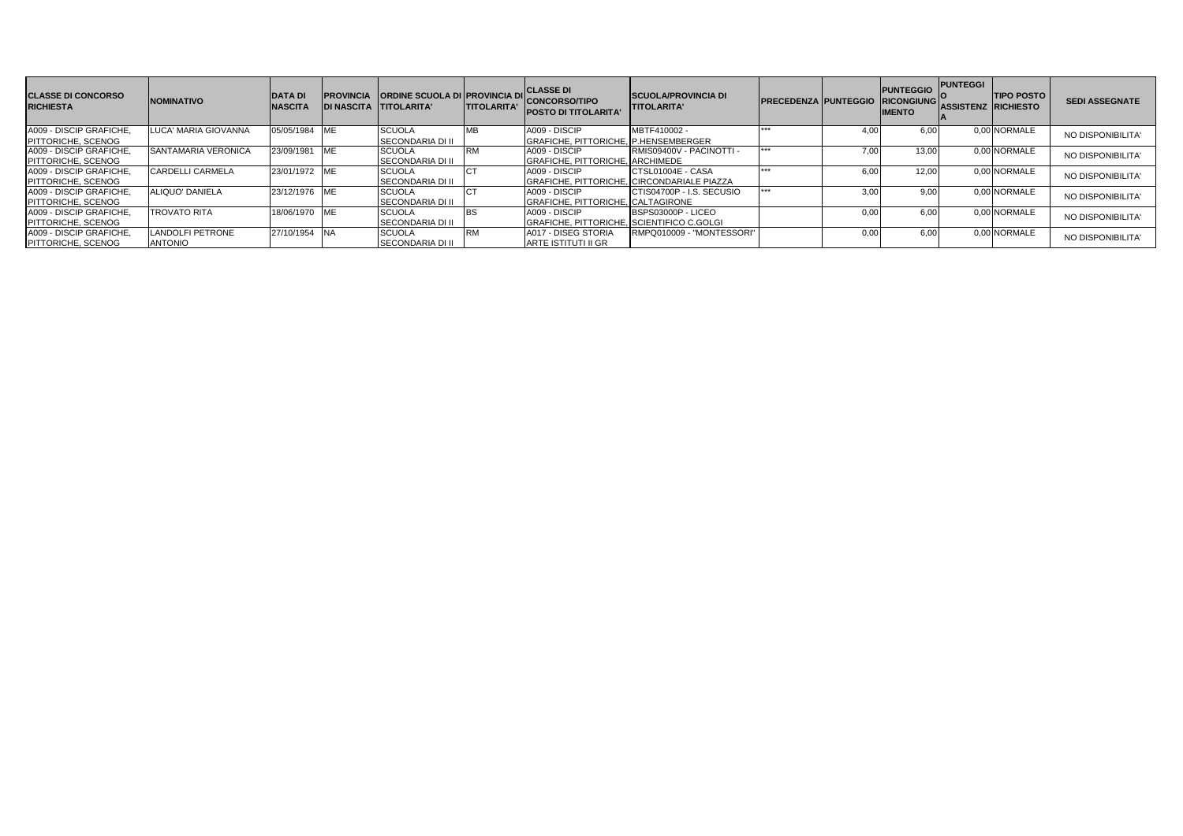| CLASSE DI CONCORSO RICHIESTA | NOMINATIVO | DATA DI NASCITA | PROVINCIA DI NASCITA | ORDINE SCUOLA DI TITOLARITA' | PROVINCIA DI TITOLARITA' | CLASSE DI CONCORSO/TIPO POSTO DI TITOLARITA' | SCUOLA/PROVINCIA DI TITOLARITA' | PRECEDENZA | PUNTEGGIO | PUNTEGGIO RICONGIUNGIMENTO | PUNTEGGIO ASSISTENZA | TIPO POSTO RICHIESTO | SEDI ASSEGNATE |
|---|---|---|---|---|---|---|---|---|---|---|---|---|---|
| A009 - DISCIP GRAFICHE, PITTORICHE, SCENOG | LUCA' MARIA GIOVANNA | 05/05/1984 | ME | SCUOLA SECONDARIA DI II | MB | A009 - DISCIP GRAFICHE, PITTORICHE, | MBTF410002 - P.HENSEMBERGER | *** | 4,00 | 6,00 | 0,00 | NORMALE | NO DISPONIBILITA' |
| A009 - DISCIP GRAFICHE, PITTORICHE, SCENOG | SANTAMARIA VERONICA | 23/09/1981 | ME | SCUOLA SECONDARIA DI II | RM | A009 - DISCIP GRAFICHE, PITTORICHE, | RMIS09400V - PACINOTTI - ARCHIMEDE | *** | 7,00 | 13,00 | 0,00 | NORMALE | NO DISPONIBILITA' |
| A009 - DISCIP GRAFICHE, PITTORICHE, SCENOG | CARDELLI CARMELA | 23/01/1972 | ME | SCUOLA SECONDARIA DI II | CT | A009 - DISCIP GRAFICHE, PITTORICHE, | CTSL01004E - CASA CIRCONDARIALE PIAZZA | *** | 6,00 | 12,00 | 0,00 | NORMALE | NO DISPONIBILITA' |
| A009 - DISCIP GRAFICHE, PITTORICHE, SCENOG | ALIQUO' DANIELA | 23/12/1976 | ME | SCUOLA SECONDARIA DI II | CT | A009 - DISCIP GRAFICHE, PITTORICHE, | CTIS04700P - I.S. SECUSIO CALTAGIRONE | *** | 3,00 | 9,00 | 0,00 | NORMALE | NO DISPONIBILITA' |
| A009 - DISCIP GRAFICHE, PITTORICHE, SCENOG | TROVATO RITA | 18/06/1970 | ME | SCUOLA SECONDARIA DI II | BS | A009 - DISCIP GRAFICHE, PITTORICHE, | BSPS03000P - LICEO SCIENTIFICO C.GOLGI | | 0,00 | 6,00 | 0,00 | NORMALE | NO DISPONIBILITA' |
| A009 - DISCIP GRAFICHE, PITTORICHE, SCENOG | LANDOLFI PETRONE ANTONIO | 27/10/1954 | NA | SCUOLA SECONDARIA DI II | RM | A017 - DISEG STORIA ARTE ISTITUTI II GR | RMPQ010009 - "MONTESSORI" | | 0,00 | 6,00 | 0,00 | NORMALE | NO DISPONIBILITA' |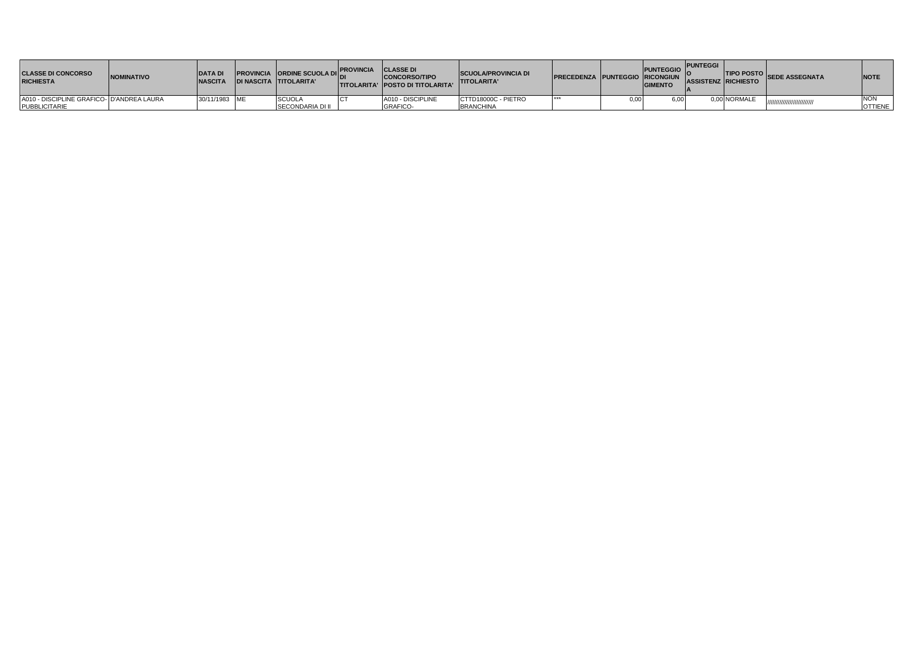| CLASSE DI CONCORSO RICHIESTA | NOMINATIVO | DATA DI NASCITA | PROVINCIA DI NASCITA | ORDINE SCUOLA DI TITOLARITA' | PROVINCIA DI TITOLARITA' | CLASSE DI CONCORSO/TIPO POSTO DI TITOLARITA' | SCUOLA/PROVINCIA DI TITOLARITA' | PRECEDENZA | PUNTEGGIO | PUNTEGGIO RICONGIUNGIMENTO | PUNTEGGIO ASSISTENZA | TIPO POSTO RICHIESTO | SEDE ASSEGNATA | NOTE |
|---|---|---|---|---|---|---|---|---|---|---|---|---|---|---|
| A010 - DISCIPLINE GRAFICO-PUBBLICITARIE | D'ANDREA LAURA | 30/11/1983 | ME | SCUOLA SECONDARIA DI II | CT | A010 - DISCIPLINE GRAFICO- | CTTD18000C - PIETRO BRANCHINA | *** | 0,00 | 6,00 | 0,00 | NORMALE | ////////////////////////// | NON OTTIENE |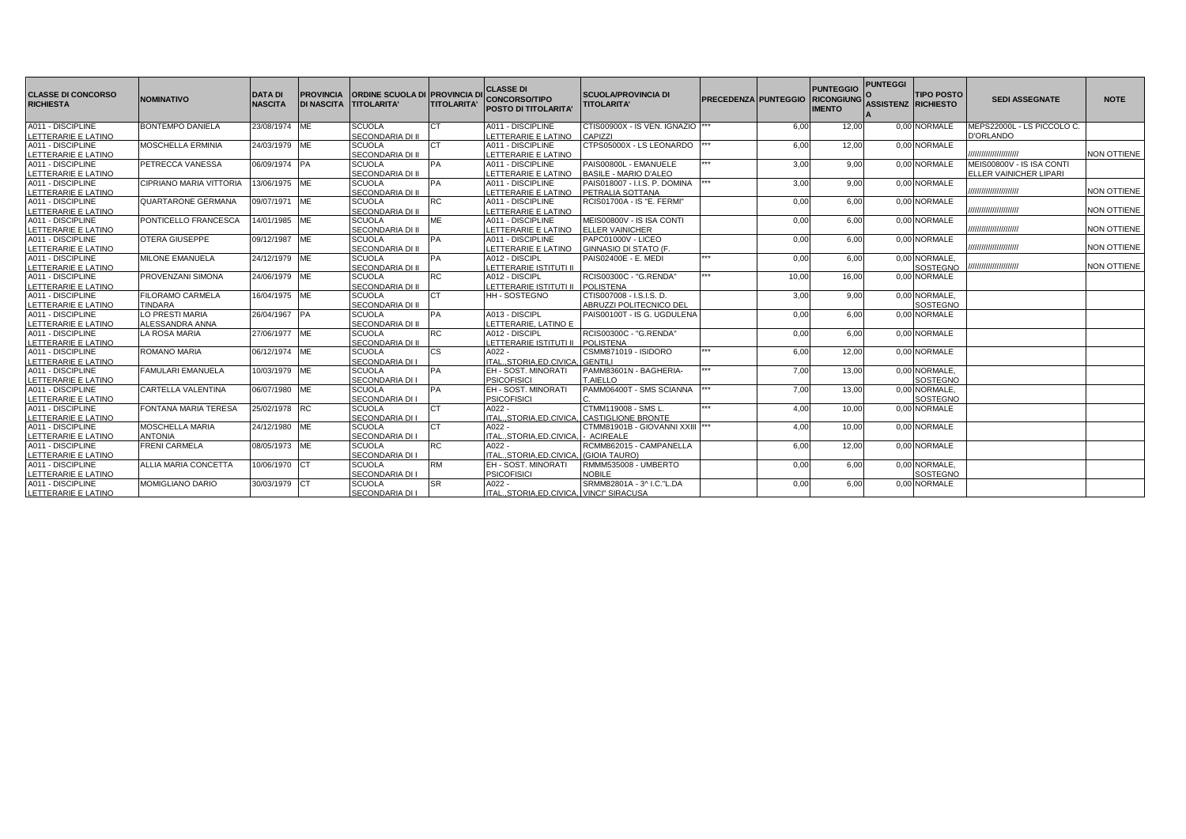| CLASSE DI CONCORSO RICHIESTA | NOMINATIVO | DATA DI NASCITA | PROVINCIA DI NASCITA | ORDINE SCUOLA DI TITOLARITA' | PROVINCIA DI TITOLARITA' | CLASSE DI CONCORSO/TIPO POSTO DI TITOLARITA' | SCUOLA/PROVINCIA DI TITOLARITA' | PRECEDENZA | PUNTEGGIO | PUNTEGGIO RICONGIUNGIMENTO | PUNTEGGIO ASSISTENZA | TIPO POSTO RICHIESTO | SEDI ASSEGNATE | NOTE |
|---|---|---|---|---|---|---|---|---|---|---|---|---|---|---|
| A011 - DISCIPLINE LETTERARIE E LATINO | BONTEMPO DANIELA | 23/08/1974 | ME | SCUOLA SECONDARIA DI II | CT | A011 - DISCIPLINE LETTERARIE E LATINO | CTIS00900X - IS VEN. IGNAZIO CAPIZZI | *** | 6,00 | 12,00 | 0,00 | NORMALE | MEPS22000L - LS PICCOLO C. D'ORLANDO | |
| A011 - DISCIPLINE LETTERARIE E LATINO | MOSCHELLA ERMINIA | 24/03/1979 | ME | SCUOLA SECONDARIA DI II | CT | A011 - DISCIPLINE LETTERARIE E LATINO | CTPS05000X - LS LEONARDO | *** | 6,00 | 12,00 | 0,00 | NORMALE | //////////////////// | NON OTTIENE |
| A011 - DISCIPLINE LETTERARIE E LATINO | PETRECCA VANESSA | 06/09/1974 | PA | SCUOLA SECONDARIA DI II | PA | A011 - DISCIPLINE LETTERARIE E LATINO | PAIS00800L - EMANUELE BASILE - MARIO D'ALEO | *** | 3,00 | 9,00 | 0,00 | NORMALE | MEIS00800V - IS ISA CONTI ELLER VAINICHER LIPARI | |
| A011 - DISCIPLINE LETTERARIE E LATINO | CIPRIANO MARIA VITTORIA | 13/06/1975 | ME | SCUOLA SECONDARIA DI II | PA | A011 - DISCIPLINE LETTERARIE E LATINO | PAIS018007 - I.I.S. P. DOMINA PETRALIA SOTTANA | *** | 3,00 | 9,00 | 0,00 | NORMALE | //////////////////// | NON OTTIENE |
| A011 - DISCIPLINE LETTERARIE E LATINO | QUARTARONE GERMANA | 09/07/1971 | ME | SCUOLA SECONDARIA DI II | RC | A011 - DISCIPLINE LETTERARIE E LATINO | RCIS01700A - IS "E. FERMI" | | 0,00 | 6,00 | 0,00 | NORMALE | //////////////////// | NON OTTIENE |
| A011 - DISCIPLINE LETTERARIE E LATINO | PONTICELLO FRANCESCA | 14/01/1985 | ME | SCUOLA SECONDARIA DI II | ME | A011 - DISCIPLINE LETTERARIE E LATINO | MEIS00800V - IS ISA CONTI ELLER VAINICHER | | 0,00 | 6,00 | 0,00 | NORMALE | //////////////////// | NON OTTIENE |
| A011 - DISCIPLINE LETTERARIE E LATINO | OTERA GIUSEPPE | 09/12/1987 | ME | SCUOLA SECONDARIA DI II | PA | A011 - DISCIPLINE LETTERARIE E LATINO | PAPC01000V - LICEO GINNASIO DI STATO (F. | | 0,00 | 6,00 | 0,00 | NORMALE | //////////////////// | NON OTTIENE |
| A011 - DISCIPLINE LETTERARIE E LATINO | MILONE EMANUELA | 24/12/1979 | ME | SCUOLA SECONDARIA DI II | PA | A012 - DISCIPL LETTERARIE ISTITUTI II | PAIS02400E - E. MEDI | *** | 0,00 | 6,00 | 0,00 | NORMALE, SOSTEGNO | //////////////////// | NON OTTIENE |
| A011 - DISCIPLINE LETTERARIE E LATINO | PROVENZANI SIMONA | 24/06/1979 | ME | SCUOLA SECONDARIA DI II | RC | A012 - DISCIPL LETTERARIE ISTITUTI II | RCIS00300C - "G.RENDA" POLISTENA | *** | 10,00 | 16,00 | 0,00 | NORMALE | | |
| A011 - DISCIPLINE LETTERARIE E LATINO | FILORAMO CARMELA TINDARA | 16/04/1975 | ME | SCUOLA SECONDARIA DI II | CT | HH - SOSTEGNO | CTIS007008 - I.S.I.S. D. ABRUZZI POLITECNICO DEL | | 3,00 | 9,00 | 0,00 | NORMALE, SOSTEGNO | | |
| A011 - DISCIPLINE LETTERARIE E LATINO | LO PRESTI MARIA ALESSANDRA ANNA | 26/04/1967 | PA | SCUOLA SECONDARIA DI II | PA | A013 - DISCIPL LETTERARIE, LATINO E | PAIS00100T - IS G. UGDULENA | | 0,00 | 6,00 | 0,00 | NORMALE | | |
| A011 - DISCIPLINE LETTERARIE E LATINO | LA ROSA MARIA | 27/06/1977 | ME | SCUOLA SECONDARIA DI II | RC | A012 - DISCIPL LETTERARIE ISTITUTI II | RCIS00300C - "G.RENDA" POLISTENA | | 0,00 | 6,00 | 0,00 | NORMALE | | |
| A011 - DISCIPLINE LETTERARIE E LATINO | ROMANO MARIA | 06/12/1974 | ME | SCUOLA SECONDARIA DI I | CS | A022 - ITAL.,STORIA,ED.CIVICA, | CSMM871019 - ISIDORO GENTILI | *** | 6,00 | 12,00 | 0,00 | NORMALE | | |
| A011 - DISCIPLINE LETTERARIE E LATINO | FAMULARI EMANUELA | 10/03/1979 | ME | SCUOLA SECONDARIA DI I | PA | EH - SOST. MINORATI PSICOFISICI | PAMM83601N - BAGHERIA-T.AIELLO | *** | 7,00 | 13,00 | 0,00 | NORMALE, SOSTEGNO | | |
| A011 - DISCIPLINE LETTERARIE E LATINO | CARTELLA VALENTINA | 06/07/1980 | ME | SCUOLA SECONDARIA DI I | PA | EH - SOST. MINORATI PSICOFISICI | PAMM06400T - SMS SCIANNA C. | *** | 7,00 | 13,00 | 0,00 | NORMALE, SOSTEGNO | | |
| A011 - DISCIPLINE LETTERARIE E LATINO | FONTANA MARIA TERESA | 25/02/1978 | RC | SCUOLA SECONDARIA DI I | CT | A022 - ITAL.,STORIA,ED.CIVICA, | CTMM119008 - SMS L. CASTIGLIONE BRONTE | *** | 4,00 | 10,00 | 0,00 | NORMALE | | |
| A011 - DISCIPLINE LETTERARIE E LATINO | MOSCHELLA MARIA ANTONIA | 24/12/1980 | ME | SCUOLA SECONDARIA DI I | CT | A022 - ITAL.,STORIA,ED.CIVICA, | CTMM81901B - GIOVANNI XXIII - ACIREALE | *** | 4,00 | 10,00 | 0,00 | NORMALE | | |
| A011 - DISCIPLINE LETTERARIE E LATINO | FRENI CARMELA | 08/05/1973 | ME | SCUOLA SECONDARIA DI I | RC | A022 - ITAL.,STORIA,ED.CIVICA, | RCMM862015 - CAMPANELLA (GIOIA TAURO) | | 6,00 | 12,00 | 0,00 | NORMALE | | |
| A011 - DISCIPLINE LETTERARIE E LATINO | ALLIA MARIA CONCETTA | 10/06/1970 | CT | SCUOLA SECONDARIA DI I | RM | EH - SOST. MINORATI PSICOFISICI | RMMM535008 - UMBERTO NOBILE | | 0,00 | 6,00 | 0,00 | NORMALE, SOSTEGNO | | |
| A011 - DISCIPLINE LETTERARIE E LATINO | MOMIGLIANO DARIO | 30/03/1979 | CT | SCUOLA SECONDARIA DI I | SR | A022 - ITAL.,STORIA,ED.CIVICA, | SRMM82801A - 3^ I.C."L.DA VINCI" SIRACUSA | | 0,00 | 6,00 | 0,00 | NORMALE | | |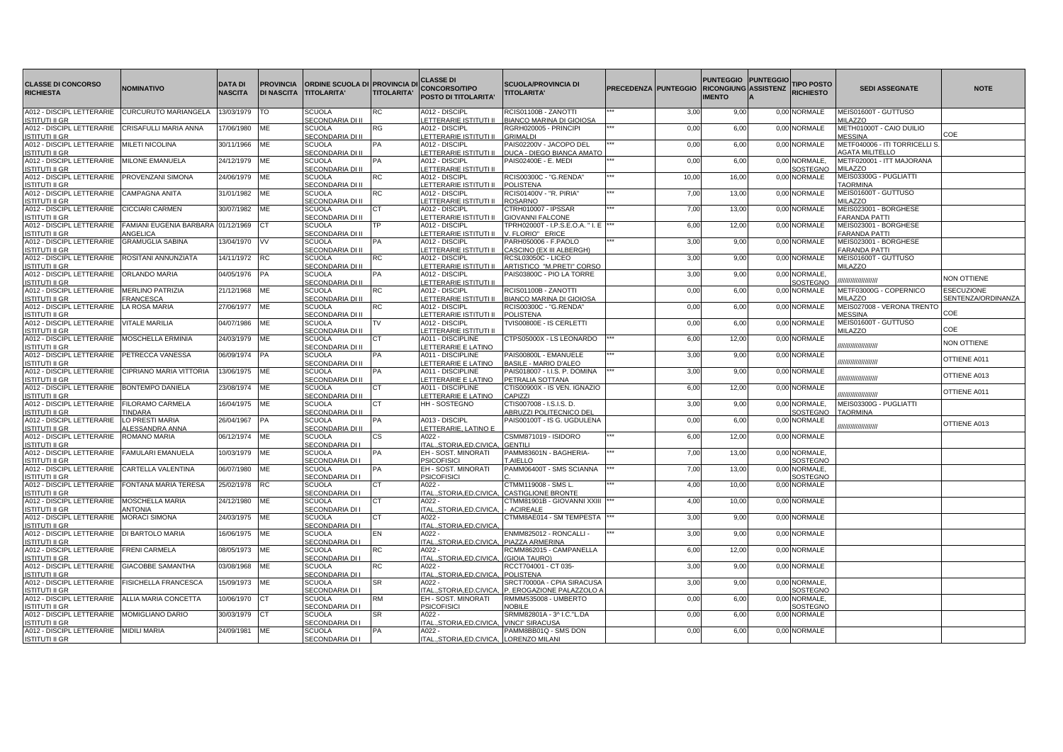| CLASSE DI CONCORSO RICHIESTA | NOMINATIVO | DATA DI NASCITA | PROVINCIA DI NASCITA | ORDINE SCUOLA DI TITOLARITA' | PROVINCIA DI TITOLARITA' | CLASSE DI CONCORSO/TIPO POSTO DI TITOLARITA' | SCUOLA/PROVINCIA DI TITOLARITA' | PRECEDENZA | PUNTEGGIO | PUNTEGGIO RICONGIUNGIMENTO | PUNTEGGIO ASSISTENZA | TIPO POSTO RICHIESTO | SEDI ASSEGNATE | NOTE |
|---|---|---|---|---|---|---|---|---|---|---|---|---|---|---|
| A012 - DISCIPL LETTERARIE ISTITUTI II GR | CURCURUTO MARIANGELA | 13/03/1979 | TO | SCUOLA SECONDARIA DI II | RC | A012 - DISCIPL LETTERARIE ISTITUTI II | RCIS01100B - ZANOTTI BIANCO MARINA DI GIOIOSA | *** | 3,00 | 9,00 | 0,00 | NORMALE | MEIS01600T - GUTTUSO MILAZZO | |
| A012 - DISCIPL LETTERARIE ISTITUTI II GR | CRISAFULLI MARIA ANNA | 17/06/1980 | ME | SCUOLA SECONDARIA DI II | RG | A012 - DISCIPL LETTERARIE ISTITUTI II | RGRH020005 - PRINCIPI GRIMALDI | *** | 0,00 | 6,00 | 0,00 | NORMALE | METH01000T - CAIO DUILIO MESSINA | COE |
| A012 - DISCIPL LETTERARIE ISTITUTI II GR | MILETI NICOLINA | 30/11/1966 | ME | SCUOLA SECONDARIA DI II | PA | A012 - DISCIPL LETTERARIE ISTITUTI II | PAIS02200V - JACOPO DEL DUCA - DIEGO BIANCA AMATO | *** | 0,00 | 6,00 | 0,00 | NORMALE | METF040006 - ITI TORRICELLI S. AGATA MILITELLO | |
| A012 - DISCIPL LETTERARIE ISTITUTI II GR | MILONE EMANUELA | 24/12/1979 | ME | SCUOLA SECONDARIA DI II | PA | A012 - DISCIPL LETTERARIE ISTITUTI II | PAIS02400E - E. MEDI | *** | 0,00 | 6,00 | 0,00 | NORMALE, SOSTEGNO | METF020001 - ITT MAJORANA MILAZZO | |
| A012 - DISCIPL LETTERARIE ISTITUTI II GR | PROVENZANI SIMONA | 24/06/1979 | ME | SCUOLA SECONDARIA DI II | RC | A012 - DISCIPL LETTERARIE ISTITUTI II | RCIS00300C - "G.RENDA" POLISTENA | *** | 10,00 | 16,00 | 0,00 | NORMALE | MEIS03300G - PUGLIATTI TAORMINA | |
| A012 - DISCIPL LETTERARIE ISTITUTI II GR | CAMPAGNA ANITA | 31/01/1982 | ME | SCUOLA SECONDARIA DI II | RC | A012 - DISCIPL LETTERARIE ISTITUTI II | RCIS01400V - "R. PIRIA" ROSARNO | *** | 7,00 | 13,00 | 0,00 | NORMALE | MEIS01600T - GUTTUSO MILAZZO | |
| A012 - DISCIPL LETTERARIE ISTITUTI II GR | CICCIARI CARMEN | 30/07/1982 | ME | SCUOLA SECONDARIA DI II | CT | A012 - DISCIPL LETTERARIE ISTITUTI II | CTRH010007 - IPSSAR GIOVANNI FALCONE | *** | 7,00 | 13,00 | 0,00 | NORMALE | MEIS023001 - BORGHESE FARANDA PATTI | |
| A012 - DISCIPL LETTERARIE ISTITUTI II GR | FAMIANI EUGENIA BARBARA ANGELICA | 01/12/1969 | CT | SCUOLA SECONDARIA DI II | TP | A012 - DISCIPL LETTERARIE ISTITUTI II | TPRH02000T - I.P.S.E.O.A. " I. E V. FLORIO" ERICE | *** | 6,00 | 12,00 | 0,00 | NORMALE | MEIS023001 - BORGHESE FARANDA PATTI | |
| A012 - DISCIPL LETTERARIE ISTITUTI II GR | GRAMUGLIA SABINA | 13/04/1970 | VV | SCUOLA SECONDARIA DI II | PA | A012 - DISCIPL LETTERARIE ISTITUTI II | PARH050006 - F.PAOLO CASCINO (EX III ALBERGH) | *** | 3,00 | 9,00 | 0,00 | NORMALE | MEIS023001 - BORGHESE FARANDA PATTI | |
| A012 - DISCIPL LETTERARIE ISTITUTI II GR | ROSITANI ANNUNZIATA | 14/11/1972 | RC | SCUOLA SECONDARIA DI II | RC | A012 - DISCIPL LETTERARIE ISTITUTI II | RCSL03050C - LICEO ARTISTICO "M.PRETI" CORSO | | 3,00 | 9,00 | 0,00 | NORMALE | MEIS01600T - GUTTUSO MILAZZO | |
| A012 - DISCIPL LETTERARIE ISTITUTI II GR | ORLANDO MARIA | 04/05/1976 | PA | SCUOLA SECONDARIA DI II | PA | A012 - DISCIPL LETTERARIE ISTITUTI II | PAIS03800C - PIO LA TORRE | | 3,00 | 9,00 | 0,00 | NORMALE, SOSTEGNO | ///////////////////// | NON OTTIENE |
| A012 - DISCIPL LETTERARIE ISTITUTI II GR | MERLINO PATRIZIA FRANCESCA | 21/12/1968 | ME | SCUOLA SECONDARIA DI II | RC | A012 - DISCIPL LETTERARIE ISTITUTI II | RCIS01100B - ZANOTTI BIANCO MARINA DI GIOIOSA | | 0,00 | 6,00 | 0,00 | NORMALE | METF03000G - COPERNICO MILAZZO | ESECUZIONE SENTENZA/ORDINANZA |
| A012 - DISCIPL LETTERARIE ISTITUTI II GR | LA ROSA MARIA | 27/06/1977 | ME | SCUOLA SECONDARIA DI II | RC | A012 - DISCIPL LETTERARIE ISTITUTI II | RCIS00300C - "G.RENDA" POLISTENA | | 0,00 | 6,00 | 0,00 | NORMALE | MEIS027008 - VERONA TRENTO MESSINA | COE |
| A012 - DISCIPL LETTERARIE ISTITUTI II GR | VITALE MARILIA | 04/07/1986 | ME | SCUOLA SECONDARIA DI II | TV | A012 - DISCIPL LETTERARIE ISTITUTI II | TVIS00800E - IS CERLETTI | | 0,00 | 6,00 | 0,00 | NORMALE | MEIS01600T - GUTTUSO MILAZZO | COE |
| A012 - DISCIPL LETTERARIE ISTITUTI II GR | MOSCHELLA ERMINIA | 24/03/1979 | ME | SCUOLA SECONDARIA DI II | CT | A011 - DISCIPLINE LETTERARIE E LATINO | CTPS05000X - LS LEONARDO | *** | 6,00 | 12,00 | 0,00 | NORMALE | ///////////////////// | NON OTTIENE |
| A012 - DISCIPL LETTERARIE ISTITUTI II GR | PETRECCA VANESSA | 06/09/1974 | PA | SCUOLA SECONDARIA DI II | PA | A011 - DISCIPLINE LETTERARIE E LATINO | PAIS00800L - EMANUELE BASILE - MARIO D'ALEO | *** | 3,00 | 9,00 | 0,00 | NORMALE | ///////////////////// | OTTIENE A011 |
| A012 - DISCIPL LETTERARIE ISTITUTI II GR | CIPRIANO MARIA VITTORIA | 13/06/1975 | ME | SCUOLA SECONDARIA DI II | PA | A011 - DISCIPLINE LETTERARIE E LATINO | PAIS018007 - I.I.S. P. DOMINA PETRALIA SOTTANA | *** | 3,00 | 9,00 | 0,00 | NORMALE | ///////////////////// | OTTIENE A013 |
| A012 - DISCIPL LETTERARIE ISTITUTI II GR | BONTEMPO DANIELA | 23/08/1974 | ME | SCUOLA SECONDARIA DI II | CT | A011 - DISCIPLINE LETTERARIE E LATINO | CTIS00900X - IS VEN. IGNAZIO CAPIZZI | | 6,00 | 12,00 | 0,00 | NORMALE | ///////////////////// | OTTIENE A011 |
| A012 - DISCIPL LETTERARIE ISTITUTI II GR | FILORAMO CARMELA TINDARA | 16/04/1975 | ME | SCUOLA SECONDARIA DI II | CT | HH - SOSTEGNO | CTIS007008 - I.S.I.S. D. ABRUZZI POLITECNICO DEL | | 3,00 | 9,00 | 0,00 | NORMALE, SOSTEGNO | MEIS03300G - PUGLIATTI TAORMINA | |
| A012 - DISCIPL LETTERARIE ISTITUTI II GR | LO PRESTI MARIA ALESSANDRA ANNA | 26/04/1967 | PA | SCUOLA SECONDARIA DI II | PA | A013 - DISCIPL LETTERARIE, LATINO E | PAIS00100T - IS G. UGDULENA | | 0,00 | 6,00 | 0,00 | NORMALE | ///////////////////// | OTTIENE A013 |
| A012 - DISCIPL LETTERARIE ISTITUTI II GR | ROMANO MARIA | 06/12/1974 | ME | SCUOLA SECONDARIA DI I | CS | A022 - ITAL.,STORIA,ED.CIVICA, | CSMM871019 - ISIDORO GENTILI | *** | 6,00 | 12,00 | 0,00 | NORMALE | | |
| A012 - DISCIPL LETTERARIE ISTITUTI II GR | FAMULARI EMANUELA | 10/03/1979 | ME | SCUOLA SECONDARIA DI I | PA | EH - SOST. MINORATI PSICOFISICI | PAMM83601N - BAGHERIA-T.AIELLO | *** | 7,00 | 13,00 | 0,00 | NORMALE, SOSTEGNO | | |
| A012 - DISCIPL LETTERARIE ISTITUTI II GR | CARTELLA VALENTINA | 06/07/1980 | ME | SCUOLA SECONDARIA DI I | PA | EH - SOST. MINORATI PSICOFISICI | PAMM06400T - SMS SCIANNA C. | *** | 7,00 | 13,00 | 0,00 | NORMALE, SOSTEGNO | | |
| A012 - DISCIPL LETTERARIE ISTITUTI II GR | FONTANA MARIA TERESA | 25/02/1978 | RC | SCUOLA SECONDARIA DI I | CT | A022 - ITAL.,STORIA,ED.CIVICA, | CTMM119008 - SMS L. CASTIGLIONE BRONTE | *** | 4,00 | 10,00 | 0,00 | NORMALE | | |
| A012 - DISCIPL LETTERARIE ISTITUTI II GR | MOSCHELLA MARIA ANTONIA | 24/12/1980 | ME | SCUOLA SECONDARIA DI I | CT | A022 - ITAL.,STORIA,ED.CIVICA, | CTMM81901B - GIOVANNI XXIII - ACIREALE | *** | 4,00 | 10,00 | 0,00 | NORMALE | | |
| A012 - DISCIPL LETTERARIE ISTITUTI II GR | MORACI SIMONA | 24/03/1975 | ME | SCUOLA SECONDARIA DI I | CT | A022 - ITAL.,STORIA,ED.CIVICA, | CTMM8AE014 - SM TEMPESTA | *** | 3,00 | 9,00 | 0,00 | NORMALE | | |
| A012 - DISCIPL LETTERARIE ISTITUTI II GR | DI BARTOLO MARIA | 16/06/1975 | ME | SCUOLA SECONDARIA DI I | EN | A022 - ITAL.,STORIA,ED.CIVICA, | ENMM825012 - RONCALLI - PIAZZA ARMERINA | *** | 3,00 | 9,00 | 0,00 | NORMALE | | |
| A012 - DISCIPL LETTERARIE ISTITUTI II GR | FRENI CARMELA | 08/05/1973 | ME | SCUOLA SECONDARIA DI I | RC | A022 - ITAL.,STORIA,ED.CIVICA, | RCMM862015 - CAMPANELLA (GIOIA TAURO) | | 6,00 | 12,00 | 0,00 | NORMALE | | |
| A012 - DISCIPL LETTERARIE ISTITUTI II GR | GIACOBBE SAMANTHA | 03/08/1968 | ME | SCUOLA SECONDARIA DI I | RC | A022 - ITAL.,STORIA,ED.CIVICA, | RCCT704001 - CT 035-POLISTENA | | 3,00 | 9,00 | 0,00 | NORMALE | | |
| A012 - DISCIPL LETTERARIE ISTITUTI II GR | FISICHELLA FRANCESCA | 15/09/1973 | ME | SCUOLA SECONDARIA DI I | SR | A022 - ITAL.,STORIA,ED.CIVICA, | SRCT70000A - CPIA SIRACUSA P. EROGAZIONE PALAZZOLO A | | 3,00 | 9,00 | 0,00 | NORMALE, SOSTEGNO | | |
| A012 - DISCIPL LETTERARIE ISTITUTI II GR | ALLIA MARIA CONCETTA | 10/06/1970 | CT | SCUOLA SECONDARIA DI I | RM | EH - SOST. MINORATI PSICOFISICI | RMMM535008 - UMBERTO NOBILE | | 0,00 | 6,00 | 0,00 | NORMALE, SOSTEGNO | | |
| A012 - DISCIPL LETTERARIE ISTITUTI II GR | MOMIGLIANO DARIO | 30/03/1979 | CT | SCUOLA SECONDARIA DI I | SR | A022 - ITAL.,STORIA,ED.CIVICA, | SRMM82801A - 3^ I.C."L.DA VINCI" SIRACUSA | | 0,00 | 6,00 | 0,00 | NORMALE | | |
| A012 - DISCIPL LETTERARIE ISTITUTI II GR | MIDILI MARIA | 24/09/1981 | ME | SCUOLA SECONDARIA DI I | PA | A022 - ITAL.,STORIA,ED.CIVICA, | PAMM8BB01Q - SMS DON LORENZO MILANI | | 0,00 | 6,00 | 0,00 | NORMALE | | |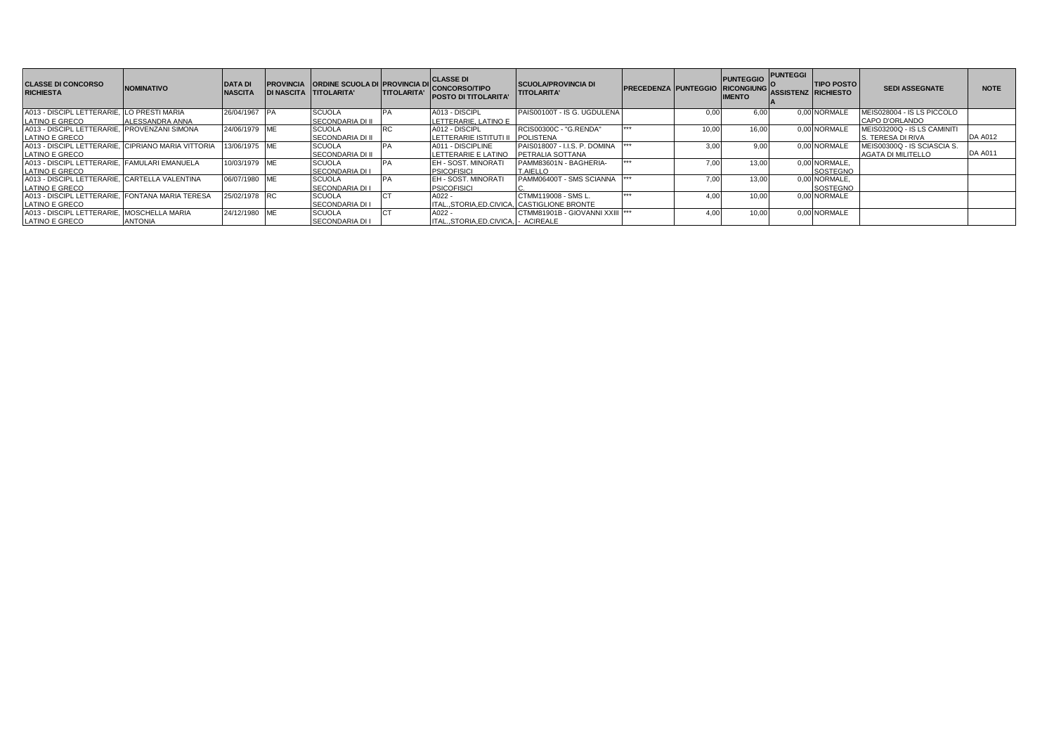| CLASSE DI CONCORSO RICHIESTA | NOMINATIVO | DATA DI NASCITA | PROVINCIA DI NASCITA | ORDINE SCUOLA DI TITOLARITA' | PROVINCIA DI TITOLARITA' | CLASSE DI CONCORSO/TIPO POSTO DI TITOLARITA' | SCUOLA/PROVINCIA DI TITOLARITA' | PRECEDENZA | PUNTEGGIO | PUNTEGGIO RICONGIUNGIMENTO | PUNTEGGIO ASSISTENZA | TIPO POSTO RICHIESTO | SEDI ASSEGNATE | NOTE |
|---|---|---|---|---|---|---|---|---|---|---|---|---|---|---|
| A013 - DISCIPL LETTERARIE, LATINO E GRECO | LO PRESTI MARIA ALESSANDRA ANNA | 26/04/1967 | PA | SCUOLA SECONDARIA DI II | PA | A013 - DISCIPL LETTERARIE, LATINO E | PAIS00100T - IS G. UGDULENA | | 0,00 | 6,00 | 0,00 | NORMALE | MEIS028004 - IS LS PICCOLO CAPO D'ORLANDO | |
| A013 - DISCIPL LETTERARIE, LATINO E GRECO | PROVENZANI SIMONA | 24/06/1979 | ME | SCUOLA SECONDARIA DI II | RC | A012 - DISCIPL LETTERARIE ISTITUTI II | RCIS00300C - "G.RENDA" POLISTENA | *** | 10,00 | 16,00 | 0,00 | NORMALE | MEIS03200Q - IS LS CAMINITI S. TERESA DI RIVA | DA A012 |
| A013 - DISCIPL LETTERARIE, LATINO E GRECO | CIPRIANO MARIA VITTORIA | 13/06/1975 | ME | SCUOLA SECONDARIA DI II | PA | A011 - DISCIPLINE LETTERARIE E LATINO | PAIS018007 - I.I.S. P. DOMINA PETRALIA SOTTANA | *** | 3,00 | 9,00 | 0,00 | NORMALE | MEIS00300Q - IS SCIASCIA S. AGATA DI MILITELLO | DA A011 |
| A013 - DISCIPL LETTERARIE, LATINO E GRECO | FAMULARI EMANUELA | 10/03/1979 | ME | SCUOLA SECONDARIA DI I | PA | EH - SOST. MINORATI PSICOFISICI | PAMM83601N - BAGHERIA-T.AIELLO | *** | 7,00 | 13,00 | 0,00 | NORMALE, SOSTEGNO | | |
| A013 - DISCIPL LETTERARIE, LATINO E GRECO | CARTELLA VALENTINA | 06/07/1980 | ME | SCUOLA SECONDARIA DI I | PA | EH - SOST. MINORATI PSICOFISICI | PAMM06400T - SMS SCIANNA C. | *** | 7,00 | 13,00 | 0,00 | NORMALE, SOSTEGNO | | |
| A013 - DISCIPL LETTERARIE, LATINO E GRECO | FONTANA MARIA TERESA | 25/02/1978 | RC | SCUOLA SECONDARIA DI I | CT | A022 - ITAL.,STORIA,ED.CIVICA, | CTMM119008 - SMS L. CASTIGLIONE BRONTE | *** | 4,00 | 10,00 | 0,00 | NORMALE | | |
| A013 - DISCIPL LETTERARIE, LATINO E GRECO | MOSCHELLA MARIA ANTONIA | 24/12/1980 | ME | SCUOLA SECONDARIA DI I | CT | A022 - ITAL.,STORIA,ED.CIVICA, | CTMM81901B - GIOVANNI XXIII - ACIREALE | *** | 4,00 | 10,00 | 0,00 | NORMALE | | |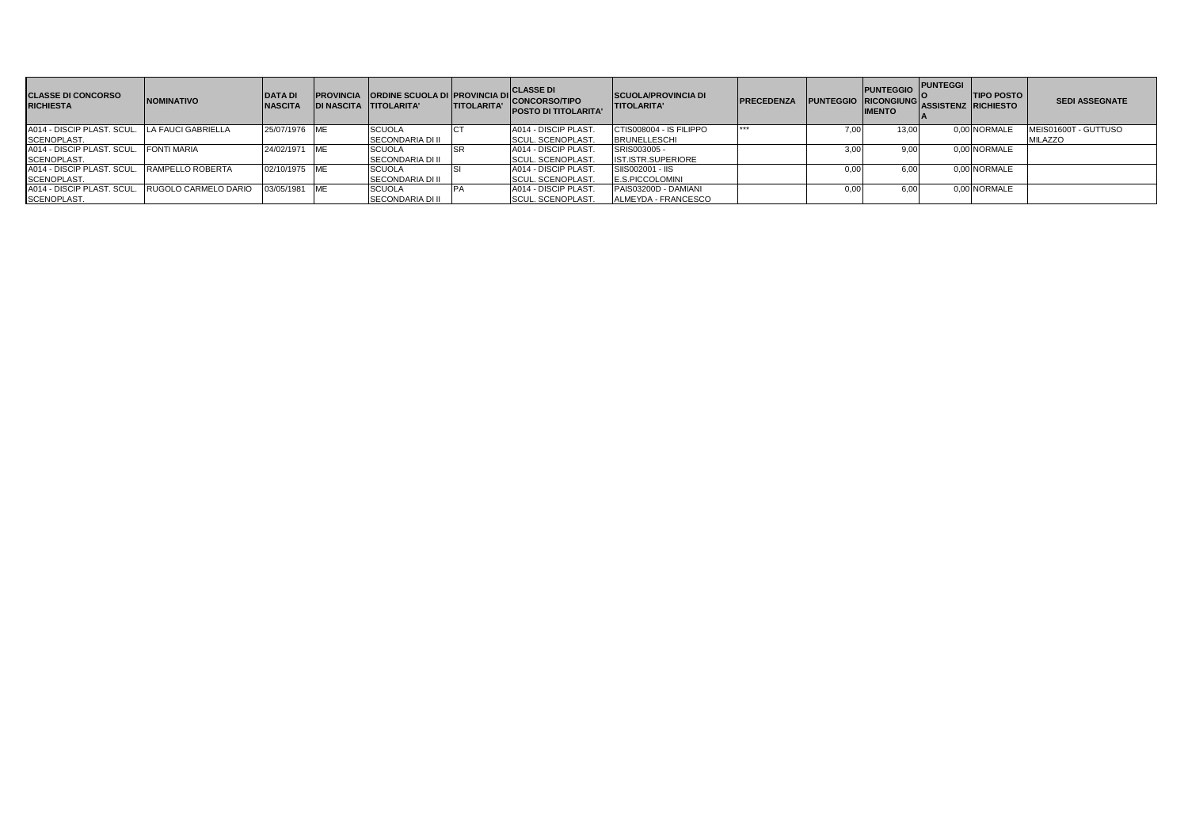| CLASSE DI CONCORSO RICHIESTA | NOMINATIVO | DATA DI NASCITA | PROVINCIA DI NASCITA | ORDINE SCUOLA DI TITOLARITA' | PROVINCIA DI TITOLARITA' | CLASSE DI CONCORSO/TIPO POSTO DI TITOLARITA' | SCUOLA/PROVINCIA DI TITOLARITA' | PRECEDENZA | PUNTEGGIO | PUNTEGGIO RICONGIUNGIMENTO | PUNTEGGIO ASSISTENZA | TIPO POSTO RICHIESTO | SEDI ASSEGNATE |
|---|---|---|---|---|---|---|---|---|---|---|---|---|---|
| A014 - DISCIP PLAST. SCUL. SCENOPLAST. | LA FAUCI GABRIELLA | 25/07/1976 | ME | SCUOLA SECONDARIA DI II | CT | A014 - DISCIP PLAST. SCUL. SCENOPLAST. | CTIS008004 - IS FILIPPO BRUNELLESCHI | *** | 7,00 | 13,00 | 0,00 | NORMALE | MEIS01600T - GUTTUSO MILAZZO |
| A014 - DISCIP PLAST. SCUL. SCENOPLAST. | FONTI MARIA | 24/02/1971 | ME | SCUOLA SECONDARIA DI II | SR | A014 - DISCIP PLAST. SCUL. SCENOPLAST. | SRIS003005 - IST.ISTR.SUPERIORE | | 3,00 | 9,00 | 0,00 | NORMALE | |
| A014 - DISCIP PLAST. SCUL. SCENOPLAST. | RAMPELLO ROBERTA | 02/10/1975 | ME | SCUOLA SECONDARIA DI II | SI | A014 - DISCIP PLAST. SCUL. SCENOPLAST. | SIIS002001 - IIS E.S.PICCOLOMINI | | 0,00 | 6,00 | 0,00 | NORMALE | |
| A014 - DISCIP PLAST. SCUL. SCENOPLAST. | RUGOLO CARMELO DARIO | 03/05/1981 | ME | SCUOLA SECONDARIA DI II | PA | A014 - DISCIP PLAST. SCUL. SCENOPLAST. | PAIS03200D - DAMIANI ALMEYDA - FRANCESCO | | 0,00 | 6,00 | 0,00 | NORMALE | |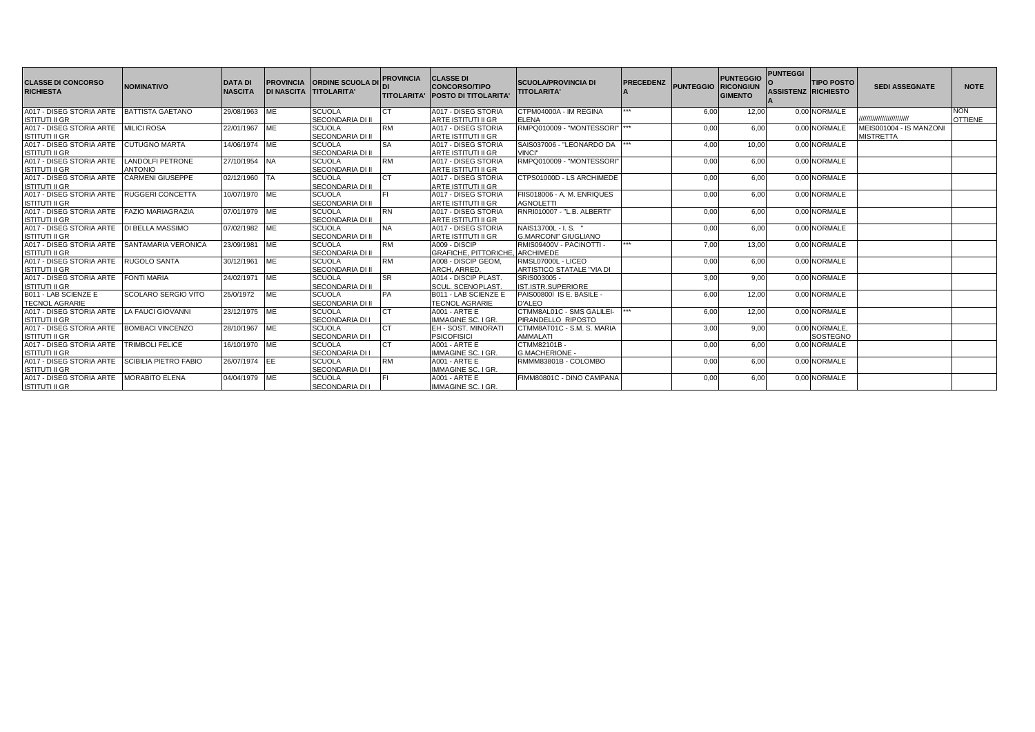| CLASSE DI CONCORSO RICHIESTA | NOMINATIVO | DATA DI NASCITA | PROVINCIA DI NASCITA | ORDINE SCUOLA DI TITOLARITA' | PROVINCIA DI TITOLARITA' | CLASSE DI CONCORSO/TIPO POSTO DI TITOLARITA' | SCUOLA/PROVINCIA DI TITOLARITA' | PRECEDENZA | PUNTEGGIO | PUNTEGGIO RICONGIUNGIMENTO | PUNTEGGIO ASSISTENZA | TIPO POSTO RICHIESTO | SEDI ASSEGNATE | NOTE |
|---|---|---|---|---|---|---|---|---|---|---|---|---|---|---|
| A017 - DISEG STORIA ARTE ISTITUTI II GR | BATTISTA GAETANO | 29/08/1963 | ME | SCUOLA SECONDARIA DI II | CT | A017 - DISEG STORIA ARTE ISTITUTI II GR | CTPM04000A - IM REGINA ELENA | *** | 6,00 | 12,00 | 0,00 | NORMALE | ////////////////////////// | NON OTTIENE |
| A017 - DISEG STORIA ARTE ISTITUTI II GR | MILICI ROSA | 22/01/1967 | ME | SCUOLA SECONDARIA DI II | RM | A017 - DISEG STORIA ARTE ISTITUTI II GR | RMPQ010009 - "MONTESSORI" | *** | 0,00 | 6,00 | 0,00 | NORMALE | MEIS001004 - IS MANZONI MISTRETTA | |
| A017 - DISEG STORIA ARTE ISTITUTI II GR | CUTUGNO MARTA | 14/06/1974 | ME | SCUOLA SECONDARIA DI II | SA | A017 - DISEG STORIA ARTE ISTITUTI II GR | SAIS037006 - "LEONARDO DA VINCI" | *** | 4,00 | 10,00 | 0,00 | NORMALE | | |
| A017 - DISEG STORIA ARTE ISTITUTI II GR | LANDOLFI PETRONE ANTONIO | 27/10/1954 | NA | SCUOLA SECONDARIA DI II | RM | A017 - DISEG STORIA ARTE ISTITUTI II GR | RMPQ010009 - "MONTESSORI" | | 0,00 | 6,00 | 0,00 | NORMALE | | |
| A017 - DISEG STORIA ARTE ISTITUTI II GR | CARMENI GIUSEPPE | 02/12/1960 | TA | SCUOLA SECONDARIA DI II | CT | A017 - DISEG STORIA ARTE ISTITUTI II GR | CTPS01000D - LS ARCHIMEDE | | 0,00 | 6,00 | 0,00 | NORMALE | | |
| A017 - DISEG STORIA ARTE ISTITUTI II GR | RUGGERI CONCETTA | 10/07/1970 | ME | SCUOLA SECONDARIA DI II | FI | A017 - DISEG STORIA ARTE ISTITUTI II GR | FIIS018006 - A. M. ENRIQUES AGNOLETTI | | 0,00 | 6,00 | 0,00 | NORMALE | | |
| A017 - DISEG STORIA ARTE ISTITUTI II GR | FAZIO MARIAGRAZIA | 07/01/1979 | ME | SCUOLA SECONDARIA DI II | RN | A017 - DISEG STORIA ARTE ISTITUTI II GR | RNRI010007 - "L.B. ALBERTI" | | 0,00 | 6,00 | 0,00 | NORMALE | | |
| A017 - DISEG STORIA ARTE ISTITUTI II GR | DI BELLA MASSIMO | 07/02/1982 | ME | SCUOLA SECONDARIA DI II | NA | A017 - DISEG STORIA ARTE ISTITUTI II GR | NAIS13700L - I. S. " G.MARCONI" GIUGLIANO | | 0,00 | 6,00 | 0,00 | NORMALE | | |
| A017 - DISEG STORIA ARTE ISTITUTI II GR | SANTAMARIA VERONICA | 23/09/1981 | ME | SCUOLA SECONDARIA DI II | RM | A009 - DISCIP GRAFICHE, PITTORICHE, | RMIS09400V - PACINOTTI - ARCHIMEDE | *** | 7,00 | 13,00 | 0,00 | NORMALE | | |
| A017 - DISEG STORIA ARTE ISTITUTI II GR | RUGOLO SANTA | 30/12/1961 | ME | SCUOLA SECONDARIA DI II | RM | A008 - DISCIP GEOM, ARCH, ARRED, | RMSL07000L - LICEO ARTISTICO STATALE "VIA DI | | 0,00 | 6,00 | 0,00 | NORMALE | | |
| A017 - DISEG STORIA ARTE ISTITUTI II GR | FONTI MARIA | 24/02/1971 | ME | SCUOLA SECONDARIA DI II | SR | A014 - DISCIP PLAST. SCUL. SCENOPLAST. | SRIS003005 - IST.ISTR.SUPERIORE | | 3,00 | 9,00 | 0,00 | NORMALE | | |
| B011 - LAB SCIENZE E TECNOL AGRARIE | SCOLARO SERGIO VITO | 25/0/1972 | ME | SCUOLA SECONDARIA DI II | PA | B011 - LAB SCIENZE E TECNOL AGRARIE | PAIS00800I IS E. BASILE - D'ALEO | | 6,00 | 12,00 | 0,00 | NORMALE | | |
| A017 - DISEG STORIA ARTE ISTITUTI II GR | LA FAUCI GIOVANNI | 23/12/1975 | ME | SCUOLA SECONDARIA DI I | CT | A001 - ARTE E IMMAGINE SC. I GR. | CTMM8AL01C - SMS GALILEI-PIRANDELLO RIPOSTO | *** | 6,00 | 12,00 | 0,00 | NORMALE | | |
| A017 - DISEG STORIA ARTE ISTITUTI II GR | BOMBACI VINCENZO | 28/10/1967 | ME | SCUOLA SECONDARIA DI I | CT | EH - SOST. MINORATI PSICOFISICI | CTMM8AT01C - S.M. S. MARIA AMMALATI | | 3,00 | 9,00 | 0,00 | NORMALE, SOSTEGNO | | |
| A017 - DISEG STORIA ARTE ISTITUTI II GR | TRIMBOLI FELICE | 16/10/1970 | ME | SCUOLA SECONDARIA DI I | CT | A001 - ARTE E IMMAGINE SC. I GR. | CTMM82101B - G.MACHERIONE - | | 0,00 | 6,00 | 0,00 | NORMALE | | |
| A017 - DISEG STORIA ARTE ISTITUTI II GR | SCIBILIA PIETRO FABIO | 26/07/1974 | EE | SCUOLA SECONDARIA DI I | RM | A001 - ARTE E IMMAGINE SC. I GR. | RMMM83801B - COLOMBO | | 0,00 | 6,00 | 0,00 | NORMALE | | |
| A017 - DISEG STORIA ARTE ISTITUTI II GR | MORABITO ELENA | 04/04/1979 | ME | SCUOLA SECONDARIA DI I | FI | A001 - ARTE E IMMAGINE SC. I GR. | FIMM80801C - DINO CAMPANA | | 0,00 | 6,00 | 0,00 | NORMALE | | |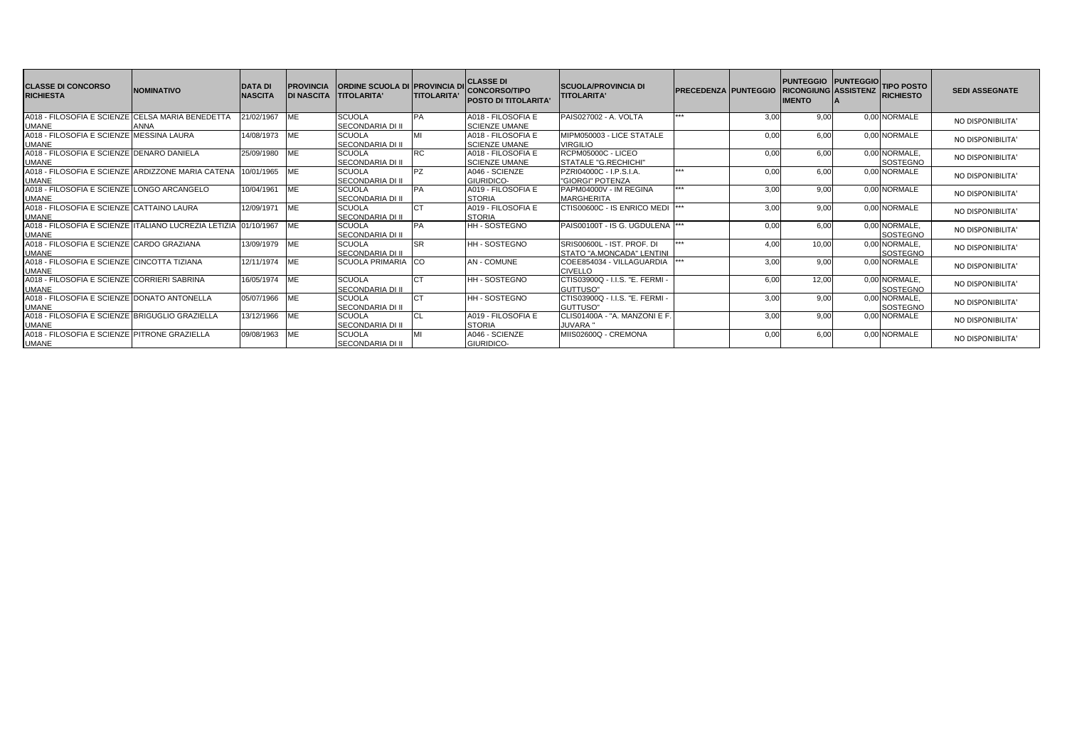| CLASSE DI CONCORSO RICHIESTA | NOMINATIVO | DATA DI NASCITA | PROVINCIA DI NASCITA | ORDINE SCUOLA DI TITOLARITA' | PROVINCIA DI TITOLARITA' | CLASSE DI CONCORSO/TIPO POSTO DI TITOLARITA' | SCUOLA/PROVINCIA DI TITOLARITA' | PRECEDENZA | PUNTEGGIO | PUNTEGGIO RICONGIUNGIMENTO | PUNTEGGIO ASSISTENZA | TIPO POSTO RICHIESTO | SEDI ASSEGNATE |
|---|---|---|---|---|---|---|---|---|---|---|---|---|---|
| A018 - FILOSOFIA E SCIENZE UMANE | CELSA MARIA BENEDETTA ANNA | 21/02/1967 | ME | SCUOLA SECONDARIA DI II | PA | A018 - FILOSOFIA E SCIENZE UMANE | PAIS027002 - A. VOLTA | *** | 3,00 | 9,00 | 0,00 | NORMALE | NO DISPONIBILITA' |
| A018 - FILOSOFIA E SCIENZE UMANE | MESSINA LAURA | 14/08/1973 | ME | SCUOLA SECONDARIA DI II | MI | A018 - FILOSOFIA E SCIENZE UMANE | MIPM050003 - LICE STATALE VIRGILIO | | 0,00 | 6,00 | 0,00 | NORMALE | NO DISPONIBILITA' |
| A018 - FILOSOFIA E SCIENZE UMANE | DENARO DANIELA | 25/09/1980 | ME | SCUOLA SECONDARIA DI II | RC | A018 - FILOSOFIA E SCIENZE UMANE | RCPM05000C - LICEO STATALE "G.RECHICHI" | | 0,00 | 6,00 | 0,00 | NORMALE, SOSTEGNO | NO DISPONIBILITA' |
| A018 - FILOSOFIA E SCIENZE UMANE | ARDIZZONE MARIA CATENA | 10/01/1965 | ME | SCUOLA SECONDARIA DI II | PZ | A046 - SCIENZE GIURIDICO- | PZRI04000C - I.P.S.I.A. "GIORGI" POTENZA | *** | 0,00 | 6,00 | 0,00 | NORMALE | NO DISPONIBILITA' |
| A018 - FILOSOFIA E SCIENZE UMANE | LONGO ARCANGELO | 10/04/1961 | ME | SCUOLA SECONDARIA DI II | PA | A019 - FILOSOFIA E STORIA | PAPM04000V - IM REGINA MARGHERITA | *** | 3,00 | 9,00 | 0,00 | NORMALE | NO DISPONIBILITA' |
| A018 - FILOSOFIA E SCIENZE UMANE | CATTAINO LAURA | 12/09/1971 | ME | SCUOLA SECONDARIA DI II | CT | A019 - FILOSOFIA E STORIA | CTIS00600C - IS ENRICO MEDI | *** | 3,00 | 9,00 | 0,00 | NORMALE | NO DISPONIBILITA' |
| A018 - FILOSOFIA E SCIENZE UMANE | ITALIANO LUCREZIA LETIZIA | 01/10/1967 | ME | SCUOLA SECONDARIA DI II | PA | HH - SOSTEGNO | PAIS00100T - IS G. UGDULENA | *** | 0,00 | 6,00 | 0,00 | NORMALE, SOSTEGNO | NO DISPONIBILITA' |
| A018 - FILOSOFIA E SCIENZE UMANE | CARDO GRAZIANA | 13/09/1979 | ME | SCUOLA SECONDARIA DI II | SR | HH - SOSTEGNO | SRIS00600L - IST. PROF. DI STATO "A.MONCADA" LENTINI | *** | 4,00 | 10,00 | 0,00 | NORMALE, SOSTEGNO | NO DISPONIBILITA' |
| A018 - FILOSOFIA E SCIENZE UMANE | CINCOTTA TIZIANA | 12/11/1974 | ME | SCUOLA PRIMARIA | CO | AN - COMUNE | COEE854034 - VILLAGUARDIA CIVELLO | *** | 3,00 | 9,00 | 0,00 | NORMALE | NO DISPONIBILITA' |
| A018 - FILOSOFIA E SCIENZE UMANE | CORRIERI SABRINA | 16/05/1974 | ME | SCUOLA SECONDARIA DI II | CT | HH - SOSTEGNO | CTIS03900Q - I.I.S. "E. FERMI - GUTTUSO" | | 6,00 | 12,00 | 0,00 | NORMALE, SOSTEGNO | NO DISPONIBILITA' |
| A018 - FILOSOFIA E SCIENZE UMANE | DONATO ANTONELLA | 05/07/1966 | ME | SCUOLA SECONDARIA DI II | CT | HH - SOSTEGNO | CTIS03900Q - I.I.S. "E. FERMI - GUTTUSO" | | 3,00 | 9,00 | 0,00 | NORMALE, SOSTEGNO | NO DISPONIBILITA' |
| A018 - FILOSOFIA E SCIENZE UMANE | BRIGUGLIO GRAZIELLA | 13/12/1966 | ME | SCUOLA SECONDARIA DI II | CL | A019 - FILOSOFIA E STORIA | CLIS01400A - "A. MANZONI E F. JUVARA " | | 3,00 | 9,00 | 0,00 | NORMALE | NO DISPONIBILITA' |
| A018 - FILOSOFIA E SCIENZE UMANE | PITRONE GRAZIELLA | 09/08/1963 | ME | SCUOLA SECONDARIA DI II | MI | A046 - SCIENZE GIURIDICO- | MIIS02600Q - CREMONA | | 0,00 | 6,00 | 0,00 | NORMALE | NO DISPONIBILITA' |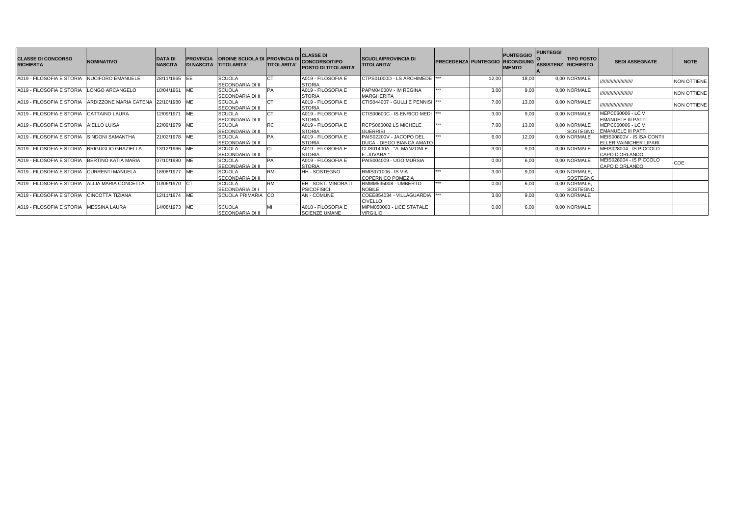| CLASSE DI CONCORSO RICHIESTA | NOMINATIVO | DATA DI NASCITA | PROVINCIA DI NASCITA | ORDINE SCUOLA DI TITOLARITA' | PROVINCIA DI TITOLARITA' | CLASSE DI CONCORSO/TIPO POSTO DI TITOLARITA' | SCUOLA/PROVINCIA DI TITOLARITA' | PRECEDENZA | PUNTEGGIO | PUNTEGGIO RICONGIUNGIMENTO | PUNTEGGIO ASSISTENZA | TIPO POSTO RICHIESTO | SEDI ASSEGNATE | NOTE |
|---|---|---|---|---|---|---|---|---|---|---|---|---|---|---|
| A019 - FILOSOFIA E STORIA | NUCIFORO EMANUELE | 28/11/1965 | EE | SCUOLA SECONDARIA DI II | CT | A019 - FILOSOFIA E STORIA | CTPS01000D - LS ARCHIMEDE | *** | 12,00 | 18,00 | 0,00 | NORMALE | ////////////////////// | NON OTTIENE |
| A019 - FILOSOFIA E STORIA | LONGO ARCANGELO | 10/04/1961 | ME | SCUOLA SECONDARIA DI II | PA | A019 - FILOSOFIA E STORIA | PAPM04000V - IM REGINA MARGHERITA | *** | 3,00 | 9,00 | 0,00 | NORMALE | ////////////////////// | NON OTTIENE |
| A019 - FILOSOFIA E STORIA | ARDIZZONE MARIA CATENA | 22/10/1980 | ME | SCUOLA SECONDARIA DI II | CT | A019 - FILOSOFIA E STORIA | CTIS044007 - GULLI E PENNISI | *** | 7,00 | 13,00 | 0,00 | NORMALE | ////////////////////// | NON OTTIENE |
| A019 - FILOSOFIA E STORIA | CATTAINO LAURA | 12/09/1971 | ME | SCUOLA SECONDARIA DI II | CT | A019 - FILOSOFIA E STORIA | CTIS00600C - IS ENRICO MEDI | *** | 3,00 | 9,00 | 0,00 | NORMALE | MEPC060006 - LC V. EMANUELE III PATTI | |
| A019 - FILOSOFIA E STORIA | AIELLO LUISA | 22/09/1979 | ME | SCUOLA SECONDARIA DI II | RC | A019 - FILOSOFIA E STORIA | RCPS060002 LS MICHELE GUERRISI | *** | 7,00 | 13,00 | 0,00 | NORMALE SOSTEGNO | MEPC060006 - LC V. EMANUELE III PATTI | |
| A019 - FILOSOFIA E STORIA | SINDONI SAMANTHA | 21/02/1978 | ME | SCUOLA SECONDARIA DI II | PA | A019 - FILOSOFIA E STORIA | PAIS02200V - JACOPO DEL DUCA - DIEGO BIANCA AMATO | *** | 6,00 | 12,00 | 0,00 | NORMALE | MEIS00800V - IS ISA CONTI ELLER VAINICHER LIPARI | |
| A019 - FILOSOFIA E STORIA | BRIGUGLIO GRAZIELLA | 13/12/1966 | ME | SCUOLA SECONDARIA DI II | CL | A019 - FILOSOFIA E STORIA | CLIS01400A - "A. MANZONI E F. JUVARA " | | 3,00 | 9,00 | 0,00 | NORMALE | MEIS028004 - IS PICCOLO CAPO D'ORLANDO | |
| A019 - FILOSOFIA E STORIA | BERTINO KATIA MARIA | 07/10/1980 | ME | SCUOLA SECONDARIA DI II | PA | A019 - FILOSOFIA E STORIA | PAIS004009 - UGO MURSIA | | 0,00 | 6,00 | 0,00 | NORMALE | MEIS028004 - IS PICCOLO CAPO D'ORLANDO | COE |
| A019 - FILOSOFIA E STORIA | CURRENTI MANUELA | 18/08/1977 | ME | SCUOLA SECONDARIA DI II | RM | HH - SOSTEGNO | RMIS071006 - IS VIA COPERNICO POMEZIA | *** | 3,00 | 9,00 | 0,00 | NORMALE, SOSTEGNO | | |
| A019 - FILOSOFIA E STORIA | ALLIA MARIA CONCETTA | 10/06/1970 | CT | SCUOLA SECONDARIA DI I | RM | EH - SOST. MINORATI PSICOFISICI | RMMM535008 - UMBERTO NOBILE | *** | 0,00 | 6,00 | 0,00 | NORMALE, SOSTEGNO | | |
| A019 - FILOSOFIA E STORIA | CINCOTTA TIZIANA | 12/11/1974 | ME | SCUOLA PRIMARIA | CO | AN - COMUNE | COEE854034 - VILLAGUARDIA CIVELLO | *** | 3,00 | 9,00 | 0,00 | NORMALE | | |
| A019 - FILOSOFIA E STORIA | MESSINA LAURA | 14/08/1973 | ME | SCUOLA SECONDARIA DI II | MI | A018 - FILOSOFIA E SCIENZE UMANE | MIPM050003 - LICE STATALE VIRGILIO | | 0,00 | 6,00 | 0,00 | NORMALE | | |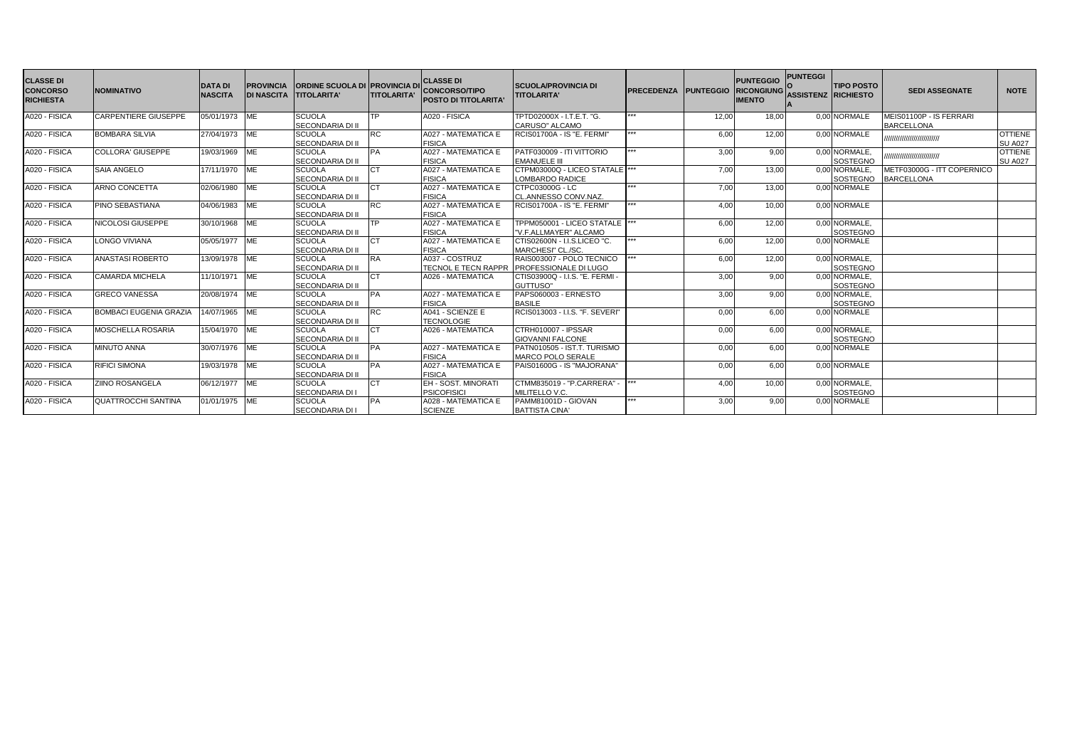| CLASSE DI CONCORSO RICHIESTA | NOMINATIVO | DATA DI NASCITA | PROVINCIA DI NASCITA | ORDINE SCUOLA DI TITOLARITA' | PROVINCIA DI TITOLARITA' | CLASSE DI CONCORSO/TIPO POSTO DI TITOLARITA' | SCUOLA/PROVINCIA DI TITOLARITA' | PRECEDENZA | PUNTEGGIO | PUNTEGGIO RICONGIUNGIMENTO | PUNTEGGIO ASSISTENZA | TIPO POSTO RICHIESTO | SEDI ASSEGNATE | NOTE |
|---|---|---|---|---|---|---|---|---|---|---|---|---|---|---|
| A020 - FISICA | CARPENTIERE GIUSEPPE | 05/01/1973 | ME | SCUOLA SECONDARIA DI II | TP | A020 - FISICA | TPTD02000X - I.T.E.T. "G. CARUSO" ALCAMO | *** | 12,00 | 18,00 | 0,00 | NORMALE | MEIS01100P - IS FERRARI BARCELLONA | |
| A020 - FISICA | BOMBARA SILVIA | 27/04/1973 | ME | SCUOLA SECONDARIA DI II | RC | A027 - MATEMATICA E FISICA | RCIS01700A - IS "E. FERMI" | *** | 6,00 | 12,00 | 0,00 | NORMALE | ///////////////////////// | OTTIENE SU A027 |
| A020 - FISICA | COLLORA' GIUSEPPE | 19/03/1969 | ME | SCUOLA SECONDARIA DI II | PA | A027 - MATEMATICA E FISICA | PATF030009 - ITI VITTORIO EMANUELE III | *** | 3,00 | 9,00 | 0,00 | NORMALE, SOSTEGNO | ///////////////////////// | OTTIENE SU A027 |
| A020 - FISICA | SAIA ANGELO | 17/11/1970 | ME | SCUOLA SECONDARIA DI II | CT | A027 - MATEMATICA E FISICA | CTPM03000Q - LICEO STATALE LOMBARDO RADICE | *** | 7,00 | 13,00 | 0,00 | NORMALE, SOSTEGNO | METF03000G - ITT COPERNICO BARCELLONA | |
| A020 - FISICA | ARNO CONCETTA | 02/06/1980 | ME | SCUOLA SECONDARIA DI II | CT | A027 - MATEMATICA E FISICA | CTPC03000G - LC CL.ANNESSO CONV.NAZ. | *** | 7,00 | 13,00 | 0,00 | NORMALE | | |
| A020 - FISICA | PINO SEBASTIANA | 04/06/1983 | ME | SCUOLA SECONDARIA DI II | RC | A027 - MATEMATICA E FISICA | RCIS01700A - IS "E. FERMI" | *** | 4,00 | 10,00 | 0,00 | NORMALE | | |
| A020 - FISICA | NICOLOSI GIUSEPPE | 30/10/1968 | ME | SCUOLA SECONDARIA DI II | TP | A027 - MATEMATICA E FISICA | TPPM050001 - LICEO STATALE "V.F.ALLMAYER" ALCAMO | *** | 6,00 | 12,00 | 0,00 | NORMALE, SOSTEGNO | | |
| A020 - FISICA | LONGO VIVIANA | 05/05/1977 | ME | SCUOLA SECONDARIA DI II | CT | A027 - MATEMATICA E FISICA | CTIS02600N - I.I.S.LICEO "C. MARCHESI" CL./SC. | *** | 6,00 | 12,00 | 0,00 | NORMALE | | |
| A020 - FISICA | ANASTASI ROBERTO | 13/09/1978 | ME | SCUOLA SECONDARIA DI II | RA | A037 - COSTRUZ TECNOL E TECN RAPPR | RAIS003007 - POLO TECNICO PROFESSIONALE DI LUGO | *** | 6,00 | 12,00 | 0,00 | NORMALE, SOSTEGNO | | |
| A020 - FISICA | CAMARDA MICHELA | 11/10/1971 | ME | SCUOLA SECONDARIA DI II | CT | A026 - MATEMATICA | CTIS03900Q - I.I.S. "E. FERMI - GUTTUSO" | | 3,00 | 9,00 | 0,00 | NORMALE, SOSTEGNO | | |
| A020 - FISICA | GRECO VANESSA | 20/08/1974 | ME | SCUOLA SECONDARIA DI II | PA | A027 - MATEMATICA E FISICA | PAPS060003 - ERNESTO BASILE | | 3,00 | 9,00 | 0,00 | NORMALE, SOSTEGNO | | |
| A020 - FISICA | BOMBACI EUGENIA GRAZIA | 14/07/1965 | ME | SCUOLA SECONDARIA DI II | RC | A041 - SCIENZE E TECNOLOGIE | RCIS013003 - I.I.S. "F. SEVERI" | | 0,00 | 6,00 | 0,00 | NORMALE | | |
| A020 - FISICA | MOSCHELLA ROSARIA | 15/04/1970 | ME | SCUOLA SECONDARIA DI II | CT | A026 - MATEMATICA | CTRH010007 - IPSSAR GIOVANNI FALCONE | | 0,00 | 6,00 | 0,00 | NORMALE, SOSTEGNO | | |
| A020 - FISICA | MINUTO ANNA | 30/07/1976 | ME | SCUOLA SECONDARIA DI II | PA | A027 - MATEMATICA E FISICA | PATN010505 - IST.T. TURISMO MARCO POLO SERALE | | 0,00 | 6,00 | 0,00 | NORMALE | | |
| A020 - FISICA | RIFICI SIMONA | 19/03/1978 | ME | SCUOLA SECONDARIA DI II | PA | A027 - MATEMATICA E FISICA | PAIS01600G - IS "MAJORANA" | | 0,00 | 6,00 | 0,00 | NORMALE | | |
| A020 - FISICA | ZIINO ROSANGELA | 06/12/1977 | ME | SCUOLA SECONDARIA DI I | CT | EH - SOST. MINORATI PSICOFISICI | CTMM835019 - "P.CARRERA" - MILITELLO V.C. | *** | 4,00 | 10,00 | 0,00 | NORMALE, SOSTEGNO | | |
| A020 - FISICA | QUATTROCCHI SANTINA | 01/01/1975 | ME | SCUOLA SECONDARIA DI I | PA | A028 - MATEMATICA E SCIENZE | PAMM81001D - GIOVAN BATTISTA CINA' | *** | 3,00 | 9,00 | 0,00 | NORMALE | | |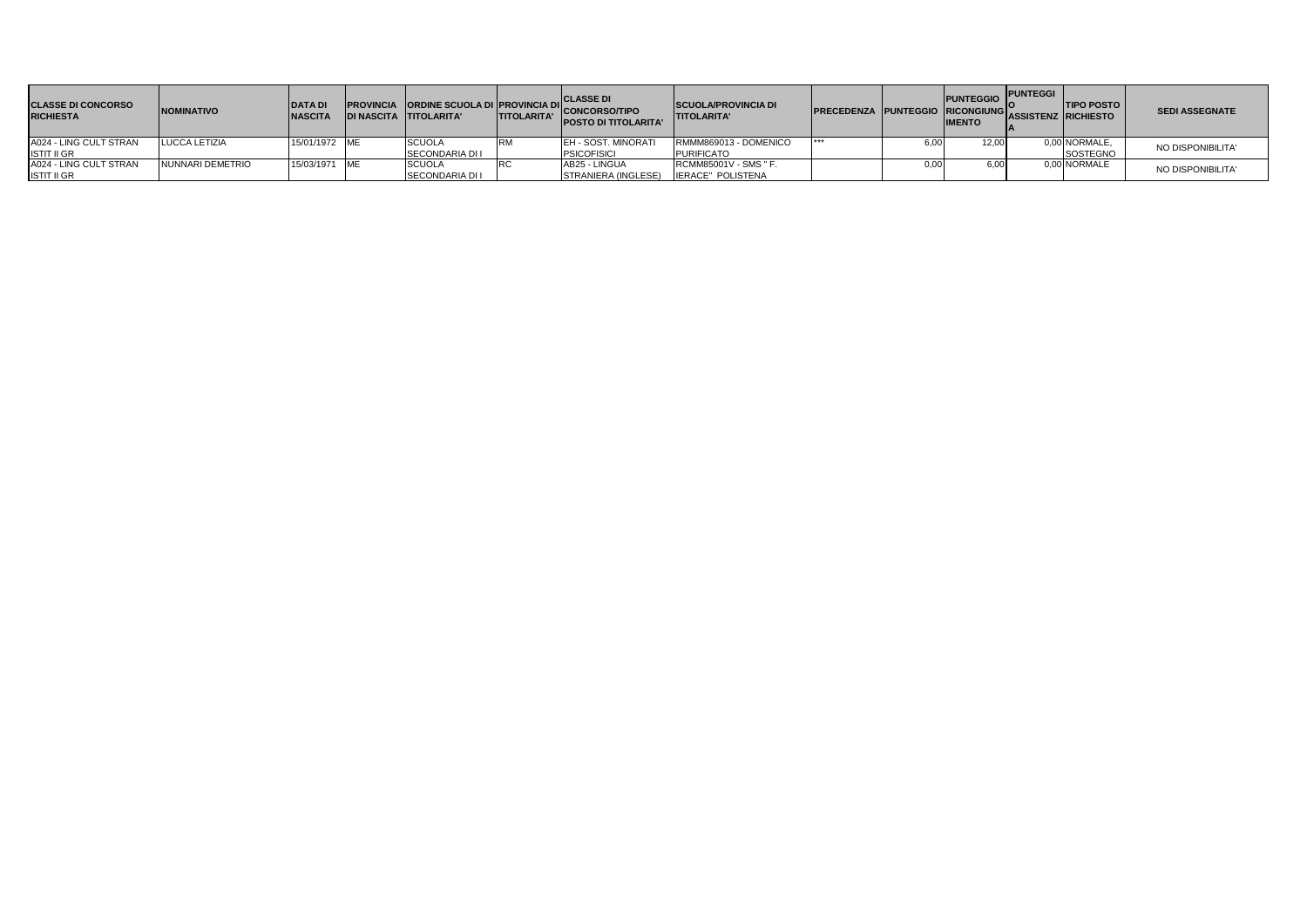| CLASSE DI CONCORSO RICHIESTA | NOMINATIVO | DATA DI NASCITA | PROVINCIA DI NASCITA | ORDINE SCUOLA DI TITOLARITA' | PROVINCIA DI TITOLARITA' | CLASSE DI CONCORSO/TIPO POSTO DI TITOLARITA' | SCUOLA/PROVINCIA DI TITOLARITA' | PRECEDENZA | PUNTEGGIO | PUNTEGGIO RICONGIUNGIMENTO | PUNTEGGIO ASSISTENZA | TIPO POSTO RICHIESTO | SEDI ASSEGNATE |
|---|---|---|---|---|---|---|---|---|---|---|---|---|---|
| A024 - LING CULT STRAN ISTIT II GR | LUCCA LETIZIA | 15/01/1972 | ME | SCUOLA SECONDARIA DI I | RM | EH - SOST. MINORATI PSICOFISICI | RMMM869013 - DOMENICO PURIFICATO | *** | 6,00 | 12,00 | 0,00 | NORMALE, SOSTEGNO | NO DISPONIBILITA' |
| A024 - LING CULT STRAN ISTIT II GR | NUNNARI DEMETRIO | 15/03/1971 | ME | SCUOLA SECONDARIA DI I | RC | AB25 - LINGUA STRANIERA (INGLESE) | RCMM85001V - SMS " F. IERACE" POLISTENA | | 0,00 | 6,00 | 0,00 | NORMALE | NO DISPONIBILITA' |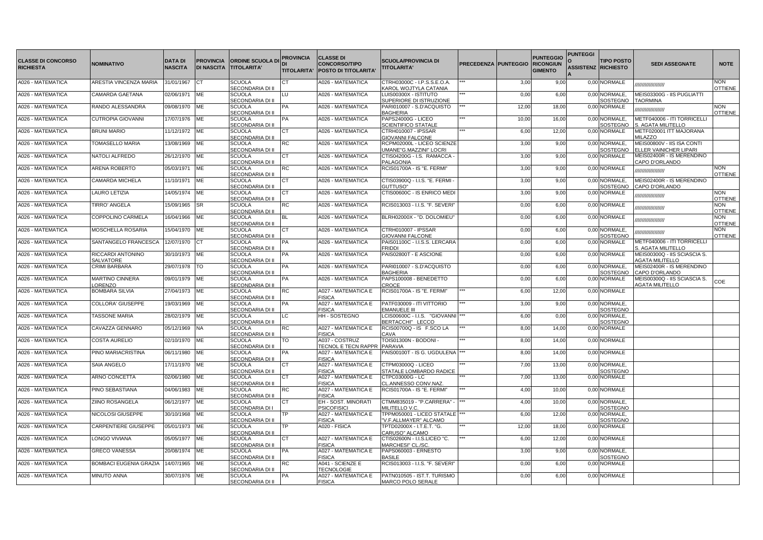| CLASSE DI CONCORSO RICHIESTA | NOMINATIVO | DATA DI NASCITA | PROVINCIA DI NASCITA | ORDINE SCUOLA DI TITOLARITA' | PROVINCIA DI TITOLARITA' | CLASSE DI CONCORSO/TIPO POSTO DI TITOLARITA' | SCUOLA/PROVINCIA DI TITOLARITA' | PRECEDENZA | PUNTEGGIO | PUNTEGGIO RICONGIUNGIMENTO | PUNTEGGIO ASSISTENZA | TIPO POSTO RICHIESTO | SEDI ASSEGNATE | NOTE |
|---|---|---|---|---|---|---|---|---|---|---|---|---|---|---|
| A026 - MATEMATICA | ARESTIA VINCENZA MARIA | 31/01/1967 | CT | SCUOLA SECONDARIA DI II | CT | A026 - MATEMATICA | CTRH03000C - I.P.S.S.E.O.A. KAROL WOJTYLA CATANIA | *** | 3,00 | 9,00 | 0,00 | NORMALE | ////////////////// | NON OTTIENE |
| A026 - MATEMATICA | CAMARDA GAETANA | 02/06/1971 | ME | SCUOLA SECONDARIA DI II | LU | A026 - MATEMATICA | LUIS00300X - ISTITUTO SUPERIORE DI ISTRUZIONE | *** | 0,00 | 6,00 | 0,00 | NORMALE, SOSTEGNO | MEIS03300G - IIS PUGLIATTI TAORMINA | |
| A026 - MATEMATICA | RANDO ALESSANDRA | 09/08/1970 | ME | SCUOLA SECONDARIA DI II | PA | A026 - MATEMATICA | PARI010007 - S.D'ACQUISTO BAGHERIA | *** | 12,00 | 18,00 | 0,00 | NORMALE | ////////////////// | NON OTTIENE |
| A026 - MATEMATICA | CUTROPIA GIOVANNI | 17/07/1976 | ME | SCUOLA SECONDARIA DI II | PA | A026 - MATEMATICA | PAPS24000G - LICEO SCIENTIFICO STATALE | *** | 10,00 | 16,00 | 0,00 | NORMALE, SOSTEGNO | METF040006 - ITI TORRICELLI S. AGATA MILITELLO | |
| A026 - MATEMATICA | BRUNI MARIO | 11/12/1972 | ME | SCUOLA SECONDARIA DI II | CT | A026 - MATEMATICA | CTRH010007 - IPSSAR GIOVANNI FALCONE | *** | 6,00 | 12,00 | 0,00 | NORMALE | METF020001 ITT MAJORANA MILAZZO | |
| A026 - MATEMATICA | TOMASELLO MARIA | 13/08/1969 | ME | SCUOLA SECONDARIA DI II | RC | A026 - MATEMATICA | RCPM02000L - LICEO SCIENZE UMANE"G.MAZZINI" LOCRI | | 3,00 | 9,00 | 0,00 | NORMALE, SOSTEGNO | MEIS00800V - IIS ISA CONTI ELLER VAINICHER LIPARI | |
| A026 - MATEMATICA | NATOLI ALFREDO | 26/12/1970 | ME | SCUOLA SECONDARIA DI II | CT | A026 - MATEMATICA | CTIS04200G - I.S. RAMACCA - PALAGONIA | | 3,00 | 9,00 | 0,00 | NORMALE | MEIS02400R - IS MERENDINO CAPO D'ORLANDO | |
| A026 - MATEMATICA | ARENA ROBERTO | 05/03/1971 | ME | SCUOLA SECONDARIA DI II | RC | A026 - MATEMATICA | RCIS01700A - IS "E. FERMI" | | 3,00 | 9,00 | 0,00 | NORMALE | ////////////////// | NON OTTIENE |
| A026 - MATEMATICA | CAMARDA MICHELA | 11/10/1971 | ME | SCUOLA SECONDARIA DI II | CT | A026 - MATEMATICA | CTIS03900Q - I.I.S. "E. FERMI - GUTTUSO" | | 3,00 | 9,00 | 0,00 | NORMALE, SOSTEGNO | MEIS02400R - IS MERENDINO CAPO D'ORLANDO | |
| A026 - MATEMATICA | LAURO LETIZIA | 14/05/1974 | ME | SCUOLA SECONDARIA DI II | CT | A026 - MATEMATICA | CTIS00600C - IS ENRICO MEDI | | 3,00 | 9,00 | 0,00 | NORMALE | ////////////////// | NON OTTIENE |
| A026 - MATEMATICA | TIRRO' ANGELA | 15/09/1965 | SR | SCUOLA SECONDARIA DI II | RC | A026 - MATEMATICA | RCIS013003 - I.I.S. "F. SEVERI" | | 0,00 | 6,00 | 0,00 | NORMALE | ////////////////// | NON OTTIENE |
| A026 - MATEMATICA | COPPOLINO CARMELA | 16/04/1966 | ME | SCUOLA SECONDARIA DI II | BL | A026 - MATEMATICA | BLRH02000X - "D. DOLOMIEU" | | 0,00 | 6,00 | 0,00 | NORMALE | ////////////////// | NON OTTIENE |
| A026 - MATEMATICA | MOSCHELLA ROSARIA | 15/04/1970 | ME | SCUOLA SECONDARIA DI II | CT | A026 - MATEMATICA | CTRH010007 - IPSSAR GIOVANNI FALCONE | | 0,00 | 6,00 | 0,00 | NORMALE, SOSTEGNO | ////////////////// | NON OTTIENE |
| A026 - MATEMATICA | SANTANGELO FRANCESCA | 12/07/1970 | CT | SCUOLA SECONDARIA DI II | PA | A026 - MATEMATICA | PAIS01100C - I.I.S.S. LERCARA FRIDDI | | 0,00 | 6,00 | 0,00 | NORMALE | METF040006 - ITI TORRICELLI S. AGATA MILITELLO | |
| A026 - MATEMATICA | RICCARDI ANTONINO SALVATORE | 30/10/1973 | ME | SCUOLA SECONDARIA DI II | PA | A026 - MATEMATICA | PAIS02800T - E ASCIONE | | 0,00 | 6,00 | 0,00 | NORMALE | MEIS00300Q - IIS SCIASCIA S. AGATA MILITELLO | |
| A026 - MATEMATICA | CRIMI BARBARA | 29/07/1978 | TO | SCUOLA SECONDARIA DI II | PA | A026 - MATEMATICA | PARI010007 - S.D'ACQUISTO BAGHERIA | | 0,00 | 6,00 | 0,00 | NORMALE, SOSTEGNO | MEIS02400R - IS MERENDINO CAPO D'ORLANDO | |
| A026 - MATEMATICA | MARTINO CINNERA LORENZO | 09/01/1979 | ME | SCUOLA SECONDARIA DI II | PA | A026 - MATEMATICA | PAPS100008 - BENEDETTO CROCE | | 0,00 | 6,00 | 0,00 | NORMALE | MEIS00300Q - IIS SCIASCIA S. AGATA MILITELLO | COE |
| A026 - MATEMATICA | BOMBARA SILVIA | 27/04/1973 | ME | SCUOLA SECONDARIA DI II | RC | A027 - MATEMATICA E FISICA | RCIS01700A - IS "E. FERMI" | *** | 6,00 | 12,00 | 0,00 | NORMALE | | |
| A026 - MATEMATICA | COLLORA' GIUSEPPE | 19/03/1969 | ME | SCUOLA SECONDARIA DI II | PA | A027 - MATEMATICA E FISICA | PATF030009 - ITI VITTORIO EMANUELE III | *** | 3,00 | 9,00 | 0,00 | NORMALE, SOSTEGNO | | |
| A026 - MATEMATICA | TASSONE MARIA | 28/02/1979 | ME | SCUOLA SECONDARIA DI II | LC | HH - SOSTEGNO | LCIS00600C - I.I.S. "GIOVANNI BERTACCHI" LECCO | *** | 6,00 | 0,00 | 0,00 | NORMALE, SOSTEGNO | | |
| A026 - MATEMATICA | CAVAZZA GENNARO | 05/12/1969 | NA | SCUOLA SECONDARIA DI II | RC | A027 - MATEMATICA E FISICA | RCIS00700Q - IS F.SCO LA CAVA | *** | 8,00 | 14,00 | 0,00 | NORMALE | | |
| A026 - MATEMATICA | COSTA AURELIO | 02/10/1970 | ME | SCUOLA SECONDARIA DI II | TO | A037 - COSTRUZ TECNOL E TECN RAPPR | TOIS01300N - BODONI - PARAVIA | *** | 8,00 | 14,00 | 0,00 | NORMALE | | |
| A026 - MATEMATICA | PINO MARIACRISTINA | 06/11/1980 | ME | SCUOLA SECONDARIA DI II | PA | A027 - MATEMATICA E FISICA | PAIS00100T - IS G. UGDULENA | *** | 8,00 | 14,00 | 0,00 | NORMALE | | |
| A026 - MATEMATICA | SAIA ANGELO | 17/11/1970 | ME | SCUOLA SECONDARIA DI II | CT | A027 - MATEMATICA E FISICA | CTPM03000Q - LICEO STATALE LOMBARDO RADICE | *** | 7,00 | 13,00 | 0,00 | NORMALE, SOSTEGNO | | |
| A026 - MATEMATICA | ARNO CONCETTA | 02/06/1980 | ME | SCUOLA SECONDARIA DI II | CT | A027 - MATEMATICA E FISICA | CTPC03000G - LC CL.ANNESSO CONV.NAZ. | *** | 7,00 | 13,00 | 0,00 | NORMALE | | |
| A026 - MATEMATICA | PINO SEBASTIANA | 04/06/1983 | ME | SCUOLA SECONDARIA DI II | RC | A027 - MATEMATICA E FISICA | RCIS01700A - IS "E. FERMI" | *** | 4,00 | 10,00 | 0,00 | NORMALE | | |
| A026 - MATEMATICA | ZIINO ROSANGELA | 06/12/1977 | ME | SCUOLA SECONDARIA DI I | CT | EH - SOST. MINORATI PSICOFISICI | CTMM835019 - "P.CARRERA" - MILITELLO V.C. | *** | 4,00 | 10,00 | 0,00 | NORMALE, SOSTEGNO | | |
| A026 - MATEMATICA | NICOLOSI GIUSEPPE | 30/10/1968 | ME | SCUOLA SECONDARIA DI II | TP | A027 - MATEMATICA E FISICA | TPPM050001 - LICEO STATALE "V.F.ALLMAYER" ALCAMO | *** | 6,00 | 12,00 | 0,00 | NORMALE, SOSTEGNO | | |
| A026 - MATEMATICA | CARPENTIERE GIUSEPPE | 05/01/1973 | ME | SCUOLA SECONDARIA DI II | TP | A020 - FISICA | TPTD02000X - I.T.E.T. "G. CARUSO" ALCAMO | *** | 12,00 | 18,00 | 0,00 | NORMALE | | |
| A026 - MATEMATICA | LONGO VIVIANA | 05/05/1977 | ME | SCUOLA SECONDARIA DI II | CT | A027 - MATEMATICA E FISICA | CTIS02600N - I.I.S.LICEO "C. MARCHESI" CL./SC. | *** | 6,00 | 12,00 | 0,00 | NORMALE | | |
| A026 - MATEMATICA | GRECO VANESSA | 20/08/1974 | ME | SCUOLA SECONDARIA DI II | PA | A027 - MATEMATICA E FISICA | PAPS060003 - ERNESTO BASILE | | 3,00 | 9,00 | 0,00 | NORMALE, SOSTEGNO | | |
| A026 - MATEMATICA | BOMBACI EUGENIA GRAZIA | 14/07/1965 | ME | SCUOLA SECONDARIA DI II | RC | A041 - SCIENZE E TECNOLOGIE | RCIS013003 - I.I.S. "F. SEVERI" | | 0,00 | 6,00 | 0,00 | NORMALE | | |
| A026 - MATEMATICA | MINUTO ANNA | 30/07/1976 | ME | SCUOLA SECONDARIA DI II | PA | A027 - MATEMATICA E FISICA | PATN010505 - IST.T. TURISMO MARCO POLO SERALE | | 0,00 | 6,00 | 0,00 | NORMALE | | |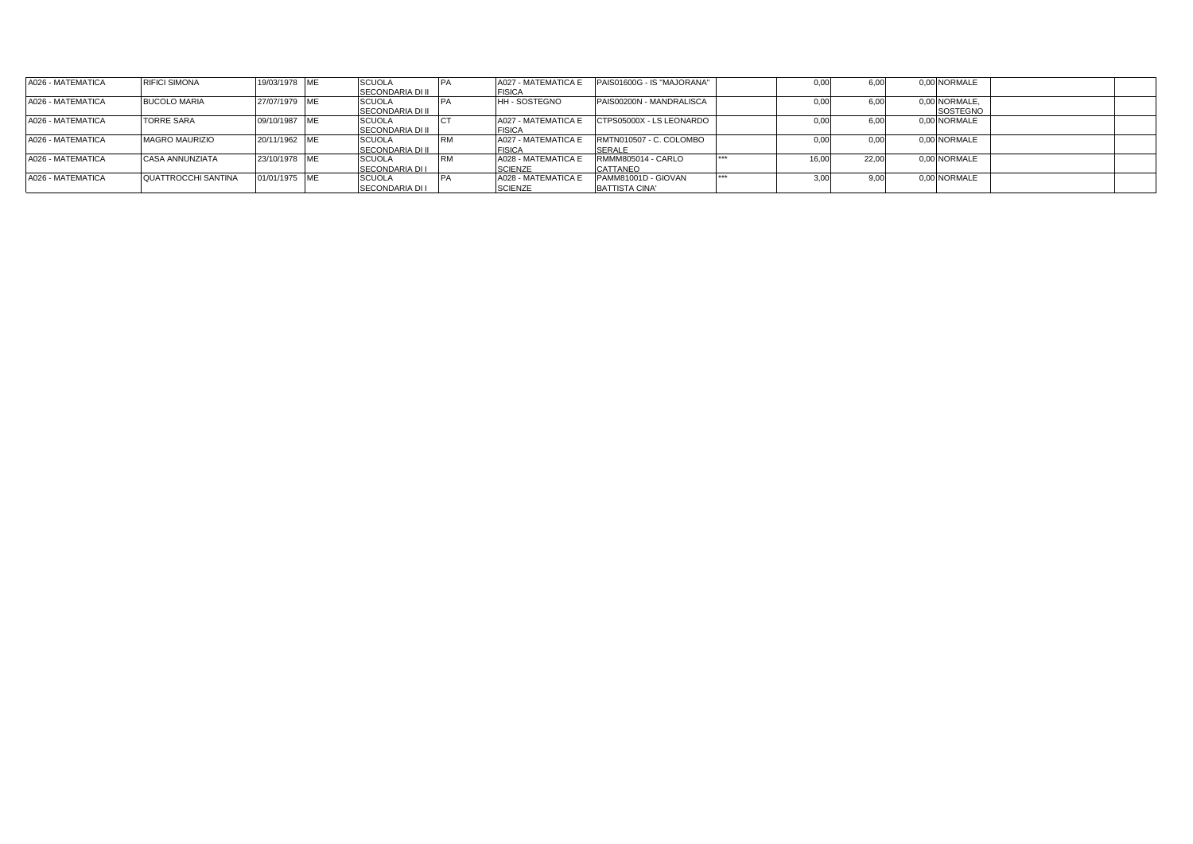| | | | | | | | | | | | | | | | |
|---|---|---|---|---|---|---|---|---|---|---|---|---|---|---|---|
| A026 - MATEMATICA | RIFICI SIMONA | 19/03/1978 | ME | SCUOLA SECONDARIA DI II | PA | A027 - MATEMATICA E FISICA | PAIS01600G - IS "MAJORANA" | | 0,00 | 6,00 | 0,00 | NORMALE | | |
| A026 - MATEMATICA | BUCOLO MARIA | 27/07/1979 | ME | SCUOLA SECONDARIA DI II | PA | HH - SOSTEGNO | PAIS00200N - MANDRALISCA | | 0,00 | 6,00 | 0,00 | NORMALE, SOSTEGNO | | |
| A026 - MATEMATICA | TORRE SARA | 09/10/1987 | ME | SCUOLA SECONDARIA DI II | CT | A027 - MATEMATICA E FISICA | CTPS05000X - LS LEONARDO | | 0,00 | 6,00 | 0,00 | NORMALE | | |
| A026 - MATEMATICA | MAGRO MAURIZIO | 20/11/1962 | ME | SCUOLA SECONDARIA DI II | RM | A027 - MATEMATICA E FISICA | RMTN010507 - C. COLOMBO SERALE | | 0,00 | 0,00 | 0,00 | NORMALE | | |
| A026 - MATEMATICA | CASA ANNUNZIATA | 23/10/1978 | ME | SCUOLA SECONDARIA DI I | RM | A028 - MATEMATICA E SCIENZE | RMMM805014 - CARLO CATTANEO | *** | 16,00 | 22,00 | 0,00 | NORMALE | | |
| A026 - MATEMATICA | QUATTROCCHI SANTINA | 01/01/1975 | ME | SCUOLA SECONDARIA DI I | PA | A028 - MATEMATICA E SCIENZE | PAMM81001D - GIOVAN BATTISTA CINA' | *** | 3,00 | 9,00 | 0,00 | NORMALE | | |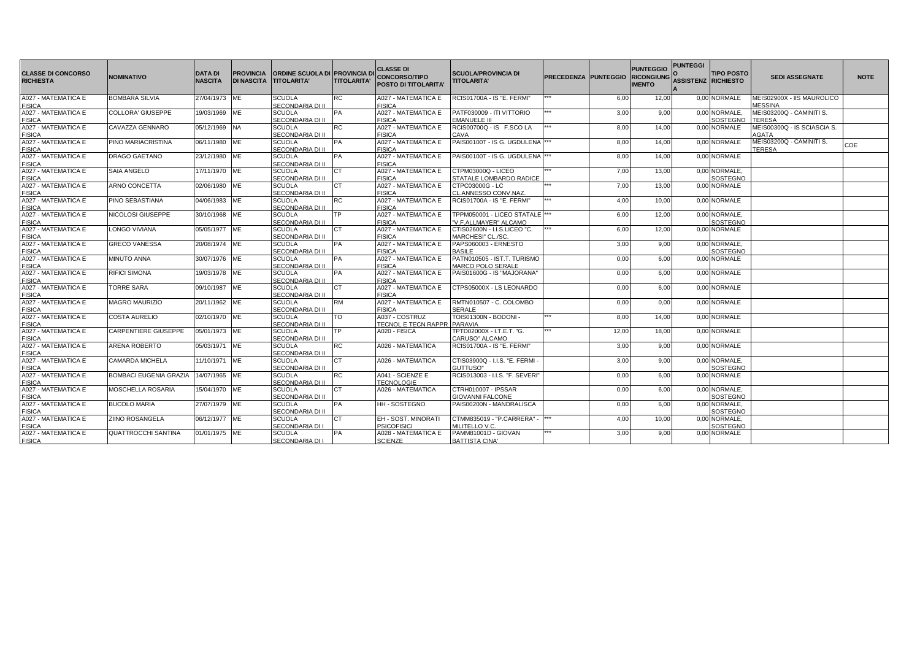| CLASSE DI CONCORSO RICHIESTA | NOMINATIVO | DATA DI NASCITA | PROVINCIA DI NASCITA | ORDINE SCUOLA DI TITOLARITA' | PROVINCIA DI TITOLARITA' | CLASSE DI CONCORSO/TIPO POSTO DI TITOLARITA' | SCUOLA/PROVINCIA DI TITOLARITA' | PRECEDENZA | PUNTEGGIO | PUNTEGGIO RICONGIUNGIMENTO | PUNTEGGIO ASSISTENZA | TIPO POSTO RICHIESTO | SEDI ASSEGNATE | NOTE |
|---|---|---|---|---|---|---|---|---|---|---|---|---|---|---|
| A027 - MATEMATICA E FISICA | BOMBARA SILVIA | 27/04/1973 | ME | SCUOLA SECONDARIA DI II | RC | A027 - MATEMATICA E FISICA | RCIS01700A - IS "E. FERMI" | *** | 6,00 | 12,00 | 0,00 | NORMALE | MEIS02900X - IIS MAUROLICO MESSINA | |
| A027 - MATEMATICA E FISICA | COLLORA' GIUSEPPE | 19/03/1969 | ME | SCUOLA SECONDARIA DI II | PA | A027 - MATEMATICA E FISICA | PATF030009 - ITI VITTORIO EMANUELE III | *** | 3,00 | 9,00 | 0,00 | NORMALE, SOSTEGNO | MEIS03200Q - CAMINITI S. TERESA | |
| A027 - MATEMATICA E FISICA | CAVAZZA GENNARO | 05/12/1969 | NA | SCUOLA SECONDARIA DI II | RC | A027 - MATEMATICA E FISICA | RCIS00700Q - IS F.SCO LA CAVA | *** | 8,00 | 14,00 | 0,00 | NORMALE | MEIS00300Q - IS SCIASCIA S. AGATA | |
| A027 - MATEMATICA E FISICA | PINO MARIACRISTINA | 06/11/1980 | ME | SCUOLA SECONDARIA DI II | PA | A027 - MATEMATICA E FISICA | PAIS00100T - IS G. UGDULENA | *** | 8,00 | 14,00 | 0,00 | NORMALE | MEIS03200Q - CAMINITI S. TERESA | COE |
| A027 - MATEMATICA E FISICA | DRAGO GAETANO | 23/12/1980 | ME | SCUOLA SECONDARIA DI II | PA | A027 - MATEMATICA E FISICA | PAIS00100T - IS G. UGDULENA | *** | 8,00 | 14,00 | 0,00 | NORMALE | | |
| A027 - MATEMATICA E FISICA | SAIA ANGELO | 17/11/1970 | ME | SCUOLA SECONDARIA DI II | CT | A027 - MATEMATICA E FISICA | CTPM03000Q - LICEO STATALE LOMBARDO RADICE | *** | 7,00 | 13,00 | 0,00 | NORMALE, SOSTEGNO | | |
| A027 - MATEMATICA E FISICA | ARNO CONCETTA | 02/06/1980 | ME | SCUOLA SECONDARIA DI II | CT | A027 - MATEMATICA E FISICA | CTPC03000G - LC CL.ANNESSO CONV.NAZ. | *** | 7,00 | 13,00 | 0,00 | NORMALE | | |
| A027 - MATEMATICA E FISICA | PINO SEBASTIANA | 04/06/1983 | ME | SCUOLA SECONDARIA DI II | RC | A027 - MATEMATICA E FISICA | RCIS01700A - IS "E. FERMI" | *** | 4,00 | 10,00 | 0,00 | NORMALE | | |
| A027 - MATEMATICA E FISICA | NICOLOSI GIUSEPPE | 30/10/1968 | ME | SCUOLA SECONDARIA DI II | TP | A027 - MATEMATICA E FISICA | TPPM050001 - LICEO STATALE "V.F.ALLMAYER" ALCAMO | *** | 6,00 | 12,00 | 0,00 | NORMALE, SOSTEGNO | | |
| A027 - MATEMATICA E FISICA | LONGO VIVIANA | 05/05/1977 | ME | SCUOLA SECONDARIA DI II | CT | A027 - MATEMATICA E FISICA | CTIS02600N - I.I.S.LICEO "C. MARCHESI" CL./SC. | *** | 6,00 | 12,00 | 0,00 | NORMALE | | |
| A027 - MATEMATICA E FISICA | GRECO VANESSA | 20/08/1974 | ME | SCUOLA SECONDARIA DI II | PA | A027 - MATEMATICA E FISICA | PAPS060003 - ERNESTO BASILE | | 3,00 | 9,00 | 0,00 | NORMALE, SOSTEGNO | | |
| A027 - MATEMATICA E FISICA | MINUTO ANNA | 30/07/1976 | ME | SCUOLA SECONDARIA DI II | PA | A027 - MATEMATICA E FISICA | PATN010505 - IST.T. TURISMO MARCO POLO SERALE | | 0,00 | 6,00 | 0,00 | NORMALE | | |
| A027 - MATEMATICA E FISICA | RIFICI SIMONA | 19/03/1978 | ME | SCUOLA SECONDARIA DI II | PA | A027 - MATEMATICA E FISICA | PAIS01600G - IS "MAJORANA" | | 0,00 | 6,00 | 0,00 | NORMALE | | |
| A027 - MATEMATICA E FISICA | TORRE SARA | 09/10/1987 | ME | SCUOLA SECONDARIA DI II | CT | A027 - MATEMATICA E FISICA | CTPS05000X - LS LEONARDO | | 0,00 | 6,00 | 0,00 | NORMALE | | |
| A027 - MATEMATICA E FISICA | MAGRO MAURIZIO | 20/11/1962 | ME | SCUOLA SECONDARIA DI II | RM | A027 - MATEMATICA E FISICA | RMTN010507 - C. COLOMBO SERALE | | 0,00 | 0,00 | 0,00 | NORMALE | | |
| A027 - MATEMATICA E FISICA | COSTA AURELIO | 02/10/1970 | ME | SCUOLA SECONDARIA DI II | TO | A037 - COSTRUZ TECNOL E TECN RAPPR | TOIS01300N - BODONI - PARAVIA | *** | 8,00 | 14,00 | 0,00 | NORMALE | | |
| A027 - MATEMATICA E FISICA | CARPENTIERE GIUSEPPE | 05/01/1973 | ME | SCUOLA SECONDARIA DI II | TP | A020 - FISICA | TPTD02000X - I.T.E.T. "G. CARUSO" ALCAMO | *** | 12,00 | 18,00 | 0,00 | NORMALE | | |
| A027 - MATEMATICA E FISICA | ARENA ROBERTO | 05/03/1971 | ME | SCUOLA SECONDARIA DI II | RC | A026 - MATEMATICA | RCIS01700A - IS "E. FERMI" | | 3,00 | 9,00 | 0,00 | NORMALE | | |
| A027 - MATEMATICA E FISICA | CAMARDA MICHELA | 11/10/1971 | ME | SCUOLA SECONDARIA DI II | CT | A026 - MATEMATICA | CTIS03900Q - I.I.S. "E. FERMI - GUTTUSO" | | 3,00 | 9,00 | 0,00 | NORMALE, SOSTEGNO | | |
| A027 - MATEMATICA E FISICA | BOMBACI EUGENIA GRAZIA | 14/07/1965 | ME | SCUOLA SECONDARIA DI II | RC | A041 - SCIENZE E TECNOLOGIE | RCIS013003 - I.I.S. "F. SEVERI" | | 0,00 | 6,00 | 0,00 | NORMALE | | |
| A027 - MATEMATICA E FISICA | MOSCHELLA ROSARIA | 15/04/1970 | ME | SCUOLA SECONDARIA DI II | CT | A026 - MATEMATICA | CTRH010007 - IPSSAR GIOVANNI FALCONE | | 0,00 | 6,00 | 0,00 | NORMALE, SOSTEGNO | | |
| A027 - MATEMATICA E FISICA | BUCOLO MARIA | 27/07/1979 | ME | SCUOLA SECONDARIA DI II | PA | HH - SOSTEGNO | PAIS00200N - MANDRALISCA | | 0,00 | 6,00 | 0,00 | NORMALE, SOSTEGNO | | |
| A027 - MATEMATICA E FISICA | ZIINO ROSANGELA | 06/12/1977 | ME | SCUOLA SECONDARIA DI I | CT | EH - SOST. MINORATI PSICOFISICI | CTMM835019 - "P.CARRERA" - MILITELLO V.C. | *** | 4,00 | 10,00 | 0,00 | NORMALE, SOSTEGNO | | |
| A027 - MATEMATICA E FISICA | QUATTROCCHI SANTINA | 01/01/1975 | ME | SCUOLA SECONDARIA DI I | PA | A028 - MATEMATICA E SCIENZE | PAMM81001D - GIOVAN BATTISTA CINA' | *** | 3,00 | 9,00 | 0,00 | NORMALE | | |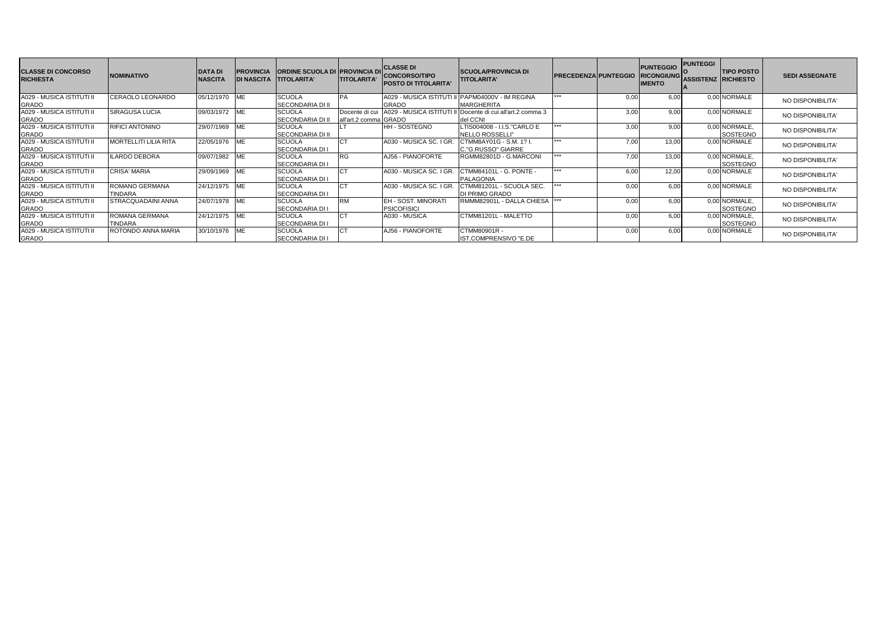| CLASSE DI CONCORSO RICHIESTA | NOMINATIVO | DATA DI NASCITA | PROVINCIA DI NASCITA | ORDINE SCUOLA DI TITOLARITA' | PROVINCIA DI TITOLARITA' | CLASSE DI CONCORSO/TIPO POSTO DI TITOLARITA' | SCUOLA/PROVINCIA DI TITOLARITA' | PRECEDENZA | PUNTEGGIO | PUNTEGGIO RICONGIUNGIMENTO | PUNTEGGIO ASSISTENZA | TIPO POSTO RICHIESTO | SEDI ASSEGNATE |
|---|---|---|---|---|---|---|---|---|---|---|---|---|---|
| A029 - MUSICA ISTITUTI II GRADO | CERAOLO LEONARDO | 05/12/1970 | ME | SCUOLA SECONDARIA DI II | PA | A029 - MUSICA ISTITUTI II GRADO | PAPM04000V - IM REGINA MARGHERITA | *** | 0,00 | 6,00 | 0,00 | NORMALE | NO DISPONIBILITA' |
| A029 - MUSICA ISTITUTI II GRADO | SIRAGUSA LUCIA | 09/03/1972 | ME | SCUOLA SECONDARIA DI II | Docente di cui all'art.2 comma | A029 - MUSICA ISTITUTI II GRADO | Docente di cui all'art.2 comma 3 del CCNI | | 3,00 | 9,00 | 0,00 | NORMALE | NO DISPONIBILITA' |
| A029 - MUSICA ISTITUTI II GRADO | RIFICI ANTONINO | 29/07/1969 | ME | SCUOLA SECONDARIA DI II | LT | HH - SOSTEGNO | LTIS004008 - I.I.S."CARLO E NELLO ROSSELLI" | *** | 3,00 | 9,00 | 0,00 | NORMALE, SOSTEGNO | NO DISPONIBILITA' |
| A029 - MUSICA ISTITUTI II GRADO | MORTELLITI LILIA RITA | 22/05/1976 | ME | SCUOLA SECONDARIA DI I | CT | A030 - MUSICA SC. I GR. | CTMM8AY01G - S.M. 1? I. C."G.RUSSO" GIARRE | *** | 7,00 | 13,00 | 0,00 | NORMALE | NO DISPONIBILITA' |
| A029 - MUSICA ISTITUTI II GRADO | ILARDO DEBORA | 09/07/1982 | ME | SCUOLA SECONDARIA DI I | RG | AJ56 - PIANOFORTE | RGMM82801D - G.MARCONI | *** | 7,00 | 13,00 | 0,00 | NORMALE, SOSTEGNO | NO DISPONIBILITA' |
| A029 - MUSICA ISTITUTI II GRADO | CRISA' MARIA | 29/09/1969 | ME | SCUOLA SECONDARIA DI I | CT | A030 - MUSICA SC. I GR. | CTMM84101L - G. PONTE - PALAGONIA | *** | 6,00 | 12,00 | 0,00 | NORMALE | NO DISPONIBILITA' |
| A029 - MUSICA ISTITUTI II GRADO | ROMANO GERMANA TINDARA | 24/12/1975 | ME | SCUOLA SECONDARIA DI I | CT | A030 - MUSICA SC. I GR. | CTMM81201L - SCUOLA SEC. DI PRIMO GRADO | *** | 0,00 | 6,00 | 0,00 | NORMALE | NO DISPONIBILITA' |
| A029 - MUSICA ISTITUTI II GRADO | STRACQUADAINI ANNA | 24/07/1978 | ME | SCUOLA SECONDARIA DI I | RM | EH - SOST. MINORATI PSICOFISICI | RMMM82901L - DALLA CHIESA | *** | 0,00 | 6,00 | 0,00 | NORMALE, SOSTEGNO | NO DISPONIBILITA' |
| A029 - MUSICA ISTITUTI II GRADO | ROMANA GERMANA TINDARA | 24/12/1975 | ME | SCUOLA SECONDARIA DI I | CT | A030 - MUSICA | CTMM81201L - MALETTO | | 0,00 | 6,00 | 0,00 | NORMALE, SOSTEGNO | NO DISPONIBILITA' |
| A029 - MUSICA ISTITUTI II GRADO | ROTONDO ANNA MARIA | 30/10/1976 | ME | SCUOLA SECONDARIA DI I | CT | AJ56 - PIANOFORTE | CTMM80901R - IST.COMPRENSIVO "E.DE | | 0,00 | 6,00 | 0,00 | NORMALE | NO DISPONIBILITA' |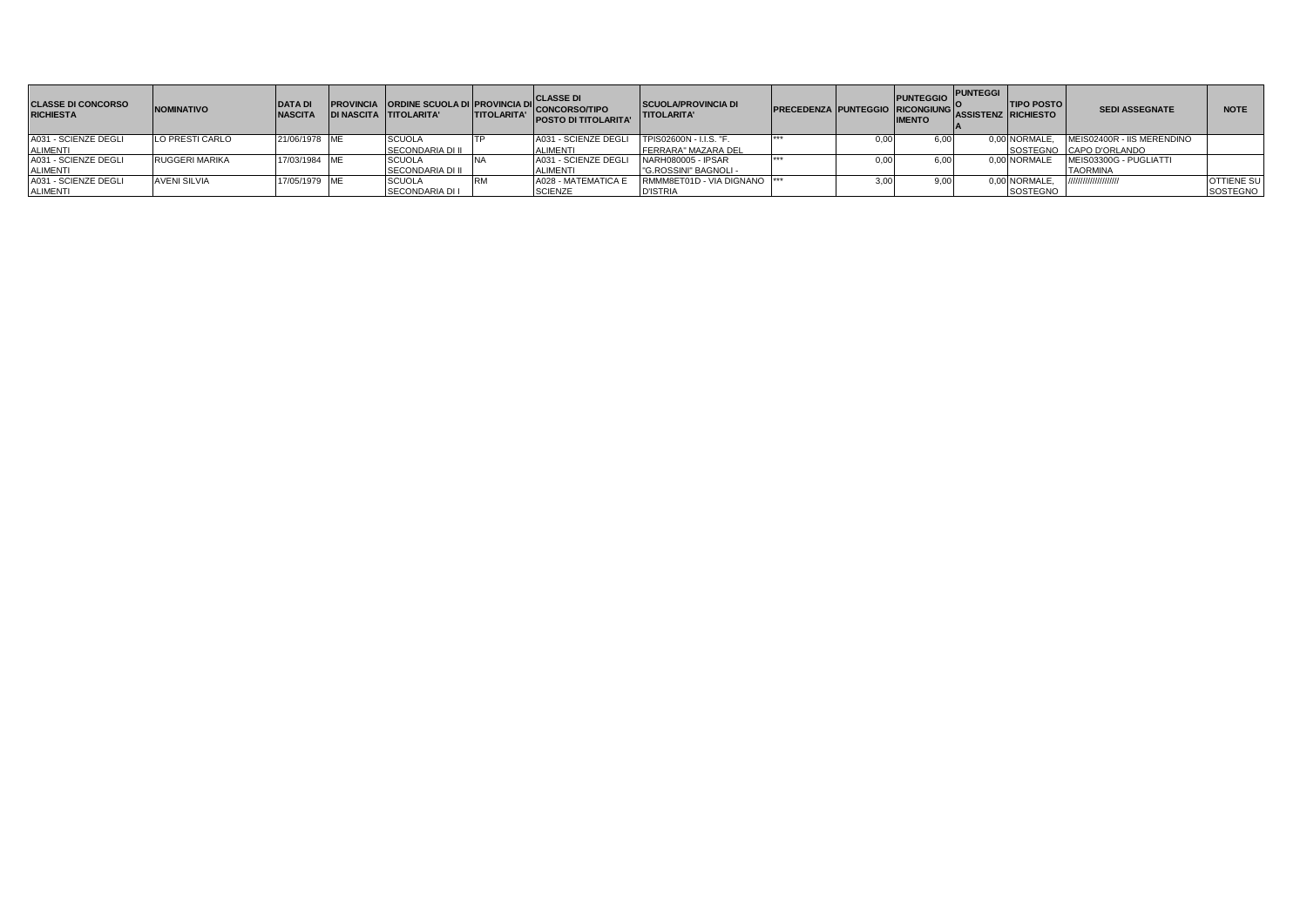| CLASSE DI CONCORSO RICHIESTA | NOMINATIVO | DATA DI NASCITA | PROVINCIA DI NASCITA | ORDINE SCUOLA DI TITOLARITA' | PROVINCIA DI TITOLARITA' | CLASSE DI CONCORSO/TIPO POSTO DI TITOLARITA' | SCUOLA/PROVINCIA DI TITOLARITA' | PRECEDENZA | PUNTEGGIO | PUNTEGGIO RICONGIUNGIMENTO | PUNTEGGIO ASSISTENZA | TIPO POSTO RICHIESTO | SEDI ASSEGNATE | NOTE |
|---|---|---|---|---|---|---|---|---|---|---|---|---|---|---|
| A031 - SCIENZE DEGLI ALIMENTI | LO PRESTI CARLO | 21/06/1978 | ME | SCUOLA SECONDARIA DI II | TP | A031 - SCIENZE DEGLI ALIMENTI | TPIS02600N - I.I.S. "F. FERRARA" MAZARA DEL | *** | 0,00 | 6,00 | 0,00 | NORMALE, SOSTEGNO | MEIS02400R - IIS MERENDINO CAPO D'ORLANDO | |
| A031 - SCIENZE DEGLI ALIMENTI | RUGGERI MARIKA | 17/03/1984 | ME | SCUOLA SECONDARIA DI II | NA | A031 - SCIENZE DEGLI ALIMENTI | NARH080005 - IPSAR "G.ROSSINI" BAGNOLI - | *** | 0,00 | 6,00 | 0,00 | NORMALE | MEIS03300G - PUGLIATTI TAORMINA | |
| A031 - SCIENZE DEGLI ALIMENTI | AVENI SILVIA | 17/05/1979 | ME | SCUOLA SECONDARIA DI I | RM | A028 - MATEMATICA E SCIENZE | RMMM8ET01D - VIA DIGNANO D'ISTRIA | *** | 3,00 | 9,00 | 0,00 | NORMALE, SOSTEGNO | ////////////////////// | OTTIENE SU SOSTEGNO |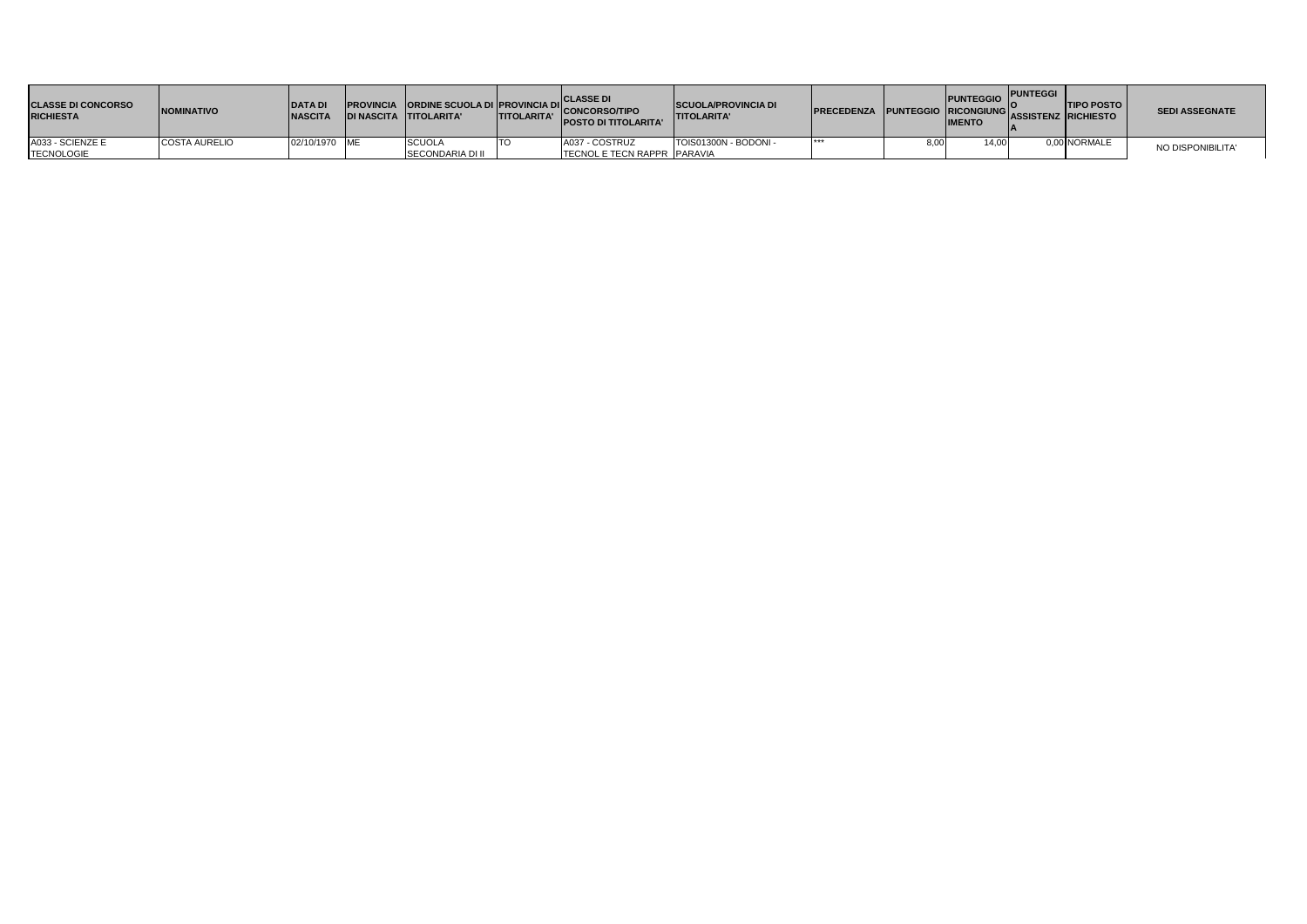| CLASSE DI CONCORSO RICHIESTA | NOMINATIVO | DATA DI NASCITA | PROVINCIA DI NASCITA | ORDINE SCUOLA DI TITOLARITA' | PROVINCIA DI TITOLARITA' | CLASSE DI CONCORSO/TIPO POSTO DI TITOLARITA' | SCUOLA/PROVINCIA DI TITOLARITA' | PRECEDENZA | PUNTEGGIO | PUNTEGGIO RICONGIUNGIMENTO | PUNTEGGIO ASSISTENZA | TIPO POSTO RICHIESTO | SEDI ASSEGNATE |
|---|---|---|---|---|---|---|---|---|---|---|---|---|---|
| A033 - SCIENZE E TECNOLOGIE | COSTA AURELIO | 02/10/1970 | ME | SCUOLA SECONDARIA DI II | TO | A037 - COSTRUZ TECNOL E TECN RAPPR | TOIS01300N - BODONI - PARAVIA | *** | 8,00 | 14,00 | 0,00 | NORMALE | NO DISPONIBILITA' |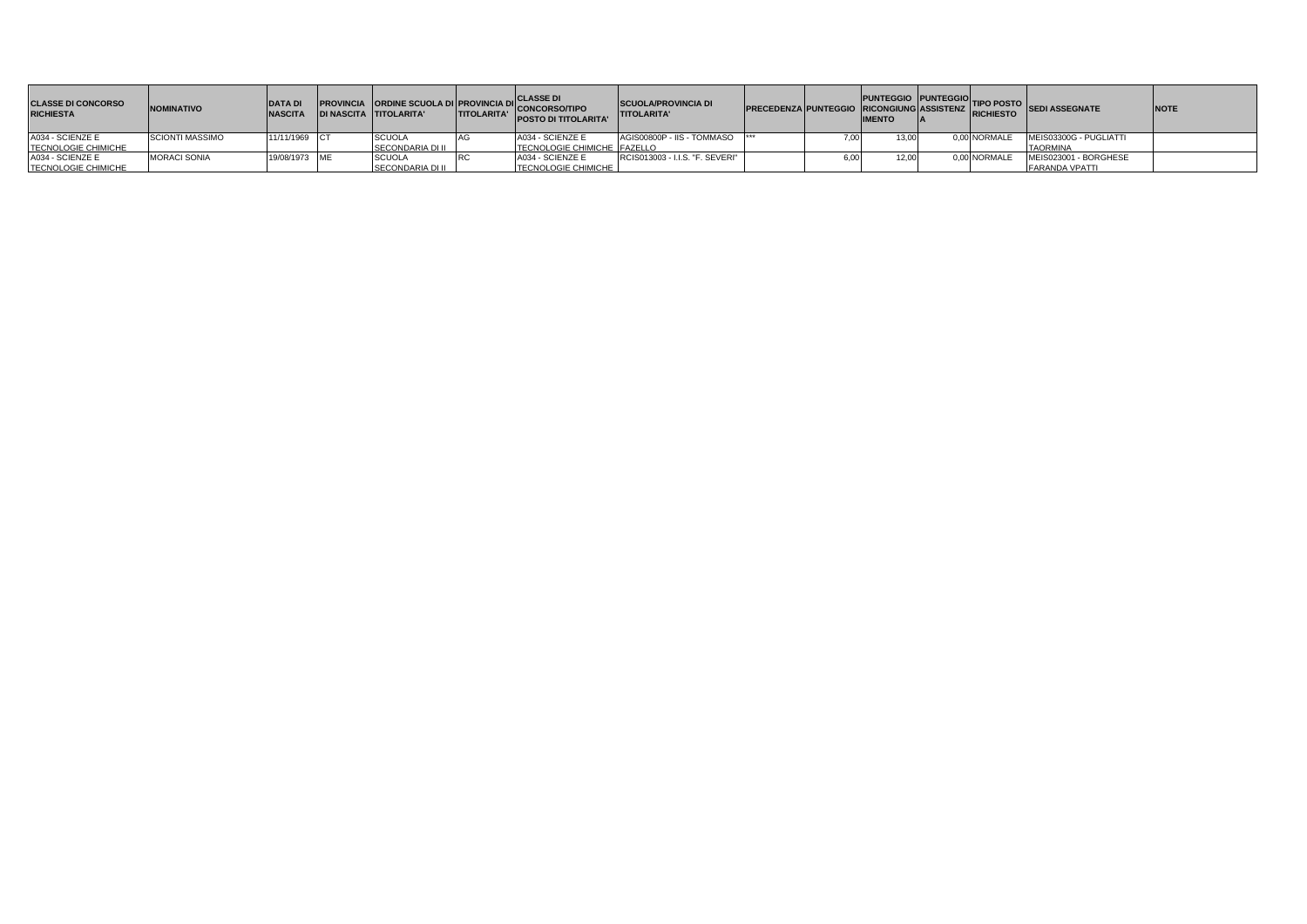| CLASSE DI CONCORSO RICHIESTA | NOMINATIVO | DATA DI NASCITA | PROVINCIA DI NASCITA | ORDINE SCUOLA DI TITOLARITA' | PROVINCIA DI TITOLARITA' | CLASSE DI CONCORSO/TIPO POSTO DI TITOLARITA' | SCUOLA/PROVINCIA DI TITOLARITA' | PRECEDENZA | PUNTEGGIO | PUNTEGGIO RICONGIUNGIMENTO | PUNTEGGIO ASSISTENZA | TIPO POSTO RICHIESTO | SEDI ASSEGNATE | NOTE |
|---|---|---|---|---|---|---|---|---|---|---|---|---|---|---|
| A034 - SCIENZE E TECNOLOGIE CHIMICHE | SCIONTI MASSIMO | 11/11/1969 | CT | SCUOLA SECONDARIA DI II | AG | A034 - SCIENZE E TECNOLOGIE CHIMICHE | AGIS00800P - IIS - TOMMASO FAZELLO | *** | 7,00 | 13,00 | 0,00 | NORMALE | MEIS03300G - PUGLIATTI TAORMINA | |
| A034 - SCIENZE E TECNOLOGIE CHIMICHE | MORACI SONIA | 19/08/1973 | ME | SCUOLA SECONDARIA DI II | RC | A034 - SCIENZE E TECNOLOGIE CHIMICHE | RCIS013003 - I.I.S. "F. SEVERI" | | 6,00 | 12,00 | 0,00 | NORMALE | MEIS023001 - BORGHESE FARANDA VPATTI | |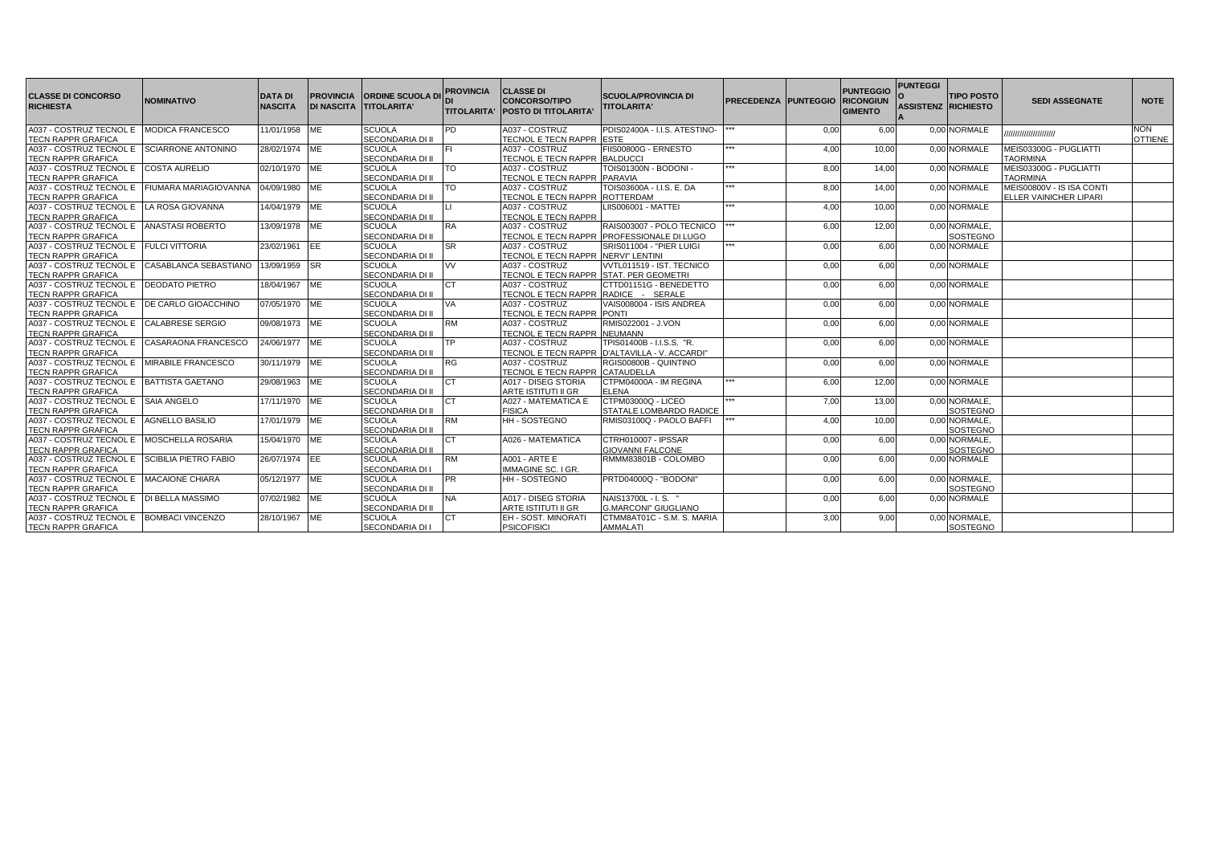| CLASSE DI CONCORSO RICHIESTA | NOMINATIVO | DATA DI NASCITA | PROVINCIA DI NASCITA | ORDINE SCUOLA DI TITOLARITA' | PROVINCIA DI TITOLARITA' | CLASSE DI CONCORSO/TIPO POSTO DI TITOLARITA' | SCUOLA/PROVINCIA DI TITOLARITA' | PRECEDENZA | PUNTEGGIO | PUNTEGGIO RICONGIUNGIMENTO | PUNTEGGIO ASSISTENZA | TIPO POSTO RICHIESTO | SEDI ASSEGNATE | NOTE |
|---|---|---|---|---|---|---|---|---|---|---|---|---|---|---|
| A037 - COSTRUZ TECNOL E TECN RAPPR GRAFICA | MODICA FRANCESCO | 11/01/1958 | ME | SCUOLA SECONDARIA DI II | PD | A037 - COSTRUZ TECNOL E TECN RAPPR | PDIS02400A - I.I.S. ATESTINO-ESTE | *** | 0,00 | 6,00 | 0,00 | NORMALE | ////////////////////// | NON OTTIENE |
| A037 - COSTRUZ TECNOL E TECN RAPPR GRAFICA | SCIARRONE ANTONINO | 28/02/1974 | ME | SCUOLA SECONDARIA DI II | FI | A037 - COSTRUZ TECNOL E TECN RAPPR | FIIS00800G - ERNESTO BALDUCCI | *** | 4,00 | 10,00 | 0,00 | NORMALE | MEIS03300G - PUGLIATTI TAORMINA | |
| A037 - COSTRUZ TECNOL E TECN RAPPR GRAFICA | COSTA AURELIO | 02/10/1970 | ME | SCUOLA SECONDARIA DI II | TO | A037 - COSTRUZ TECNOL E TECN RAPPR | TOIS01300N - BODONI - PARAVIA | *** | 8,00 | 14,00 | 0,00 | NORMALE | MEIS03300G - PUGLIATTI TAORMINA | |
| A037 - COSTRUZ TECNOL E TECN RAPPR GRAFICA | FIUMARA MARIAGIOVANNA | 04/09/1980 | ME | SCUOLA SECONDARIA DI II | TO | A037 - COSTRUZ TECNOL E TECN RAPPR | TOIS03600A - I.I.S. E. DA ROTTERDAM | *** | 8,00 | 14,00 | 0,00 | NORMALE | MEIS00800V - IS ISA CONTI ELLER VAINICHER LIPARI | |
| A037 - COSTRUZ TECNOL E TECN RAPPR GRAFICA | LA ROSA GIOVANNA | 14/04/1979 | ME | SCUOLA SECONDARIA DI II | LI | A037 - COSTRUZ TECNOL E TECN RAPPR | LIIS006001 - MATTEI | *** | 4,00 | 10,00 | 0,00 | NORMALE | | |
| A037 - COSTRUZ TECNOL E TECN RAPPR GRAFICA | ANASTASI ROBERTO | 13/09/1978 | ME | SCUOLA SECONDARIA DI II | RA | A037 - COSTRUZ TECNOL E TECN RAPPR | RAIS003007 - POLO TECNICO PROFESSIONALE DI LUGO | *** | 6,00 | 12,00 | 0,00 | NORMALE, SOSTEGNO | | |
| A037 - COSTRUZ TECNOL E TECN RAPPR GRAFICA | FULCI VITTORIA | 23/02/1961 | EE | SCUOLA SECONDARIA DI II | SR | A037 - COSTRUZ TECNOL E TECN RAPPR | SRIS011004 - "PIER LUIGI NERVI" LENTINI | *** | 0,00 | 6,00 | 0,00 | NORMALE | | |
| A037 - COSTRUZ TECNOL E TECN RAPPR GRAFICA | CASABLANCA SEBASTIANO | 13/09/1959 | SR | SCUOLA SECONDARIA DI II | VV | A037 - COSTRUZ TECNOL E TECN RAPPR | VVTL011519 - IST. TECNICO STAT. PER GEOMETRI | | 0,00 | 6,00 | 0,00 | NORMALE | | |
| A037 - COSTRUZ TECNOL E TECN RAPPR GRAFICA | DEODATO PIETRO | 18/04/1967 | ME | SCUOLA SECONDARIA DI II | CT | A037 - COSTRUZ TECNOL E TECN RAPPR | CTTD01151G - BENEDETTO RADICE - SERALE | | 0,00 | 6,00 | 0,00 | NORMALE | | |
| A037 - COSTRUZ TECNOL E TECN RAPPR GRAFICA | DE CARLO GIOACCHINO | 07/05/1970 | ME | SCUOLA SECONDARIA DI II | VA | A037 - COSTRUZ TECNOL E TECN RAPPR | VAIS008004 - ISIS ANDREA PONTI | | 0,00 | 6,00 | 0,00 | NORMALE | | |
| A037 - COSTRUZ TECNOL E TECN RAPPR GRAFICA | CALABRESE SERGIO | 09/08/1973 | ME | SCUOLA SECONDARIA DI II | RM | A037 - COSTRUZ TECNOL E TECN RAPPR | RMIS022001 - J.VON NEUMANN | | 0,00 | 6,00 | 0,00 | NORMALE | | |
| A037 - COSTRUZ TECNOL E TECN RAPPR GRAFICA | CASARAONA FRANCESCO | 24/06/1977 | ME | SCUOLA SECONDARIA DI II | TP | A037 - COSTRUZ TECNOL E TECN RAPPR | TPIS01400B - I.I.S.S. "R. D'ALTAVILLA - V. ACCARDI" | | 0,00 | 6,00 | 0,00 | NORMALE | | |
| A037 - COSTRUZ TECNOL E TECN RAPPR GRAFICA | MIRABILE FRANCESCO | 30/11/1979 | ME | SCUOLA SECONDARIA DI II | RG | A037 - COSTRUZ TECNOL E TECN RAPPR | RGIS00800B - QUINTINO CATAUDELLA | | 0,00 | 6,00 | 0,00 | NORMALE | | |
| A037 - COSTRUZ TECNOL E TECN RAPPR GRAFICA | BATTISTA GAETANO | 29/08/1963 | ME | SCUOLA SECONDARIA DI II | CT | A017 - DISEG STORIA ARTE ISTITUTI II GR | CTPM04000A - IM REGINA ELENA | *** | 6,00 | 12,00 | 0,00 | NORMALE | | |
| A037 - COSTRUZ TECNOL E TECN RAPPR GRAFICA | SAIA ANGELO | 17/11/1970 | ME | SCUOLA SECONDARIA DI II | CT | A027 - MATEMATICA E FISICA | CTPM03000Q - LICEO STATALE LOMBARDO RADICE | *** | 7,00 | 13,00 | 0,00 | NORMALE, SOSTEGNO | | |
| A037 - COSTRUZ TECNOL E TECN RAPPR GRAFICA | AGNELLO BASILIO | 17/01/1979 | ME | SCUOLA SECONDARIA DI II | RM | HH - SOSTEGNO | RMIS03100Q - PAOLO BAFFI | *** | 4,00 | 10,00 | 0,00 | NORMALE, SOSTEGNO | | |
| A037 - COSTRUZ TECNOL E TECN RAPPR GRAFICA | MOSCHELLA ROSARIA | 15/04/1970 | ME | SCUOLA SECONDARIA DI II | CT | A026 - MATEMATICA | CTRH010007 - IPSSAR GIOVANNI FALCONE | | 0,00 | 6,00 | 0,00 | NORMALE, SOSTEGNO | | |
| A037 - COSTRUZ TECNOL E TECN RAPPR GRAFICA | SCIBILIA PIETRO FABIO | 26/07/1974 | EE | SCUOLA SECONDARIA DI I | RM | A001 - ARTE E IMMAGINE SC. I GR. | RMMM83801B - COLOMBO | | 0,00 | 6,00 | 0,00 | NORMALE | | |
| A037 - COSTRUZ TECNOL E TECN RAPPR GRAFICA | MACAIONE CHIARA | 05/12/1977 | ME | SCUOLA SECONDARIA DI II | PR | HH - SOSTEGNO | PRTD04000Q - "BODONI" | | 0,00 | 6,00 | 0,00 | NORMALE, SOSTEGNO | | |
| A037 - COSTRUZ TECNOL E TECN RAPPR GRAFICA | DI BELLA MASSIMO | 07/02/1982 | ME | SCUOLA SECONDARIA DI II | NA | A017 - DISEG STORIA ARTE ISTITUTI II GR | NAIS13700L - I. S. " G.MARCONI" GIUGLIANO | | 0,00 | 6,00 | 0,00 | NORMALE | | |
| A037 - COSTRUZ TECNOL E TECN RAPPR GRAFICA | BOMBACI VINCENZO | 28/10/1967 | ME | SCUOLA SECONDARIA DI I | CT | EH - SOST. MINORATI PSICOFISICI | CTMM8AT01C - S.M. S. MARIA AMMALATI | | 3,00 | 9,00 | 0,00 | NORMALE, SOSTEGNO | | |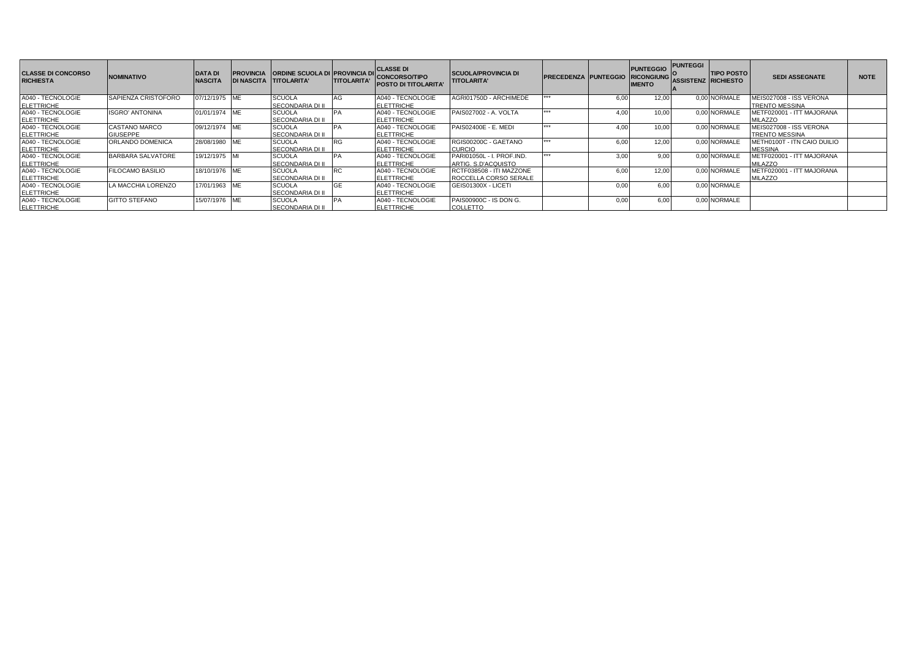| CLASSE DI CONCORSO RICHIESTA | NOMINATIVO | DATA DI NASCITA | PROVINCIA DI NASCITA | ORDINE SCUOLA DI TITOLARITA' | PROVINCIA DI TITOLARITA' | CLASSE DI CONCORSO/TIPO POSTO DI TITOLARITA' | SCUOLA/PROVINCIA DI TITOLARITA' | PRECEDENZA | PUNTEGGIO | PUNTEGGIO RICONGIUNGIMENTO | PUNTEGGIO ASSISTENZA | TIPO POSTO RICHIESTO | SEDI ASSEGNATE | NOTE |
|---|---|---|---|---|---|---|---|---|---|---|---|---|---|---|
| A040 - TECNOLOGIE ELETTRICHE | SAPIENZA CRISTOFORO | 07/12/1975 | ME | SCUOLA SECONDARIA DI II | AG | A040 - TECNOLOGIE ELETTRICHE | AGRI01750D - ARCHIMEDE | *** | 6,00 | 12,00 | 0,00 | NORMALE | MEIS027008 - ISS VERONA TRENTO MESSINA | |
| A040 - TECNOLOGIE ELETTRICHE | ISGRO' ANTONINA | 01/01/1974 | ME | SCUOLA SECONDARIA DI II | PA | A040 - TECNOLOGIE ELETTRICHE | PAIS027002 - A. VOLTA | *** | 4,00 | 10,00 | 0,00 | NORMALE | METF020001 - ITT MAJORANA MILAZZO | |
| A040 - TECNOLOGIE ELETTRICHE | CASTANO MARCO GIUSEPPE | 09/12/1974 | ME | SCUOLA SECONDARIA DI II | PA | A040 - TECNOLOGIE ELETTRICHE | PAIS02400E - E. MEDI | *** | 4,00 | 10,00 | 0,00 | NORMALE | MEIS027008 - ISS VERONA TRENTO MESSINA | |
| A040 - TECNOLOGIE ELETTRICHE | ORLANDO DOMENICA | 28/08/1980 | ME | SCUOLA SECONDARIA DI II | RG | A040 - TECNOLOGIE ELETTRICHE | RGIS00200C - GAETANO CURCIO | *** | 6,00 | 12,00 | 0,00 | NORMALE | METH0100T - ITN CAIO DUILIO MESSINA | |
| A040 - TECNOLOGIE ELETTRICHE | BARBARA SALVATORE | 19/12/1975 | MI | SCUOLA SECONDARIA DI II | PA | A040 - TECNOLOGIE ELETTRICHE | PARI01050L - I. PROF.IND. ARTIG. S.D'ACQUISTO | *** | 3,00 | 9,00 | 0,00 | NORMALE | METF020001 - ITT MAJORANA MILAZZO | |
| A040 - TECNOLOGIE ELETTRICHE | FILOCAMO BASILIO | 18/10/1976 | ME | SCUOLA SECONDARIA DI II | RC | A040 - TECNOLOGIE ELETTRICHE | RCTF038508 - ITI MAZZONE ROCCELLA CORSO SERALE | | 6,00 | 12,00 | 0,00 | NORMALE | METF020001 - ITT MAJORANA MILAZZO | |
| A040 - TECNOLOGIE ELETTRICHE | LA MACCHIA LORENZO | 17/01/1963 | ME | SCUOLA SECONDARIA DI II | GE | A040 - TECNOLOGIE ELETTRICHE | GEIS01300X - LICETI | | 0,00 | 6,00 | 0,00 | NORMALE | | |
| A040 - TECNOLOGIE ELETTRICHE | GITTO STEFANO | 15/07/1976 | ME | SCUOLA SECONDARIA DI II | PA | A040 - TECNOLOGIE ELETTRICHE | PAIS00900C - IS DON G. COLLETTO | | 0,00 | 6,00 | 0,00 | NORMALE | | |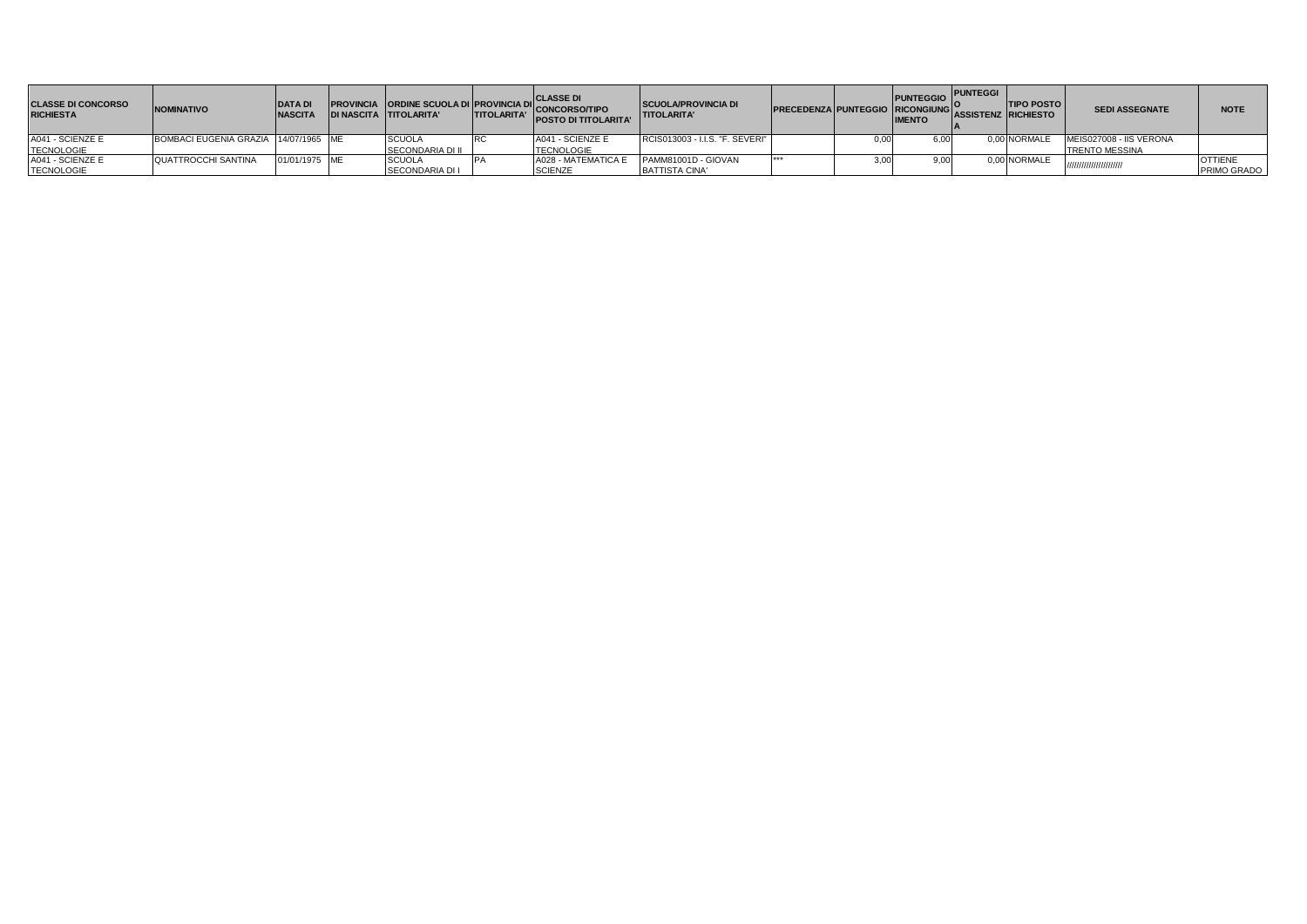| CLASSE DI CONCORSO RICHIESTA | NOMINATIVO | DATA DI NASCITA | PROVINCIA DI NASCITA | ORDINE SCUOLA DI TITOLARITA' | PROVINCIA DI TITOLARITA' | CLASSE DI CONCORSO/TIPO POSTO DI TITOLARITA' | SCUOLA/PROVINCIA DI TITOLARITA' | PRECEDENZA | PUNTEGGIO | PUNTEGGIO RICONGIUNGIMENTO | PUNTEGGIO ASSISTENZA | TIPO POSTO RICHIESTO | SEDI ASSEGNATE | NOTE |
|---|---|---|---|---|---|---|---|---|---|---|---|---|---|---|
| A041 - SCIENZE E TECNOLOGIE | BOMBACI EUGENIA GRAZIA | 14/07/1965 | ME | SCUOLA SECONDARIA DI II | RC | A041 - SCIENZE E TECNOLOGIE | RCIS013003 - I.I.S. "F. SEVERI" | | 0,00 | 6,00 | 0,00 | NORMALE | MEIS027008 - IIS VERONA TRENTO MESSINA | |
| A041 - SCIENZE E TECNOLOGIE | QUATTROCCHI SANTINA | 01/01/1975 | ME | SCUOLA SECONDARIA DI I | PA | A028 - MATEMATICA E SCIENZE | PAMM81001D - GIOVAN BATTISTA CINA' | *** | 3,00 | 9,00 | 0,00 | NORMALE | ////////////////////// | OTTIENE PRIMO GRADO |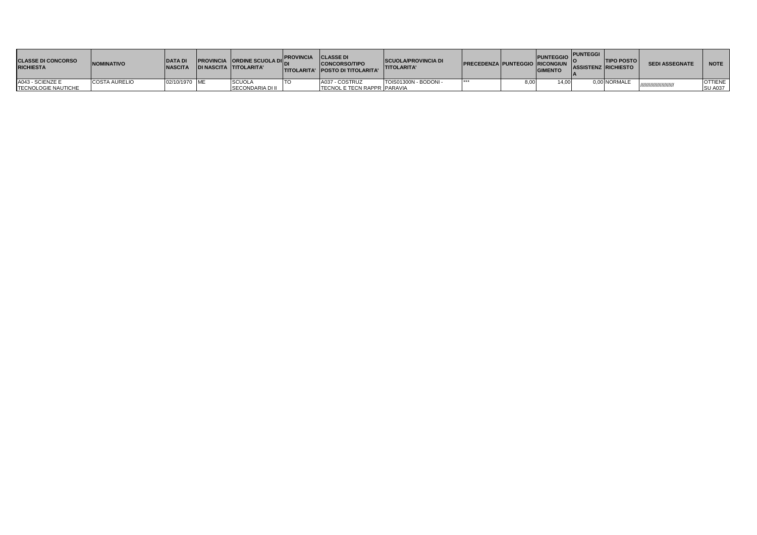| CLASSE DI CONCORSO RICHIESTA | NOMINATIVO | DATA DI NASCITA | PROVINCIA DI NASCITA | ORDINE SCUOLA DI TITOLARITA' | PROVINCIA DI TITOLARITA' | CLASSE DI CONCORSO/TIPO POSTO DI TITOLARITA' | SCUOLA/PROVINCIA DI TITOLARITA' | PRECEDENZA | PUNTEGGIO | PUNTEGGIO RICONGIUNGIMENTO | PUNTEGGIO ASSISTENZA | TIPO POSTO RICHIESTO | SEDI ASSEGNATE | NOTE |
|---|---|---|---|---|---|---|---|---|---|---|---|---|---|---|
| A043 - SCIENZE E TECNOLOGIE NAUTICHE | COSTA AURELIO | 02/10/1970 | ME | SCUOLA SECONDARIA DI II | TO | A037 - COSTRUZ TECNOL E TECN RAPPR | TOIS01300N - BODONI - PARAVIA | *** | 8,00 | 14,00 | 0,00 | NORMALE | ////////////////////// | OTTIENE SU A037 |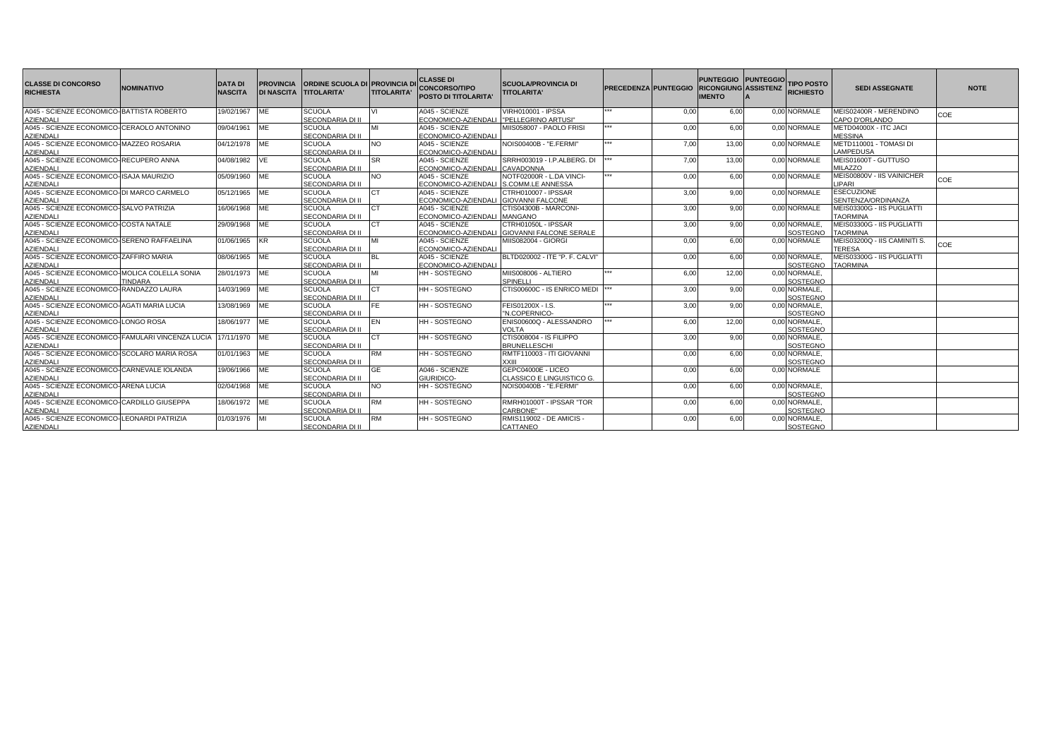| CLASSE DI CONCORSO RICHIESTA | NOMINATIVO | DATA DI NASCITA | PROVINCIA DI NASCITA | ORDINE SCUOLA DI TITOLARITA' | PROVINCIA DI TITOLARITA' | CLASSE DI CONCORSO/TIPO POSTO DI TITOLARITA' | SCUOLA/PROVINCIA DI TITOLARITA' | PRECEDENZA | PUNTEGGIO | PUNTEGGIO RICONGIUNGIMENTO | PUNTEGGIO ASSISTENZA | TIPO POSTO RICHIESTO | SEDI ASSEGNATE | NOTE |
|---|---|---|---|---|---|---|---|---|---|---|---|---|---|---|
| A045 - SCIENZE ECONOMICO-AZIENDALI | BATTISTA ROBERTO | 19/02/1967 | ME | SCUOLA SECONDARIA DI II | VI | A045 - SCIENZE ECONOMICO-AZIENDALI | VIRH010001 - IPSSA "PELLEGRINO ARTUSI" | *** | 0,00 | 6,00 | 0,00 | NORMALE | MEIS02400R - MERENDINO CAPO D'ORLANDO | COE |
| A045 - SCIENZE ECONOMICO-AZIENDALI | CERAOLO ANTONINO | 09/04/1961 | ME | SCUOLA SECONDARIA DI II | MI | A045 - SCIENZE ECONOMICO-AZIENDALI | MIIS058007 - PAOLO FRISI | *** | 0,00 | 6,00 | 0,00 | NORMALE | METD04000X - ITC JACI MESSINA | |
| A045 - SCIENZE ECONOMICO-AZIENDALI | MAZZEO ROSARIA | 04/12/1978 | ME | SCUOLA SECONDARIA DI II | NO | A045 - SCIENZE ECONOMICO-AZIENDALI | NOIS00400B - "E.FERMI" | *** | 7,00 | 13,00 | 0,00 | NORMALE | METD110001 - TOMASI DI LAMPEDUSA | |
| A045 - SCIENZE ECONOMICO-AZIENDALI | RECUPERO ANNA | 04/08/1982 | VE | SCUOLA SECONDARIA DI II | SR | A045 - SCIENZE ECONOMICO-AZIENDALI | SRRH003019 - I.P.ALBERG. DI CAVADONNA | *** | 7,00 | 13,00 | 0,00 | NORMALE | MEIS01600T - GUTTUSO MILAZZO | |
| A045 - SCIENZE ECONOMICO-AZIENDALI | ISAJA MAURIZIO | 05/09/1960 | ME | SCUOLA SECONDARIA DI II | NO | A045 - SCIENZE ECONOMICO-AZIENDALI | NOTF02000R - L.DA VINCI-S.COMM.LE ANNESSA | *** | 0,00 | 6,00 | 0,00 | NORMALE | MEIS00800V - IIS VAINICHER LIPARI | COE |
| A045 - SCIENZE ECONOMICO-AZIENDALI | DI MARCO CARMELO | 05/12/1965 | ME | SCUOLA SECONDARIA DI II | CT | A045 - SCIENZE ECONOMICO-AZIENDALI | CTRH010007 - IPSSAR GIOVANNI FALCONE | | 3,00 | 9,00 | 0,00 | NORMALE | ESECUZIONE SENTENZA/ORDINANZA | |
| A045 - SCIENZE ECONOMICO-AZIENDALI | SALVO PATRIZIA | 16/06/1968 | ME | SCUOLA SECONDARIA DI II | CT | A045 - SCIENZE ECONOMICO-AZIENDALI | CTIS04300B - MARCONI-MANGANO | | 3,00 | 9,00 | 0,00 | NORMALE | MEIS03300G - IIS PUGLIATTI TAORMINA | |
| A045 - SCIENZE ECONOMICO-AZIENDALI | COSTA NATALE | 29/09/1968 | ME | SCUOLA SECONDARIA DI II | CT | A045 - SCIENZE ECONOMICO-AZIENDALI | CTRH01050L - IPSSAR GIOVANNI FALCONE SERALE | | 3,00 | 9,00 | 0,00 | NORMALE, SOSTEGNO | MEIS03300G - IIS PUGLIATTI TAORMINA | |
| A045 - SCIENZE ECONOMICO-AZIENDALI | SERENO RAFFAELINA | 01/06/1965 | KR | SCUOLA SECONDARIA DI II | MI | A045 - SCIENZE ECONOMICO-AZIENDALI | MIIS082004 - GIORGI | | 0,00 | 6,00 | 0,00 | NORMALE | MEIS03200Q - IIS CAMINITI S. TERESA | COE |
| A045 - SCIENZE ECONOMICO-AZIENDALI | ZAFFIRO MARIA | 08/06/1965 | ME | SCUOLA SECONDARIA DI II | BL | A045 - SCIENZE ECONOMICO-AZIENDALI | BLTD020002 - ITE "P. F. CALVI" | | 0,00 | 6,00 | 0,00 | NORMALE, SOSTEGNO | MEIS03300G - IIS PUGLIATTI TAORMINA | |
| A045 - SCIENZE ECONOMICO-AZIENDALI | MOLICA COLELLA SONIA TINDARA | 28/01/1973 | ME | SCUOLA SECONDARIA DI II | MI | HH - SOSTEGNO | MIIS008006 - ALTIERO SPINELLI | *** | 6,00 | 12,00 | 0,00 | NORMALE, SOSTEGNO | | |
| A045 - SCIENZE ECONOMICO-AZIENDALI | RANDAZZO LAURA | 14/03/1969 | ME | SCUOLA SECONDARIA DI II | CT | HH - SOSTEGNO | CTIS00600C - IS ENRICO MEDI | *** | 3,00 | 9,00 | 0,00 | NORMALE, SOSTEGNO | | |
| A045 - SCIENZE ECONOMICO-AZIENDALI | AGATI MARIA LUCIA | 13/08/1969 | ME | SCUOLA SECONDARIA DI II | FE | HH - SOSTEGNO | FEIS01200X - I.S. "N.COPERNICO- | *** | 3,00 | 9,00 | 0,00 | NORMALE, SOSTEGNO | | |
| A045 - SCIENZE ECONOMICO-AZIENDALI | LONGO ROSA | 18/06/1977 | ME | SCUOLA SECONDARIA DI II | EN | HH - SOSTEGNO | ENIS00600Q - ALESSANDRO VOLTA | *** | 6,00 | 12,00 | 0,00 | NORMALE, SOSTEGNO | | |
| A045 - SCIENZE ECONOMICO-AZIENDALI | FAMULARI VINCENZA LUCIA | 17/11/1970 | ME | SCUOLA SECONDARIA DI II | CT | HH - SOSTEGNO | CTIS008004 - IS FILIPPO BRUNELLESCHI | | 3,00 | 9,00 | 0,00 | NORMALE, SOSTEGNO | | |
| A045 - SCIENZE ECONOMICO-AZIENDALI | SCOLARO MARIA ROSA | 01/01/1963 | ME | SCUOLA SECONDARIA DI II | RM | HH - SOSTEGNO | RMTF110003 - ITI GIOVANNI XXIII | | 0,00 | 6,00 | 0,00 | NORMALE, SOSTEGNO | | |
| A045 - SCIENZE ECONOMICO-AZIENDALI | CARNEVALE IOLANDA | 19/06/1966 | ME | SCUOLA SECONDARIA DI II | GE | A046 - SCIENZE GIURIDICO- | GEPC04000E - LICEO CLASSICO E LINGUISTICO G. | | 0,00 | 6,00 | 0,00 | NORMALE | | |
| A045 - SCIENZE ECONOMICO-AZIENDALI | ARENA LUCIA | 02/04/1968 | ME | SCUOLA SECONDARIA DI II | NO | HH - SOSTEGNO | NOIS00400B - "E.FERMI" | | 0,00 | 6,00 | 0,00 | NORMALE, SOSTEGNO | | |
| A045 - SCIENZE ECONOMICO-AZIENDALI | CARDILLO GIUSEPPA | 18/06/1972 | ME | SCUOLA SECONDARIA DI II | RM | HH - SOSTEGNO | RMRH01000T - IPSSAR "TOR CARBONE" | | 0,00 | 6,00 | 0,00 | NORMALE, SOSTEGNO | | |
| A045 - SCIENZE ECONOMICO-AZIENDALI | LEONARDI PATRIZIA | 01/03/1976 | MI | SCUOLA SECONDARIA DI II | RM | HH - SOSTEGNO | RMIS119002 - DE AMICIS - CATTANEO | | 0,00 | 6,00 | 0,00 | NORMALE, SOSTEGNO | | |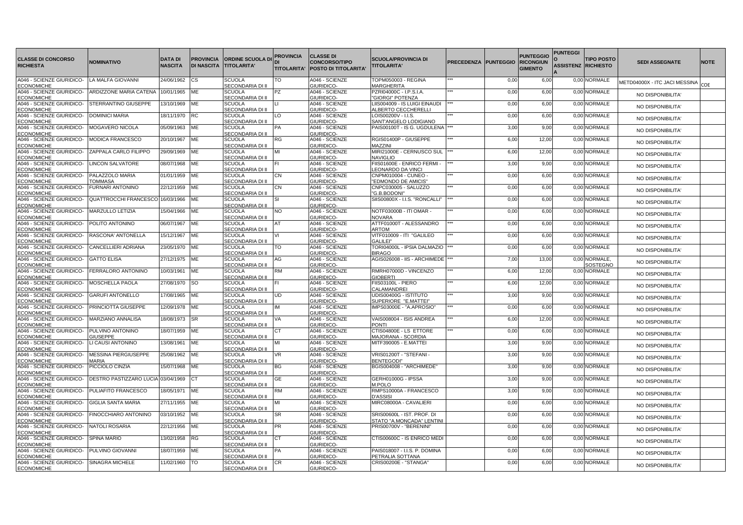| CLASSE DI CONCORSO RICHIESTA | NOMINATIVO | DATA DI NASCITA | PROVINCIA DI NASCITA | ORDINE SCUOLA DI TITOLARITA' | PROVINCIA DI TITOLARITA' | CLASSE DI CONCORSO/TIPO POSTO DI TITOLARITA' | SCUOLA/PROVINCIA DI TITOLARITA' | PRECEDENZA | PUNTEGGIO | PUNTEGGIO RICONGIUNGIMENTO | PUNTEGGIO ASSISTENZA | TIPO POSTO RICHIESTO | SEDI ASSEGNATE | NOTE |
|---|---|---|---|---|---|---|---|---|---|---|---|---|---|---|
| A046 - SCIENZE GIURIDICO-ECONOMICHE | LA MALFA GIOVANNI | 24/06/1962 | CS | SCUOLA SECONDARIA DI II | TO | A046 - SCIENZE GIURIDICO- | TOPM050003 - REGINA MARGHERITA | *** | 0,00 | 6,00 | 0,00 | NORMALE | METD04000X - ITC JACI MESSINA | COE |
| A046 - SCIENZE GIURIDICO-ECONOMICHE | ARDIZZONE MARIA CATENA | 10/01/1965 | ME | SCUOLA SECONDARIA DI II | PZ | A046 - SCIENZE GIURIDICO- | PZRI04000C - I.P.S.I.A. "GIORGI" POTENZA | *** | 0,00 | 6,00 | 0,00 | NORMALE | NO DISPONIBILITA' | |
| A046 - SCIENZE GIURIDICO-ECONOMICHE | STERRANTINO GIUSEPPE | 13/10/1969 | ME | SCUOLA SECONDARIA DI II | LI | A046 - SCIENZE GIURIDICO- | LIIS004009 - IS LUIGI EINAUDI ALBERTO CECCHERELLI | *** | 0,00 | 6,00 | 0,00 | NORMALE | NO DISPONIBILITA' | |
| A046 - SCIENZE GIURIDICO-ECONOMICHE | DOMINICI MARIA | 18/11/1970 | RC | SCUOLA SECONDARIA DI II | LO | A046 - SCIENZE GIURIDICO- | LOIS00200V - I.I.S. SANT'ANGELO LODIGIANO | *** | 0,00 | 6,00 | 0,00 | NORMALE | NO DISPONIBILITA' | |
| A046 - SCIENZE GIURIDICO-ECONOMICHE | MOGAVERO NICOLA | 05/09/1963 | ME | SCUOLA SECONDARIA DI II | PA | A046 - SCIENZE GIURIDICO- | PAIS00100T - IS G. UGDULENA | *** | 3,00 | 9,00 | 0,00 | NORMALE | NO DISPONIBILITA' | |
| A046 - SCIENZE GIURIDICO-ECONOMICHE | MODICA FRANCESCO | 20/10/1967 | ME | SCUOLA SECONDARIA DI II | RG | A046 - SCIENZE GIURIDICO- | RGIS01400P - GIUSEPPE MAZZINI | *** | 6,00 | 12,00 | 0,00 | NORMALE | NO DISPONIBILITA' | |
| A046 - SCIENZE GIURIDICO-ECONOMICHE | ZAPPALA CARLO FILIPPO | 29/09/1969 | ME | SCUOLA SECONDARIA DI II | MI | A046 - SCIENZE GIURIDICO- | MIRI21000E - CERNUSCO SUL NAVIGLIO | *** | 6,00 | 12,00 | 0,00 | NORMALE | NO DISPONIBILITA' | |
| A046 - SCIENZE GIURIDICO-ECONOMICHE | LINCON SALVATORE | 08/07/1968 | ME | SCUOLA SECONDARIA DI II | FI | A046 - SCIENZE GIURIDICO- | FIIS01600E - ENRICO FERMI - LEONARDO DA VINCI | *** | 3,00 | 9,00 | 0,00 | NORMALE | NO DISPONIBILITA' | |
| A046 - SCIENZE GIURIDICO-ECONOMICHE | PALAZZOLO MARIA TOMMASA | 01/01/1959 | ME | SCUOLA SECONDARIA DI II | CN | A046 - SCIENZE GIURIDICO- | CNPM010004 - CUNEO - "EDMONDO DE AMICIS" | *** | 0,00 | 6,00 | 0,00 | NORMALE | NO DISPONIBILITA' | |
| A046 - SCIENZE GIURIDICO-ECONOMICHE | FURNARI ANTONINO | 22/12/1959 | ME | SCUOLA SECONDARIA DI II | CN | A046 - SCIENZE GIURIDICO- | CNPC030005 - SALUZZO "G.B.BODONI" | *** | 0,00 | 6,00 | 0,00 | NORMALE | NO DISPONIBILITA' | |
| A046 - SCIENZE GIURIDICO-ECONOMICHE | QUATTROCCHI FRANCESCO | 16/03/1966 | ME | SCUOLA SECONDARIA DI II | SI | A046 - SCIENZE GIURIDICO- | SIIS00800X - I.I.S. "RONCALLI" | *** | 0,00 | 6,00 | 0,00 | NORMALE | NO DISPONIBILITA' | |
| A046 - SCIENZE GIURIDICO-ECONOMICHE | MARZULLO LETIZIA | 15/04/1966 | ME | SCUOLA SECONDARIA DI II | NO | A046 - SCIENZE GIURIDICO- | NOTF03000B - ITI OMAR - NOVARA | *** | 0,00 | 6,00 | 0,00 | NORMALE | NO DISPONIBILITA' | |
| A046 - SCIENZE GIURIDICO-ECONOMICHE | POLITO ANTONINO | 06/07/1967 | ME | SCUOLA SECONDARIA DI II | AT | A046 - SCIENZE GIURIDICO- | ATTF01000T - ALESSANDRO ARTOM | *** | 0,00 | 6,00 | 0,00 | NORMALE | NO DISPONIBILITA' | |
| A046 - SCIENZE GIURIDICO-ECONOMICHE | RASCONA' ANTONELLA | 15/12/1967 | ME | SCUOLA SECONDARIA DI II | VI | A046 - SCIENZE GIURIDICO- | VITF010009 - ITI "GALILEO GALILEI" | *** | 0,00 | 6,00 | 0,00 | NORMALE | NO DISPONIBILITA' | |
| A046 - SCIENZE GIURIDICO-ECONOMICHE | CANCELLIERI ADRIANA | 23/05/1970 | ME | SCUOLA SECONDARIA DI II | TO | A046 - SCIENZE GIURIDICO- | TORI04000L - IPSIA DALMAZIO BIRAGO | *** | 0,00 | 6,00 | 0,00 | NORMALE | NO DISPONIBILITA' | |
| A046 - SCIENZE GIURIDICO-ECONOMICHE | GATTO ELISA | 27/12/1975 | ME | SCUOLA SECONDARIA DI II | AG | A046 - SCIENZE GIURIDICO- | AGIS026008 - IIS - ARCHIMEDE | *** | 7,00 | 13,00 | 0,00 | NORMALE, SOSTEGNO | NO DISPONIBILITA' | |
| A046 - SCIENZE GIURIDICO-ECONOMICHE | FERRALORO ANTONINO | 10/03/1961 | ME | SCUOLA SECONDARIA DI II | RM | A046 - SCIENZE GIURIDICO- | RMRH07000D - VINCENZO GIOBERTI | *** | 6,00 | 12,00 | 0,00 | NORMALE | NO DISPONIBILITA' | |
| A046 - SCIENZE GIURIDICO-ECONOMICHE | MOSCHELLA PAOLA | 27/08/1970 | SO | SCUOLA SECONDARIA DI II | FI | A046 - SCIENZE GIURIDICO- | FIIS03100L - PIERO CALAMANDREI | *** | 6,00 | 12,00 | 0,00 | NORMALE | NO DISPONIBILITA' | |
| A046 - SCIENZE GIURIDICO-ECONOMICHE | GARUFI ANTONELLO | 17/08/1965 | ME | SCUOLA SECONDARIA DI II | UD | A046 - SCIENZE GIURIDICO- | UDIS00400G - ISTITUTO SUPERIORE "E.MATTEI" | *** | 3,00 | 9,00 | 0,00 | NORMALE | NO DISPONIBILITA' | |
| A046 - SCIENZE GIURIDICO-ECONOMICHE | PRINCIOTTA GIUSEPPE | 12/09/1978 | ME | SCUOLA SECONDARIA DI II | IM | A046 - SCIENZE GIURIDICO- | IMPS03000E - "A.APROSIO" | *** | 0,00 | 6,00 | 0,00 | NORMALE | NO DISPONIBILITA' | |
| A046 - SCIENZE GIURIDICO-ECONOMICHE | MARZIANO ANNALISA | 18/08/1973 | SR | SCUOLA SECONDARIA DI II | VA | A046 - SCIENZE GIURIDICO- | VAIS008004 - ISIS ANDREA PONTI | *** | 6,00 | 12,00 | 0,00 | NORMALE | NO DISPONIBILITA' | |
| A046 - SCIENZE GIURIDICO-ECONOMICHE | PULVINO ANTONINO GIUSEPPE | 18/07/1959 | ME | SCUOLA SECONDARIA DI II | CT | A046 - SCIENZE GIURIDICO- | CTIS04800E - LS ETTORE MAJORANA - SCORDIA | *** | 0,00 | 6,00 | 0,00 | NORMALE | NO DISPONIBILITA' | |
| A046 - SCIENZE GIURIDICO-ECONOMICHE | LI CAUSI ANTONINO | 13/08/1961 | ME | SCUOLA SECONDARIA DI II | MI | A046 - SCIENZE GIURIDICO- | MITF390005 - E.MATTEI | | 3,00 | 9,00 | 0,00 | NORMALE | NO DISPONIBILITA' | |
| A046 - SCIENZE GIURIDICO-ECONOMICHE | MESSINA PIERGIUSEPPE MARIA | 25/08/1962 | ME | SCUOLA SECONDARIA DI II | VR | A046 - SCIENZE GIURIDICO- | VRIS01200T - "STEFANI - BENTEGODI" | | 3,00 | 9,00 | 0,00 | NORMALE | NO DISPONIBILITA' | |
| A046 - SCIENZE GIURIDICO-ECONOMICHE | PICCIOLO CINZIA | 15/07/1968 | ME | SCUOLA SECONDARIA DI II | BG | A046 - SCIENZE GIURIDICO- | BGIS004008 - "ARCHIMEDE" | | 3,00 | 9,00 | 0,00 | NORMALE | NO DISPONIBILITA' | |
| A046 - SCIENZE GIURIDICO-ECONOMICHE | DESTRO PASTIZZARO LUCIA | 03/04/1969 | CT | SCUOLA SECONDARIA DI II | GE | A046 - SCIENZE GIURIDICO- | GERH01000G - IPSSA M.POLO | | 3,00 | 9,00 | 0,00 | NORMALE | NO DISPONIBILITA' | |
| A046 - SCIENZE GIURIDICO-ECONOMICHE | PULIAFITO FRANCESCO | 18/05/1971 | ME | SCUOLA SECONDARIA DI II | RM | A046 - SCIENZE GIURIDICO- | RMPS10000A - FRANCESCO D'ASSISI | | 3,00 | 9,00 | 0,00 | NORMALE | NO DISPONIBILITA' | |
| A046 - SCIENZE GIURIDICO-ECONOMICHE | GIGLIA SANTA MARIA | 27/11/1955 | ME | SCUOLA SECONDARIA DI II | MI | A046 - SCIENZE GIURIDICO- | MIRC08000A - CAVALIERI | | 0,00 | 6,00 | 0,00 | NORMALE | NO DISPONIBILITA' | |
| A046 - SCIENZE GIURIDICO-ECONOMICHE | FINOCCHIARO ANTONINO | 03/10/1952 | ME | SCUOLA SECONDARIA DI II | SR | A046 - SCIENZE GIURIDICO- | SRIS00600L - IST. PROF. DI STATO "A.MONCADA" LENTINI | | 0,00 | 6,00 | 0,00 | NORMALE | NO DISPONIBILITA' | |
| A046 - SCIENZE GIURIDICO-ECONOMICHE | NATOLI ROSARIA | 22/12/1956 | ME | SCUOLA SECONDARIA DI II | PR | A046 - SCIENZE GIURIDICO- | PRIS00700V - "BERENINI" | | 0,00 | 6,00 | 0,00 | NORMALE | NO DISPONIBILITA' | |
| A046 - SCIENZE GIURIDICO-ECONOMICHE | SPINA MARIO | 13/02/1958 | RG | SCUOLA SECONDARIA DI II | CT | A046 - SCIENZE GIURIDICO- | CTIS00600C - IS ENRICO MEDI | | 0,00 | 6,00 | 0,00 | NORMALE | NO DISPONIBILITA' | |
| A046 - SCIENZE GIURIDICO-ECONOMICHE | PULVINO GIOVANNI | 18/07/1959 | ME | SCUOLA SECONDARIA DI II | PA | A046 - SCIENZE GIURIDICO- | PAIS018007 - I.I.S. P. DOMINA PETRALIA SOTTANA | | 0,00 | 6,00 | 0,00 | NORMALE | NO DISPONIBILITA' | |
| A046 - SCIENZE GIURIDICO-ECONOMICHE | SINAGRA MICHELE | 11/02/1960 | TO | SCUOLA SECONDARIA DI II | CR | A046 - SCIENZE GIURIDICO- | CRIS00200E - "STANGA" | | 0,00 | 6,00 | 0,00 | NORMALE | NO DISPONIBILITA' | |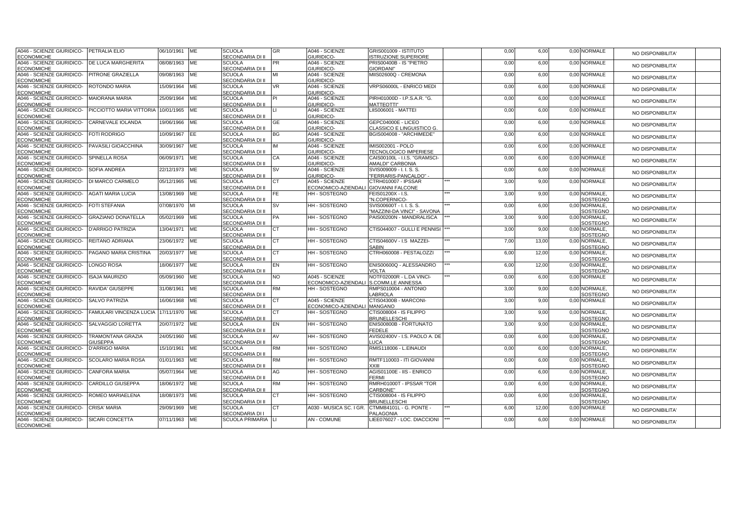| A046 - SCIENZE GIURIDICO-ECONOMICHE | PETRALIA ELIO | 06/10/1961 | ME | SCUOLA SECONDARIA DI II | GR | A046 - SCIENZE GIURIDICO- | GRIS001009 - ISTITUTO ISTRUZIONE SUPERIORE | | 0,00 | 6,00 | 0,00 | NORMALE | NO DISPONIBILITA' | |
|---|---|---|---|---|---|---|---|---|---|---|---|---|---|---|
| A046 - SCIENZE GIURIDICO-ECONOMICHE | DE LUCA MARGHERITA | 08/08/1963 | ME | SCUOLA SECONDARIA DI II | PR | A046 - SCIENZE GIURIDICO- | PRIS00400B - IS "PIETRO GIORDANI" | | 0,00 | 6,00 | 0,00 | NORMALE | NO DISPONIBILITA' | |
| A046 - SCIENZE GIURIDICO-ECONOMICHE | PITRONE GRAZIELLA | 09/08/1963 | ME | SCUOLA SECONDARIA DI II | MI | A046 - SCIENZE GIURIDICO- | MIIS02600Q - CREMONA | | 0,00 | 6,00 | 0,00 | NORMALE | NO DISPONIBILITA' | |
| A046 - SCIENZE GIURIDICO-ECONOMICHE | ROTONDO MARIA | 15/09/1964 | ME | SCUOLA SECONDARIA DI II | VR | A046 - SCIENZE GIURIDICO- | VRPS06000L - ENRICO MEDI | | 0,00 | 6,00 | 0,00 | NORMALE | NO DISPONIBILITA' | |
| A046 - SCIENZE GIURIDICO-ECONOMICHE | MAIORANA MARIA | 25/09/1964 | ME | SCUOLA SECONDARIA DI II | PI | A046 - SCIENZE GIURIDICO- | PIRH01000D - I.P.S.A.R. "G. MATTEOTTI" | | 0,00 | 6,00 | 0,00 | NORMALE | NO DISPONIBILITA' | |
| A046 - SCIENZE GIURIDICO-ECONOMICHE | PICCIOTTO MARIA VITTORIA | 10/01/1965 | ME | SCUOLA SECONDARIA DI II | LI | A046 - SCIENZE GIURIDICO- | LIIS006001 - MATTEI | | 0,00 | 6,00 | 0,00 | NORMALE | NO DISPONIBILITA' | |
| A046 - SCIENZE GIURIDICO-ECONOMICHE | CARNEVALE IOLANDA | 19/06/1966 | ME | SCUOLA SECONDARIA DI II | GE | A046 - SCIENZE GIURIDICO- | GEPC04000E - LICEO CLASSICO E LINGUISTICO G. | | 0,00 | 6,00 | 0,00 | NORMALE | NO DISPONIBILITA' | |
| A046 - SCIENZE GIURIDICO-ECONOMICHE | FOTI RODRIGO | 10/09/1967 | EE | SCUOLA SECONDARIA DI II | BG | A046 - SCIENZE GIURIDICO- | BGIS004008 - "ARCHIMEDE" | | 0,00 | 6,00 | 0,00 | NORMALE | NO DISPONIBILITA' | |
| A046 - SCIENZE GIURIDICO-ECONOMICHE | PAVASILI GIOACCHINA | 30/09/1967 | ME | SCUOLA SECONDARIA DI II | IM | A046 - SCIENZE GIURIDICO- | IMIS002001 - POLO TECNOLOGICO IMPERIESE | | 0,00 | 6,00 | 0,00 | NORMALE | NO DISPONIBILITA' | |
| A046 - SCIENZE GIURIDICO-ECONOMICHE | SPINELLA ROSA | 06/09/1971 | ME | SCUOLA SECONDARIA DI II | CA | A046 - SCIENZE GIURIDICO- | CAIS00100L - I.I.S. "GRAMSCI-AMALDI" CARBONIA | | 0,00 | 6,00 | 0,00 | NORMALE | NO DISPONIBILITA' | |
| A046 - SCIENZE GIURIDICO-ECONOMICHE | SOFIA ANDREA | 22/12/1973 | ME | SCUOLA SECONDARIA DI II | SV | A046 - SCIENZE GIURIDICO- | SVIS009009 - I. I. S. S. "FERRARIS-PANCALDO" - | | 0,00 | 6,00 | 0,00 | NORMALE | NO DISPONIBILITA' | |
| A046 - SCIENZE GIURIDICO-ECONOMICHE | DI MARCO CARMELO | 05/12/1965 | ME | SCUOLA SECONDARIA DI II | CT | A045 - SCIENZE ECONOMICO-AZIENDALI | CTRH010007 - IPSSAR GIOVANNI FALCONE | *** | 3,00 | 9,00 | 0,00 | NORMALE | NO DISPONIBILITA' | |
| A046 - SCIENZE GIURIDICO-ECONOMICHE | AGATI MARIA LUCIA | 13/08/1969 | ME | SCUOLA SECONDARIA DI II | FE | HH - SOSTEGNO | FEIS01200X - I.S. "N.COPERNICO- | *** | 3,00 | 9,00 | 0,00 | NORMALE, SOSTEGNO | NO DISPONIBILITA' | |
| A046 - SCIENZE GIURIDICO-ECONOMICHE | FOTI STEFANIA | 07/08/1970 | MI | SCUOLA SECONDARIA DI II | SV | HH - SOSTEGNO | SVIS00600T - I. I. S. S. "MAZZINI-DA VINCI" - SAVONA | *** | 0,00 | 6,00 | 0,00 | NORMALE, SOSTEGNO | NO DISPONIBILITA' | |
| A046 - SCIENZE GIURIDICO-ECONOMICHE | GRAZIANO DONATELLA | 05/02/1969 | ME | SCUOLA SECONDARIA DI II | PA | HH - SOSTEGNO | PAIS00200N - MANDRALISCA | *** | 3,00 | 9,00 | 0,00 | NORMALE, SOSTEGNO | NO DISPONIBILITA' | |
| A046 - SCIENZE GIURIDICO-ECONOMICHE | D'ARRIGO PATRIZIA | 13/04/1971 | ME | SCUOLA SECONDARIA DI II | CT | HH - SOSTEGNO | CTIS044007 - GULLI E PENNISI | *** | 3,00 | 9,00 | 0,00 | NORMALE, SOSTEGNO | NO DISPONIBILITA' | |
| A046 - SCIENZE GIURIDICO-ECONOMICHE | REITANO ADRIANA | 23/06/1972 | ME | SCUOLA SECONDARIA DI II | CT | HH - SOSTEGNO | CTIS04600V - I.S MAZZEI-SABIN | *** | 7,00 | 13,00 | 0,00 | NORMALE, SOSTEGNO | NO DISPONIBILITA' | |
| A046 - SCIENZE GIURIDICO-ECONOMICHE | PAGANO MARIA CRISTINA | 20/03/1977 | ME | SCUOLA SECONDARIA DI II | CT | HH - SOSTEGNO | CTRH060008 - PESTALOZZI | *** | 6,00 | 12,00 | 0,00 | NORMALE, SOSTEGNO | NO DISPONIBILITA' | |
| A046 - SCIENZE GIURIDICO-ECONOMICHE | LONGO ROSA | 18/06/1977 | ME | SCUOLA SECONDARIA DI II | EN | HH - SOSTEGNO | ENIS00600Q - ALESSANDRO VOLTA | *** | 6,00 | 12,00 | 0,00 | NORMALE, SOSTEGNO | NO DISPONIBILITA' | |
| A046 - SCIENZE GIURIDICO-ECONOMICHE | ISAJA MAURIZIO | 05/09/1960 | ME | SCUOLA SECONDARIA DI II | NO | A045 - SCIENZE ECONOMICO-AZIENDALI | NOTF02000R - L.DA VINCI-S.COMM.LE ANNESSA | *** | 0,00 | 6,00 | 0,00 | NORMALE | NO DISPONIBILITA' | |
| A046 - SCIENZE GIURIDICO-ECONOMICHE | RAVIDA' GIUSEPPE | 31/08/1961 | ME | SCUOLA SECONDARIA DI II | RM | HH - SOSTEGNO | RMPS010004 - ANTONIO LABRIOLA | | 3,00 | 9,00 | 0,00 | NORMALE, SOSTEGNO | NO DISPONIBILITA' | |
| A046 - SCIENZE GIURIDICO-ECONOMICHE | SALVO PATRIZIA | 16/06/1968 | ME | SCUOLA SECONDARIA DI II | CT | A045 - SCIENZE ECONOMICO-AZIENDALI | CTIS04300B - MARCONI-MANGANO | | 3,00 | 9,00 | 0,00 | NORMALE | NO DISPONIBILITA' | |
| A046 - SCIENZE GIURIDICO-ECONOMICHE | FAMULARI VINCENZA LUCIA | 17/11/1970 | ME | SCUOLA SECONDARIA DI II | CT | HH - SOSTEGNO | CTIS008004 - IS FILIPPO BRUNELLESCHI | | 3,00 | 9,00 | 0,00 | NORMALE, SOSTEGNO | NO DISPONIBILITA' | |
| A046 - SCIENZE GIURIDICO-ECONOMICHE | SALVAGGIO LORETTA | 20/07/1972 | ME | SCUOLA SECONDARIA DI II | EN | HH - SOSTEGNO | ENIS00800B - FORTUNATO FEDELE | | 3,00 | 9,00 | 0,00 | NORMALE, SOSTEGNO | NO DISPONIBILITA' | |
| A046 - SCIENZE GIURIDICO-ECONOMICHE | TRAMONTANA GRAZIA GIUSEPPA | 24/05/1960 | ME | SCUOLA SECONDARIA DI II | AV | HH - SOSTEGNO | AVIS02400V - I.S. PAOLO A. DE LUCA | | 0,00 | 6,00 | 0,00 | NORMALE, SOSTEGNO | NO DISPONIBILITA' | |
| A046 - SCIENZE GIURIDICO-ECONOMICHE | D'ARRIGO MARIA | 15/10/1961 | ME | SCUOLA SECONDARIA DI II | RM | HH - SOSTEGNO | RMIS118006 - L.EINAUDI | | 0,00 | 6,00 | 0,00 | NORMALE, SOSTEGNO | NO DISPONIBILITA' | |
| A046 - SCIENZE GIURIDICO-ECONOMICHE | SCOLARO MARIA ROSA | 01/01/1963 | ME | SCUOLA SECONDARIA DI II | RM | HH - SOSTEGNO | RMTF110003 - ITI GIOVANNI XXIII | | 0,00 | 6,00 | 0,00 | NORMALE, SOSTEGNO | NO DISPONIBILITA' | |
| A046 - SCIENZE GIURIDICO-ECONOMICHE | CANFORA MARIA | 05/07/1964 | ME | SCUOLA SECONDARIA DI II | AG | HH - SOSTEGNO | AGIS01100E - IIS - ENRICO FERMI | | 0,00 | 6,00 | 0,00 | NORMALE, SOSTEGNO | NO DISPONIBILITA' | |
| A046 - SCIENZE GIURIDICO-ECONOMICHE | CARDILLO GIUSEPPA | 18/06/1972 | ME | SCUOLA SECONDARIA DI II | RM | HH - SOSTEGNO | RMRH01000T - IPSSAR "TOR CARBONE" | | 0,00 | 6,00 | 0,00 | NORMALE, SOSTEGNO | NO DISPONIBILITA' | |
| A046 - SCIENZE GIURIDICO-ECONOMICHE | ROMEO MARIAELENA | 18/08/1973 | ME | SCUOLA SECONDARIA DI II | CT | HH - SOSTEGNO | CTIS008004 - IS FILIPPO BRUNELLESCHI | | 0,00 | 6,00 | 0,00 | NORMALE, SOSTEGNO | NO DISPONIBILITA' | |
| A046 - SCIENZE GIURIDICO-ECONOMICHE | CRISA' MARIA | 29/09/1969 | ME | SCUOLA SECONDARIA DI I | CT | A030 - MUSICA SC. I GR. | CTMM84101L - G. PONTE - PALAGONIA | *** | 6,00 | 12,00 | 0,00 | NORMALE | NO DISPONIBILITA' | |
| A046 - SCIENZE GIURIDICO-ECONOMICHE | SICARI CONCETTA | 07/11/1963 | ME | SCUOLA PRIMARIA | LI | AN - COMUNE | LIEE076027 - LOC. DIACCIONI | *** | 0,00 | 6,00 | 0,00 | NORMALE | NO DISPONIBILITA' | |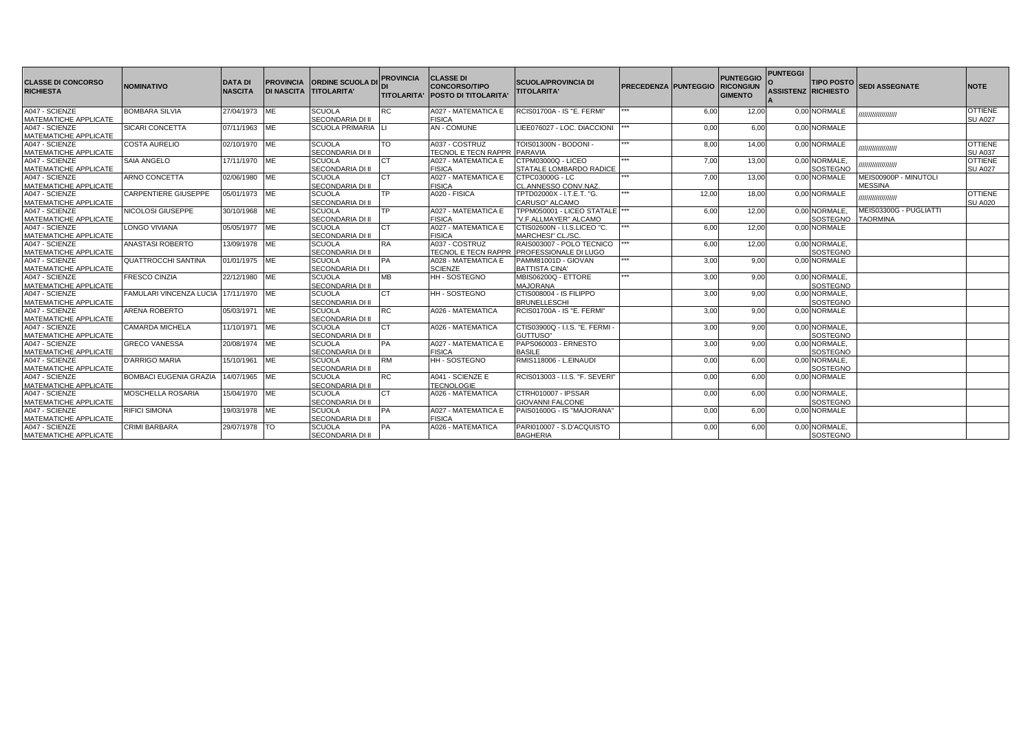| CLASSE DI CONCORSO RICHIESTA | NOMINATIVO | DATA DI NASCITA | PROVINCIA DI NASCITA | ORDINE SCUOLA DI TITOLARITA' | PROVINCIA DI TITOLARITA' | CLASSE DI CONCORSO/TIPO POSTO DI TITOLARITA' | SCUOLA/PROVINCIA DI TITOLARITA' | PRECEDENZA | PUNTEGGIO | PUNTEGGIO RICONGIUNGIMENTO | PUNTEGGIO ASSISTENZA | TIPO POSTO RICHIESTO | SEDI ASSEGNATE | NOTE |
|---|---|---|---|---|---|---|---|---|---|---|---|---|---|---|
| A047 - SCIENZE MATEMATICHE APPLICATE | BOMBARA SILVIA | 27/04/1973 | ME | SCUOLA SECONDARIA DI II | RC | A027 - MATEMATICA E FISICA | RCIS01700A - IS "E. FERMI" | *** | 6,00 | 12,00 | 0,00 | NORMALE | ////////////////// | OTTIENE SU A027 |
| A047 - SCIENZE MATEMATICHE APPLICATE | SICARI CONCETTA | 07/11/1963 | ME | SCUOLA PRIMARIA | LI | AN - COMUNE | LIEE076027 - LOC. DIACCIONI | *** | 0,00 | 6,00 | 0,00 | NORMALE | | |
| A047 - SCIENZE MATEMATICHE APPLICATE | COSTA AURELIO | 02/10/1970 | ME | SCUOLA SECONDARIA DI II | TO | A037 - COSTRUZ TECNOL E TECN RAPPR | TOIS01300N - BODONI - PARAVIA | *** | 8,00 | 14,00 | 0,00 | NORMALE | ////////////////// | OTTIENE SU A037 |
| A047 - SCIENZE MATEMATICHE APPLICATE | SAIA ANGELO | 17/11/1970 | ME | SCUOLA SECONDARIA DI II | CT | A027 - MATEMATICA E FISICA | CTPM03000Q - LICEO STATALE LOMBARDO RADICE | *** | 7,00 | 13,00 | 0,00 | NORMALE, SOSTEGNO | ////////////////// | OTTIENE SU A027 |
| A047 - SCIENZE MATEMATICHE APPLICATE | ARNO CONCETTA | 02/06/1980 | ME | SCUOLA SECONDARIA DI II | CT | A027 - MATEMATICA E FISICA | CTPC03000G - LC CL.ANNESSO CONV.NAZ. | *** | 7,00 | 13,00 | 0,00 | NORMALE | MEIS00900P - MINUTOLI MESSINA | |
| A047 - SCIENZE MATEMATICHE APPLICATE | CARPENTIERE GIUSEPPE | 05/01/1973 | ME | SCUOLA SECONDARIA DI II | TP | A020 - FISICA | TPTD02000X - I.T.E.T. "G. CARUSO" ALCAMO | *** | 12,00 | 18,00 | 0,00 | NORMALE | ////////////////// | OTTIENE SU A020 |
| A047 - SCIENZE MATEMATICHE APPLICATE | NICOLOSI GIUSEPPE | 30/10/1968 | ME | SCUOLA SECONDARIA DI II | TP | A027 - MATEMATICA E FISICA | TPPM050001 - LICEO STATALE "V.F.ALLMAYER" ALCAMO | *** | 6,00 | 12,00 | 0,00 | NORMALE, SOSTEGNO | MEIS03300G - PUGLIATTI TAORMINA | |
| A047 - SCIENZE MATEMATICHE APPLICATE | LONGO VIVIANA | 05/05/1977 | ME | SCUOLA SECONDARIA DI II | CT | A027 - MATEMATICA E FISICA | CTIS02600N - I.I.S.LICEO "C. MARCHESI" CL./SC. | *** | 6,00 | 12,00 | 0,00 | NORMALE | | |
| A047 - SCIENZE MATEMATICHE APPLICATE | ANASTASI ROBERTO | 13/09/1978 | ME | SCUOLA SECONDARIA DI II | RA | A037 - COSTRUZ TECNOL E TECN RAPPR | RAIS003007 - POLO TECNICO PROFESSIONALE DI LUGO | *** | 6,00 | 12,00 | 0,00 | NORMALE, SOSTEGNO | | |
| A047 - SCIENZE MATEMATICHE APPLICATE | QUATTROCCHI SANTINA | 01/01/1975 | ME | SCUOLA SECONDARIA DI I | PA | A028 - MATEMATICA E SCIENZE | PAMM81001D - GIOVAN BATTISTA CINA' | *** | 3,00 | 9,00 | 0,00 | NORMALE | | |
| A047 - SCIENZE MATEMATICHE APPLICATE | FRESCO CINZIA | 22/12/1980 | ME | SCUOLA SECONDARIA DI II | MB | HH - SOSTEGNO | MBIS06200Q - ETTORE MAJORANA | *** | 3,00 | 9,00 | 0,00 | NORMALE, SOSTEGNO | | |
| A047 - SCIENZE MATEMATICHE APPLICATE | FAMULARI VINCENZA LUCIA | 17/11/1970 | ME | SCUOLA SECONDARIA DI II | CT | HH - SOSTEGNO | CTIS008004 - IS FILIPPO BRUNELLESCHI | | 3,00 | 9,00 | 0,00 | NORMALE, SOSTEGNO | | |
| A047 - SCIENZE MATEMATICHE APPLICATE | ARENA ROBERTO | 05/03/1971 | ME | SCUOLA SECONDARIA DI II | RC | A026 - MATEMATICA | RCIS01700A - IS "E. FERMI" | | 3,00 | 9,00 | 0,00 | NORMALE | | |
| A047 - SCIENZE MATEMATICHE APPLICATE | CAMARDA MICHELA | 11/10/1971 | ME | SCUOLA SECONDARIA DI II | CT | A026 - MATEMATICA | CTIS03900Q - I.I.S. "E. FERMI - GUTTUSO" | | 3,00 | 9,00 | 0,00 | NORMALE, SOSTEGNO | | |
| A047 - SCIENZE MATEMATICHE APPLICATE | GRECO VANESSA | 20/08/1974 | ME | SCUOLA SECONDARIA DI II | PA | A027 - MATEMATICA E FISICA | PAPS060003 - ERNESTO BASILE | | 3,00 | 9,00 | 0,00 | NORMALE, SOSTEGNO | | |
| A047 - SCIENZE MATEMATICHE APPLICATE | D'ARRIGO MARIA | 15/10/1961 | ME | SCUOLA SECONDARIA DI II | RM | HH - SOSTEGNO | RMIS118006 - L.EINAUDI | | 0,00 | 6,00 | 0,00 | NORMALE, SOSTEGNO | | |
| A047 - SCIENZE MATEMATICHE APPLICATE | BOMBACI EUGENIA GRAZIA | 14/07/1965 | ME | SCUOLA SECONDARIA DI II | RC | A041 - SCIENZE E TECNOLOGIE | RCIS013003 - I.I.S. "F. SEVERI" | | 0,00 | 6,00 | 0,00 | NORMALE | | |
| A047 - SCIENZE MATEMATICHE APPLICATE | MOSCHELLA ROSARIA | 15/04/1970 | ME | SCUOLA SECONDARIA DI II | CT | A026 - MATEMATICA | CTRH010007 - IPSSAR GIOVANNI FALCONE | | 0,00 | 6,00 | 0,00 | NORMALE, SOSTEGNO | | |
| A047 - SCIENZE MATEMATICHE APPLICATE | RIFICI SIMONA | 19/03/1978 | ME | SCUOLA SECONDARIA DI II | PA | A027 - MATEMATICA E FISICA | PAIS01600G - IS "MAJORANA" | | 0,00 | 6,00 | 0,00 | NORMALE | | |
| A047 - SCIENZE MATEMATICHE APPLICATE | CRIMI BARBARA | 29/07/1978 | TO | SCUOLA SECONDARIA DI II | PA | A026 - MATEMATICA | PARI010007 - S.D'ACQUISTO BAGHERIA | | 0,00 | 6,00 | 0,00 | NORMALE, SOSTEGNO | | |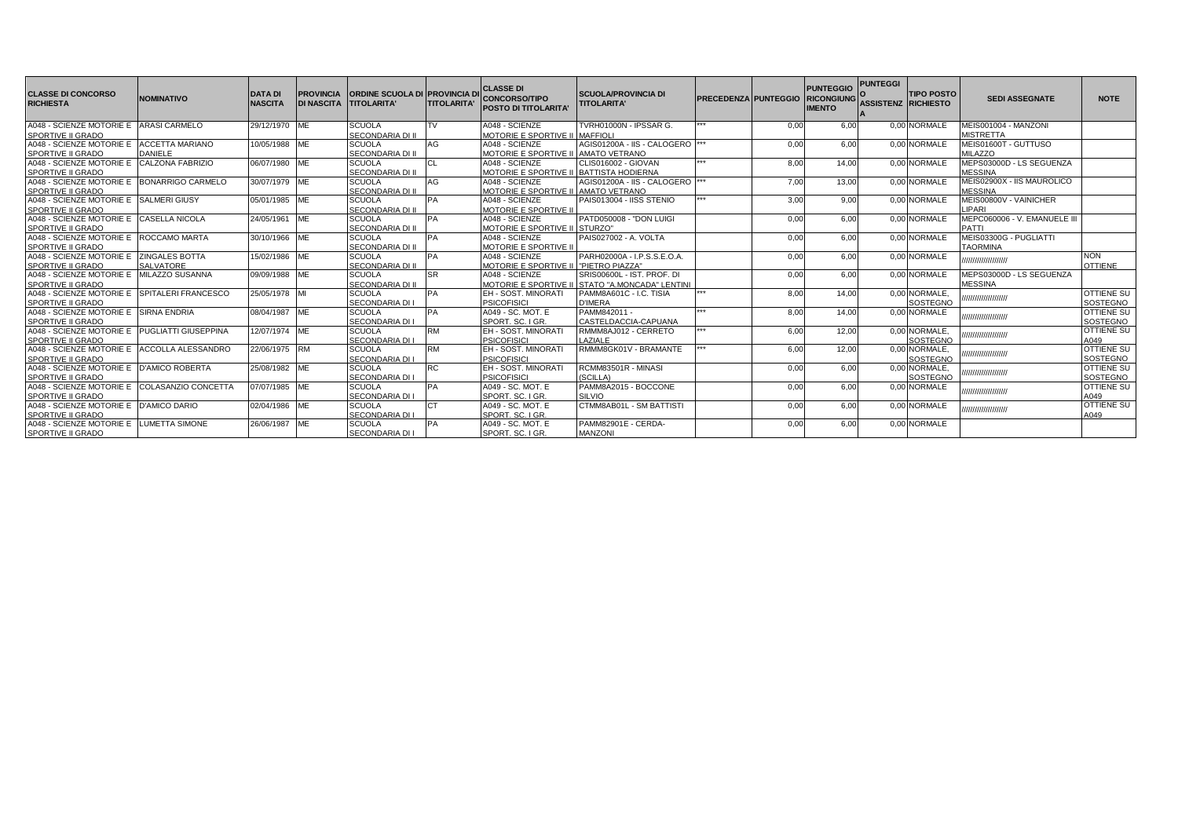| CLASSE DI CONCORSO RICHIESTA | NOMINATIVO | DATA DI NASCITA | PROVINCIA DI NASCITA | ORDINE SCUOLA DI TITOLARITA' | PROVINCIA DI TITOLARITA' | CLASSE DI CONCORSO/TIPO POSTO DI TITOLARITA' | SCUOLA/PROVINCIA DI TITOLARITA' | PRECEDENZA | PUNTEGGIO | PUNTEGGIO RICONGIUNGIMENTO | PUNTEGGIO ASSISTENZA | TIPO POSTO RICHIESTO | SEDI ASSEGNATE | NOTE |
|---|---|---|---|---|---|---|---|---|---|---|---|---|---|---|
| A048 - SCIENZE MOTORIE E SPORTIVE II GRADO | ARASI CARMELO | 29/12/1970 | ME | SCUOLA SECONDARIA DI II | TV | A048 - SCIENZE MOTORIE E SPORTIVE II | TVRH01000N - IPSSAR G. MAFFIOLI | *** | 0,00 | 6,00 | 0,00 | NORMALE | MEIS001004 - MANZONI MISTRETTA | |
| A048 - SCIENZE MOTORIE E SPORTIVE II GRADO | ACCETTA MARIANO DANIELE | 10/05/1988 | ME | SCUOLA SECONDARIA DI II | AG | A048 - SCIENZE MOTORIE E SPORTIVE II | AGIS01200A - IIS - CALOGERO AMATO VETRANO | *** | 0,00 | 6,00 | 0,00 | NORMALE | MEIS01600T - GUTTUSO MILAZZO | |
| A048 - SCIENZE MOTORIE E SPORTIVE II GRADO | CALZONA FABRIZIO | 06/07/1980 | ME | SCUOLA SECONDARIA DI II | CL | A048 - SCIENZE MOTORIE E SPORTIVE II | CLIS016002 - GIOVAN BATTISTA HODIERNA | *** | 8,00 | 14,00 | 0,00 | NORMALE | MEPS03000D - LS SEGUENZA MESSINA | |
| A048 - SCIENZE MOTORIE E SPORTIVE II GRADO | BONARRIGO CARMELO | 30/07/1979 | ME | SCUOLA SECONDARIA DI II | AG | A048 - SCIENZE MOTORIE E SPORTIVE II | AGIS01200A - IIS - CALOGERO AMATO VETRANO | *** | 7,00 | 13,00 | 0,00 | NORMALE | MEIS02900X - IIS MAUROLICO MESSINA | |
| A048 - SCIENZE MOTORIE E SPORTIVE II GRADO | SALMERI GIUSY | 05/01/1985 | ME | SCUOLA SECONDARIA DI II | PA | A048 - SCIENZE MOTORIE E SPORTIVE II | PAIS013004 - IISS STENIO | *** | 3,00 | 9,00 | 0,00 | NORMALE | MEIS00800V - VAINICHER LIPARI | |
| A048 - SCIENZE MOTORIE E SPORTIVE II GRADO | CASELLA NICOLA | 24/05/1961 | ME | SCUOLA SECONDARIA DI II | PA | A048 - SCIENZE MOTORIE E SPORTIVE II | PATD050008 - "DON LUIGI STURZO" | | 0,00 | 6,00 | 0,00 | NORMALE | MEPC060006 - V. EMANUELE III PATTI | |
| A048 - SCIENZE MOTORIE E SPORTIVE II GRADO | ROCCAMO MARTA | 30/10/1966 | ME | SCUOLA SECONDARIA DI II | PA | A048 - SCIENZE MOTORIE E SPORTIVE II | PAIS027002 - A. VOLTA | | 0,00 | 6,00 | 0,00 | NORMALE | MEIS03300G - PUGLIATTI TAORMINA | |
| A048 - SCIENZE MOTORIE E SPORTIVE II GRADO | ZINGALES BOTTA SALVATORE | 15/02/1986 | ME | SCUOLA SECONDARIA DI II | PA | A048 - SCIENZE MOTORIE E SPORTIVE II | PARH02000A - I.P.S.S.E.O.A. "PIETRO PIAZZA" | | 0,00 | 6,00 | 0,00 | NORMALE | ////////////////// | NON OTTIENE |
| A048 - SCIENZE MOTORIE E SPORTIVE II GRADO | MILAZZO SUSANNA | 09/09/1988 | ME | SCUOLA SECONDARIA DI II | SR | A048 - SCIENZE MOTORIE E SPORTIVE II | SRIS00600L - IST. PROF. DI STATO "A.MONCADA" LENTINI | | 0,00 | 6,00 | 0,00 | NORMALE | MEPS03000D - LS SEGUENZA MESSINA | |
| A048 - SCIENZE MOTORIE E SPORTIVE II GRADO | SPITALERI FRANCESCO | 25/05/1978 | MI | SCUOLA SECONDARIA DI I | PA | EH - SOST. MINORATI PSICOFISICI | PAMM8A601C - I.C. TISIA D'IMERA | *** | 8,00 | 14,00 | 0,00 | NORMALE, SOSTEGNO | ////////////////// | OTTIENE SU SOSTEGNO |
| A048 - SCIENZE MOTORIE E SPORTIVE II GRADO | SIRNA ENDRIA | 08/04/1987 | ME | SCUOLA SECONDARIA DI I | PA | A049 - SC. MOT. E SPORT. SC. I GR. | PAMM842011 - CASTELDACCIA-CAPUANA | *** | 8,00 | 14,00 | 0,00 | NORMALE | ////////////////// | OTTIENE SU SOSTEGNO |
| A048 - SCIENZE MOTORIE E SPORTIVE II GRADO | PUGLIATTI GIUSEPPINA | 12/07/1974 | ME | SCUOLA SECONDARIA DI I | RM | EH - SOST. MINORATI PSICOFISICI | RMMM8AJ012 - CERRETO LAZIALE | *** | 6,00 | 12,00 | 0,00 | NORMALE, SOSTEGNO | ////////////////// | OTTIENE SU A049 |
| A048 - SCIENZE MOTORIE E SPORTIVE II GRADO | ACCOLLA ALESSANDRO | 22/06/1975 | RM | SCUOLA SECONDARIA DI I | RM | EH - SOST. MINORATI PSICOFISICI | RMMM8GK01V - BRAMANTE | *** | 6,00 | 12,00 | 0,00 | NORMALE, SOSTEGNO | ////////////////// | OTTIENE SU SOSTEGNO |
| A048 - SCIENZE MOTORIE E SPORTIVE II GRADO | D'AMICO ROBERTA | 25/08/1982 | ME | SCUOLA SECONDARIA DI I | RC | EH - SOST. MINORATI PSICOFISICI | RCMM83501R - MINASI (SCILLA) | | 0,00 | 6,00 | 0,00 | NORMALE, SOSTEGNO | ////////////////// | OTTIENE SU SOSTEGNO |
| A048 - SCIENZE MOTORIE E SPORTIVE II GRADO | COLASANZIO CONCETTA | 07/07/1985 | ME | SCUOLA SECONDARIA DI I | PA | A049 - SC. MOT. E SPORT. SC. I GR. | PAMM8A2015 - BOCCONE SILVIO | | 0,00 | 6,00 | 0,00 | NORMALE | ////////////////// | OTTIENE SU A049 |
| A048 - SCIENZE MOTORIE E SPORTIVE II GRADO | D'AMICO DARIO | 02/04/1986 | ME | SCUOLA SECONDARIA DI I | CT | A049 - SC. MOT. E SPORT. SC. I GR. | CTMM8AB01L - SM BATTISTI | | 0,00 | 6,00 | 0,00 | NORMALE | ////////////////// | OTTIENE SU A049 |
| A048 - SCIENZE MOTORIE E SPORTIVE II GRADO | LUMETTA SIMONE | 26/06/1987 | ME | SCUOLA SECONDARIA DI I | PA | A049 - SC. MOT. E SPORT. SC. I GR. | PAMM82901E - CERDA-MANZONI | | 0,00 | 6,00 | 0,00 | NORMALE | | |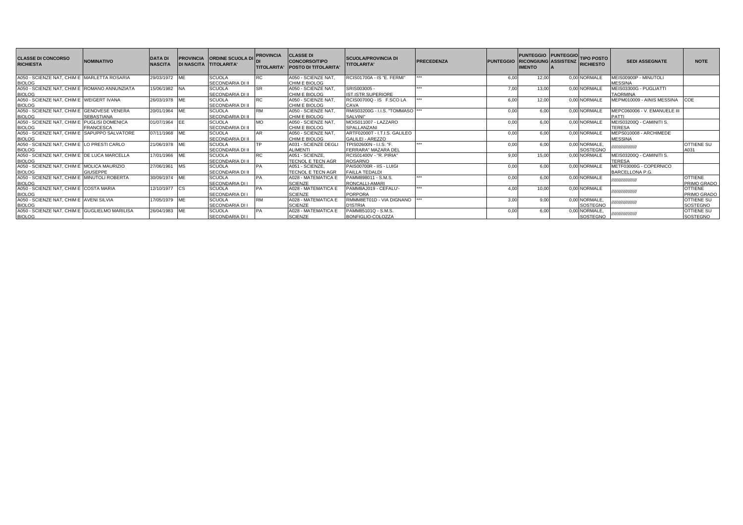| CLASSE DI CONCORSO RICHIESTA | NOMINATIVO | DATA DI NASCITA | PROVINCIA DI NASCITA | ORDINE SCUOLA DI TITOLARITA' | PROVINCIA DI TITOLARITA' | CLASSE DI CONCORSO/TIPO POSTO DI TITOLARITA' | SCUOLA/PROVINCIA DI TITOLARITA' | PRECEDENZA | PUNTEGGIO | PUNTEGGIO RICONGIUNGIMENTO | PUNTEGGIO ASSISTENZA | TIPO POSTO RICHIESTO | SEDI ASSEGNATE | NOTE |
|---|---|---|---|---|---|---|---|---|---|---|---|---|---|---|
| A050 - SCIENZE NAT, CHIM E BIOLOG | MARLETTA ROSARIA | 29/03/1972 | ME | SCUOLA SECONDARIA DI II | RC | A050 - SCIENZE NAT, CHIM E BIOLOG | RCIS01700A - IS "E. FERMI" | *** | 6,00 | 12,00 | 0,00 | NORMALE | MEIS00900P - MINUTOLI MESSINA | |
| A050 - SCIENZE NAT, CHIM E BIOLOG | ROMANO ANNUNZIATA | 15/06/1982 | NA | SCUOLA SECONDARIA DI II | SR | A050 - SCIENZE NAT, CHIM E BIOLOG | SRIS003005 - IST.ISTR.SUPERIORE | *** | 7,00 | 13,00 | 0,00 | NORMALE | MEIS03300G - PUGLIATTI TAORMINA | |
| A050 - SCIENZE NAT, CHIM E BIOLOG | WEIGERT IVANA | 26/03/1978 | ME | SCUOLA SECONDARIA DI II | RC | A050 - SCIENZE NAT, CHIM E BIOLOG | RCIS00700Q - IS F.SCO LA CAVA | *** | 6,00 | 12,00 | 0,00 | NORMALE | MEPM010009 - AINIS MESSINA | COE |
| A050 - SCIENZE NAT, CHIM E BIOLOG | GENOVESE VENERA SEBASTIANA | 20/01/1964 | ME | SCUOLA SECONDARIA DI II | RM | A050 - SCIENZE NAT, CHIM E BIOLOG | RMIS03200G - I.I.S. "TOMMASO SALVINI" | *** | 0,00 | 6,00 | 0,00 | NORMALE | MEPC060006 - V. EMANUELE III PATTI | |
| A050 - SCIENZE NAT, CHIM E BIOLOG | PUGLISI DOMENICA FRANCESCA | 01/07/1964 | EE | SCUOLA SECONDARIA DI II | MO | A050 - SCIENZE NAT, CHIM E BIOLOG | MOIS011007 - LAZZARO SPALLANZANI | | 0,00 | 6,00 | 0,00 | NORMALE | MEIS03200Q - CAMINITI S. TERESA | |
| A050 - SCIENZE NAT, CHIM E BIOLOG | SAPUPPO SALVATORE | 07/11/1968 | ME | SCUOLA SECONDARIA DI II | AR | A050 - SCIENZE NAT, CHIM E BIOLOG | ARTF02000T - I.T.I.S. GALILEO GALILEI - AREZZO | | 0,00 | 6,00 | 0,00 | NORMALE | MEPS010008 - ARCHIMEDE MESSINA | |
| A050 - SCIENZE NAT, CHIM E BIOLOG | LO PRESTI CARLO | 21/06/1978 | ME | SCUOLA SECONDARIA DI II | TP | A031 - SCIENZE DEGLI ALIMENTI | TPIS02600N - I.I.S. "F. FERRARA" MAZARA DEL | *** | 0,00 | 6,00 | 0,00 | NORMALE, SOSTEGNO | ///////////////// | OTTIENE SU A031 |
| A050 - SCIENZE NAT, CHIM E BIOLOG | DE LUCA MARCELLA | 17/01/1966 | ME | SCUOLA SECONDARIA DI II | RC | A051 - SCIENZE, TECNOL E TECN AGR | RCIS01400V - "R. PIRIA" ROSARNO | | 9,00 | 15,00 | 0,00 | NORMALE | MEIS03200Q - CAMINITI S. TERESA | |
| A050 - SCIENZE NAT, CHIM E BIOLOG | MOLICA MAURIZIO GIUSEPPE | 27/06/1961 | MS | SCUOLA SECONDARIA DI II | PA | A051 - SCIENZE, TECNOL E TECN AGR | PAIS00700R - IIS - LUIGI FAILLA TEDALDI | | 0,00 | 6,00 | 0,00 | NORMALE | METF03000G - COPERNICO BARCELLONA P.G. | |
| A050 - SCIENZE NAT, CHIM E BIOLOG | MINUTOLI ROBERTA | 30/09/1974 | ME | SCUOLA SECONDARIA DI I | PA | A028 - MATEMATICA E SCIENZE | PAMM898011 - S.M.S. RONCALLI-AMARI | *** | 0,00 | 6,00 | 0,00 | NORMALE | ///////////////// | OTTIENE PRIMO GRADO |
| A050 - SCIENZE NAT, CHIM E BIOLOG | COSTA MARIA | 12/10/1977 | CS | SCUOLA SECONDARIA DI I | PA | A028 - MATEMATICA E SCIENZE | PAMM8AJ019 - CEFALU'-PORPORA | *** | 4,00 | 10,00 | 0,00 | NORMALE | ///////////////// | OTTIENE PRIMO GRADO |
| A050 - SCIENZE NAT, CHIM E BIOLOG | AVENI SILVIA | 17/05/1979 | ME | SCUOLA SECONDARIA DI I | RM | A028 - MATEMATICA E SCIENZE | RMMM8ET01D - VIA DIGNANO D'ISTRIA | *** | 3,00 | 9,00 | 0,00 | NORMALE, SOSTEGNO | ///////////////// | OTTIENE SU SOSTEGNO |
| A050 - SCIENZE NAT, CHIM E BIOLOG | GUGLIELMO MARILISA | 26/04/1983 | ME | SCUOLA SECONDARIA DI I | PA | A028 - MATEMATICA E SCIENZE | PAMM85101Q - S.M.S. BONFIGLIO-COLOZZA | | 0,00 | 6,00 | 0,00 | NORMALE, SOSTEGNO | ///////////////// | OTTIENE SU SOSTEGNO |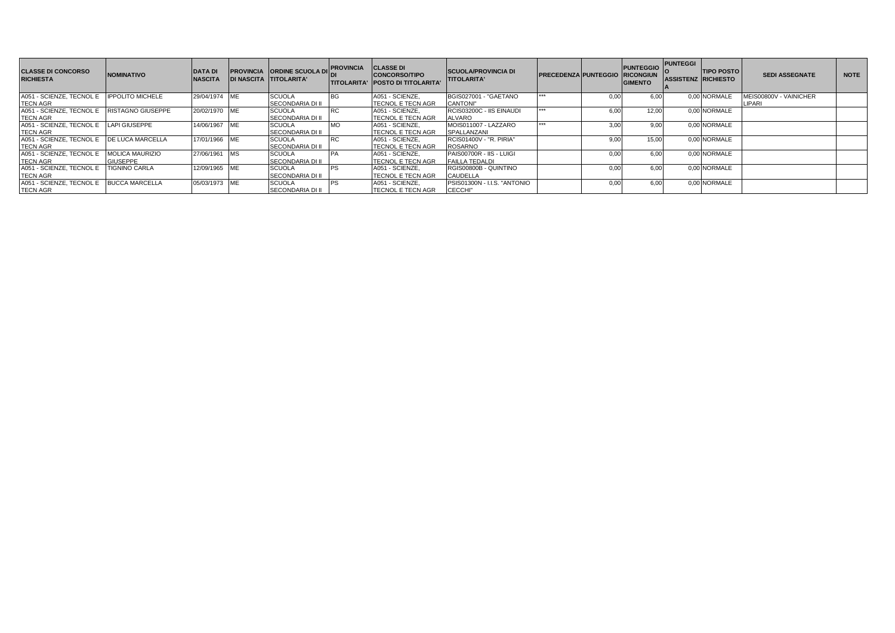| CLASSE DI CONCORSO RICHIESTA | NOMINATIVO | DATA DI NASCITA | PROVINCIA DI NASCITA | ORDINE SCUOLA DI TITOLARITA' | PROVINCIA DI TITOLARITA' | CLASSE DI CONCORSO/TIPO POSTO DI TITOLARITA' | SCUOLA/PROVINCIA DI TITOLARITA' | PRECEDENZA | PUNTEGGIO | PUNTEGGIO RICONGIUNGIMENTO | PUNTEGGIO ASSISTENZA | TIPO POSTO RICHIESTO | SEDI ASSEGNATE | NOTE |
|---|---|---|---|---|---|---|---|---|---|---|---|---|---|---|
| A051 - SCIENZE, TECNOL E TECN AGR | IPPOLITO MICHELE | 29/04/1974 | ME | SCUOLA SECONDARIA DI II | BG | A051 - SCIENZE, TECNOL E TECN AGR | BGIS027001 - "GAETANO CANTONI" | *** | 0,00 | 6,00 | 0,00 | NORMALE | MEIS00800V - VAINICHER LIPARI | |
| A051 - SCIENZE, TECNOL E TECN AGR | RISTAGNO GIUSEPPE | 20/02/1970 | ME | SCUOLA SECONDARIA DI II | RC | A051 - SCIENZE, TECNOL E TECN AGR | RCIS03200C - IIS EINAUDI ALVARO | *** | 6,00 | 12,00 | 0,00 | NORMALE | | |
| A051 - SCIENZE, TECNOL E TECN AGR | LAPI GIUSEPPE | 14/06/1967 | ME | SCUOLA SECONDARIA DI II | MO | A051 - SCIENZE, TECNOL E TECN AGR | MOIS011007 - LAZZARO SPALLANZANI | *** | 3,00 | 9,00 | 0,00 | NORMALE | | |
| A051 - SCIENZE, TECNOL E TECN AGR | DE LUCA MARCELLA | 17/01/1966 | ME | SCUOLA SECONDARIA DI II | RC | A051 - SCIENZE, TECNOL E TECN AGR | RCIS01400V - "R. PIRIA" ROSARNO | | 9,00 | 15,00 | 0,00 | NORMALE | | |
| A051 - SCIENZE, TECNOL E TECN AGR | MOLICA MAURIZIO GIUSEPPE | 27/06/1961 | MS | SCUOLA SECONDARIA DI II | PA | A051 - SCIENZE, TECNOL E TECN AGR | PAIS00700R - IIS - LUIGI FAILLA TEDALDI | | 0,00 | 6,00 | 0,00 | NORMALE | | |
| A051 - SCIENZE, TECNOL E TECN AGR | TIGNINO CARLA | 12/09/1965 | ME | SCUOLA SECONDARIA DI II | PS | A051 - SCIENZE, TECNOL E TECN AGR | RGIS00800B - QUINTINO CAUDELLA | | 0,00 | 6,00 | 0,00 | NORMALE | | |
| A051 - SCIENZE, TECNOL E TECN AGR | BUCCA MARCELLA | 05/03/1973 | ME | SCUOLA SECONDARIA DI II | PS | A051 - SCIENZE, TECNOL E TECN AGR | PSIS01300N - I.I.S. "ANTONIO CECCHI" | | 0,00 | 6,00 | 0,00 | NORMALE | | |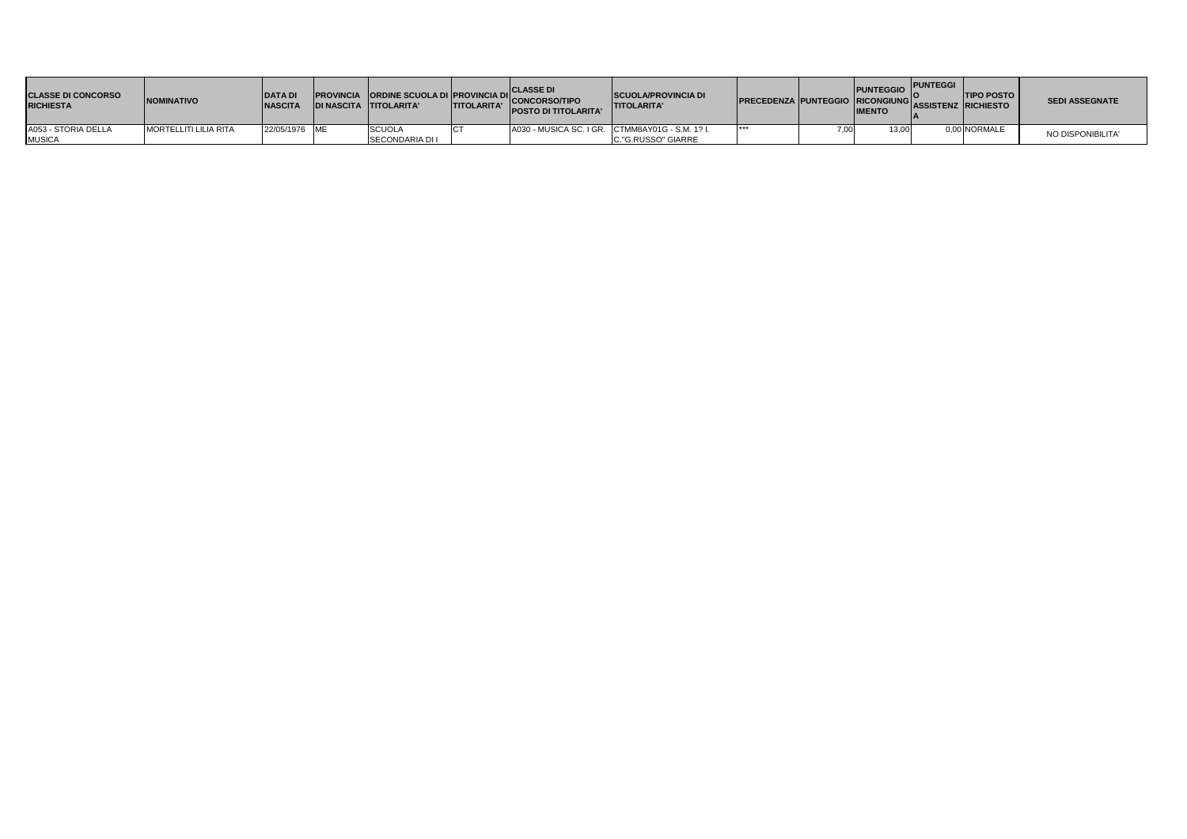| CLASSE DI CONCORSO RICHIESTA | NOMINATIVO | DATA DI NASCITA | PROVINCIA DI NASCITA | ORDINE SCUOLA DI TITOLARITA' | PROVINCIA DI TITOLARITA' | CLASSE DI CONCORSO/TIPO POSTO DI TITOLARITA' | SCUOLA/PROVINCIA DI TITOLARITA' | PRECEDENZA | PUNTEGGIO | PUNTEGGIO RICONGIUNGIMENTO | PUNTEGGIO ASSISTENZA | TIPO POSTO RICHIESTO | SEDI ASSEGNATE |
|---|---|---|---|---|---|---|---|---|---|---|---|---|---|
| A053 - STORIA DELLA MUSICA | MORTELLITI LILIA RITA | 22/05/1976 | ME | SCUOLA SECONDARIA DI I | CT | A030 - MUSICA SC. I GR. | CTMM8AY01G - S.M. 1? I. C."G.RUSSO" GIARRE | *** | 7,00 | 13,00 | 0,00 | NORMALE | NO DISPONIBILITA' |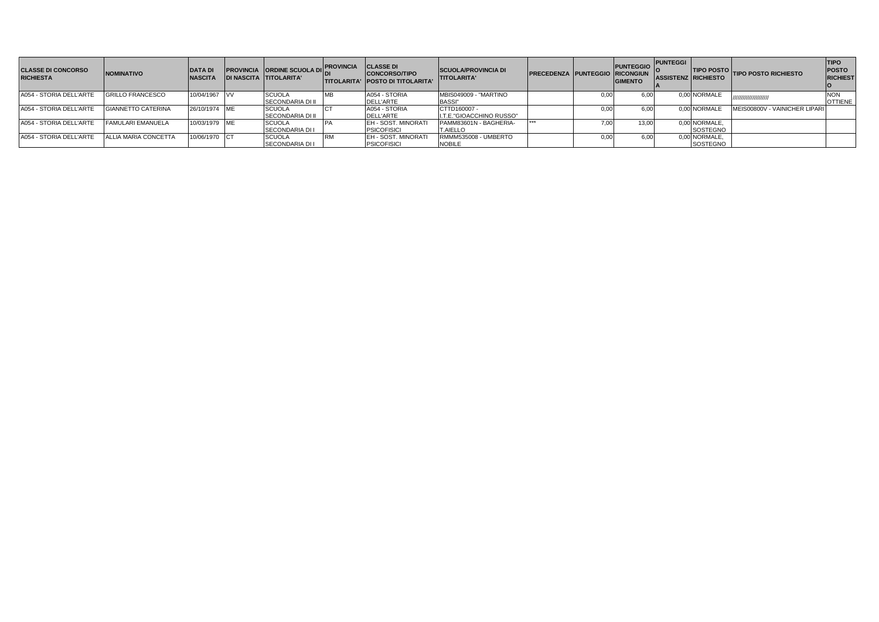| CLASSE DI CONCORSO RICHIESTA | NOMINATIVO | DATA DI NASCITA | PROVINCIA DI NASCITA | ORDINE SCUOLA DI TITOLARITA' | PROVINCIA DI TITOLARITA' | CLASSE DI CONCORSO/TIPO POSTO DI TITOLARITA' | SCUOLA/PROVINCIA DI TITOLARITA' | PRECEDENZA | PUNTEGGIO | PUNTEGGIO RICONGIUNGIMENTO | PUNTEGGIO ASSISTENZA | TIPO POSTO RICHIESTO | TIPO POSTO RICHIESTO | TIPO POSTO RICHIESTO |
|---|---|---|---|---|---|---|---|---|---|---|---|---|---|---|
| A054 - STORIA DELL'ARTE | GRILLO FRANCESCO | 10/04/1967 | VV | SCUOLA SECONDARIA DI II | MB | A054 - STORIA DELL'ARTE | MBIS049009 - "MARTINO BASSI" | | 0,00 | 6,00 | 0,00 | NORMALE | //////////////////// | NON OTTIENE |
| A054 - STORIA DELL'ARTE | GIANNETTO CATERINA | 26/10/1974 | ME | SCUOLA SECONDARIA DI II | CT | A054 - STORIA DELL'ARTE | CTTD160007 - I.T.E."GIOACCHINO RUSSO" | | 0,00 | 6,00 | 0,00 | NORMALE | MEIS00800V - VAINICHER LIPARI | |
| A054 - STORIA DELL'ARTE | FAMULARI EMANUELA | 10/03/1979 | ME | SCUOLA SECONDARIA DI I | PA | EH - SOST. MINORATI PSICOFISICI | PAMM83601N - BAGHERIA-T.AIELLO | *** | 7,00 | 13,00 | 0,00 | NORMALE, SOSTEGNO | | |
| A054 - STORIA DELL'ARTE | ALLIA MARIA CONCETTA | 10/06/1970 | CT | SCUOLA SECONDARIA DI I | RM | EH - SOST. MINORATI PSICOFISICI | RMMM535008 - UMBERTO NOBILE | | 0,00 | 6,00 | 0,00 | NORMALE, SOSTEGNO | | |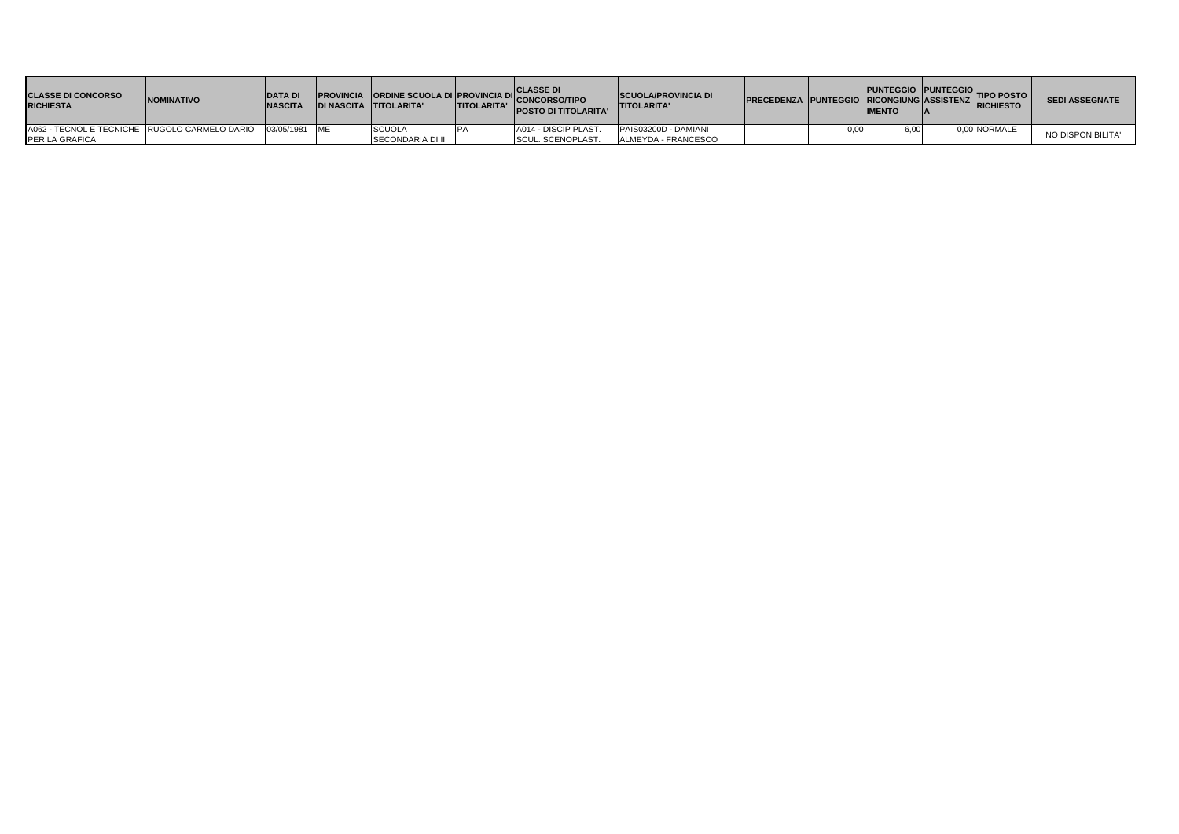| CLASSE DI CONCORSO RICHIESTA | NOMINATIVO | DATA DI NASCITA | PROVINCIA DI NASCITA | ORDINE SCUOLA DI TITOLARITA' | PROVINCIA DI TITOLARITA' | CLASSE DI CONCORSO/TIPO POSTO DI TITOLARITA' | SCUOLA/PROVINCIA DI TITOLARITA' | PRECEDENZA | PUNTEGGIO | PUNTEGGIO RICONGIUNGIMENTO | PUNTEGGIO ASSISTENZA | TIPO POSTO RICHIESTO | SEDI ASSEGNATE |
|---|---|---|---|---|---|---|---|---|---|---|---|---|---|
| A062 - TECNOL E TECNICHE PER LA GRAFICA | RUGOLO CARMELO DARIO | 03/05/1981 | ME | SCUOLA SECONDARIA DI II | PA | A014 - DISCIP PLAST. SCUL. SCENOPLAST. | PAIS03200D - DAMIANI ALMEYDA - FRANCESCO | | 0,00 | 6,00 | 0,00 | NORMALE | NO DISPONIBILITA' |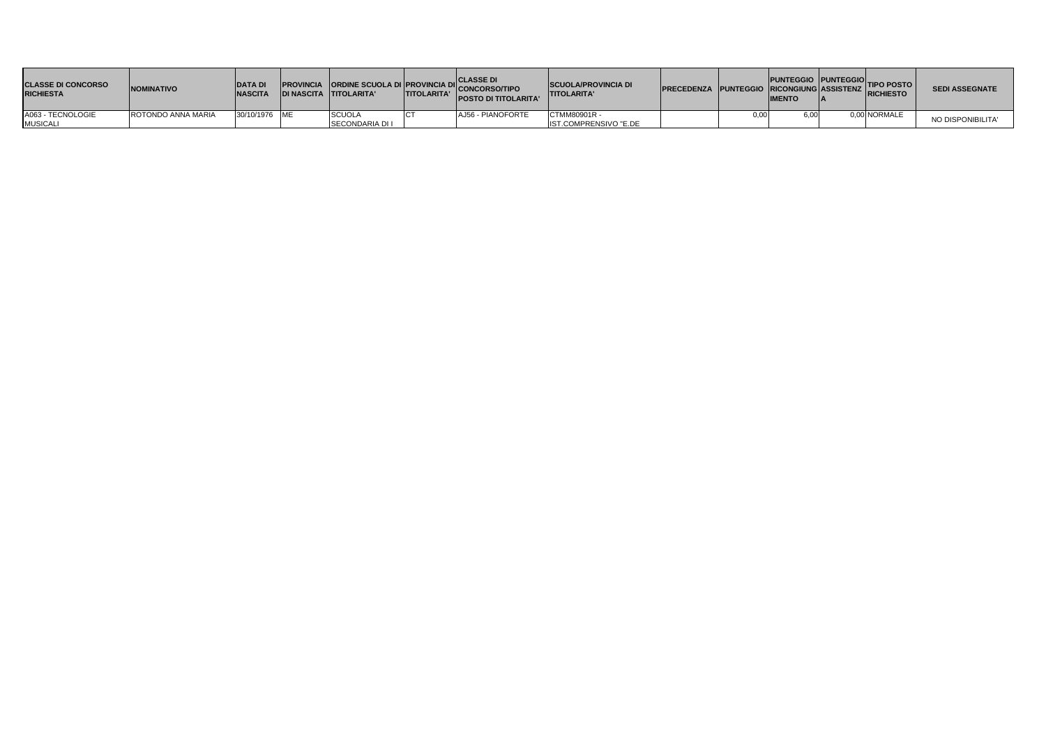| CLASSE DI CONCORSO RICHIESTA | NOMINATIVO | DATA DI NASCITA | PROVINCIA DI NASCITA | ORDINE SCUOLA DI TITOLARITA' | PROVINCIA DI TITOLARITA' | CLASSE DI CONCORSO/TIPO POSTO DI TITOLARITA' | SCUOLA/PROVINCIA DI TITOLARITA' | PRECEDENZA | PUNTEGGIO | PUNTEGGIO RICONGIUNGIMENTO | PUNTEGGIO ASSISTENZA | TIPO POSTO RICHIESTO | SEDI ASSEGNATE |
|---|---|---|---|---|---|---|---|---|---|---|---|---|---|
| A063 - TECNOLOGIE MUSICALI | ROTONDO ANNA MARIA | 30/10/1976 | ME | SCUOLA SECONDARIA DI I | CT | AJ56 - PIANOFORTE | CTMM80901R - IST.COMPRENSIVO "E.DE | | 0,00 | 6,00 | 0,00 | NORMALE | NO DISPONIBILITA' |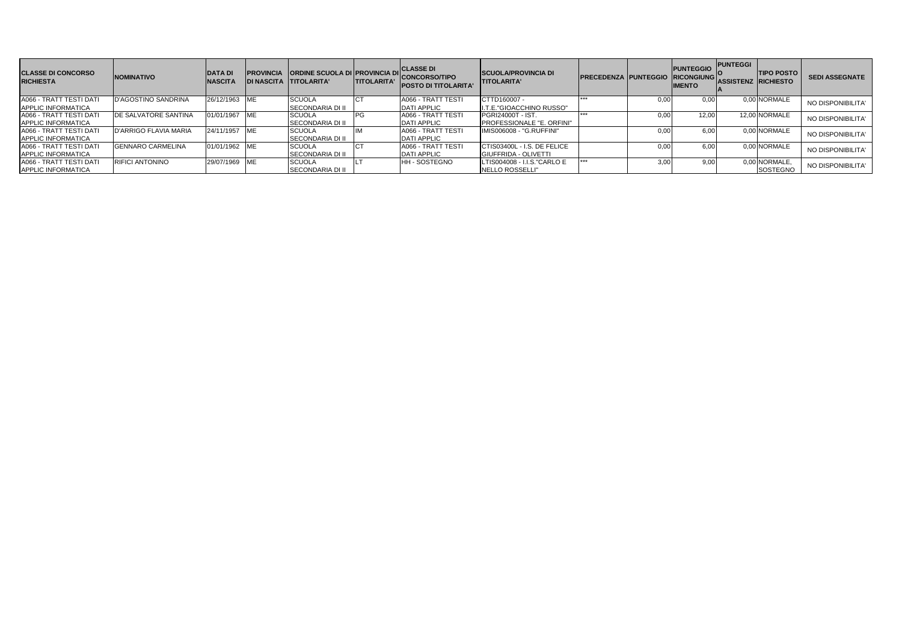| CLASSE DI CONCORSO RICHIESTA | NOMINATIVO | DATA DI NASCITA | PROVINCIA DI NASCITA | ORDINE SCUOLA DI TITOLARITA' | PROVINCIA DI TITOLARITA' | CLASSE DI CONCORSO/TIPO POSTO DI TITOLARITA' | SCUOLA/PROVINCIA DI TITOLARITA' | PRECEDENZA | PUNTEGGIO | PUNTEGGIO RICONGIUNGIMENTO | PUNTEGGIO ASSISTENZA | TIPO POSTO RICHIESTO | SEDI ASSEGNATE |
|---|---|---|---|---|---|---|---|---|---|---|---|---|---|
| A066 - TRATT TESTI DATI APPLIC INFORMATICA | D'AGOSTINO SANDRINA | 26/12/1963 | ME | SCUOLA SECONDARIA DI II | CT | A066 - TRATT TESTI DATI APPLIC | CTTD160007 - I.T.E."GIOACCHINO RUSSO" | *** | 0,00 | 0,00 | 0,00 | NORMALE | NO DISPONIBILITA' |
| A066 - TRATT TESTI DATI APPLIC INFORMATICA | DE SALVATORE SANTINA | 01/01/1967 | ME | SCUOLA SECONDARIA DI II | PG | A066 - TRATT TESTI DATI APPLIC | PGRI24000T - IST. PROFESSIONALE "E. ORFINI" | *** | 0,00 | 12,00 | 12,00 | NORMALE | NO DISPONIBILITA' |
| A066 - TRATT TESTI DATI APPLIC INFORMATICA | D'ARRIGO FLAVIA MARIA | 24/11/1957 | ME | SCUOLA SECONDARIA DI II | IM | A066 - TRATT TESTI DATI APPLIC | IMIS006008 - "G.RUFFINI" | | 0,00 | 6,00 | 0,00 | NORMALE | NO DISPONIBILITA' |
| A066 - TRATT TESTI DATI APPLIC INFORMATICA | GENNARO CARMELINA | 01/01/1962 | ME | SCUOLA SECONDARIA DI II | CT | A066 - TRATT TESTI DATI APPLIC | CTIS03400L - I.S. DE FELICE GIUFFRIDA - OLIVETTI | | 0,00 | 6,00 | 0,00 | NORMALE | NO DISPONIBILITA' |
| A066 - TRATT TESTI DATI APPLIC INFORMATICA | RIFICI ANTONINO | 29/07/1969 | ME | SCUOLA SECONDARIA DI II | LT | HH - SOSTEGNO | LTIS004008 - I.I.S."CARLO E NELLO ROSSELLI" | *** | 3,00 | 9,00 | 0,00 | NORMALE, SOSTEGNO | NO DISPONIBILITA' |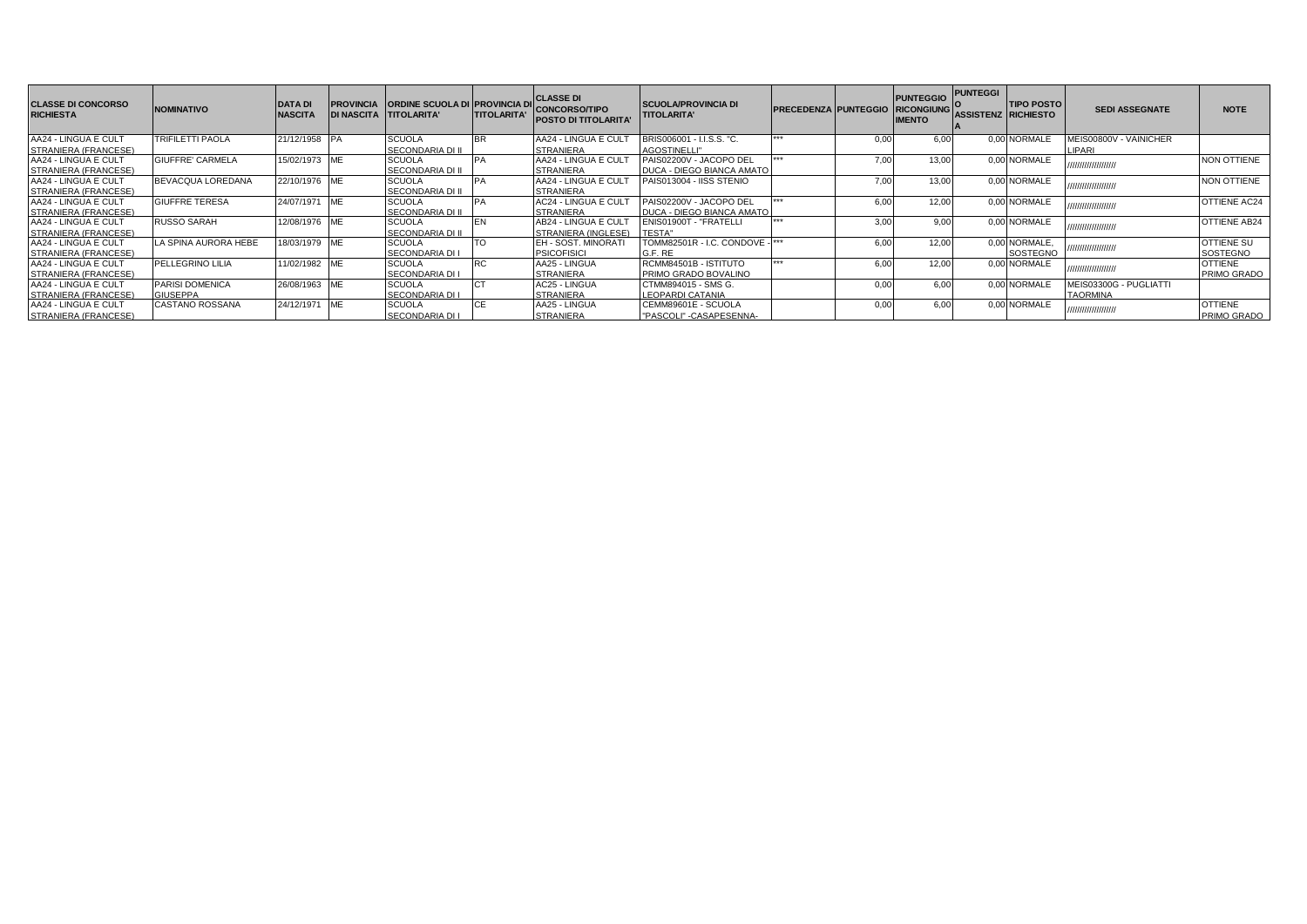| CLASSE DI CONCORSO RICHIESTA | NOMINATIVO | DATA DI NASCITA | PROVINCIA DI NASCITA | ORDINE SCUOLA DI TITOLARITA' | PROVINCIA DI TITOLARITA' | CLASSE DI CONCORSO/TIPO POSTO DI TITOLARITA' | SCUOLA/PROVINCIA DI TITOLARITA' | PRECEDENZA | PUNTEGGIO | PUNTEGGIO RICONGIUNGIMENTO | PUNTEGGIO ASSISTENZA | TIPO POSTO RICHIESTO | SEDI ASSEGNATE | NOTE |
|---|---|---|---|---|---|---|---|---|---|---|---|---|---|---|
| AA24 - LINGUA E CULT STRANIERA (FRANCESE) | TRIFILETTI PAOLA | 21/12/1958 | PA | SCUOLA SECONDARIA DI II | BR | AA24 - LINGUA E CULT STRANIERA | BRIS006001 - I.I.S.S. "C. AGOSTINELLI" | *** | 0,00 | 6,00 | 0,00 | NORMALE | MEIS00800V - VAINICHER LIPARI | |
| AA24 - LINGUA E CULT STRANIERA (FRANCESE) | GIUFFRE' CARMELA | 15/02/1973 | ME | SCUOLA SECONDARIA DI II | PA | AA24 - LINGUA E CULT STRANIERA | PAIS02200V - JACOPO DEL DUCA - DIEGO BIANCA AMATO | *** | 7,00 | 13,00 | 0,00 | NORMALE | ////////////////// | NON OTTIENE |
| AA24 - LINGUA E CULT STRANIERA (FRANCESE) | BEVACQUA LOREDANA | 22/10/1976 | ME | SCUOLA SECONDARIA DI II | PA | AA24 - LINGUA E CULT STRANIERA | PAIS013004 - IISS STENIO | | 7,00 | 13,00 | 0,00 | NORMALE | ////////////////// | NON OTTIENE |
| AA24 - LINGUA E CULT STRANIERA (FRANCESE) | GIUFFRE TERESA | 24/07/1971 | ME | SCUOLA SECONDARIA DI II | PA | AC24 - LINGUA E CULT STRANIERA | PAIS02200V - JACOPO DEL DUCA - DIEGO BIANCA AMATO | *** | 6,00 | 12,00 | 0,00 | NORMALE | ////////////////// | OTTIENE AC24 |
| AA24 - LINGUA E CULT STRANIERA (FRANCESE) | RUSSO SARAH | 12/08/1976 | ME | SCUOLA SECONDARIA DI II | EN | AB24 - LINGUA E CULT STRANIERA (INGLESE) | ENIS01900T - "FRATELLI TESTA" | *** | 3,00 | 9,00 | 0,00 | NORMALE | ////////////////// | OTTIENE AB24 |
| AA24 - LINGUA E CULT STRANIERA (FRANCESE) | LA SPINA AURORA HEBE | 18/03/1979 | ME | SCUOLA SECONDARIA DI I | TO | EH - SOST. MINORATI PSICOFISICI | TOMM82501R - I.C. CONDOVE - G.F. RE | *** | 6,00 | 12,00 | 0,00 | NORMALE, SOSTEGNO | ////////////////// | OTTIENE SU SOSTEGNO |
| AA24 - LINGUA E CULT STRANIERA (FRANCESE) | PELLEGRINO LILIA | 11/02/1982 | ME | SCUOLA SECONDARIA DI I | RC | AA25 - LINGUA STRANIERA | RCMM84501B - ISTITUTO PRIMO GRADO BOVALINO | *** | 6,00 | 12,00 | 0,00 | NORMALE | ////////////////// | OTTIENE PRIMO GRADO |
| AA24 - LINGUA E CULT STRANIERA (FRANCESE) | PARISI DOMENICA GIUSEPPA | 26/08/1963 | ME | SCUOLA SECONDARIA DI I | CT | AC25 - LINGUA STRANIERA | CTMM894015 - SMS G. LEOPARDI CATANIA | | 0,00 | 6,00 | 0,00 | NORMALE | MEIS03300G - PUGLIATTI TAORMINA | |
| AA24 - LINGUA E CULT STRANIERA (FRANCESE) | CASTANO ROSSANA | 24/12/1971 | ME | SCUOLA SECONDARIA DI I | CE | AA25 - LINGUA STRANIERA | CEMM89601E - SCUOLA "PASCOLI" -CASAPESENNA- | | 0,00 | 6,00 | 0,00 | NORMALE | ////////////////// | OTTIENE PRIMO GRADO |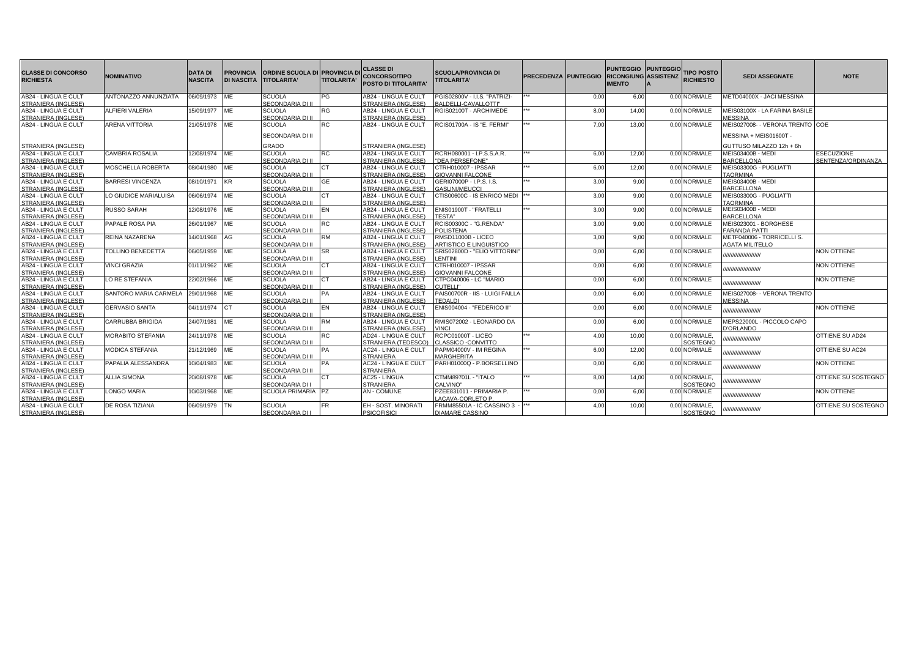| CLASSE DI CONCORSO RICHIESTA | NOMINATIVO | DATA DI NASCITA | PROVINCIA DI NASCITA | ORDINE SCUOLA DI TITOLARITA' | PROVINCIA DI TITOLARITA' | CLASSE DI CONCORSO/TIPO POSTO DI TITOLARITA' | SCUOLA/PROVINCIA DI TITOLARITA' | PRECEDENZA | PUNTEGGIO | PUNTEGGIO RICONGIUNGIMENTO | PUNTEGGIO ASSISTENZA | TIPO POSTO RICHIESTO | SEDI ASSEGNATE | NOTE |
|---|---|---|---|---|---|---|---|---|---|---|---|---|---|---|
| AB24 - LINGUA E CULT STRANIERA (INGLESE) | ANTONAZZO ANNUNZIATA | 06/09/1973 | ME | SCUOLA SECONDARIA DI II | PG | AB24 - LINGUA E CULT STRANIERA (INGLESE) | PGIS02800V - I.I.S. "PATRIZI-BALDELLI-CAVALLOTTI" | *** | 0,00 | 6,00 | 0,00 | NORMALE | METD04000X - JACI MESSINA | |
| AB24 - LINGUA E CULT STRANIERA (INGLESE) | ALFIERI VALERIA | 15/09/1977 | ME | SCUOLA SECONDARIA DI II | RG | AB24 - LINGUA E CULT STRANIERA (INGLESE) | RGIS02100T - ARCHIMEDE | *** | 8,00 | 14,00 | 0,00 | NORMALE | MEIS03100X - LA FARINA BASILE MESSINA | |
| AB24 - LINGUA E CULT STRANIERA (INGLESE) | ARENA VITTORIA | 21/05/1978 | ME | SCUOLA SECONDARIA DI II GRADO | RC | AB24 - LINGUA E CULT STRANIERA (INGLESE) | RCIS01700A - IS "E. FERMI" | *** | 7,00 | 13,00 | 0,00 | NORMALE | MEIS027008- - VERONA TRENTO MESSINA + MEIS01600T - GUTTUSO MILAZZO 12h + 6h | COE |
| AB24 - LINGUA E CULT STRANIERA (INGLESE) | CAMBRIA ROSALIA | 12/08/1974 | ME | SCUOLA SECONDARIA DI II | RC | AB24 - LINGUA E CULT STRANIERA (INGLESE) | RCRH080001 - I.P.S.S.A.R. "DEA PERSEFONE" | *** | 6,00 | 12,00 | 0,00 | NORMALE | MEIS03400B - MEDI BARCELLONA | ESECUZIONE SENTENZA/ORDINANZA |
| AB24 - LINGUA E CULT STRANIERA (INGLESE) | MOSCHELLA ROBERTA | 08/04/1980 | ME | SCUOLA SECONDARIA DI II | CT | AB24 - LINGUA E CULT STRANIERA (INGLESE) | CTRH010007 - IPSSAR GIOVANNI FALCONE | *** | 6,00 | 12,00 | 0,00 | NORMALE | MEIS03300G - PUGLIATTI TAORMINA | |
| AB24 - LINGUA E CULT STRANIERA (INGLESE) | BARRESI VINCENZA | 08/10/1971 | KR | SCUOLA SECONDARIA DI II | GE | AB24 - LINGUA E CULT STRANIERA (INGLESE) | GERI07000P - I.P.S. I.S. GASLINI/MEUCCI | *** | 3,00 | 9,00 | 0,00 | NORMALE | MEIS03400B - MEDI BARCELLONA | |
| AB24 - LINGUA E CULT STRANIERA (INGLESE) | LO GIUDICE MARIALUISA | 06/06/1974 | ME | SCUOLA SECONDARIA DI II | CT | AB24 - LINGUA E CULT STRANIERA (INGLESE) | CTIS00600C - IS ENRICO MEDI | *** | 3,00 | 9,00 | 0,00 | NORMALE | MEIS03300G - PUGLIATTI TAORMINA | |
| AB24 - LINGUA E CULT STRANIERA (INGLESE) | RUSSO SARAH | 12/08/1976 | ME | SCUOLA SECONDARIA DI II | EN | AB24 - LINGUA E CULT STRANIERA (INGLESE) | ENIS01900T - "FRATELLI TESTA" | *** | 3,00 | 9,00 | 0,00 | NORMALE | MEIS03400B - MEDI BARCELLONA | |
| AB24 - LINGUA E CULT STRANIERA (INGLESE) | PAPALE ROSA PIA | 26/01/1967 | ME | SCUOLA SECONDARIA DI II | RC | AB24 - LINGUA E CULT STRANIERA (INGLESE) | RCIS00300C - "G.RENDA" POLISTENA | | 3,00 | 9,00 | 0,00 | NORMALE | MEIS023001 - BORGHESE FARANDA PATTI | |
| AB24 - LINGUA E CULT STRANIERA (INGLESE) | REINA NAZARENA | 14/01/1968 | AG | SCUOLA SECONDARIA DI II | RM | AB24 - LINGUA E CULT STRANIERA (INGLESE) | RMSD11000B - LICEO ARTISTICO E LINGUISTICO | | 3,00 | 9,00 | 0,00 | NORMALE | METF040006 - TORRICELLI S. AGATA MILITELLO | |
| AB24 - LINGUA E CULT STRANIERA (INGLESE) | TOLLINO BENEDETTA | 06/05/1959 | ME | SCUOLA SECONDARIA DI II | SR | AB24 - LINGUA E CULT STRANIERA (INGLESE) | SRIS02800D - "ELIO VITTORINI" LENTINI | | 0,00 | 6,00 | 0,00 | NORMALE | ////////////////////// | NON OTTIENE |
| AB24 - LINGUA E CULT STRANIERA (INGLESE) | VINCI GRAZIA | 01/11/1962 | ME | SCUOLA SECONDARIA DI II | CT | AB24 - LINGUA E CULT STRANIERA (INGLESE) | CTRH010007 - IPSSAR GIOVANNI FALCONE | | 0,00 | 6,00 | 0,00 | NORMALE | ////////////////////// | NON OTTIENE |
| AB24 - LINGUA E CULT STRANIERA (INGLESE) | LO RE STEFANIA | 22/02/1966 | ME | SCUOLA SECONDARIA DI II | CT | AB24 - LINGUA E CULT STRANIERA (INGLESE) | CTPC040006 - LC "MARIO CUTELLI" | | 0,00 | 6,00 | 0,00 | NORMALE | ////////////////////// | NON OTTIENE |
| AB24 - LINGUA E CULT STRANIERA (INGLESE) | SANTORO MARIA CARMELA | 29/01/1968 | ME | SCUOLA SECONDARIA DI II | PA | AB24 - LINGUA E CULT STRANIERA (INGLESE) | PAIS00700R - IIS - LUIGI FAILLA TEDALDI | | 0,00 | 6,00 | 0,00 | NORMALE | MEIS027008- - VERONA TRENTO MESSINA | |
| AB24 - LINGUA E CULT STRANIERA (INGLESE) | GERVASIO SANTA | 04/11/1974 | CT | SCUOLA SECONDARIA DI II | EN | AB24 - LINGUA E CULT STRANIERA (INGLESE) | ENIS004004 - "FEDERICO II" | | 0,00 | 6,00 | 0,00 | NORMALE | ////////////////////// | NON OTTIENE |
| AB24 - LINGUA E CULT STRANIERA (INGLESE) | CARRUBBA BRIGIDA | 24/07/1981 | ME | SCUOLA SECONDARIA DI II | RM | AB24 - LINGUA E CULT STRANIERA (INGLESE) | RMIS072002 - LEONARDO DA VINCI | | 0,00 | 6,00 | 0,00 | NORMALE | MEPS22000L - PICCOLO CAPO D'ORLANDO | |
| AB24 - LINGUA E CULT STRANIERA (INGLESE) | MORABITO STEFANIA | 24/11/1978 | ME | SCUOLA SECONDARIA DI II | RC | AD24 - LINGUA E CULT STRANIERA (TEDESCO) | RCPC01000T - LICEO CLASSICO -CONVITTO | *** | 4,00 | 10,00 | 0,00 | NORMALE, SOSTEGNO | ////////////////////// | OTTIENE SU AD24 |
| AB24 - LINGUA E CULT STRANIERA (INGLESE) | MODICA STEFANIA | 21/12/1969 | ME | SCUOLA SECONDARIA DI II | PA | AC24 - LINGUA E CULT STRANIERA | PAPM04000V - IM REGINA MARGHERITA | *** | 6,00 | 12,00 | 0,00 | NORMALE | ////////////////////// | OTTIENE SU AC24 |
| AB24 - LINGUA E CULT STRANIERA (INGLESE) | PAPALIA ALESSANDRA | 10/04/1983 | ME | SCUOLA SECONDARIA DI II | PA | AC24 - LINGUA E CULT STRANIERA | PARH01000Q - P.BORSELLINO | | 0,00 | 6,00 | 0,00 | NORMALE | ////////////////////// | NON OTTIENE |
| AB24 - LINGUA E CULT STRANIERA (INGLESE) | ALLIA SIMONA | 20/08/1978 | ME | SCUOLA SECONDARIA DI I | CT | AC25 - LINGUA STRANIERA | CTMM89701L - "ITALO CALVINO" | *** | 8,00 | 14,00 | 0,00 | NORMALE, SOSTEGNO | ////////////////////// | OTTIENE SU SOSTEGNO |
| AB24 - LINGUA E CULT STRANIERA (INGLESE) | LONGO MARIA | 10/03/1968 | ME | SCUOLA PRIMARIA | PZ | AN - COMUNE | PZEE831011 - PRIMARIA P. LACAVA-CORLETO P. | *** | 0,00 | 6,00 | 0,00 | NORMALE | ////////////////////// | NON OTTIENE |
| AB24 - LINGUA E CULT STRANIERA (INGLESE) | DE ROSA TIZIANA | 06/09/1979 | TN | SCUOLA SECONDARIA DI I | FR | EH - SOST. MINORATI PSICOFISICI | FRMM85501A - IC CASSINO 3 - DIAMARE CASSINO | *** | 4,00 | 10,00 | 0,00 | NORMALE, SOSTEGNO | ////////////////////// | OTTIENE SU SOSTEGNO |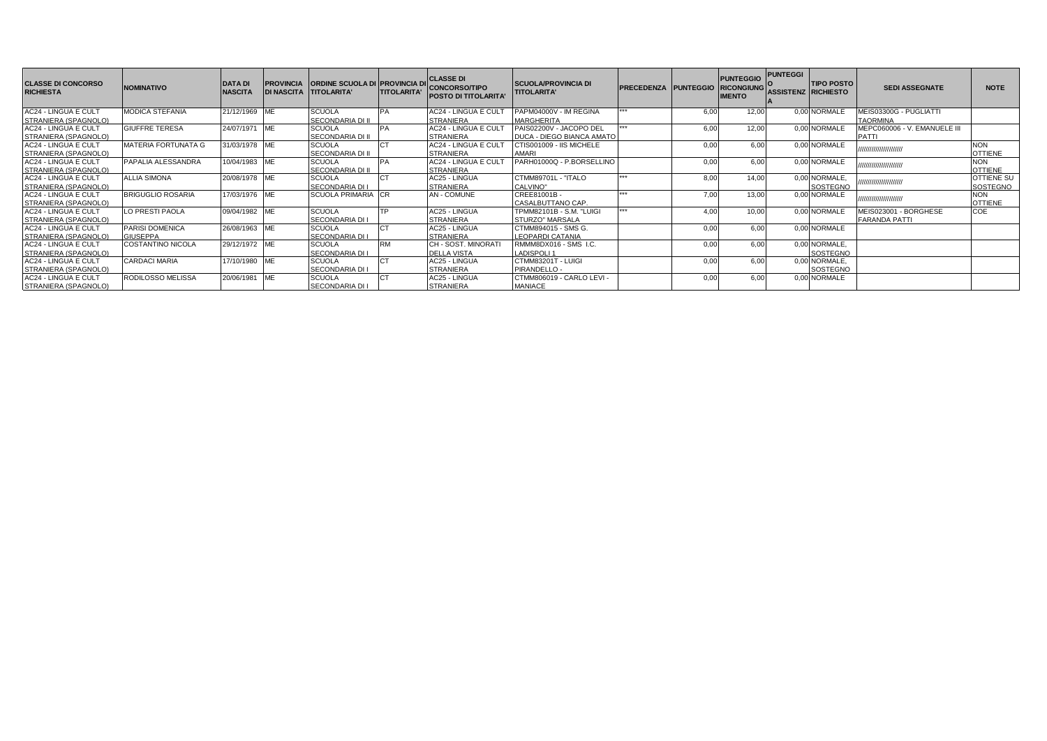| CLASSE DI CONCORSO RICHIESTA | NOMINATIVO | DATA DI NASCITA | PROVINCIA DI NASCITA | ORDINE SCUOLA DI TITOLARITA' | PROVINCIA DI TITOLARITA' | CLASSE DI CONCORSO/TIPO POSTO DI TITOLARITA' | SCUOLA/PROVINCIA DI TITOLARITA' | PRECEDENZA | PUNTEGGIO | PUNTEGGIO RICONGIUNGIMENTO | PUNTEGGIO ASSISTENZA | TIPO POSTO RICHIESTO | SEDI ASSEGNATE | NOTE |
|---|---|---|---|---|---|---|---|---|---|---|---|---|---|---|
| AC24 - LINGUA E CULT STRANIERA (SPAGNOLO) | MODICA STEFANIA | 21/12/1969 | ME | SCUOLA SECONDARIA DI II | PA | AC24 - LINGUA E CULT STRANIERA | PAPM04000V - IM REGINA MARGHERITA | *** | 6,00 | 12,00 | 0,00 | NORMALE | MEIS03300G - PUGLIATTI TAORMINA | |
| AC24 - LINGUA E CULT STRANIERA (SPAGNOLO) | GIUFFRE TERESA | 24/07/1971 | ME | SCUOLA SECONDARIA DI II | PA | AC24 - LINGUA E CULT STRANIERA | PAIS02200V - JACOPO DEL DUCA - DIEGO BIANCA AMATO | *** | 6,00 | 12,00 | 0,00 | NORMALE | MEPC060006 - V. EMANUELE III PATTI | |
| AC24 - LINGUA E CULT STRANIERA (SPAGNOLO) | MATERIA FORTUNATA G | 31/03/1978 | ME | SCUOLA SECONDARIA DI II | CT | AC24 - LINGUA E CULT STRANIERA | CTIS001009 - IIS MICHELE AMARI | | 0,00 | 6,00 | 0,00 | NORMALE | //////////////////// | NON OTTIENE |
| AC24 - LINGUA E CULT STRANIERA (SPAGNOLO) | PAPALIA ALESSANDRA | 10/04/1983 | ME | SCUOLA SECONDARIA DI II | PA | AC24 - LINGUA E CULT STRANIERA | PARH01000Q - P.BORSELLINO | | 0,00 | 6,00 | 0,00 | NORMALE | //////////////////// | NON OTTIENE |
| AC24 - LINGUA E CULT STRANIERA (SPAGNOLO) | ALLIA SIMONA | 20/08/1978 | ME | SCUOLA SECONDARIA DI I | CT | AC25 - LINGUA STRANIERA | CTMM89701L - "ITALO CALVINO" | *** | 8,00 | 14,00 | 0,00 | NORMALE, SOSTEGNO | //////////////////// | OTTIENE SU SOSTEGNO |
| AC24 - LINGUA E CULT STRANIERA (SPAGNOLO) | BRIGUGLIO ROSARIA | 17/03/1976 | ME | SCUOLA PRIMARIA | CR | AN - COMUNE | CREE81001B - CASALBUTTANO CAP. | *** | 7,00 | 13,00 | 0,00 | NORMALE | //////////////////// | NON OTTIENE |
| AC24 - LINGUA E CULT STRANIERA (SPAGNOLO) | LO PRESTI PAOLA | 09/04/1982 | ME | SCUOLA SECONDARIA DI I | TP | AC25 - LINGUA STRANIERA | TPMM82101B - S.M. "LUIGI STURZO" MARSALA | *** | 4,00 | 10,00 | 0,00 | NORMALE | MEIS023001 - BORGHESE FARANDA PATTI | COE |
| AC24 - LINGUA E CULT STRANIERA (SPAGNOLO) | PARISI DOMENICA GIUSEPPA | 26/08/1963 | ME | SCUOLA SECONDARIA DI I | CT | AC25 - LINGUA STRANIERA | CTMM894015 - SMS G. LEOPARDI CATANIA | | 0,00 | 6,00 | 0,00 | NORMALE | | |
| AC24 - LINGUA E CULT STRANIERA (SPAGNOLO) | COSTANTINO NICOLA | 29/12/1972 | ME | SCUOLA SECONDARIA DI I | RM | CH - SOST. MINORATI DELLA VISTA | RMMM8DX016 - SMS I.C. LADISPOLI 1 | | 0,00 | 6,00 | 0,00 | NORMALE, SOSTEGNO | | |
| AC24 - LINGUA E CULT STRANIERA (SPAGNOLO) | CARDACI MARIA | 17/10/1980 | ME | SCUOLA SECONDARIA DI I | CT | AC25 - LINGUA STRANIERA | CTMM83201T - LUIGI PIRANDELLO - | | 0,00 | 6,00 | 0,00 | NORMALE, SOSTEGNO | | |
| AC24 - LINGUA E CULT STRANIERA (SPAGNOLO) | RODILOSSO MELISSA | 20/06/1981 | ME | SCUOLA SECONDARIA DI I | CT | AC25 - LINGUA STRANIERA | CTMM806019 - CARLO LEVI - MANIACE | | 0,00 | 6,00 | 0,00 | NORMALE | | |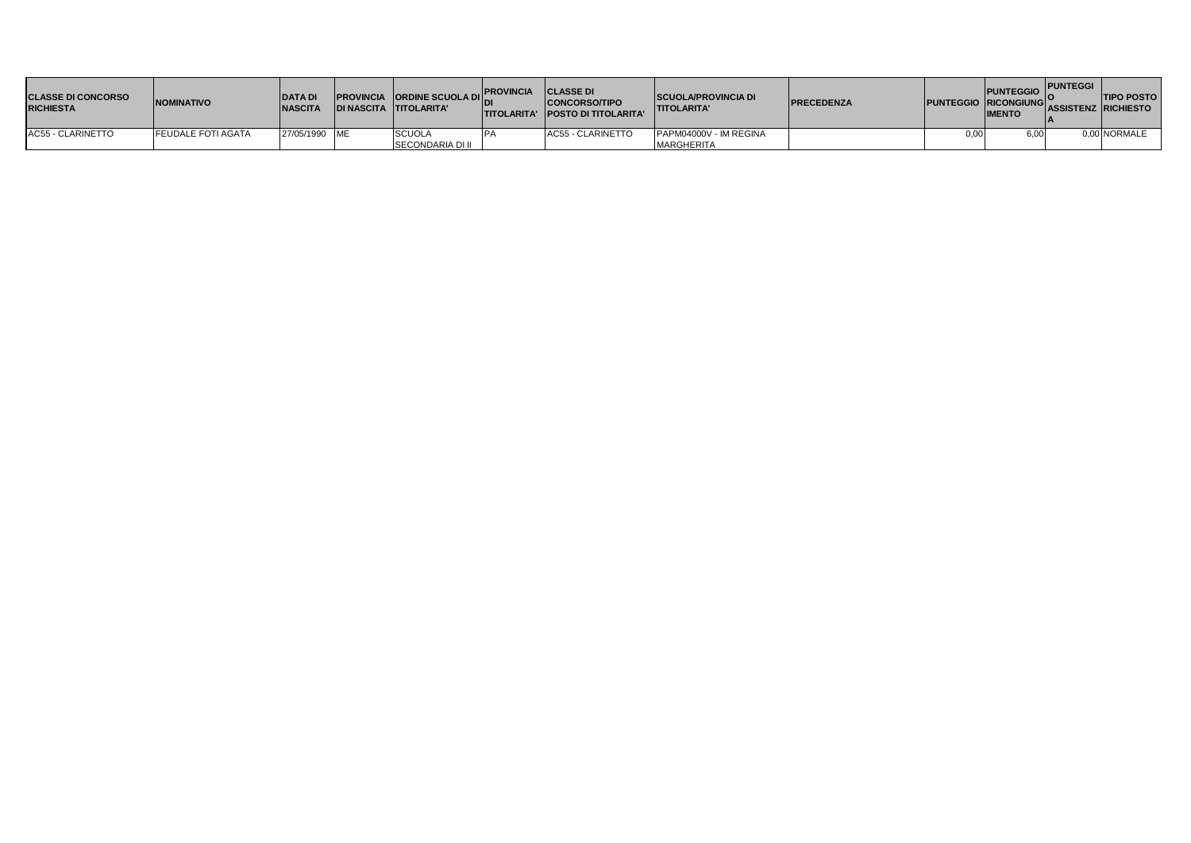| CLASSE DI CONCORSO RICHIESTA | NOMINATIVO | DATA DI NASCITA | PROVINCIA DI NASCITA | ORDINE SCUOLA DI TITOLARITA' | PROVINCIA DI TITOLARITA' | CLASSE DI CONCORSO/TIPO POSTO DI TITOLARITA' | SCUOLA/PROVINCIA DI TITOLARITA' | PRECEDENZA | PUNTEGGIO | PUNTEGGIO RICONGIUNGIMENTO | PUNTEGGIO ASSISTENZA | TIPO POSTO RICHIESTO |
|---|---|---|---|---|---|---|---|---|---|---|---|---|
| AC55 - CLARINETTO | FEUDALE FOTI AGATA | 27/05/1990 | ME | SCUOLA SECONDARIA DI II | PA | AC55 - CLARINETTO | PAPM04000V - IM REGINA MARGHERITA | | 0,00 | 6,00 | 0,00 | NORMALE |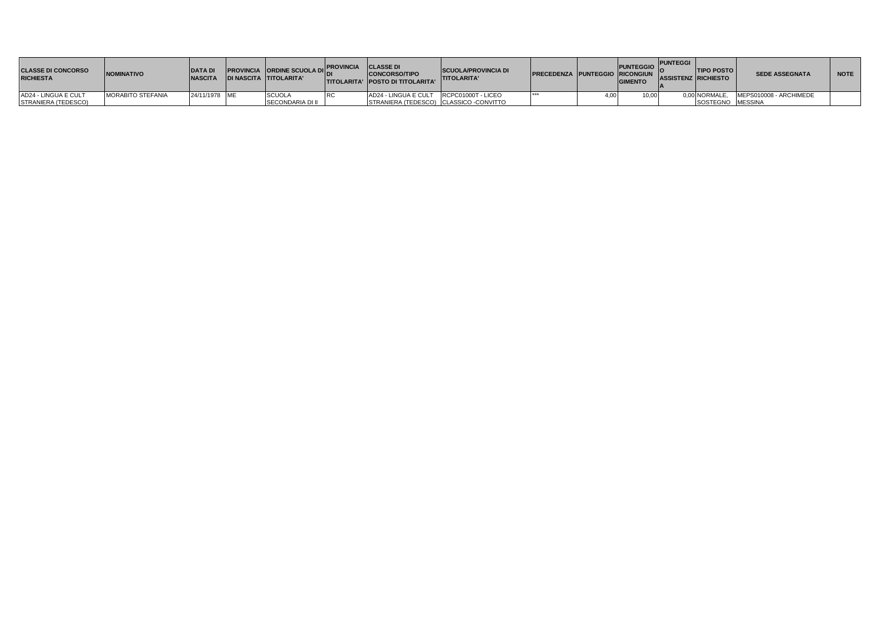| CLASSE DI CONCORSO RICHIESTA | NOMINATIVO | DATA DI NASCITA | PROVINCIA DI NASCITA | ORDINE SCUOLA DI TITOLARITA' | PROVINCIA DI TITOLARITA' | CLASSE DI CONCORSO/TIPO POSTO DI TITOLARITA' | SCUOLA/PROVINCIA DI TITOLARITA' | PRECEDENZA | PUNTEGGIO | PUNTEGGIO RICONGIUNGIMENTO | PUNTEGGIO ASSISTENZA | TIPO POSTO RICHIESTO | SEDE ASSEGNATA | NOTE |
|---|---|---|---|---|---|---|---|---|---|---|---|---|---|---|
| AD24 - LINGUA E CULT STRANIERA (TEDESCO) | MORABITO STEFANIA | 24/11/1978 | ME | SCUOLA SECONDARIA DI II | RC | AD24 - LINGUA E CULT STRANIERA (TEDESCO) | RCPC01000T - LICEO CLASSICO -CONVITTO | *** | 4,00 | 10,00 | 0,00 | NORMALE, SOSTEGNO | MEPS010008 - ARCHIMEDE MESSINA | |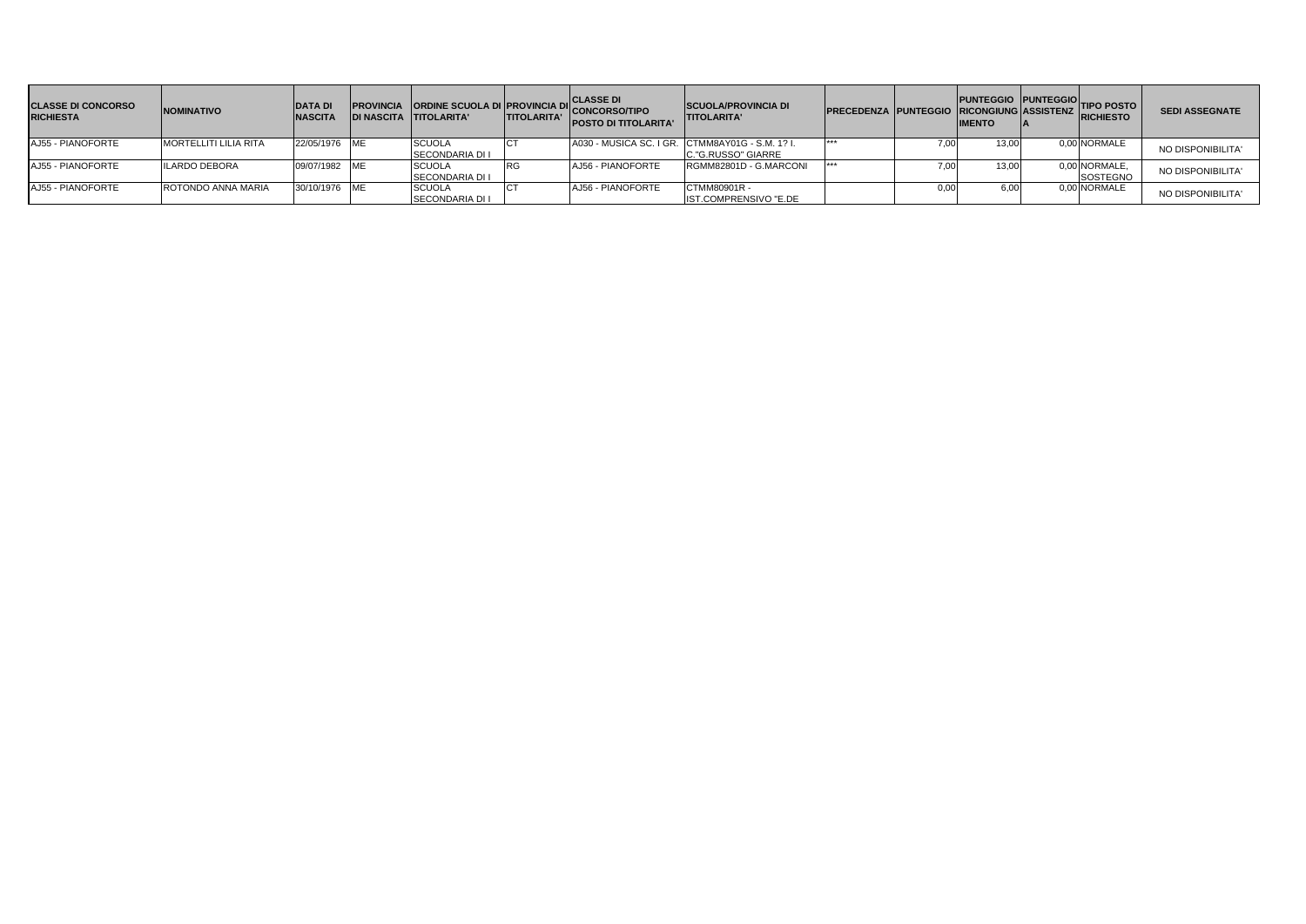| CLASSE DI CONCORSO RICHIESTA | NOMINATIVO | DATA DI NASCITA | PROVINCIA DI NASCITA | ORDINE SCUOLA DI TITOLARITA' | PROVINCIA DI TITOLARITA' | CLASSE DI CONCORSO/TIPO POSTO DI TITOLARITA' | SCUOLA/PROVINCIA DI TITOLARITA' | PRECEDENZA | PUNTEGGIO | PUNTEGGIO RICONGIUNGIMENTO | PUNTEGGIO ASSISTENZA | TIPO POSTO RICHIESTO | SEDI ASSEGNATE |
|---|---|---|---|---|---|---|---|---|---|---|---|---|---|
| AJ55 - PIANOFORTE | MORTELLITI LILIA RITA | 22/05/1976 | ME | SCUOLA SECONDARIA DI I | CT | A030 - MUSICA SC. I GR. | CTMM8AY01G - S.M. 1? I. C."G.RUSSO" GIARRE | *** | 7,00 | 13,00 | 0,00 | NORMALE | NO DISPONIBILITA' |
| AJ55 - PIANOFORTE | ILARDO DEBORA | 09/07/1982 | ME | SCUOLA SECONDARIA DI I | RG | AJ56 - PIANOFORTE | RGMM82801D - G.MARCONI | *** | 7,00 | 13,00 | 0,00 | NORMALE, SOSTEGNO | NO DISPONIBILITA' |
| AJ55 - PIANOFORTE | ROTONDO ANNA MARIA | 30/10/1976 | ME | SCUOLA SECONDARIA DI I | CT | AJ56 - PIANOFORTE | CTMM80901R - IST.COMPRENSIVO "E.DE | | 0,00 | 6,00 | 0,00 | NORMALE | NO DISPONIBILITA' |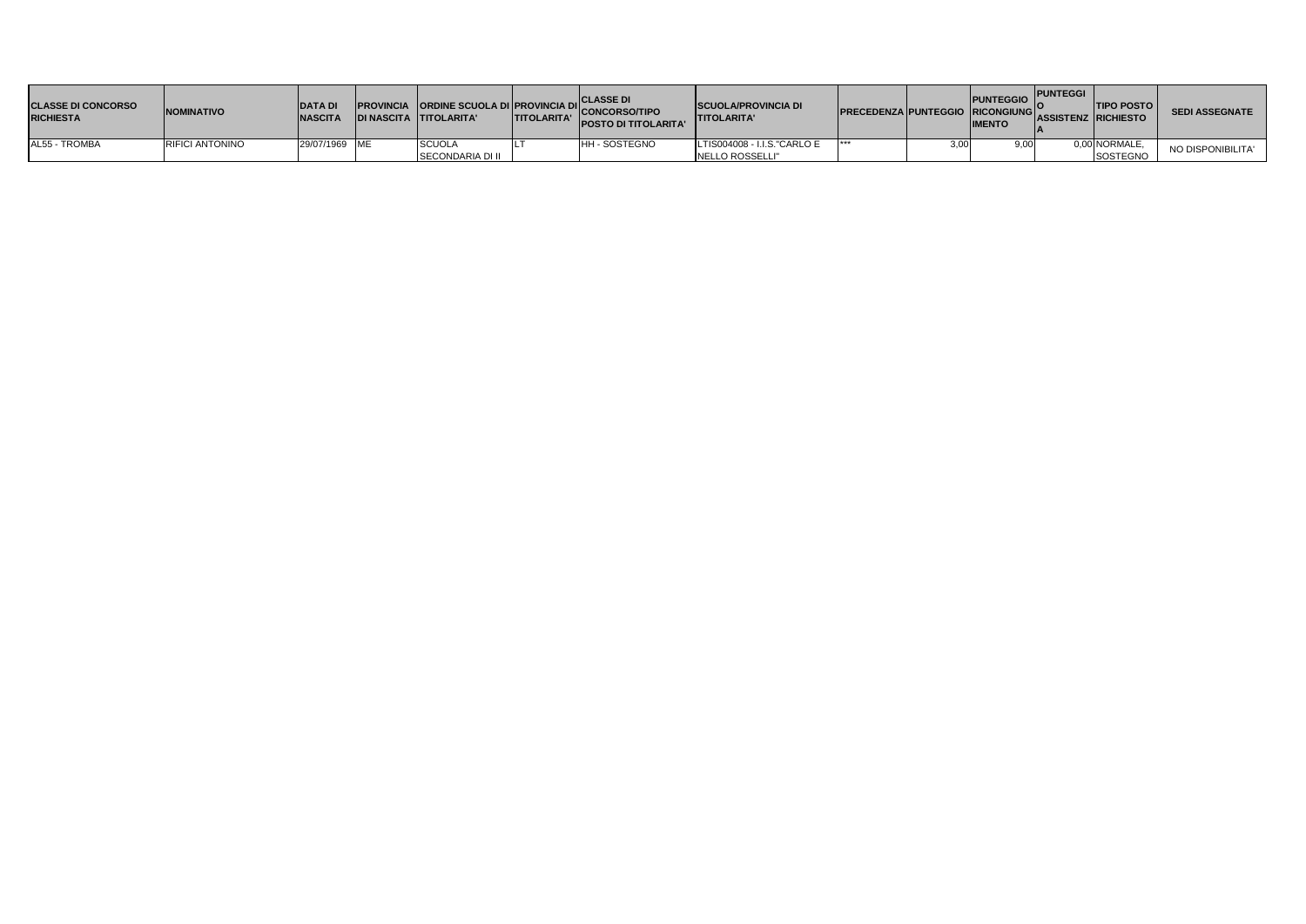| CLASSE DI CONCORSO RICHIESTA | NOMINATIVO | DATA DI NASCITA | PROVINCIA DI NASCITA | ORDINE SCUOLA DI TITOLARITA' | PROVINCIA DI TITOLARITA' | CLASSE DI CONCORSO/TIPO POSTO DI TITOLARITA' | SCUOLA/PROVINCIA DI TITOLARITA' | PRECEDENZA | PUNTEGGIO | PUNTEGGIO RICONGIUNGIMENTO | PUNTEGGIO ASSISTENZA | TIPO POSTO RICHIESTO | SEDI ASSEGNATE |
|---|---|---|---|---|---|---|---|---|---|---|---|---|---|
| AL55 - TROMBA | RIFICI ANTONINO | 29/07/1969 | ME | SCUOLA SECONDARIA DI II | LT | HH - SOSTEGNO | LTIS004008 - I.I.S."CARLO E NELLO ROSSELLI" | *** | 3,00 | 9,00 | 0,00 | NORMALE, SOSTEGNO | NO DISPONIBILITA' |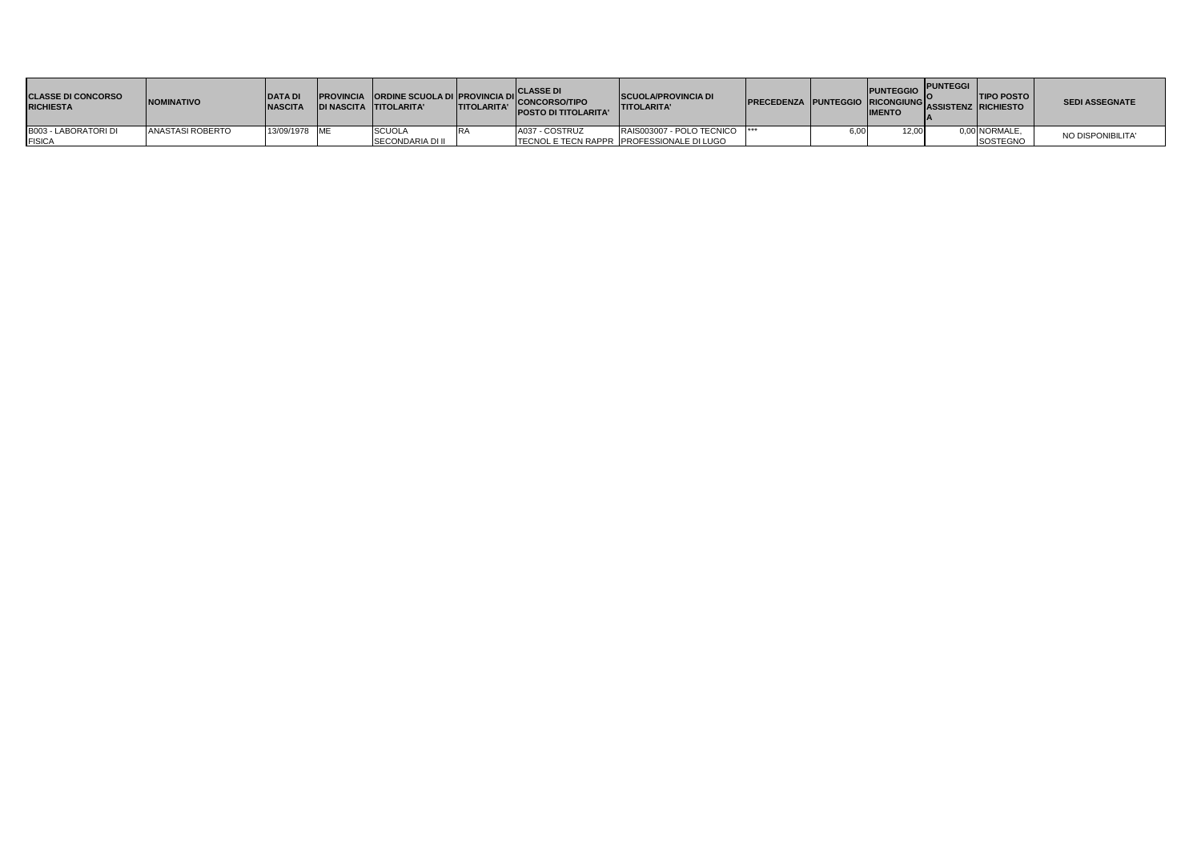| CLASSE DI CONCORSO RICHIESTA | NOMINATIVO | DATA DI NASCITA | PROVINCIA DI NASCITA | ORDINE SCUOLA DI TITOLARITA' | PROVINCIA DI TITOLARITA' | CLASSE DI CONCORSO/TIPO POSTO DI TITOLARITA' | SCUOLA/PROVINCIA DI TITOLARITA' | PRECEDENZA | PUNTEGGIO | PUNTEGGIO RICONGIUNGIMENTO | PUNTEGGIO ASSISTENZA | TIPO POSTO RICHIESTO | SEDI ASSEGNATE |
|---|---|---|---|---|---|---|---|---|---|---|---|---|---|
| B003 - LABORATORI DI FISICA | ANASTASI ROBERTO | 13/09/1978 | ME | SCUOLA SECONDARIA DI II | RA | A037 - COSTRUZ TECNOL E TECN RAPPR | RAIS003007 - POLO TECNICO PROFESSIONALE DI LUGO | *** | 6,00 | 12,00 | 0,00 | NORMALE, SOSTEGNO | NO DISPONIBILITA' |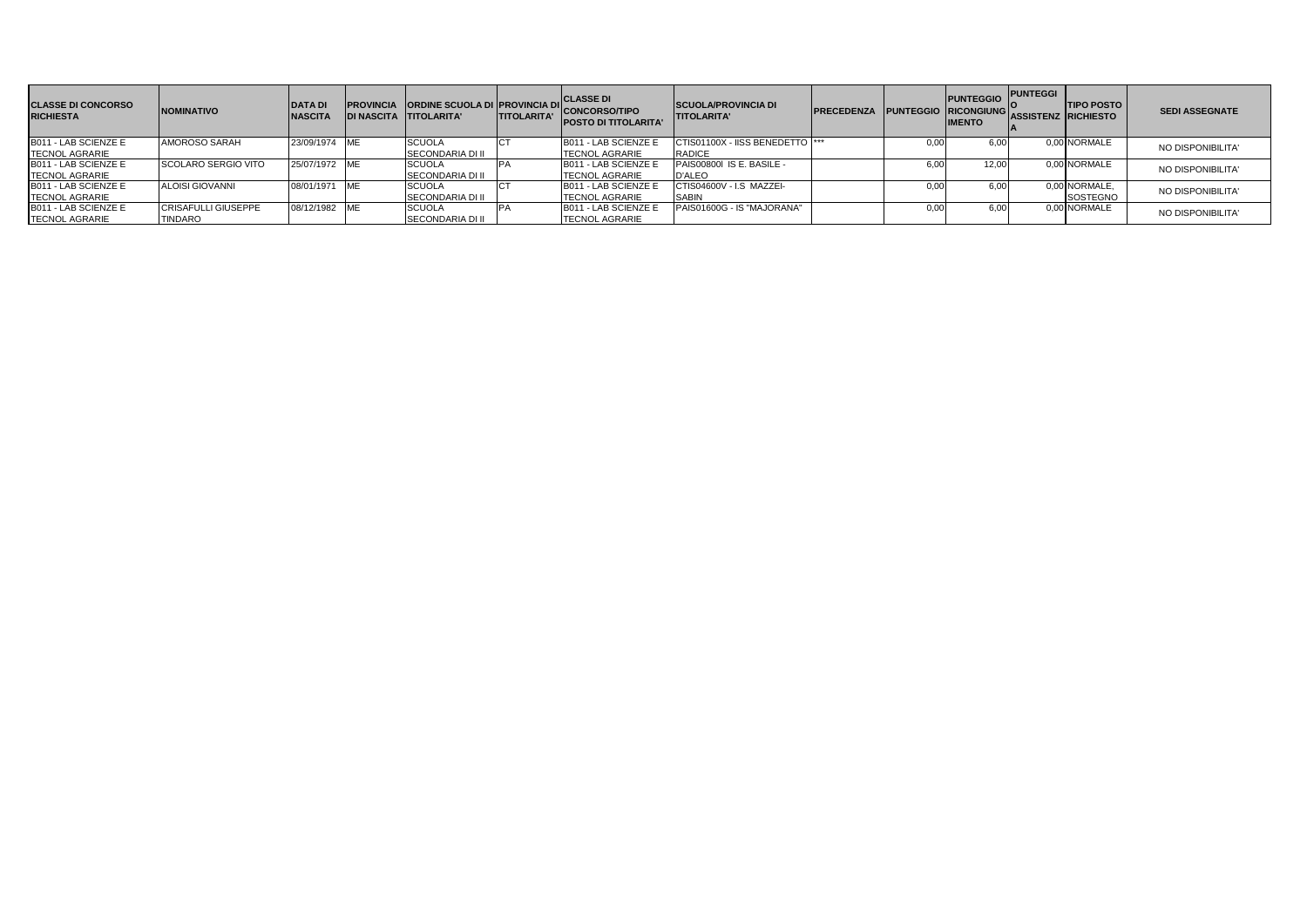| CLASSE DI CONCORSO RICHIESTA | NOMINATIVO | DATA DI NASCITA | PROVINCIA DI NASCITA | ORDINE SCUOLA DI TITOLARITA' | PROVINCIA DI TITOLARITA' | CLASSE DI CONCORSO/TIPO POSTO DI TITOLARITA' | SCUOLA/PROVINCIA DI TITOLARITA' | PRECEDENZA | PUNTEGGIO | PUNTEGGIO RICONGIUNGIMENTO | PUNTEGGIO ASSISTENZA | TIPO POSTO RICHIESTO | SEDI ASSEGNATE |
|---|---|---|---|---|---|---|---|---|---|---|---|---|---|
| B011 - LAB SCIENZE E TECNOL AGRARIE | AMOROSO SARAH | 23/09/1974 | ME | SCUOLA SECONDARIA DI II | CT | B011 - LAB SCIENZE E TECNOL AGRARIE | CTIS01100X - IISS BENEDETTO RADICE | *** | 0,00 | 6,00 | 0,00 | NORMALE | NO DISPONIBILITA' |
| B011 - LAB SCIENZE E TECNOL AGRARIE | SCOLARO SERGIO VITO | 25/07/1972 | ME | SCUOLA SECONDARIA DI II | PA | B011 - LAB SCIENZE E TECNOL AGRARIE | PAIS00800I IS E. BASILE - D'ALEO | | 6,00 | 12,00 | 0,00 | NORMALE | NO DISPONIBILITA' |
| B011 - LAB SCIENZE E TECNOL AGRARIE | ALOISI GIOVANNI | 08/01/1971 | ME | SCUOLA SECONDARIA DI II | CT | B011 - LAB SCIENZE E TECNOL AGRARIE | CTIS04600V - I.S MAZZEI-SABIN | | 0,00 | 6,00 | 0,00 | NORMALE, SOSTEGNO | NO DISPONIBILITA' |
| B011 - LAB SCIENZE E TECNOL AGRARIE | CRISAFULLI GIUSEPPE TINDARO | 08/12/1982 | ME | SCUOLA SECONDARIA DI II | PA | B011 - LAB SCIENZE E TECNOL AGRARIE | PAIS01600G - IS "MAJORANA" | | 0,00 | 6,00 | 0,00 | NORMALE | NO DISPONIBILITA' |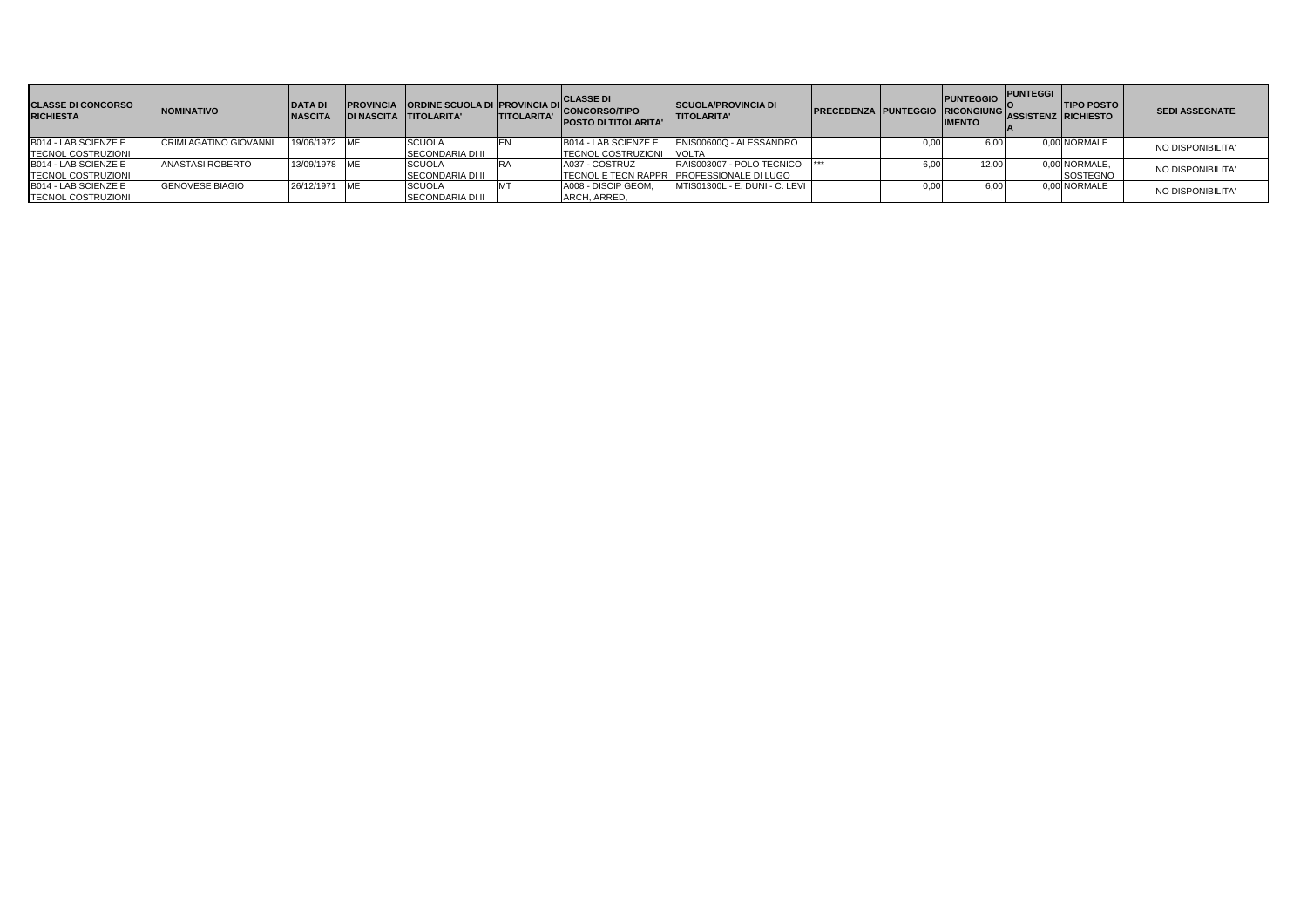| CLASSE DI CONCORSO RICHIESTA | NOMINATIVO | DATA DI NASCITA | PROVINCIA DI NASCITA | ORDINE SCUOLA DI TITOLARITA' | PROVINCIA DI TITOLARITA' | CLASSE DI CONCORSO/TIPO POSTO DI TITOLARITA' | SCUOLA/PROVINCIA DI TITOLARITA' | PRECEDENZA | PUNTEGGIO | PUNTEGGIO RICONGIUNGIMENTO | PUNTEGGIO ASSISTENZA | TIPO POSTO RICHIESTO | SEDI ASSEGNATE |
|---|---|---|---|---|---|---|---|---|---|---|---|---|---|
| B014 - LAB SCIENZE E TECNOL COSTRUZIONI | CRIMI AGATINO GIOVANNI | 19/06/1972 | ME | SCUOLA SECONDARIA DI II | EN | B014 - LAB SCIENZE E TECNOL COSTRUZIONI | ENIS00600Q - ALESSANDRO VOLTA | | 0,00 | 6,00 | 0,00 | NORMALE | NO DISPONIBILITA' |
| B014 - LAB SCIENZE E TECNOL COSTRUZIONI | ANASTASI ROBERTO | 13/09/1978 | ME | SCUOLA SECONDARIA DI II | RA | A037 - COSTRUZ TECNOL E TECN RAPPR | RAIS003007 - POLO TECNICO PROFESSIONALE DI LUGO | *** | 6,00 | 12,00 | 0,00 | NORMALE, SOSTEGNO | NO DISPONIBILITA' |
| B014 - LAB SCIENZE E TECNOL COSTRUZIONI | GENOVESE BIAGIO | 26/12/1971 | ME | SCUOLA SECONDARIA DI II | MT | A008 - DISCIP GEOM, ARCH, ARRED, | MTIS01300L - E. DUNI - C. LEVI | | 0,00 | 6,00 | 0,00 | NORMALE | NO DISPONIBILITA' |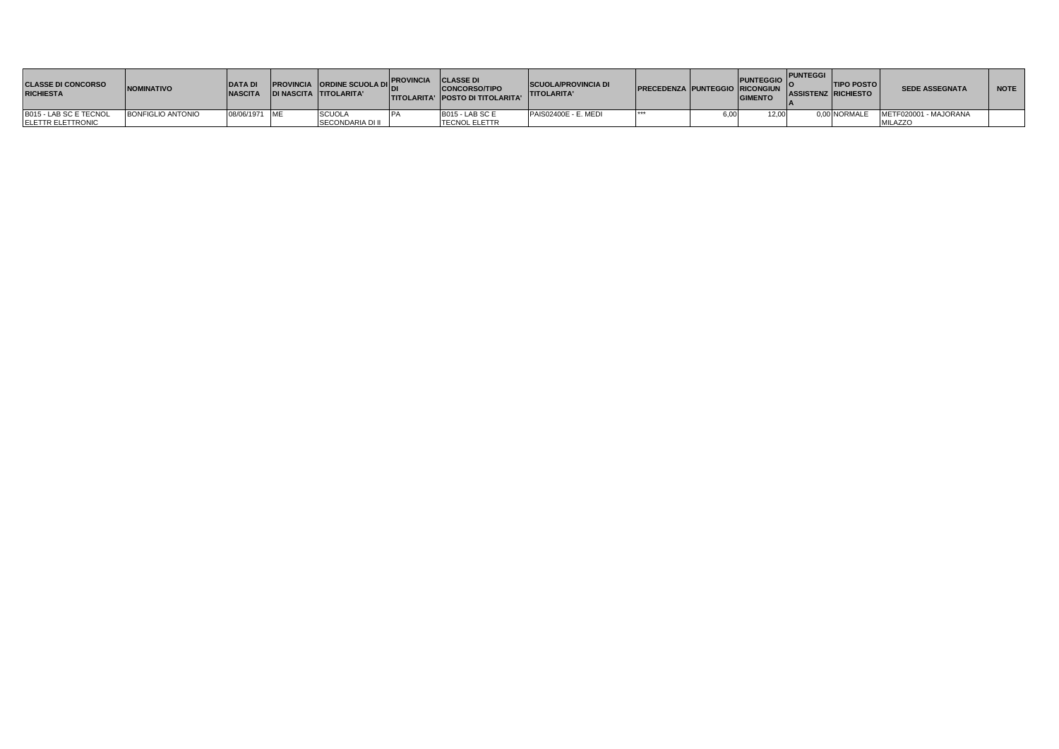| CLASSE DI CONCORSO RICHIESTA | NOMINATIVO | DATA DI NASCITA | PROVINCIA DI NASCITA | ORDINE SCUOLA DI TITOLARITA' | PROVINCIA DI TITOLARITA' | CLASSE DI CONCORSO/TIPO POSTO DI TITOLARITA' | SCUOLA/PROVINCIA DI TITOLARITA' | PRECEDENZA | PUNTEGGIO | PUNTEGGIO RICONGIUNGIMENTO | PUNTEGGIO ASSISTENZA | TIPO POSTO RICHIESTO | SEDE ASSEGNATA | NOTE |
|---|---|---|---|---|---|---|---|---|---|---|---|---|---|---|
| B015 - LAB SC E TECNOL ELETTR ELETTRONIC | BONFIGLIO ANTONIO | 08/06/1971 | ME | SCUOLA SECONDARIA DI II | PA | B015 - LAB SC E TECNOL ELETTR | PAIS02400E - E. MEDI | *** | 6,00 | 12,00 | 0,00 | NORMALE | METF020001 - MAJORANA MILAZZO | |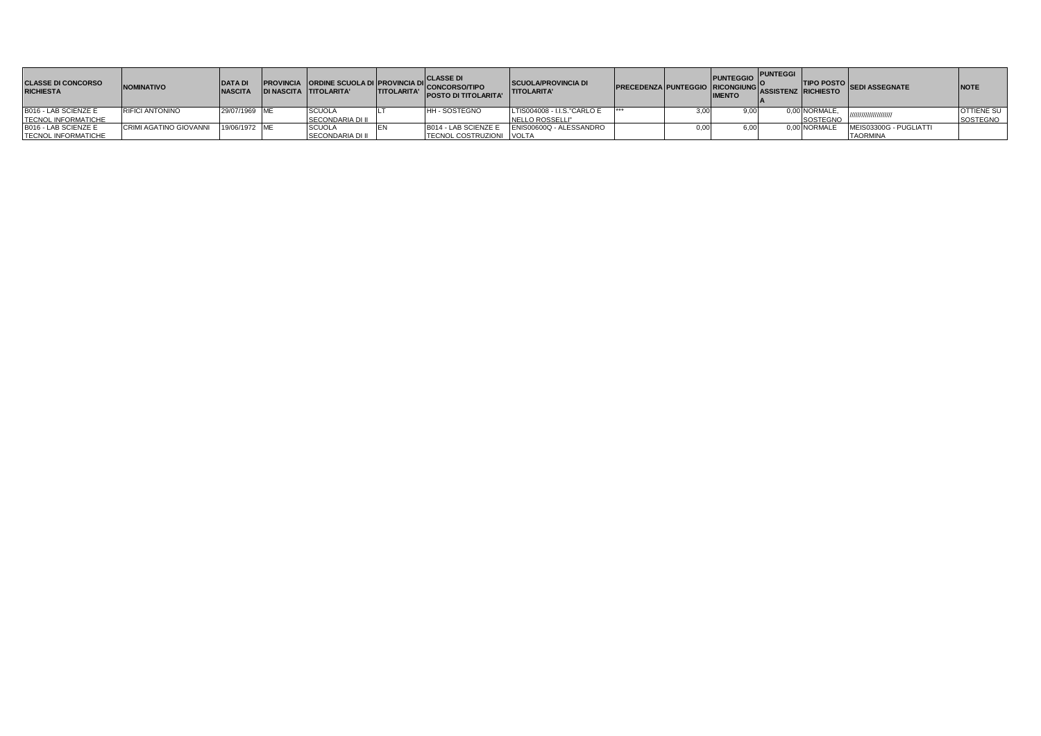| CLASSE DI CONCORSO RICHIESTA | NOMINATIVO | DATA DI NASCITA | PROVINCIA DI NASCITA | ORDINE SCUOLA DI TITOLARITA' | PROVINCIA DI TITOLARITA' | CLASSE DI CONCORSO/TIPO POSTO DI TITOLARITA' | SCUOLA/PROVINCIA DI TITOLARITA' | PRECEDENZA | PUNTEGGIO | PUNTEGGIO RICONGIUNGIMENTO | PUNTEGGIO ASSISTENZA | TIPO POSTO RICHIESTO | SEDI ASSEGNATE | NOTE |
|---|---|---|---|---|---|---|---|---|---|---|---|---|---|---|
| B016 - LAB SCIENZE E TECNOL INFORMATICHE | RIFICI ANTONINO | 29/07/1969 | ME | SCUOLA SECONDARIA DI II | LT | HH - SOSTEGNO | LTIS004008 - I.I.S."CARLO E NELLO ROSSELLI" | *** | 3,00 | 9,00 | 0,00 | NORMALE, SOSTEGNO | ///////////////////// | OTTIENE SU SOSTEGNO |
| B016 - LAB SCIENZE E TECNOL INFORMATICHE | CRIMI AGATINO GIOVANNI | 19/06/1972 | ME | SCUOLA SECONDARIA DI II | EN | B014 - LAB SCIENZE E TECNOL COSTRUZIONI | ENIS00600Q - ALESSANDRO VOLTA | | 0,00 | 6,00 | 0,00 | NORMALE | MEIS03300G - PUGLIATTI TAORMINA | |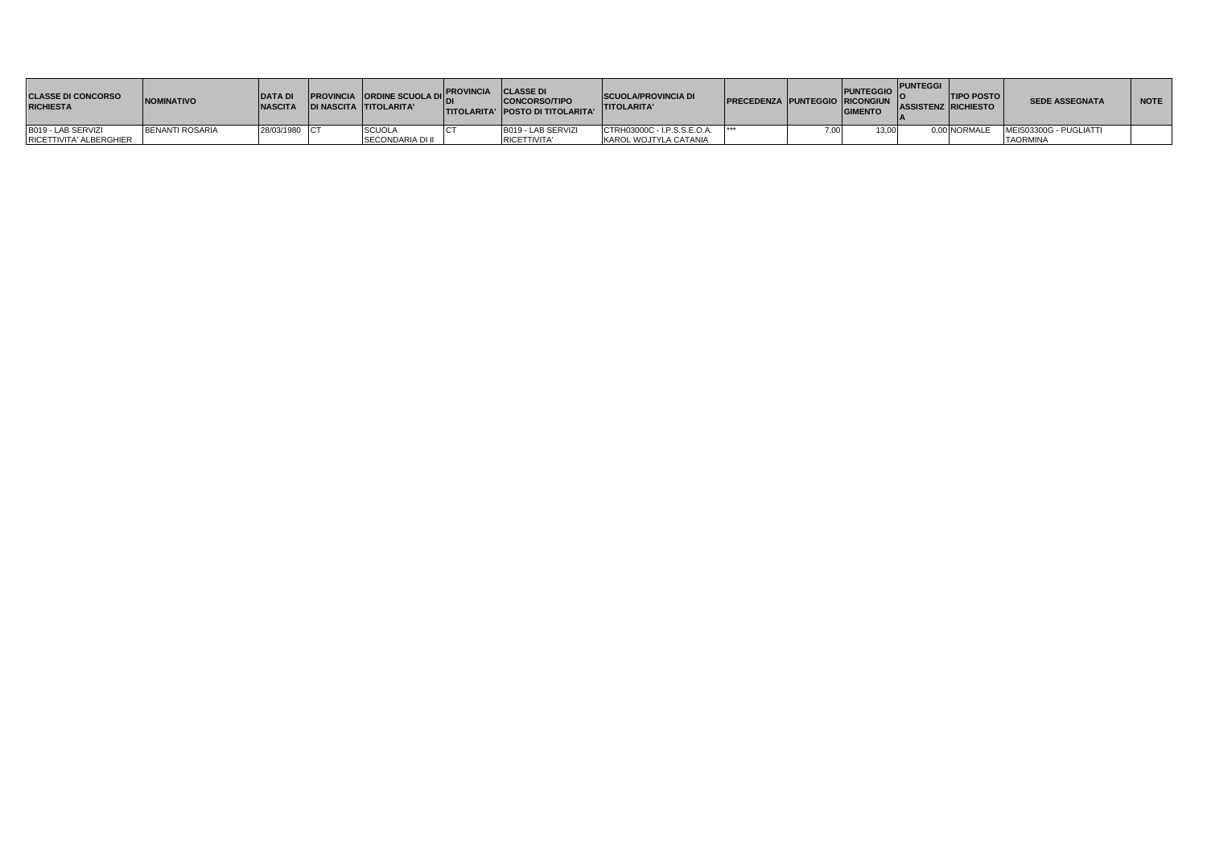| CLASSE DI CONCORSO RICHIESTA | NOMINATIVO | DATA DI NASCITA | PROVINCIA DI NASCITA | ORDINE SCUOLA DI TITOLARITA' | PROVINCIA DI TITOLARITA' | CLASSE DI CONCORSO/TIPO POSTO DI TITOLARITA' | SCUOLA/PROVINCIA DI TITOLARITA' | PRECEDENZA | PUNTEGGIO | PUNTEGGIO RICONGIUNGIMENTO | PUNTEGGIO ASSISTENZA | TIPO POSTO RICHIESTO | SEDE ASSEGNATA | NOTE |
|---|---|---|---|---|---|---|---|---|---|---|---|---|---|---|
| B019 - LAB SERVIZI RICETTIVITA' ALBERGHIER | BENANTI ROSARIA | 28/03/1980 | CT | SCUOLA SECONDARIA DI II | CT | B019 - LAB SERVIZI RICETTIVITA' | CTRH03000C - I.P.S.S.E.O.A. KAROL WOJTYLA CATANIA | *** | 7,00 | 13,00 | 0,00 | NORMALE | MEIS03300G - PUGLIATTI TAORMINA | |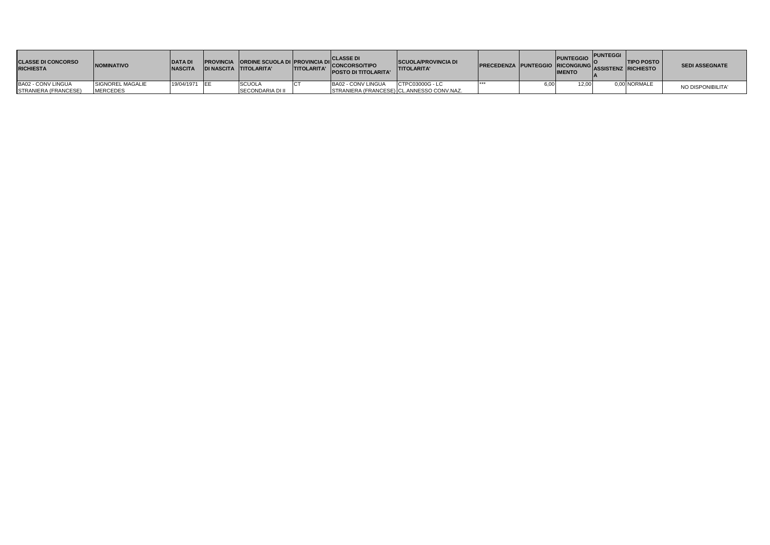| CLASSE DI CONCORSO RICHIESTA | NOMINATIVO | DATA DI NASCITA | PROVINCIA DI NASCITA | ORDINE SCUOLA DI TITOLARITA' | PROVINCIA DI TITOLARITA' | CLASSE DI CONCORSO/TIPO POSTO DI TITOLARITA' | SCUOLA/PROVINCIA DI TITOLARITA' | PRECEDENZA | PUNTEGGIO | PUNTEGGIO RICONGIUNGIMENTO | PUNTEGGIO ASSISTENZA | TIPO POSTO RICHIESTO | SEDI ASSEGNATE |
|---|---|---|---|---|---|---|---|---|---|---|---|---|---|
| BA02 - CONV LINGUA STRANIERA (FRANCESE) | SIGNOREL MAGALIE MERCEDES | 19/04/1971 | EE | SCUOLA SECONDARIA DI II | CT | BA02 - CONV LINGUA STRANIERA (FRANCESE) | CTPC03000G - LC CL.ANNESSO CONV.NAZ. | *** | 6,00 | 12,00 | 0,00 | NORMALE | NO DISPONIBILITA' |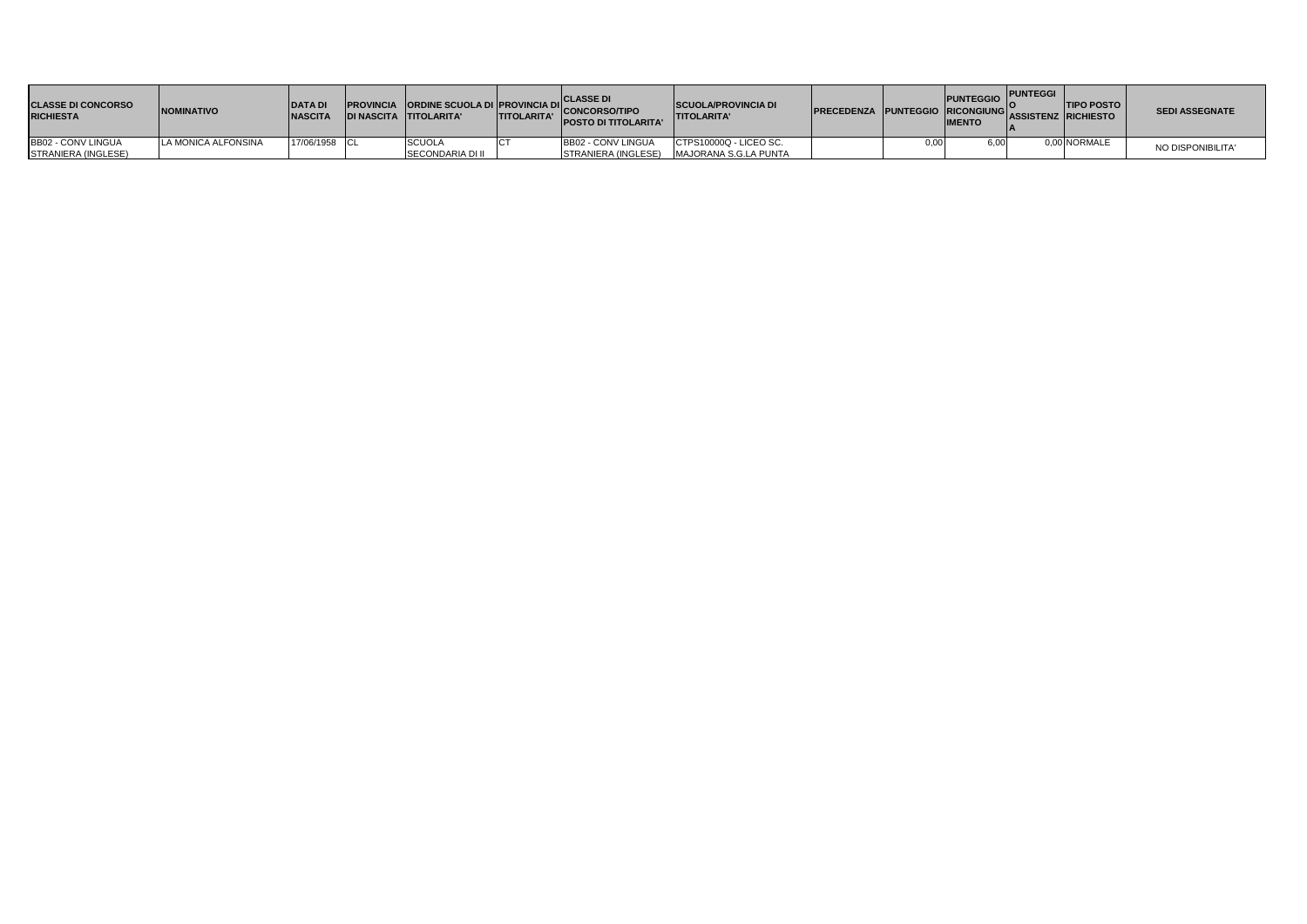| CLASSE DI CONCORSO RICHIESTA | NOMINATIVO | DATA DI NASCITA | PROVINCIA DI NASCITA | ORDINE SCUOLA DI TITOLARITA' | PROVINCIA DI TITOLARITA' | CLASSE DI CONCORSO/TIPO POSTO DI TITOLARITA' | SCUOLA/PROVINCIA DI TITOLARITA' | PRECEDENZA | PUNTEGGIO | PUNTEGGIO RICONGIUNGIMENTO | PUNTEGGIO ASSISTENZA | TIPO POSTO RICHIESTO | SEDI ASSEGNATE |
|---|---|---|---|---|---|---|---|---|---|---|---|---|---|
| BB02 - CONV LINGUA STRANIERA (INGLESE) | LA MONICA ALFONSINA | 17/06/1958 | CL | SCUOLA SECONDARIA DI II | CT | BB02 - CONV LINGUA STRANIERA (INGLESE) | CTPS10000Q - LICEO SC. MAJORANA S.G.LA PUNTA | | 0,00 | 6,00 | 0,00 | NORMALE | NO DISPONIBILITA' |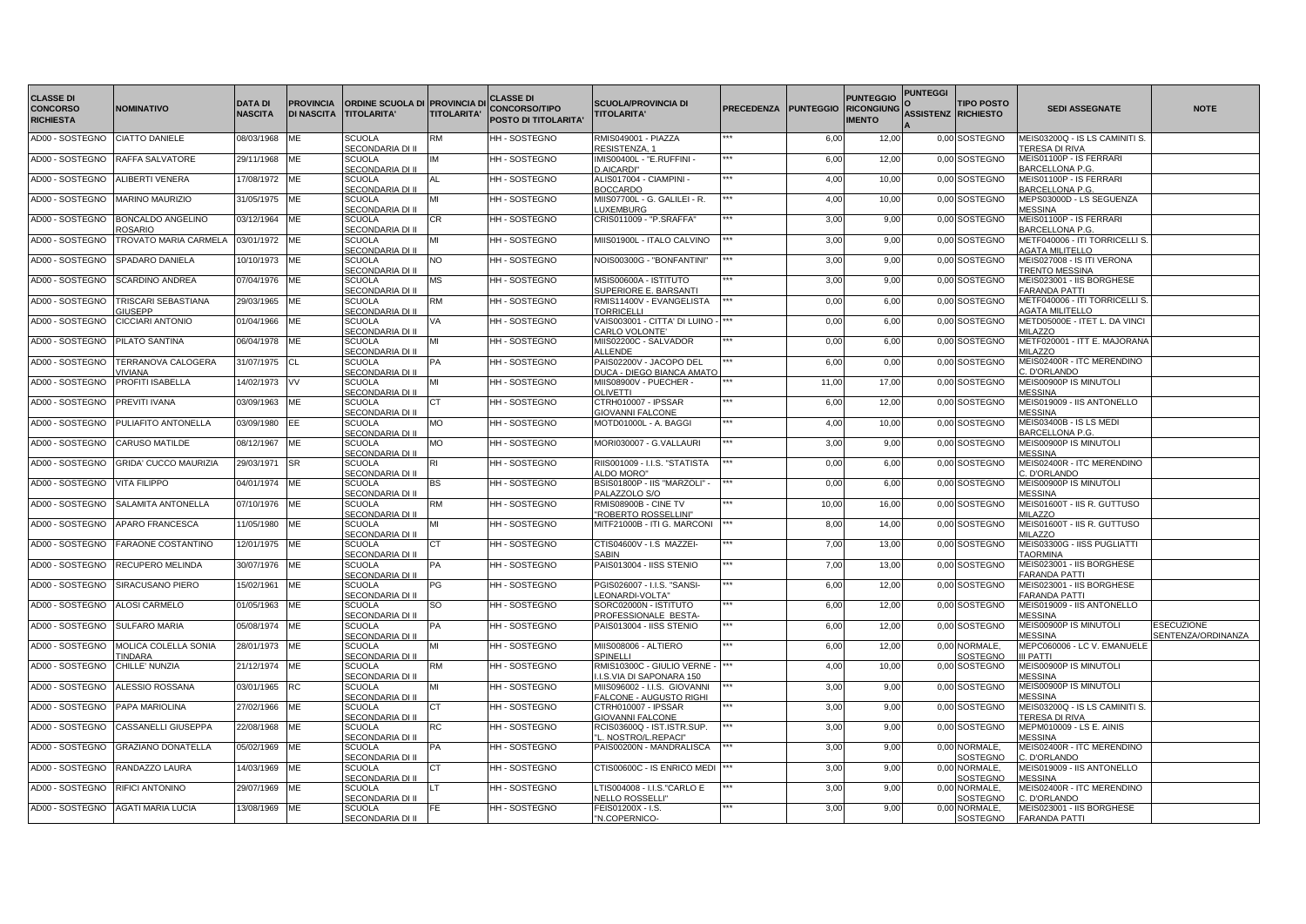| CLASSE DI CONCORSO RICHIESTA | NOMINATIVO | DATA DI NASCITA | PROVINCIA DI NASCITA | ORDINE SCUOLA DI TITOLARITA' | PROVINCIA DI TITOLARITA' | CLASSE DI CONCORSO/TIPO POSTO DI TITOLARITA' | SCUOLA/PROVINCIA DI TITOLARITA' | PRECEDENZA | PUNTEGGIO | PUNTEGGIO RICONGIUNGIMENTO | PUNTEGGIO ASSISTENZA | TIPO POSTO RICHIESTO | SEDI ASSEGNATE | NOTE |
|---|---|---|---|---|---|---|---|---|---|---|---|---|---|---|
| AD00 - SOSTEGNO | CIATTO DANIELE | 08/03/1968 | ME | SCUOLA SECONDARIA DI II | RM | HH - SOSTEGNO | RMIS049001 - PIAZZA RESISTENZA, 1 | *** | 6,00 | 12,00 | 0,00 | SOSTEGNO | MEIS03200Q - IS LS CAMINITI S. TERESA DI RIVA | |
| AD00 - SOSTEGNO | RAFFA SALVATORE | 29/11/1968 | ME | SCUOLA SECONDARIA DI II | IM | HH - SOSTEGNO | IMIS00400L - "E.RUFFINI - D.AICARDI" | *** | 6,00 | 12,00 | 0,00 | SOSTEGNO | MEIS01100P - IS FERRARI BARCELLONA P.G. | |
| AD00 - SOSTEGNO | ALIBERTI VENERA | 17/08/1972 | ME | SCUOLA SECONDARIA DI II | AL | HH - SOSTEGNO | ALIS017004 - CIAMPINI - BOCCARDO | *** | 4,00 | 10,00 | 0,00 | SOSTEGNO | MEIS01100P - IS FERRARI BARCELLONA P.G. | |
| AD00 - SOSTEGNO | MARINO MAURIZIO | 31/05/1975 | ME | SCUOLA SECONDARIA DI II | MI | HH - SOSTEGNO | MIIS07700L - G. GALILEI - R. LUXEMBURG | *** | 4,00 | 10,00 | 0,00 | SOSTEGNO | MEPS03000D - LS SEGUENZA MESSINA | |
| AD00 - SOSTEGNO | BONCALDO ANGELINO ROSARIO | 03/12/1964 | ME | SCUOLA SECONDARIA DI II | CR | HH - SOSTEGNO | CRIS011009 - "P.SRAFFA" | *** | 3,00 | 9,00 | 0,00 | SOSTEGNO | MEIS01100P - IS FERRARI BARCELLONA P.G. | |
| AD00 - SOSTEGNO | TROVATO MARIA CARMELA | 03/01/1972 | ME | SCUOLA SECONDARIA DI II | MI | HH - SOSTEGNO | MIIS01900L - ITALO CALVINO | *** | 3,00 | 9,00 | 0,00 | SOSTEGNO | METF040006 - ITI TORRICELLI S. AGATA MILITELLO | |
| AD00 - SOSTEGNO | SPADARO DANIELA | 10/10/1973 | ME | SCUOLA SECONDARIA DI II | NO | HH - SOSTEGNO | NOIS00300G - "BONFANTINI" | *** | 3,00 | 9,00 | 0,00 | SOSTEGNO | MEIS027008 - IS ITI VERONA TRENTO MESSINA | |
| AD00 - SOSTEGNO | SCARDINO ANDREA | 07/04/1976 | ME | SCUOLA SECONDARIA DI II | MS | HH - SOSTEGNO | MSIS00600A - ISTITUTO SUPERIORE E. BARSANTI | *** | 3,00 | 9,00 | 0,00 | SOSTEGNO | MEIS023001 - IIS BORGHESE FARANDA PATTI | |
| AD00 - SOSTEGNO | TRISCARI SEBASTIANA GIUSEPP | 29/03/1965 | ME | SCUOLA SECONDARIA DI II | RM | HH - SOSTEGNO | RMIS11400V - EVANGELISTA TORRICELLI | *** | 0,00 | 6,00 | 0,00 | SOSTEGNO | METF040006 - ITI TORRICELLI S. AGATA MILITELLO | |
| AD00 - SOSTEGNO | CICCIARI ANTONIO | 01/04/1966 | ME | SCUOLA SECONDARIA DI II | VA | HH - SOSTEGNO | VAIS003001 - CITTA' DI LUINO - CARLO VOLONTE' | *** | 0,00 | 6,00 | 0,00 | SOSTEGNO | METD05000E - ITET L. DA VINCI MILAZZO | |
| AD00 - SOSTEGNO | PILATO SANTINA | 06/04/1978 | ME | SCUOLA SECONDARIA DI II | MI | HH - SOSTEGNO | MIIS02200C - SALVADOR ALLENDE | *** | 0,00 | 6,00 | 0,00 | SOSTEGNO | METF020001 - ITT E. MAJORANA MILAZZO | |
| AD00 - SOSTEGNO | TERRANOVA CALOGERA VIVIANA | 31/07/1975 | CL | SCUOLA SECONDARIA DI II | PA | HH - SOSTEGNO | PAIS02200V - JACOPO DEL DUCA - DIEGO BIANCA AMATO | *** | 6,00 | 0,00 | 0,00 | SOSTEGNO | MEIS02400R - ITC MERENDINO C. D'ORLANDO | |
| AD00 - SOSTEGNO | PROFITI ISABELLA | 14/02/1973 | VV | SCUOLA SECONDARIA DI II | MI | HH - SOSTEGNO | MIIS08900V - PUECHER - OLIVETTI | *** | 11,00 | 17,00 | 0,00 | SOSTEGNO | MEIS00900P IS MINUTOLI MESSINA | |
| AD00 - SOSTEGNO | PREVITI IVANA | 03/09/1963 | ME | SCUOLA SECONDARIA DI II | CT | HH - SOSTEGNO | CTRH010007 - IPSSAR GIOVANNI FALCONE | *** | 6,00 | 12,00 | 0,00 | SOSTEGNO | MEIS019009 - IIS ANTONELLO MESSINA | |
| AD00 - SOSTEGNO | PULIAFITO ANTONELLA | 03/09/1980 | EE | SCUOLA SECONDARIA DI II | MO | HH - SOSTEGNO | MOTD01000L - A. BAGGI | *** | 4,00 | 10,00 | 0,00 | SOSTEGNO | MEIS03400B - IS LS MEDI BARCELLONA P.G. | |
| AD00 - SOSTEGNO | CARUSO MATILDE | 08/12/1967 | ME | SCUOLA SECONDARIA DI II | MO | HH - SOSTEGNO | MORI030007 - G.VALLAURI | *** | 3,00 | 9,00 | 0,00 | SOSTEGNO | MEIS00900P IS MINUTOLI MESSINA | |
| AD00 - SOSTEGNO | GRIDA' CUCCO MAURIZIA | 29/03/1971 | SR | SCUOLA SECONDARIA DI II | RI | HH - SOSTEGNO | RIIS001009 - I.I.S. "STATISTA ALDO MORO" | *** | 0,00 | 6,00 | 0,00 | SOSTEGNO | MEIS02400R - ITC MERENDINO C. D'ORLANDO | |
| AD00 - SOSTEGNO | VITA FILIPPO | 04/01/1974 | ME | SCUOLA SECONDARIA DI II | BS | HH - SOSTEGNO | BSIS01800P - IIS "MARZOLI" - PALAZZOLO S/O | *** | 0,00 | 6,00 | 0,00 | SOSTEGNO | MEIS00900P IS MINUTOLI MESSINA | |
| AD00 - SOSTEGNO | SALAMITA ANTONELLA | 07/10/1976 | ME | SCUOLA SECONDARIA DI II | RM | HH - SOSTEGNO | RMIS08900B - CINE TV "ROBERTO ROSSELLINI" | *** | 10,00 | 16,00 | 0,00 | SOSTEGNO | MEIS01600T - IIS R. GUTTUSO MILAZZO | |
| AD00 - SOSTEGNO | APARO FRANCESCA | 11/05/1980 | ME | SCUOLA SECONDARIA DI II | MI | HH - SOSTEGNO | MITF21000B - ITI G. MARCONI | *** | 8,00 | 14,00 | 0,00 | SOSTEGNO | MEIS01600T - IIS R. GUTTUSO MILAZZO | |
| AD00 - SOSTEGNO | FARAONE COSTANTINO | 12/01/1975 | ME | SCUOLA SECONDARIA DI II | CT | HH - SOSTEGNO | CTIS04600V - I.S MAZZEI-SABIN | *** | 7,00 | 13,00 | 0,00 | SOSTEGNO | MEIS03300G - IISS PUGLIATTI TAORMINA | |
| AD00 - SOSTEGNO | RECUPERO MELINDA | 30/07/1976 | ME | SCUOLA SECONDARIA DI II | PA | HH - SOSTEGNO | PAIS013004 - IISS STENIO | *** | 7,00 | 13,00 | 0,00 | SOSTEGNO | MEIS023001 - IIS BORGHESE FARANDA PATTI | |
| AD00 - SOSTEGNO | SIRACUSANO PIERO | 15/02/1961 | ME | SCUOLA SECONDARIA DI II | PG | HH - SOSTEGNO | PGIS026007 - I.I.S. "SANSI-LEONARDI-VOLTA" | *** | 6,00 | 12,00 | 0,00 | SOSTEGNO | MEIS023001 - IIS BORGHESE FARANDA PATTI | |
| AD00 - SOSTEGNO | ALOSI CARMELO | 01/05/1963 | ME | SCUOLA SECONDARIA DI II | SO | HH - SOSTEGNO | SORC02000N - ISTITUTO PROFESSIONALE BESTA- | *** | 6,00 | 12,00 | 0,00 | SOSTEGNO | MEIS019009 - IIS ANTONELLO MESSINA | |
| AD00 - SOSTEGNO | SULFARO MARIA | 05/08/1974 | ME | SCUOLA SECONDARIA DI II | PA | HH - SOSTEGNO | PAIS013004 - IISS STENIO | *** | 6,00 | 12,00 | 0,00 | SOSTEGNO | MEIS00900P IS MINUTOLI MESSINA | ESECUZIONE SENTENZA/ORDINANZA |
| AD00 - SOSTEGNO | MOLICA COLELLA SONIA TINDARA | 28/01/1973 | ME | SCUOLA SECONDARIA DI II | MI | HH - SOSTEGNO | MIIS008006 - ALTIERO SPINELLI | *** | 6,00 | 12,00 | 0,00 | NORMALE, SOSTEGNO | MEPC060006 - LC V. EMANUELE III PATTI | |
| AD00 - SOSTEGNO | CHILLE' NUNZIA | 21/12/1974 | ME | SCUOLA SECONDARIA DI II | RM | HH - SOSTEGNO | RMIS10300C - GIULIO VERNE - I.I.S.VIA DI SAPONARA 150 | *** | 4,00 | 10,00 | 0,00 | SOSTEGNO | MEIS00900P IS MINUTOLI MESSINA | |
| AD00 - SOSTEGNO | ALESSIO ROSSANA | 03/01/1965 | RC | SCUOLA SECONDARIA DI II | MI | HH - SOSTEGNO | MIIS096002 - I.I.S. GIOVANNI FALCONE - AUGUSTO RIGHI | *** | 3,00 | 9,00 | 0,00 | SOSTEGNO | MEIS00900P IS MINUTOLI MESSINA | |
| AD00 - SOSTEGNO | PAPA MARIOLINA | 27/02/1966 | ME | SCUOLA SECONDARIA DI II | CT | HH - SOSTEGNO | CTRH010007 - IPSSAR GIOVANNI FALCONE | *** | 3,00 | 9,00 | 0,00 | SOSTEGNO | MEIS03200Q - IS LS CAMINITI S. TERESA DI RIVA | |
| AD00 - SOSTEGNO | CASSANELLI GIUSEPPA | 22/08/1968 | ME | SCUOLA SECONDARIA DI II | RC | HH - SOSTEGNO | RCIS03600Q - IST.ISTR.SUP. "L. NOSTRO/L.REPACI" | *** | 3,00 | 9,00 | 0,00 | SOSTEGNO | MEPM010009 - LS E. AINIS MESSINA | |
| AD00 - SOSTEGNO | GRAZIANO DONATELLA | 05/02/1969 | ME | SCUOLA SECONDARIA DI II | PA | HH - SOSTEGNO | PAIS00200N - MANDRALISCA | *** | 3,00 | 9,00 | 0,00 | NORMALE, SOSTEGNO | MEIS02400R - ITC MERENDINO C. D'ORLANDO | |
| AD00 - SOSTEGNO | RANDAZZO LAURA | 14/03/1969 | ME | SCUOLA SECONDARIA DI II | CT | HH - SOSTEGNO | CTIS00600C - IS ENRICO MEDI | *** | 3,00 | 9,00 | 0,00 | NORMALE, SOSTEGNO | MEIS019009 - IIS ANTONELLO MESSINA | |
| AD00 - SOSTEGNO | RIFICI ANTONINO | 29/07/1969 | ME | SCUOLA SECONDARIA DI II | LT | HH - SOSTEGNO | LTIS004008 - I.I.S."CARLO E NELLO ROSSELLI" | *** | 3,00 | 9,00 | 0,00 | NORMALE, SOSTEGNO | MEIS02400R - ITC MERENDINO C. D'ORLANDO | |
| AD00 - SOSTEGNO | AGATI MARIA LUCIA | 13/08/1969 | ME | SCUOLA SECONDARIA DI II | FE | HH - SOSTEGNO | FEIS01200X - I.S. "N.COPERNICO- | *** | 3,00 | 9,00 | 0,00 | NORMALE, SOSTEGNO | MEIS023001 - IIS BORGHESE FARANDA PATTI | |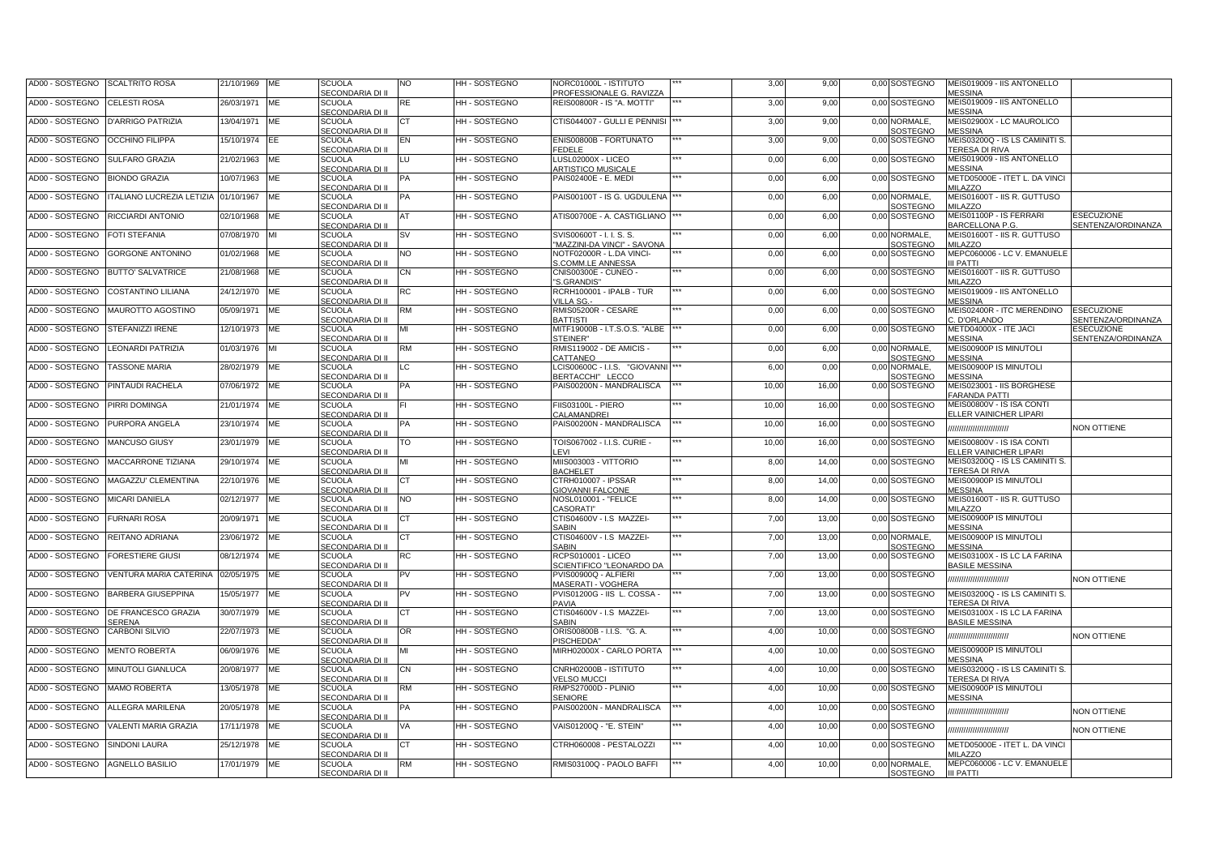| | | | | | | | | | | | | | | |
|---|---|---|---|---|---|---|---|---|---|---|---|---|---|---|
| AD00 - SOSTEGNO | SCALTRITO ROSA | 21/10/1969 | ME | SCUOLA SECONDARIA DI II | NO | HH - SOSTEGNO | NORC01000L - ISTITUTO PROFESSIONALE G. RAVIZZA | *** | 3,00 | 9,00 | 0,00 | SOSTEGNO | MEIS019009 - IIS ANTONELLO MESSINA | |
| AD00 - SOSTEGNO | CELESTI ROSA | 26/03/1971 | ME | SCUOLA SECONDARIA DI II | RE | HH - SOSTEGNO | REIS00800R - IS "A. MOTTI" | *** | 3,00 | 9,00 | 0,00 | SOSTEGNO | MEIS019009 - IIS ANTONELLO MESSINA | |
| AD00 - SOSTEGNO | D'ARRIGO PATRIZIA | 13/04/1971 | ME | SCUOLA SECONDARIA DI II | CT | HH - SOSTEGNO | CTIS044007 - GULLI E PENNISI | *** | 3,00 | 9,00 | 0,00 | NORMALE, SOSTEGNO | MEIS02900X - LC MAUROLICO MESSINA | |
| AD00 - SOSTEGNO | OCCHINO FILIPPA | 15/10/1974 | EE | SCUOLA SECONDARIA DI II | EN | HH - SOSTEGNO | ENIS00800B - FORTUNATO FEDELE | *** | 3,00 | 9,00 | 0,00 | SOSTEGNO | MEIS03200Q - IS LS CAMINITI S. TERESA DI RIVA | |
| AD00 - SOSTEGNO | SULFARO GRAZIA | 21/02/1963 | ME | SCUOLA SECONDARIA DI II | LU | HH - SOSTEGNO | LUSL02000X - LICEO ARTISTICO MUSICALE | *** | 0,00 | 6,00 | 0,00 | SOSTEGNO | MEIS019009 - IIS ANTONELLO MESSINA | |
| AD00 - SOSTEGNO | BIONDO GRAZIA | 10/07/1963 | ME | SCUOLA SECONDARIA DI II | PA | HH - SOSTEGNO | PAIS02400E - E. MEDI | *** | 0,00 | 6,00 | 0,00 | SOSTEGNO | METD05000E - ITET L. DA VINCI MILAZZO | |
| AD00 - SOSTEGNO | ITALIANO LUCREZIA LETIZIA | 01/10/1967 | ME | SCUOLA SECONDARIA DI II | PA | HH - SOSTEGNO | PAIS00100T - IS G. UGDULENA | *** | 0,00 | 6,00 | 0,00 | NORMALE, SOSTEGNO | MEIS01600T - IIS R. GUTTUSO MILAZZO | |
| AD00 - SOSTEGNO | RICCIARDI ANTONIO | 02/10/1968 | ME | SCUOLA SECONDARIA DI II | AT | HH - SOSTEGNO | ATIS00700E - A. CASTIGLIANO | *** | 0,00 | 6,00 | 0,00 | SOSTEGNO | MEIS01100P - IS FERRARI BARCELLONA P.G. | ESECUZIONE SENTENZA/ORDINANZA |
| AD00 - SOSTEGNO | FOTI STEFANIA | 07/08/1970 | MI | SCUOLA SECONDARIA DI II | SV | HH - SOSTEGNO | SVIS00600T - I. I. S. S. "MAZZINI-DA VINCI" - SAVONA | *** | 0,00 | 6,00 | 0,00 | NORMALE, SOSTEGNO | MEIS01600T - IIS R. GUTTUSO MILAZZO | |
| AD00 - SOSTEGNO | GORGONE ANTONINO | 01/02/1968 | ME | SCUOLA SECONDARIA DI II | NO | HH - SOSTEGNO | NOTF02000R - L.DA VINCI-S.COMM.LE ANNESSA | *** | 0,00 | 6,00 | 0,00 | SOSTEGNO | MEPC060006 - LC V. EMANUELE III PATTI | |
| AD00 - SOSTEGNO | BUTTO' SALVATRICE | 21/08/1968 | ME | SCUOLA SECONDARIA DI II | CN | HH - SOSTEGNO | CNIS00300E - CUNEO - "S.GRANDIS" | *** | 0,00 | 6,00 | 0,00 | SOSTEGNO | MEIS01600T - IIS R. GUTTUSO MILAZZO | |
| AD00 - SOSTEGNO | COSTANTINO LILIANA | 24/12/1970 | ME | SCUOLA SECONDARIA DI II | RC | HH - SOSTEGNO | RCRH100001 - IPALB - TUR VILLA SG.- | *** | 0,00 | 6,00 | 0,00 | SOSTEGNO | MEIS019009 - IIS ANTONELLO MESSINA | |
| AD00 - SOSTEGNO | MAUROTTO AGOSTINO | 05/09/1971 | ME | SCUOLA SECONDARIA DI II | RM | HH - SOSTEGNO | RMIS05200R - CESARE BATTISTI | *** | 0,00 | 6,00 | 0,00 | SOSTEGNO | MEIS02400R - ITC MERENDINO C. D'ORLANDO | ESECUZIONE SENTENZA/ORDINANZA |
| AD00 - SOSTEGNO | STEFANIZZI IRENE | 12/10/1973 | ME | SCUOLA SECONDARIA DI II | MI | HH - SOSTEGNO | MITF19000B - I.T.S.O.S. "ALBE STEINER" | *** | 0,00 | 6,00 | 0,00 | SOSTEGNO | METD04000X - ITE JACI MESSINA | ESECUZIONE SENTENZA/ORDINANZA |
| AD00 - SOSTEGNO | LEONARDI PATRIZIA | 01/03/1976 | MI | SCUOLA SECONDARIA DI II | RM | HH - SOSTEGNO | RMIS119002 - DE AMICIS - CATTANEO | *** | 0,00 | 6,00 | 0,00 | NORMALE, SOSTEGNO | MEIS00900P IS MINUTOLI MESSINA | |
| AD00 - SOSTEGNO | TASSONE MARIA | 28/02/1979 | ME | SCUOLA SECONDARIA DI II | LC | HH - SOSTEGNO | LCIS00600C - I.I.S. "GIOVANNI BERTACCHI" LECCO | *** | 6,00 | 0,00 | 0,00 | NORMALE, SOSTEGNO | MEIS00900P IS MINUTOLI MESSINA | |
| AD00 - SOSTEGNO | PINTAUDI RACHELA | 07/06/1972 | ME | SCUOLA SECONDARIA DI II | PA | HH - SOSTEGNO | PAIS00200N - MANDRALISCA | *** | 10,00 | 16,00 | 0,00 | SOSTEGNO | MEIS023001 - IIS BORGHESE FARANDA PATTI | |
| AD00 - SOSTEGNO | PIRRI DOMINGA | 21/01/1974 | ME | SCUOLA SECONDARIA DI II | FI | HH - SOSTEGNO | FIIS03100L - PIERO CALAMANDREI | *** | 10,00 | 16,00 | 0,00 | SOSTEGNO | MEIS00800V - IS ISA CONTI ELLER VAINICHER LIPARI | |
| AD00 - SOSTEGNO | PURPORA ANGELA | 23/10/1974 | ME | SCUOLA SECONDARIA DI II | PA | HH - SOSTEGNO | PAIS00200N - MANDRALISCA | *** | 10,00 | 16,00 | 0,00 | SOSTEGNO | ///////////////////////// | NON OTTIENE |
| AD00 - SOSTEGNO | MANCUSO GIUSY | 23/01/1979 | ME | SCUOLA SECONDARIA DI II | TO | HH - SOSTEGNO | TOIS067002 - I.I.S. CURIE - LEVI | *** | 10,00 | 16,00 | 0,00 | SOSTEGNO | MEIS00800V - IS ISA CONTI ELLER VAINICHER LIPARI | |
| AD00 - SOSTEGNO | MACCARRONE TIZIANA | 29/10/1974 | ME | SCUOLA SECONDARIA DI II | MI | HH - SOSTEGNO | MIIS003003 - VITTORIO BACHELET | *** | 8,00 | 14,00 | 0,00 | SOSTEGNO | MEIS03200Q - IS LS CAMINITI S. TERESA DI RIVA | |
| AD00 - SOSTEGNO | MAGAZZU' CLEMENTINA | 22/10/1976 | ME | SCUOLA SECONDARIA DI II | CT | HH - SOSTEGNO | CTRH010007 - IPSSAR GIOVANNI FALCONE | *** | 8,00 | 14,00 | 0,00 | SOSTEGNO | MEIS00900P IS MINUTOLI MESSINA | |
| AD00 - SOSTEGNO | MICARI DANIELA | 02/12/1977 | ME | SCUOLA SECONDARIA DI II | NO | HH - SOSTEGNO | NOSL010001 - "FELICE CASORATI" | *** | 8,00 | 14,00 | 0,00 | SOSTEGNO | MEIS01600T - IIS R. GUTTUSO MILAZZO | |
| AD00 - SOSTEGNO | FURNARI ROSA | 20/09/1971 | ME | SCUOLA SECONDARIA DI II | CT | HH - SOSTEGNO | CTIS04600V - I.S MAZZEI-SABIN | *** | 7,00 | 13,00 | 0,00 | SOSTEGNO | MEIS00900P IS MINUTOLI MESSINA | |
| AD00 - SOSTEGNO | REITANO ADRIANA | 23/06/1972 | ME | SCUOLA SECONDARIA DI II | CT | HH - SOSTEGNO | CTIS04600V - I.S MAZZEI-SABIN | *** | 7,00 | 13,00 | 0,00 | NORMALE, SOSTEGNO | MEIS00900P IS MINUTOLI MESSINA | |
| AD00 - SOSTEGNO | FORESTIERE GIUSI | 08/12/1974 | ME | SCUOLA SECONDARIA DI II | RC | HH - SOSTEGNO | RCPS010001 - LICEO SCIENTIFICO "LEONARDO DA | *** | 7,00 | 13,00 | 0,00 | SOSTEGNO | MEIS03100X - IS LC LA FARINA BASILE MESSINA | |
| AD00 - SOSTEGNO | VENTURA MARIA CATERINA | 02/05/1975 | ME | SCUOLA SECONDARIA DI II | PV | HH - SOSTEGNO | PVIS00900Q - ALFIERI MASERATI - VOGHERA | *** | 7,00 | 13,00 | 0,00 | SOSTEGNO | ///////////////////////// | NON OTTIENE |
| AD00 - SOSTEGNO | BARBERA GIUSEPPINA | 15/05/1977 | ME | SCUOLA SECONDARIA DI II | PV | HH - SOSTEGNO | PVIS01200G - IIS L. COSSA - PAVIA | *** | 7,00 | 13,00 | 0,00 | SOSTEGNO | MEIS03200Q - IS LS CAMINITI S. TERESA DI RIVA | |
| AD00 - SOSTEGNO | DE FRANCESCO GRAZIA SERENA | 30/07/1979 | ME | SCUOLA SECONDARIA DI II | CT | HH - SOSTEGNO | CTIS04600V - I.S MAZZEI-SABIN | *** | 7,00 | 13,00 | 0,00 | SOSTEGNO | MEIS03100X - IS LC LA FARINA BASILE MESSINA | |
| AD00 - SOSTEGNO | CARBONI SILVIO | 22/07/1973 | ME | SCUOLA SECONDARIA DI II | OR | HH - SOSTEGNO | ORIS00800B - I.I.S. "G. A. PISCHEDDA" | *** | 4,00 | 10,00 | 0,00 | SOSTEGNO | ///////////////////////// | NON OTTIENE |
| AD00 - SOSTEGNO | MENTO ROBERTA | 06/09/1976 | ME | SCUOLA SECONDARIA DI II | MI | HH - SOSTEGNO | MIRH02000X - CARLO PORTA | *** | 4,00 | 10,00 | 0,00 | SOSTEGNO | MEIS00900P IS MINUTOLI MESSINA | |
| AD00 - SOSTEGNO | MINUTOLI GIANLUCA | 20/08/1977 | ME | SCUOLA SECONDARIA DI II | CN | HH - SOSTEGNO | CNRH02000B - ISTITUTO VELSO MUCCI | *** | 4,00 | 10,00 | 0,00 | SOSTEGNO | MEIS03200Q - IS LS CAMINITI S. TERESA DI RIVA | |
| AD00 - SOSTEGNO | MAMO ROBERTA | 13/05/1978 | ME | SCUOLA SECONDARIA DI II | RM | HH - SOSTEGNO | RMPS27000D - PLINIO SENIORE | *** | 4,00 | 10,00 | 0,00 | SOSTEGNO | MEIS00900P IS MINUTOLI MESSINA | |
| AD00 - SOSTEGNO | ALLEGRA MARILENA | 20/05/1978 | ME | SCUOLA SECONDARIA DI II | PA | HH - SOSTEGNO | PAIS00200N - MANDRALISCA | *** | 4,00 | 10,00 | 0,00 | SOSTEGNO | ///////////////////////// | NON OTTIENE |
| AD00 - SOSTEGNO | VALENTI MARIA GRAZIA | 17/11/1978 | ME | SCUOLA SECONDARIA DI II | VA | HH - SOSTEGNO | VAIS01200Q - "E. STEIN" | *** | 4,00 | 10,00 | 0,00 | SOSTEGNO | ///////////////////////// | NON OTTIENE |
| AD00 - SOSTEGNO | SINDONI LAURA | 25/12/1978 | ME | SCUOLA SECONDARIA DI II | CT | HH - SOSTEGNO | CTRH060008 - PESTALOZZI | *** | 4,00 | 10,00 | 0,00 | SOSTEGNO | METD05000E - ITET L. DA VINCI MILAZZO | |
| AD00 - SOSTEGNO | AGNELLO BASILIO | 17/01/1979 | ME | SCUOLA SECONDARIA DI II | RM | HH - SOSTEGNO | RMIS03100Q - PAOLO BAFFI | *** | 4,00 | 10,00 | 0,00 | NORMALE, SOSTEGNO | MEPC060006 - LC V. EMANUELE III PATTI | |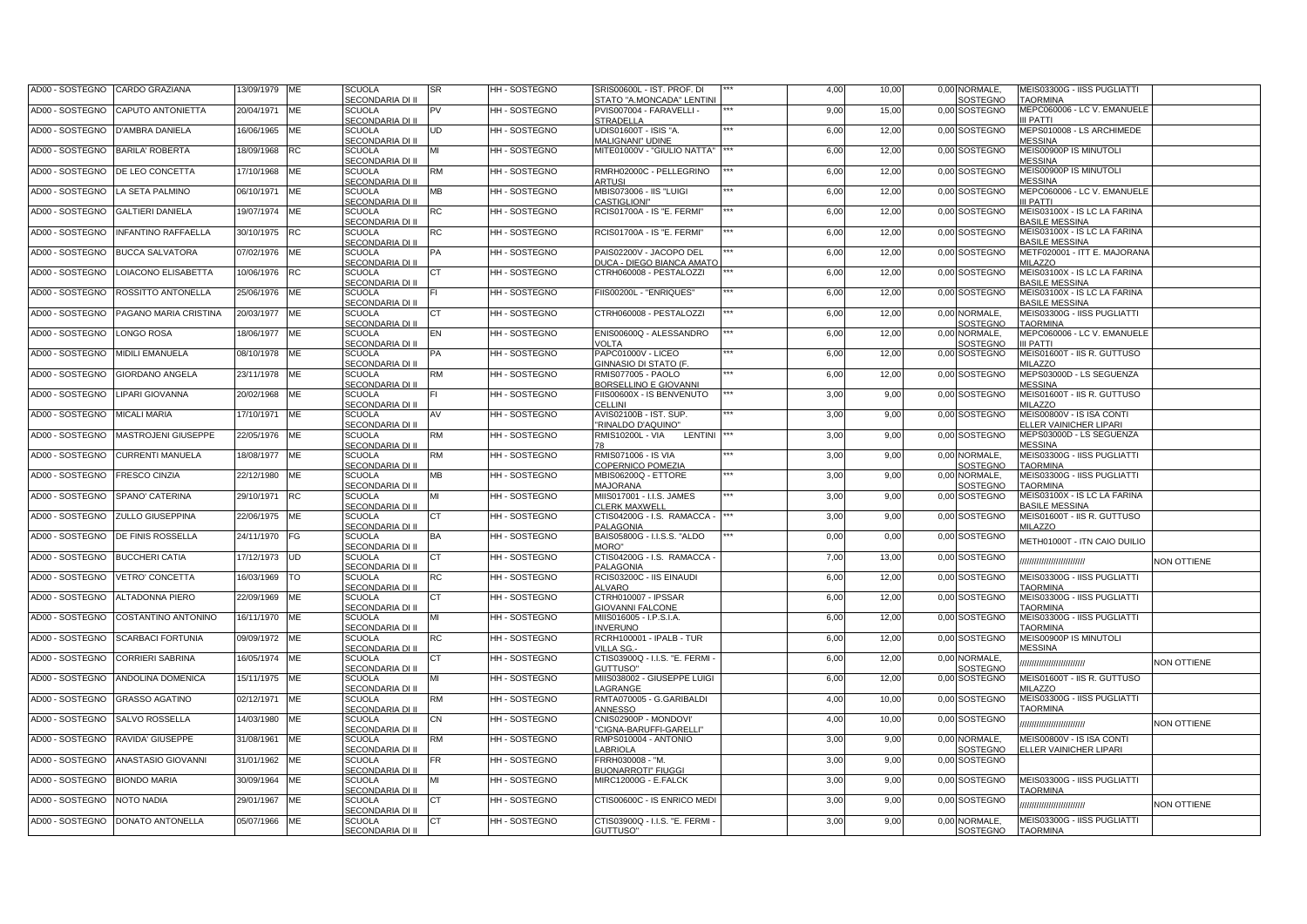| AD00 - SOSTEGNO | CARDO GRAZIANA | 13/09/1979 | ME | SCUOLA SECONDARIA DI II | SR | HH - SOSTEGNO | SRIS00600L - IST. PROF. DI STATO "A.MONCADA" LENTINI | *** | 4,00 | 10,00 | 0,00 | NORMALE, SOSTEGNO | MEIS03300G - IISS PUGLIATTI TAORMINA | |
|---|---|---|---|---|---|---|---|---|---|---|---|---|---|---|
| AD00 - SOSTEGNO | CAPUTO ANTONIETTA | 20/04/1971 | ME | SCUOLA SECONDARIA DI II | PV | HH - SOSTEGNO | PVIS007004 - FARAVELLI - STRADELLA | *** | 9,00 | 15,00 | 0,00 | SOSTEGNO | MEPC060006 - LC V. EMANUELE III PATTI | |
| AD00 - SOSTEGNO | D'AMBRA DANIELA | 16/06/1965 | ME | SCUOLA SECONDARIA DI II | UD | HH - SOSTEGNO | UDIS01600T - ISIS "A. MALIGNANI" UDINE | *** | 6,00 | 12,00 | 0,00 | SOSTEGNO | MEPS010008 - LS ARCHIMEDE MESSINA | |
| AD00 - SOSTEGNO | BARILA' ROBERTA | 18/09/1968 | RC | SCUOLA SECONDARIA DI II | MI | HH - SOSTEGNO | MITE01000V - "GIULIO NATTA" | *** | 6,00 | 12,00 | 0,00 | SOSTEGNO | MEIS00900P IS MINUTOLI MESSINA | |
| AD00 - SOSTEGNO | DE LEO CONCETTA | 17/10/1968 | ME | SCUOLA SECONDARIA DI II | RM | HH - SOSTEGNO | RMRH02000C - PELLEGRINO ARTUSI | *** | 6,00 | 12,00 | 0,00 | SOSTEGNO | MEIS00900P IS MINUTOLI MESSINA | |
| AD00 - SOSTEGNO | LA SETA PALMINO | 06/10/1971 | ME | SCUOLA SECONDARIA DI II | MB | HH - SOSTEGNO | MBIS073006 - IIS "LUIGI CASTIGLIONI" | *** | 6,00 | 12,00 | 0,00 | SOSTEGNO | MEPC060006 - LC V. EMANUELE III PATTI | |
| AD00 - SOSTEGNO | GALTIERI DANIELA | 19/07/1974 | ME | SCUOLA SECONDARIA DI II | RC | HH - SOSTEGNO | RCIS01700A - IS "E. FERMI" | *** | 6,00 | 12,00 | 0,00 | SOSTEGNO | MEIS03100X - IS LC LA FARINA BASILE MESSINA | |
| AD00 - SOSTEGNO | INFANTINO RAFFAELLA | 30/10/1975 | RC | SCUOLA SECONDARIA DI II | RC | HH - SOSTEGNO | RCIS01700A - IS "E. FERMI" | *** | 6,00 | 12,00 | 0,00 | SOSTEGNO | MEIS03100X - IS LC LA FARINA BASILE MESSINA | |
| AD00 - SOSTEGNO | BUCCA SALVATORA | 07/02/1976 | ME | SCUOLA SECONDARIA DI II | PA | HH - SOSTEGNO | PAIS02200V - JACOPO DEL DUCA - DIEGO BIANCA AMATO | *** | 6,00 | 12,00 | 0,00 | SOSTEGNO | METF020001 - ITT E. MAJORANA MILAZZO | |
| AD00 - SOSTEGNO | LOIACONO ELISABETTA | 10/06/1976 | RC | SCUOLA SECONDARIA DI II | CT | HH - SOSTEGNO | CTRH060008 - PESTALOZZI | *** | 6,00 | 12,00 | 0,00 | SOSTEGNO | MEIS03100X - IS LC LA FARINA BASILE MESSINA | |
| AD00 - SOSTEGNO | ROSSITTO ANTONELLA | 25/06/1976 | ME | SCUOLA SECONDARIA DI II | FI | HH - SOSTEGNO | FIIS00200L - "ENRIQUES" | *** | 6,00 | 12,00 | 0,00 | SOSTEGNO | MEIS03100X - IS LC LA FARINA BASILE MESSINA | |
| AD00 - SOSTEGNO | PAGANO MARIA CRISTINA | 20/03/1977 | ME | SCUOLA SECONDARIA DI II | CT | HH - SOSTEGNO | CTRH060008 - PESTALOZZI | *** | 6,00 | 12,00 | 0,00 | NORMALE, SOSTEGNO | MEIS03300G - IISS PUGLIATTI TAORMINA | |
| AD00 - SOSTEGNO | LONGO ROSA | 18/06/1977 | ME | SCUOLA SECONDARIA DI II | EN | HH - SOSTEGNO | ENIS00600Q - ALESSANDRO VOLTA | *** | 6,00 | 12,00 | 0,00 | NORMALE, SOSTEGNO | MEPC060006 - LC V. EMANUELE III PATTI | |
| AD00 - SOSTEGNO | MIDILI EMANUELA | 08/10/1978 | ME | SCUOLA SECONDARIA DI II | PA | HH - SOSTEGNO | PAPC01000V - LICEO GINNASIO DI STATO (F. | *** | 6,00 | 12,00 | 0,00 | SOSTEGNO | MEIS01600T - IIS R. GUTTUSO MILAZZO | |
| AD00 - SOSTEGNO | GIORDANO ANGELA | 23/11/1978 | ME | SCUOLA SECONDARIA DI II | RM | HH - SOSTEGNO | RMIS077005 - PAOLO BORSELLINO E GIOVANNI | *** | 6,00 | 12,00 | 0,00 | SOSTEGNO | MEPS03000D - LS SEGUENZA MESSINA | |
| AD00 - SOSTEGNO | LIPARI GIOVANNA | 20/02/1968 | ME | SCUOLA SECONDARIA DI II | FI | HH - SOSTEGNO | FIIS00600X - IS BENVENUTO CELLINI | *** | 3,00 | 9,00 | 0,00 | SOSTEGNO | MEIS01600T - IIS R. GUTTUSO MILAZZO | |
| AD00 - SOSTEGNO | MICALI MARIA | 17/10/1971 | ME | SCUOLA SECONDARIA DI II | AV | HH - SOSTEGNO | AVIS02100B - IST. SUP. "RINALDO D'AQUINO" | *** | 3,00 | 9,00 | 0,00 | SOSTEGNO | MEIS00800V - IS ISA CONTI ELLER VAINICHER LIPARI | |
| AD00 - SOSTEGNO | MASTROJENI GIUSEPPE | 22/05/1976 | ME | SCUOLA SECONDARIA DI II | RM | HH - SOSTEGNO | RMIS10200L - VIA LENTINI 78 | *** | 3,00 | 9,00 | 0,00 | SOSTEGNO | MEPS03000D - LS SEGUENZA MESSINA | |
| AD00 - SOSTEGNO | CURRENTI MANUELA | 18/08/1977 | ME | SCUOLA SECONDARIA DI II | RM | HH - SOSTEGNO | RMIS071006 - IS VIA COPERNICO POMEZIA | *** | 3,00 | 9,00 | 0,00 | NORMALE, SOSTEGNO | MEIS03300G - IISS PUGLIATTI TAORMINA | |
| AD00 - SOSTEGNO | FRESCO CINZIA | 22/12/1980 | ME | SCUOLA SECONDARIA DI II | MB | HH - SOSTEGNO | MBIS06200Q - ETTORE MAJORANA | *** | 3,00 | 9,00 | 0,00 | NORMALE, SOSTEGNO | MEIS03300G - IISS PUGLIATTI TAORMINA | |
| AD00 - SOSTEGNO | SPANO' CATERINA | 29/10/1971 | RC | SCUOLA SECONDARIA DI II | MI | HH - SOSTEGNO | MIIS017001 - I.I.S. JAMES CLERK MAXWELL | *** | 3,00 | 9,00 | 0,00 | SOSTEGNO | MEIS03100X - IS LC LA FARINA BASILE MESSINA | |
| AD00 - SOSTEGNO | ZULLO GIUSEPPINA | 22/06/1975 | ME | SCUOLA SECONDARIA DI II | CT | HH - SOSTEGNO | CTIS04200G - I.S. RAMACCA - PALAGONIA | *** | 3,00 | 9,00 | 0,00 | SOSTEGNO | MEIS01600T - IIS R. GUTTUSO MILAZZO | |
| AD00 - SOSTEGNO | DE FINIS ROSSELLA | 24/11/1970 | FG | SCUOLA SECONDARIA DI II | BA | HH - SOSTEGNO | BAIS05800G - I.I.S.S. "ALDO MORO" | *** | 0,00 | 0,00 | 0,00 | SOSTEGNO | METH01000T - ITN CAIO DUILIO | |
| AD00 - SOSTEGNO | BUCCHERI CATIA | 17/12/1973 | UD | SCUOLA SECONDARIA DI II | CT | HH - SOSTEGNO | CTIS04200G - I.S. RAMACCA - PALAGONIA | | 7,00 | 13,00 | 0,00 | SOSTEGNO | ////////////////////////// | NON OTTIENE |
| AD00 - SOSTEGNO | VETRO' CONCETTA | 16/03/1969 | TO | SCUOLA SECONDARIA DI II | RC | HH - SOSTEGNO | RCIS03200C - IIS EINAUDI ALVARO | | 6,00 | 12,00 | 0,00 | SOSTEGNO | MEIS03300G - IISS PUGLIATTI TAORMINA | |
| AD00 - SOSTEGNO | ALTADONNA PIERO | 22/09/1969 | ME | SCUOLA SECONDARIA DI II | CT | HH - SOSTEGNO | CTRH010007 - IPSSAR GIOVANNI FALCONE | | 6,00 | 12,00 | 0,00 | SOSTEGNO | MEIS03300G - IISS PUGLIATTI TAORMINA | |
| AD00 - SOSTEGNO | COSTANTINO ANTONINO | 16/11/1970 | ME | SCUOLA SECONDARIA DI II | MI | HH - SOSTEGNO | MIIS016005 - I.P.S.I.A. INVERUNO | | 6,00 | 12,00 | 0,00 | SOSTEGNO | MEIS03300G - IISS PUGLIATTI TAORMINA | |
| AD00 - SOSTEGNO | SCARBACI FORTUNIA | 09/09/1972 | ME | SCUOLA SECONDARIA DI II | RC | HH - SOSTEGNO | RCRH100001 - IPALB - TUR VILLA SG.- | | 6,00 | 12,00 | 0,00 | SOSTEGNO | MEIS00900P IS MINUTOLI MESSINA | |
| AD00 - SOSTEGNO | CORRIERI SABRINA | 16/05/1974 | ME | SCUOLA SECONDARIA DI II | CT | HH - SOSTEGNO | CTIS03900Q - I.I.S. "E. FERMI - GUTTUSO" | | 6,00 | 12,00 | 0,00 | NORMALE, SOSTEGNO | ////////////////////////// | NON OTTIENE |
| AD00 - SOSTEGNO | ANDOLINA DOMENICA | 15/11/1975 | ME | SCUOLA SECONDARIA DI II | MI | HH - SOSTEGNO | MIIS038002 - GIUSEPPE LUIGI LAGRANGE | | 6,00 | 12,00 | 0,00 | SOSTEGNO | MEIS01600T - IIS R. GUTTUSO MILAZZO | |
| AD00 - SOSTEGNO | GRASSO AGATINO | 02/12/1971 | ME | SCUOLA SECONDARIA DI II | RM | HH - SOSTEGNO | RMTA070005 - G.GARIBALDI ANNESSO | | 4,00 | 10,00 | 0,00 | SOSTEGNO | MEIS03300G - IISS PUGLIATTI TAORMINA | |
| AD00 - SOSTEGNO | SALVO ROSSELLA | 14/03/1980 | ME | SCUOLA SECONDARIA DI II | CN | HH - SOSTEGNO | CNIS02900P - MONDOVI' "CIGNA-BARUFFI-GARELLI" | | 4,00 | 10,00 | 0,00 | SOSTEGNO | ////////////////////////// | NON OTTIENE |
| AD00 - SOSTEGNO | RAVIDA' GIUSEPPE | 31/08/1961 | ME | SCUOLA SECONDARIA DI II | RM | HH - SOSTEGNO | RMPS010004 - ANTONIO LABRIOLA | | 3,00 | 9,00 | 0,00 | NORMALE, SOSTEGNO | MEIS00800V - IS ISA CONTI ELLER VAINICHER LIPARI | |
| AD00 - SOSTEGNO | ANASTASIO GIOVANNI | 31/01/1962 | ME | SCUOLA SECONDARIA DI II | FR | HH - SOSTEGNO | FRRH030008 - "M. BUONARROTI" FIUGGI | | 3,00 | 9,00 | 0,00 | SOSTEGNO | | |
| AD00 - SOSTEGNO | BIONDO MARIA | 30/09/1964 | ME | SCUOLA SECONDARIA DI II | MI | HH - SOSTEGNO | MIRC12000G - E.FALCK | | 3,00 | 9,00 | 0,00 | SOSTEGNO | MEIS03300G - IISS PUGLIATTI TAORMINA | |
| AD00 - SOSTEGNO | NOTO NADIA | 29/01/1967 | ME | SCUOLA SECONDARIA DI II | CT | HH - SOSTEGNO | CTIS00600C - IS ENRICO MEDI | | 3,00 | 9,00 | 0,00 | SOSTEGNO | ////////////////////////// | NON OTTIENE |
| AD00 - SOSTEGNO | DONATO ANTONELLA | 05/07/1966 | ME | SCUOLA SECONDARIA DI II | CT | HH - SOSTEGNO | CTIS03900Q - I.I.S. "E. FERMI - GUTTUSO" | | 3,00 | 9,00 | 0,00 | NORMALE, SOSTEGNO | MEIS03300G - IISS PUGLIATTI TAORMINA | |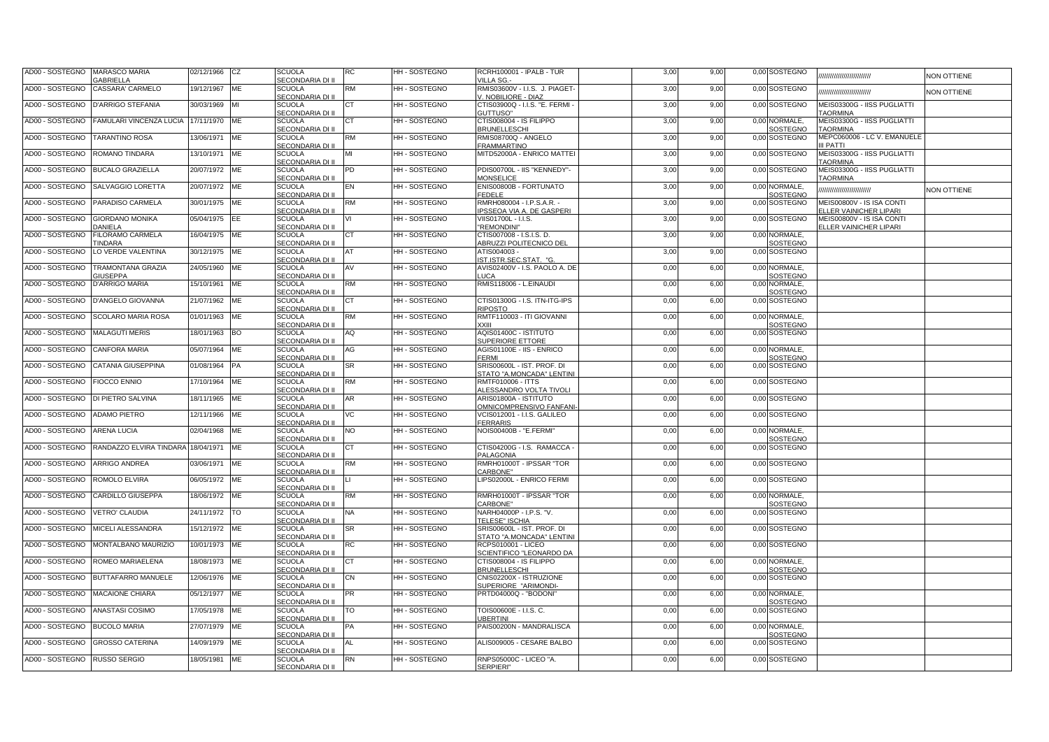| | | | | | | | | | | | | | | |
|---|---|---|---|---|---|---|---|---|---|---|---|---|---|---|
| AD00 - SOSTEGNO | MARASCO MARIA GABRIELLA | 02/12/1966 | CZ | SCUOLA SECONDARIA DI II | RC | HH - SOSTEGNO | RCRH100001 - IPALB - TUR VILLA SG.- | | 3,00 | 9,00 | 0,00 | SOSTEGNO | ////////////////////////// | NON OTTIENE |
| AD00 - SOSTEGNO | CASSARA' CARMELO | 19/12/1967 | ME | SCUOLA SECONDARIA DI II | RM | HH - SOSTEGNO | RMIS03600V - I.I.S. J. PIAGET-V. NOBILIORE - DIAZ | | 3,00 | 9,00 | 0,00 | SOSTEGNO | ////////////////////////// | NON OTTIENE |
| AD00 - SOSTEGNO | D'ARRIGO STEFANIA | 30/03/1969 | MI | SCUOLA SECONDARIA DI II | CT | HH - SOSTEGNO | CTIS03900Q - I.I.S. "E. FERMI - GUTTUSO" | | 3,00 | 9,00 | 0,00 | SOSTEGNO | MEIS03300G - IISS PUGLIATTI TAORMINA | |
| AD00 - SOSTEGNO | FAMULARI VINCENZA LUCIA | 17/11/1970 | ME | SCUOLA SECONDARIA DI II | CT | HH - SOSTEGNO | CTIS008004 - IS FILIPPO BRUNELLESCHI | | 3,00 | 9,00 | 0,00 | NORMALE, SOSTEGNO | MEIS03300G - IISS PUGLIATTI TAORMINA | |
| AD00 - SOSTEGNO | TARANTINO ROSA | 13/06/1971 | ME | SCUOLA SECONDARIA DI II | RM | HH - SOSTEGNO | RMIS08700Q - ANGELO FRAMMARTINO | | 3,00 | 9,00 | 0,00 | SOSTEGNO | MEPC060006 - LC V. EMANUELE III PATTI | |
| AD00 - SOSTEGNO | ROMANO TINDARA | 13/10/1971 | ME | SCUOLA SECONDARIA DI II | MI | HH - SOSTEGNO | MITD52000A - ENRICO MATTEI | | 3,00 | 9,00 | 0,00 | SOSTEGNO | MEIS03300G - IISS PUGLIATTI TAORMINA | |
| AD00 - SOSTEGNO | BUCALO GRAZIELLA | 20/07/1972 | ME | SCUOLA SECONDARIA DI II | PD | HH - SOSTEGNO | PDIS00700L - IIS "KENNEDY"-MONSELICE | | 3,00 | 9,00 | 0,00 | SOSTEGNO | MEIS03300G - IISS PUGLIATTI TAORMINA | |
| AD00 - SOSTEGNO | SALVAGGIO LORETTA | 20/07/1972 | ME | SCUOLA SECONDARIA DI II | EN | HH - SOSTEGNO | ENIS00800B - FORTUNATO FEDELE | | 3,00 | 9,00 | 0,00 | NORMALE, SOSTEGNO | ////////////////////////// | NON OTTIENE |
| AD00 - SOSTEGNO | PARADISO CARMELA | 30/01/1975 | ME | SCUOLA SECONDARIA DI II | RM | HH - SOSTEGNO | RMRH080004 - I.P.S.A.R. - IPSSEOA VIA A. DE GASPERI | | 3,00 | 9,00 | 0,00 | SOSTEGNO | MEIS00800V - IS ISA CONTI ELLER VAINICHER LIPARI | |
| AD00 - SOSTEGNO | GIORDANO MONIKA DANIELA | 05/04/1975 | EE | SCUOLA SECONDARIA DI II | VI | HH - SOSTEGNO | VIIS01700L - I.I.S. "REMONDINI" | | 3,00 | 9,00 | 0,00 | SOSTEGNO | MEIS00800V - IS ISA CONTI ELLER VAINICHER LIPARI | |
| AD00 - SOSTEGNO | FILORAMO CARMELA TINDARA | 16/04/1975 | ME | SCUOLA SECONDARIA DI II | CT | HH - SOSTEGNO | CTIS007008 - I.S.I.S. D. ABRUZZI POLITECNICO DEL | | 3,00 | 9,00 | 0,00 | NORMALE, SOSTEGNO | | |
| AD00 - SOSTEGNO | LO VERDE VALENTINA | 30/12/1975 | ME | SCUOLA SECONDARIA DI II | AT | HH - SOSTEGNO | ATIS004003 - IST.ISTR.SEC.STAT. "G. | | 3,00 | 9,00 | 0,00 | SOSTEGNO | | |
| AD00 - SOSTEGNO | TRAMONTANA GRAZIA GIUSEPPA | 24/05/1960 | ME | SCUOLA SECONDARIA DI II | AV | HH - SOSTEGNO | AVIS02400V - I.S. PAOLO A. DE LUCA | | 0,00 | 6,00 | 0,00 | NORMALE, SOSTEGNO | | |
| AD00 - SOSTEGNO | D'ARRIGO MARIA | 15/10/1961 | ME | SCUOLA SECONDARIA DI II | RM | HH - SOSTEGNO | RMIS118006 - L.EINAUDI | | 0,00 | 6,00 | 0,00 | NORMALE, SOSTEGNO | | |
| AD00 - SOSTEGNO | D'ANGELO GIOVANNA | 21/07/1962 | ME | SCUOLA SECONDARIA DI II | CT | HH - SOSTEGNO | CTIS01300G - I.S. ITN-ITG-IPS RIPOSTO | | 0,00 | 6,00 | 0,00 | SOSTEGNO | | |
| AD00 - SOSTEGNO | SCOLARO MARIA ROSA | 01/01/1963 | ME | SCUOLA SECONDARIA DI II | RM | HH - SOSTEGNO | RMTF110003 - ITI GIOVANNI XXIII | | 0,00 | 6,00 | 0,00 | NORMALE, SOSTEGNO | | |
| AD00 - SOSTEGNO | MALAGUTI MERIS | 18/01/1963 | BO | SCUOLA SECONDARIA DI II | AQ | HH - SOSTEGNO | AQIS01400C - ISTITUTO SUPERIORE ETTORE | | 0,00 | 6,00 | 0,00 | SOSTEGNO | | |
| AD00 - SOSTEGNO | CANFORA MARIA | 05/07/1964 | ME | SCUOLA SECONDARIA DI II | AG | HH - SOSTEGNO | AGIS01100E - IIS - ENRICO FERMI | | 0,00 | 6,00 | 0,00 | NORMALE, SOSTEGNO | | |
| AD00 - SOSTEGNO | CATANIA GIUSEPPINA | 01/08/1964 | PA | SCUOLA SECONDARIA DI II | SR | HH - SOSTEGNO | SRIS00600L - IST. PROF. DI STATO "A.MONCADA" LENTINI | | 0,00 | 6,00 | 0,00 | SOSTEGNO | | |
| AD00 - SOSTEGNO | FIOCCO ENNIO | 17/10/1964 | ME | SCUOLA SECONDARIA DI II | RM | HH - SOSTEGNO | RMTF010006 - ITTS ALESSANDRO VOLTA TIVOLI | | 0,00 | 6,00 | 0,00 | SOSTEGNO | | |
| AD00 - SOSTEGNO | DI PIETRO SALVINA | 18/11/1965 | ME | SCUOLA SECONDARIA DI II | AR | HH - SOSTEGNO | ARIS01800A - ISTITUTO OMNICOMPRENSIVO FANFANI- | | 0,00 | 6,00 | 0,00 | SOSTEGNO | | |
| AD00 - SOSTEGNO | ADAMO PIETRO | 12/11/1966 | ME | SCUOLA SECONDARIA DI II | VC | HH - SOSTEGNO | VCIS012001 - I.I.S. GALILEO FERRARIS | | 0,00 | 6,00 | 0,00 | SOSTEGNO | | |
| AD00 - SOSTEGNO | ARENA LUCIA | 02/04/1968 | ME | SCUOLA SECONDARIA DI II | NO | HH - SOSTEGNO | NOIS00400B - "E.FERMI" | | 0,00 | 6,00 | 0,00 | NORMALE, SOSTEGNO | | |
| AD00 - SOSTEGNO | RANDAZZO ELVIRA TINDARA | 18/04/1971 | ME | SCUOLA SECONDARIA DI II | CT | HH - SOSTEGNO | CTIS04200G - I.S. RAMACCA - PALAGONIA | | 0,00 | 6,00 | 0,00 | SOSTEGNO | | |
| AD00 - SOSTEGNO | ARRIGO ANDREA | 03/06/1971 | ME | SCUOLA SECONDARIA DI II | RM | HH - SOSTEGNO | RMRH01000T - IPSSAR "TOR CARBONE" | | 0,00 | 6,00 | 0,00 | SOSTEGNO | | |
| AD00 - SOSTEGNO | ROMOLO ELVIRA | 06/05/1972 | ME | SCUOLA SECONDARIA DI II | LI | HH - SOSTEGNO | LIPS02000L - ENRICO FERMI | | 0,00 | 6,00 | 0,00 | SOSTEGNO | | |
| AD00 - SOSTEGNO | CARDILLO GIUSEPPA | 18/06/1972 | ME | SCUOLA SECONDARIA DI II | RM | HH - SOSTEGNO | RMRH01000T - IPSSAR "TOR CARBONE" | | 0,00 | 6,00 | 0,00 | NORMALE, SOSTEGNO | | |
| AD00 - SOSTEGNO | VETRO' CLAUDIA | 24/11/1972 | TO | SCUOLA SECONDARIA DI II | NA | HH - SOSTEGNO | NARH04000P - I.P.S. "V. TELESE" ISCHIA | | 0,00 | 6,00 | 0,00 | SOSTEGNO | | |
| AD00 - SOSTEGNO | MICELI ALESSANDRA | 15/12/1972 | ME | SCUOLA SECONDARIA DI II | SR | HH - SOSTEGNO | SRIS00600L - IST. PROF. DI STATO "A.MONCADA" LENTINI | | 0,00 | 6,00 | 0,00 | SOSTEGNO | | |
| AD00 - SOSTEGNO | MONTALBANO MAURIZIO | 10/01/1973 | ME | SCUOLA SECONDARIA DI II | RC | HH - SOSTEGNO | RCPS010001 - LICEO SCIENTIFICO "LEONARDO DA | | 0,00 | 6,00 | 0,00 | SOSTEGNO | | |
| AD00 - SOSTEGNO | ROMEO MARIAELENA | 18/08/1973 | ME | SCUOLA SECONDARIA DI II | CT | HH - SOSTEGNO | CTIS008004 - IS FILIPPO BRUNELLESCHI | | 0,00 | 6,00 | 0,00 | NORMALE, SOSTEGNO | | |
| AD00 - SOSTEGNO | BUTTAFARRO MANUELE | 12/06/1976 | ME | SCUOLA SECONDARIA DI II | CN | HH - SOSTEGNO | CNIS02200X - ISTRUZIONE SUPERIORE "ARIMONDI- | | 0,00 | 6,00 | 0,00 | SOSTEGNO | | |
| AD00 - SOSTEGNO | MACAIONE CHIARA | 05/12/1977 | ME | SCUOLA SECONDARIA DI II | PR | HH - SOSTEGNO | PRTD04000Q - "BODONI" | | 0,00 | 6,00 | 0,00 | NORMALE, SOSTEGNO | | |
| AD00 - SOSTEGNO | ANASTASI COSIMO | 17/05/1978 | ME | SCUOLA SECONDARIA DI II | TO | HH - SOSTEGNO | TOIS00600E - I.I.S. C. UBERTINI | | 0,00 | 6,00 | 0,00 | SOSTEGNO | | |
| AD00 - SOSTEGNO | BUCOLO MARIA | 27/07/1979 | ME | SCUOLA SECONDARIA DI II | PA | HH - SOSTEGNO | PAIS00200N - MANDRALISCA | | 0,00 | 6,00 | 0,00 | NORMALE, SOSTEGNO | | |
| AD00 - SOSTEGNO | GROSSO CATERINA | 14/09/1979 | ME | SCUOLA SECONDARIA DI II | AL | HH - SOSTEGNO | ALIS009005 - CESARE BALBO | | 0,00 | 6,00 | 0,00 | SOSTEGNO | | |
| AD00 - SOSTEGNO | RUSSO SERGIO | 18/05/1981 | ME | SCUOLA SECONDARIA DI II | RN | HH - SOSTEGNO | RNPS05000C - LICEO "A. SERPIERI" | | 0,00 | 6,00 | 0,00 | SOSTEGNO | | |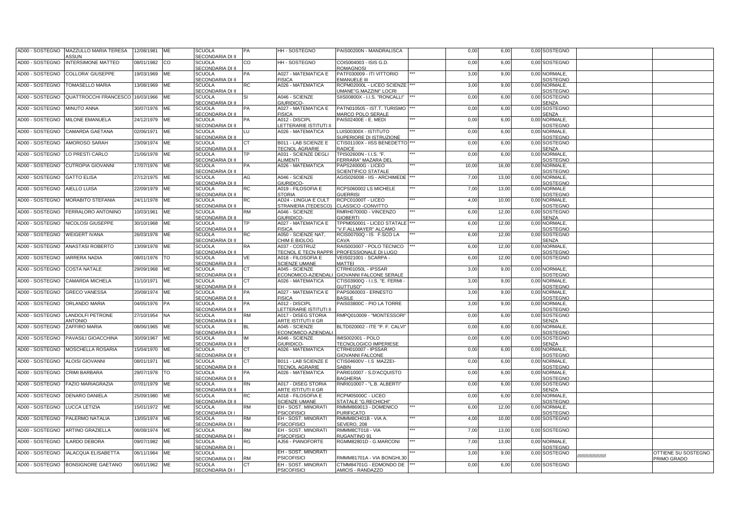| | | | | | | | | | | | | | | |
|---|---|---|---|---|---|---|---|---|---|---|---|---|---|---|
| AD00 - SOSTEGNO | MAZZULLO MARIA TERESA ASSUN | 12/08/1981 | ME | SCUOLA SECONDARIA DI II | PA | HH - SOSTEGNO | PAIS00200N - MANDRALISCA | | 0,00 | 6,00 | 0,00 | SOSTEGNO | | |
| AD00 - SOSTEGNO | INTERSIMONE MATTEO | 08/01/1982 | CO | SCUOLA SECONDARIA DI II | CO | HH - SOSTEGNO | COIS004003 - ISIS G.D. ROMAGNOSI | | 0,00 | 6,00 | 0,00 | SOSTEGNO | | |
| AD00 - SOSTEGNO | COLLORA' GIUSEPPE | 19/03/1969 | ME | SCUOLA SECONDARIA DI II | PA | A027 - MATEMATICA E FISICA | PATF030009 - ITI VITTORIO EMANUELE III | *** | 3,00 | 9,00 | 0,00 | NORMALE, SOSTEGNO | | |
| AD00 - SOSTEGNO | TOMASELLO MARIA | 13/08/1969 | ME | SCUOLA SECONDARIA DI II | RC | A026 - MATEMATICA | RCPM02000L - LICEO SCIENZE UMANE"G.MAZZINI" LOCRI | *** | 3,00 | 9,00 | 0,00 | NORMALE, SOSTEGNO | | |
| AD00 - SOSTEGNO | QUATTROCCHI FRANCESCO | 16/03/1966 | ME | SCUOLA SECONDARIA DI II | SI | A046 - SCIENZE GIURIDICO- | SIIS00800X - I.I.S. "RONCALLI" | *** | 0,00 | 6,00 | 0,00 | SOSTEGNO SENZA | | |
| AD00 - SOSTEGNO | MINUTO ANNA | 30/07/1976 | ME | SCUOLA SECONDARIA DI II | PA | A027 - MATEMATICA E FISICA | PATN010505 - IST.T. TURISMO MARCO POLO SERALE | *** | 0,00 | 6,00 | 0,00 | SOSTEGNO SENZA | | |
| AD00 - SOSTEGNO | MILONE EMANUELA | 24/12/1979 | ME | SCUOLA SECONDARIA DI II | PA | A012 - DISCIPL LETTERARIE ISTITUTI II | PAIS02400E - E. MEDI | *** | 0,00 | 6,00 | 0,00 | NORMALE, SOSTEGNO | | |
| AD00 - SOSTEGNO | CAMARDA GAETANA | 02/06/1971 | ME | SCUOLA SECONDARIA DI II | LU | A026 - MATEMATICA | LUIS00300X - ISTITUTO SUPERIORE DI ISTRUZIONE | *** | 0,00 | 6,00 | 0,00 | NORMALE, SOSTEGNO | | |
| AD00 - SOSTEGNO | AMOROSO SARAH | 23/09/1974 | ME | SCUOLA SECONDARIA DI II | CT | B011 - LAB SCIENZE E TECNOL AGRARIE | CTIS01100X - IISS BENEDETTO RADICE | *** | 0,00 | 6,00 | 0,00 | SOSTEGNO SENZA | | |
| AD00 - SOSTEGNO | LO PRESTI CARLO | 21/06/1978 | ME | SCUOLA SECONDARIA DI II | TP | A031 - SCIENZE DEGLI ALIMENTI | TPIS02600N - I.I.S. "F. FERRARA" MAZARA DEL | *** | 0,00 | 6,00 | 0,00 | NORMALE, SOSTEGNO | | |
| AD00 - SOSTEGNO | CUTROPIA GIOVANNI | 17/07/1976 | ME | SCUOLA SECONDARIA DI II | PA | A026 - MATEMATICA | PAPS24000G - LICEO SCIENTIFICO STATALE | *** | 10,00 | 16,00 | 0,00 | NORMALE, SOSTEGNO | | |
| AD00 - SOSTEGNO | GATTO ELISA | 27/12/1975 | ME | SCUOLA SECONDARIA DI II | AG | A046 - SCIENZE GIURIDICO- | AGIS026008 - IIS - ARCHIMEDE | *** | 7,00 | 13,00 | 0,00 | NORMALE, SOSTEGNO | | |
| AD00 - SOSTEGNO | AIELLO LUISA | 22/09/1979 | ME | SCUOLA SECONDARIA DI II | RC | A019 - FILOSOFIA E STORIA | RCPS060002 LS MICHELE GUERRISI | *** | 7,00 | 13,00 | 0,00 | NORMALE SOSTEGNO | | |
| AD00 - SOSTEGNO | MORABITO STEFANIA | 24/11/1978 | ME | SCUOLA SECONDARIA DI II | RC | AD24 - LINGUA E CULT STRANIERA (TEDESCO) | RCPC01000T - LICEO CLASSICO -CONVITTO | *** | 4,00 | 10,00 | 0,00 | NORMALE, SOSTEGNO | | |
| AD00 - SOSTEGNO | FERRALORO ANTONINO | 10/03/1961 | ME | SCUOLA SECONDARIA DI II | RM | A046 - SCIENZE GIURIDICO- | RMRH07000D - VINCENZO GIOBERTI | *** | 6,00 | 12,00 | 0,00 | SOSTEGNO SENZA | | |
| AD00 - SOSTEGNO | NICOLOSI GIUSEPPE | 30/10/1968 | ME | SCUOLA SECONDARIA DI II | TP | A027 - MATEMATICA E FISICA | TPPM050001 - LICEO STATALE "V.F.ALLMAYER" ALCAMO | *** | 6,00 | 12,00 | 0,00 | NORMALE, SOSTEGNO | | |
| AD00 - SOSTEGNO | WEIGERT IVANA | 26/03/1978 | ME | SCUOLA SECONDARIA DI II | RC | A050 - SCIENZE NAT, CHIM E BIOLOG | RCIS00700Q - IS F.SCO LA CAVA | *** | 6,00 | 12,00 | 0,00 | SOSTEGNO SENZA | | |
| AD00 - SOSTEGNO | ANASTASI ROBERTO | 13/09/1978 | ME | SCUOLA SECONDARIA DI II | RA | A037 - COSTRUZ TECNOL E TECN RAPPR | RAIS003007 - POLO TECNICO PROFESSIONALE DI LUGO | *** | 6,00 | 12,00 | 0,00 | NORMALE, SOSTEGNO | | |
| AD00 - SOSTEGNO | IARRERA NADIA | 08/01/1976 | TO | SCUOLA SECONDARIA DI II | VE | A018 - FILOSOFIA E SCIENZE UMANE | VEIS021001 - SCARPA - MATTEI | | 6,00 | 12,00 | 0,00 | SOSTEGNO | | |
| AD00 - SOSTEGNO | COSTA NATALE | 29/09/1968 | ME | SCUOLA SECONDARIA DI II | CT | A045 - SCIENZE ECONOMICO-AZIENDALI | CTRH01050L - IPSSAR GIOVANNI FALCONE SERALE | | 3,00 | 9,00 | 0,00 | NORMALE, SOSTEGNO | | |
| AD00 - SOSTEGNO | CAMARDA MICHELA | 11/10/1971 | ME | SCUOLA SECONDARIA DI II | CT | A026 - MATEMATICA | CTIS03900Q - I.I.S. "E. FERMI - GUTTUSO" | | 3,00 | 9,00 | 0,00 | NORMALE, SOSTEGNO | | |
| AD00 - SOSTEGNO | GRECO VANESSA | 20/08/1974 | ME | SCUOLA SECONDARIA DI II | PA | A027 - MATEMATICA E FISICA | PAPS060003 - ERNESTO BASILE | | 3,00 | 9,00 | 0,00 | NORMALE, SOSTEGNO | | |
| AD00 - SOSTEGNO | ORLANDO MARIA | 04/05/1976 | PA | SCUOLA SECONDARIA DI II | PA | A012 - DISCIPL LETTERARIE ISTITUTI II | PAIS03800C - PIO LA TORRE | | 3,00 | 9,00 | 0,00 | NORMALE, SOSTEGNO | | |
| AD00 - SOSTEGNO | LANDOLFI PETRONE ANTONIO | 27/10/1954 | NA | SCUOLA SECONDARIA DI II | RM | A017 - DISEG STORIA ARTE ISTITUTI II GR | RMPQ010009 - "MONTESSORI" | | 0,00 | 6,00 | 0,00 | SOSTEGNO SENZA | | |
| AD00 - SOSTEGNO | ZAFFIRO MARIA | 08/06/1965 | ME | SCUOLA SECONDARIA DI II | BL | A045 - SCIENZE ECONOMICO-AZIENDALI | BLTD020002 - ITE "P. F. CALVI" | | 0,00 | 6,00 | 0,00 | NORMALE, SOSTEGNO | | |
| AD00 - SOSTEGNO | PAVASILI GIOACCHINA | 30/09/1967 | ME | SCUOLA SECONDARIA DI II | IM | A046 - SCIENZE GIURIDICO- | IMIS002001 - POLO TECNOLOGICO IMPERIESE | | 0,00 | 6,00 | 0,00 | SOSTEGNO SENZA | | |
| AD00 - SOSTEGNO | MOSCHELLA ROSARIA | 15/04/1970 | ME | SCUOLA SECONDARIA DI II | CT | A026 - MATEMATICA | CTRH010007 - IPSSAR GIOVANNI FALCONE | | 0,00 | 6,00 | 0,00 | NORMALE, SOSTEGNO | | |
| AD00 - SOSTEGNO | ALOISI GIOVANNI | 08/01/1971 | ME | SCUOLA SECONDARIA DI II | CT | B011 - LAB SCIENZE E TECNOL AGRARIE | CTIS04600V - I.S MAZZEI-SABIN | | 0,00 | 6,00 | 0,00 | NORMALE, SOSTEGNO | | |
| AD00 - SOSTEGNO | CRIMI BARBARA | 29/07/1978 | TO | SCUOLA SECONDARIA DI II | PA | A026 - MATEMATICA | PARI010007 - S.D'ACQUISTO BAGHERIA | | 0,00 | 6,00 | 0,00 | NORMALE, SOSTEGNO | | |
| AD00 - SOSTEGNO | FAZIO MARIAGRAZIA | 07/01/1979 | ME | SCUOLA SECONDARIA DI II | RN | A017 - DISEG STORIA ARTE ISTITUTI II GR | RNRI010007 - "L.B. ALBERTI" | | 0,00 | 6,00 | 0,00 | SOSTEGNO SENZA | | |
| AD00 - SOSTEGNO | DENARO DANIELA | 25/09/1980 | ME | SCUOLA SECONDARIA DI II | RC | A018 - FILOSOFIA E SCIENZE UMANE | RCPM05000C - LICEO STATALE "G.RECHICHI" | | 0,00 | 6,00 | 0,00 | NORMALE, SOSTEGNO | | |
| AD00 - SOSTEGNO | LUCCA LETIZIA | 15/01/1972 | ME | SCUOLA SECONDARIA DI I | RM | EH - SOST. MINORATI PSICOFISICI | RMMM869013 - DOMENICO PURIFICATO | *** | 6,00 | 12,00 | 0,00 | NORMALE, SOSTEGNO | | |
| AD00 - SOSTEGNO | PALERMO NATALIA | 13/05/1974 | ME | SCUOLA SECONDARIA DI I | RM | EH - SOST. MINORATI PSICOFISICI | RMMM8CH01B - VIA A. SEVERO, 208 | *** | 4,00 | 10,00 | 0,00 | SOSTEGNO | | |
| AD00 - SOSTEGNO | ARTINO GRAZIELLA | 06/08/1974 | ME | SCUOLA SECONDARIA DI I | RM | EH - SOST. MINORATI PSICOFISICI | RMMM8CT018 - VIA RUGANTINO 91 | *** | 7,00 | 13,00 | 0,00 | SOSTEGNO | | |
| AD00 - SOSTEGNO | ILARDO DEBORA | 09/07/1982 | ME | SCUOLA SECONDARIA DI I | RG | AJ56 - PIANOFORTE | RGMM82801D - G.MARCONI | *** | 7,00 | 13,00 | 0,00 | NORMALE, SOSTEGNO | | |
| AD00 - SOSTEGNO | IALACQUA ELISABETTA | 06/11/1964 | ME | SCUOLA SECONDARIA DI I | RM | EH - SOST. MINORATI PSICOFISICI | RMMM81701A - VIA BONGHI,30 | *** | 3,00 | 9,00 | 0,00 | SOSTEGNO | //////////////////// | OTTIENE SU SOSTEGNO PRIMO GRADO |
| AD00 - SOSTEGNO | BONSIGNORE GAETANO | 06/01/1962 | ME | SCUOLA SECONDARIA DI I | CT | EH - SOST. MINORATI PSICOFISICI | CTMM84701G - EDMONDO DE AMICIS - RANDAZZO | *** | 0,00 | 6,00 | 0,00 | SOSTEGNO | | |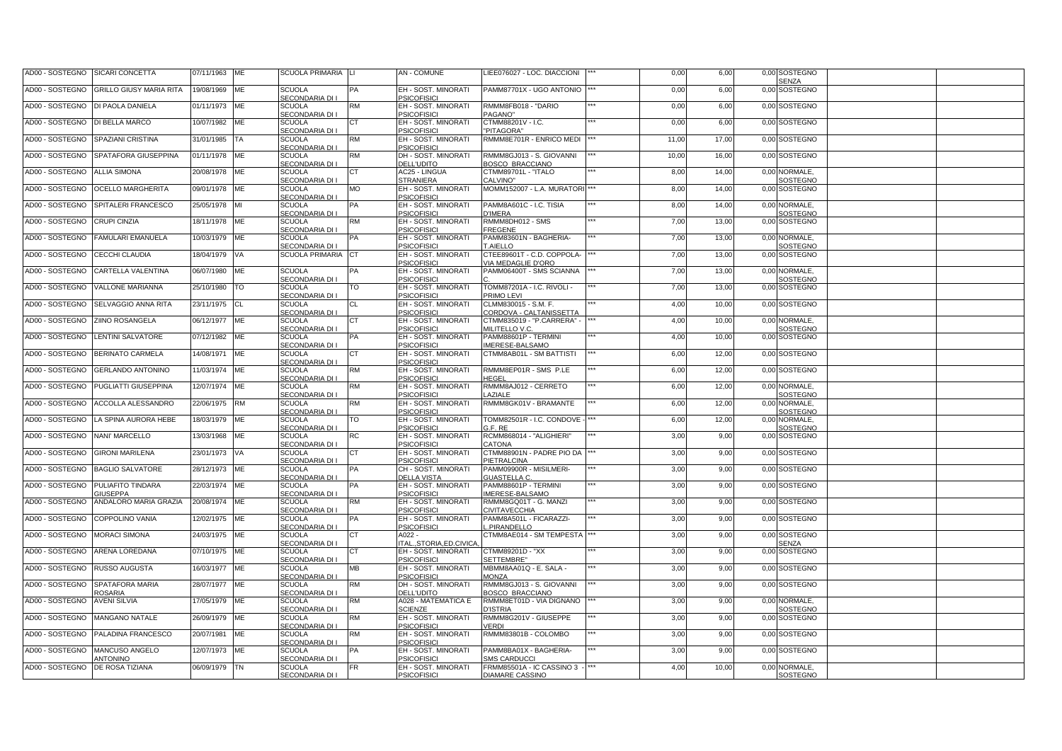| | | | | | | | | | | | | | | |
|---|---|---|---|---|---|---|---|---|---|---|---|---|---|---|
| AD00 - SOSTEGNO | SICARI CONCETTA | 07/11/1963 | ME | SCUOLA PRIMARIA | LI | AN - COMUNE | LIEE076027 - LOC. DIACCIONI | *** | 0,00 | 6,00 | 0,00 | SOSTEGNO SENZA | | |
| AD00 - SOSTEGNO | GRILLO GIUSY MARIA RITA | 19/08/1969 | ME | SCUOLA SECONDARIA DI I | PA | EH - SOST. MINORATI PSICOFISICI | PAMM87701X - UGO ANTONIO | *** | 0,00 | 6,00 | 0,00 | SOSTEGNO | | |
| AD00 - SOSTEGNO | DI PAOLA DANIELA | 01/11/1973 | ME | SCUOLA SECONDARIA DI I | RM | EH - SOST. MINORATI PSICOFISICI | RMMM8FB018 - "DARIO PAGANO" | *** | 0,00 | 6,00 | 0,00 | SOSTEGNO | | |
| AD00 - SOSTEGNO | DI BELLA MARCO | 10/07/1982 | ME | SCUOLA SECONDARIA DI I | CT | EH - SOST. MINORATI PSICOFISICI | CTMM88201V - I.C. "PITAGORA" | *** | 0,00 | 6,00 | 0,00 | SOSTEGNO | | |
| AD00 - SOSTEGNO | SPAZIANI CRISTINA | 31/01/1985 | TA | SCUOLA SECONDARIA DI I | RM | EH - SOST. MINORATI PSICOFISICI | RMMM8E701R - ENRICO MEDI | *** | 11,00 | 17,00 | 0,00 | SOSTEGNO | | |
| AD00 - SOSTEGNO | SPATAFORA GIUSEPPINA | 01/11/1978 | ME | SCUOLA SECONDARIA DI I | RM | DH - SOST. MINORATI DELL'UDITO | RMMM8GJ013 - S. GIOVANNI BOSCO BRACCIANO | *** | 10,00 | 16,00 | 0,00 | SOSTEGNO | | |
| AD00 - SOSTEGNO | ALLIA SIMONA | 20/08/1978 | ME | SCUOLA SECONDARIA DI I | CT | AC25 - LINGUA STRANIERA | CTMM89701L - "ITALO CALVINO" | *** | 8,00 | 14,00 | 0,00 | NORMALE, SOSTEGNO | | |
| AD00 - SOSTEGNO | OCELLO MARGHERITA | 09/01/1978 | ME | SCUOLA SECONDARIA DI I | MO | EH - SOST. MINORATI PSICOFISICI | MOMM152007 - L.A. MURATORI | *** | 8,00 | 14,00 | 0,00 | SOSTEGNO | | |
| AD00 - SOSTEGNO | SPITALERI FRANCESCO | 25/05/1978 | MI | SCUOLA SECONDARIA DI I | PA | EH - SOST. MINORATI PSICOFISICI | PAMM8A601C - I.C. TISIA D'IMERA | *** | 8,00 | 14,00 | 0,00 | NORMALE, SOSTEGNO | | |
| AD00 - SOSTEGNO | CRUPI CINZIA | 18/11/1978 | ME | SCUOLA SECONDARIA DI I | RM | EH - SOST. MINORATI PSICOFISICI | RMMM8DH012 - SMS FREGENE | *** | 7,00 | 13,00 | 0,00 | SOSTEGNO | | |
| AD00 - SOSTEGNO | FAMULARI EMANUELA | 10/03/1979 | ME | SCUOLA SECONDARIA DI I | PA | EH - SOST. MINORATI PSICOFISICI | PAMM83601N - BAGHERIA-T.AIELLO | *** | 7,00 | 13,00 | 0,00 | NORMALE, SOSTEGNO | | |
| AD00 - SOSTEGNO | CECCHI CLAUDIA | 18/04/1979 | VA | SCUOLA PRIMARIA | CT | EH - SOST. MINORATI PSICOFISICI | CTEE89601T - C.D. COPPOLA-VIA MEDAGLIE D'ORO | *** | 7,00 | 13,00 | 0,00 | SOSTEGNO | | |
| AD00 - SOSTEGNO | CARTELLA VALENTINA | 06/07/1980 | ME | SCUOLA SECONDARIA DI I | PA | EH - SOST. MINORATI PSICOFISICI | PAMM06400T - SMS SCIANNA C. | *** | 7,00 | 13,00 | 0,00 | NORMALE, SOSTEGNO | | |
| AD00 - SOSTEGNO | VALLONE MARIANNA | 25/10/1980 | TO | SCUOLA SECONDARIA DI I | TO | EH - SOST. MINORATI PSICOFISICI | TOMM87201A - I.C. RIVOLI - PRIMO LEVI | *** | 7,00 | 13,00 | 0,00 | SOSTEGNO | | |
| AD00 - SOSTEGNO | SELVAGGIO ANNA RITA | 23/11/1975 | CL | SCUOLA SECONDARIA DI I | CL | EH - SOST. MINORATI PSICOFISICI | CLMM830015 - S.M. F. CORDOVA - CALTANISSETTA | *** | 4,00 | 10,00 | 0,00 | SOSTEGNO | | |
| AD00 - SOSTEGNO | ZIINO ROSANGELA | 06/12/1977 | ME | SCUOLA SECONDARIA DI I | CT | EH - SOST. MINORATI PSICOFISICI | CTMM835019 - "P.CARRERA" - MILITELLO V.C. | *** | 4,00 | 10,00 | 0,00 | NORMALE, SOSTEGNO | | |
| AD00 - SOSTEGNO | LENTINI SALVATORE | 07/12/1982 | ME | SCUOLA SECONDARIA DI I | PA | EH - SOST. MINORATI PSICOFISICI | PAMM88601P - TERMINI IMERESE-BALSAMO | *** | 4,00 | 10,00 | 0,00 | SOSTEGNO | | |
| AD00 - SOSTEGNO | BERINATO CARMELA | 14/08/1971 | ME | SCUOLA SECONDARIA DI I | CT | EH - SOST. MINORATI PSICOFISICI | CTMM8AB01L - SM BATTISTI | *** | 6,00 | 12,00 | 0,00 | SOSTEGNO | | |
| AD00 - SOSTEGNO | GERLANDO ANTONINO | 11/03/1974 | ME | SCUOLA SECONDARIA DI I | RM | EH - SOST. MINORATI PSICOFISICI | RMMM8EP01R - SMS P.LE HEGEL | *** | 6,00 | 12,00 | 0,00 | SOSTEGNO | | |
| AD00 - SOSTEGNO | PUGLIATTI GIUSEPPINA | 12/07/1974 | ME | SCUOLA SECONDARIA DI I | RM | EH - SOST. MINORATI PSICOFISICI | RMMM8AJ012 - CERRETO LAZIALE | *** | 6,00 | 12,00 | 0,00 | NORMALE, SOSTEGNO | | |
| AD00 - SOSTEGNO | ACCOLLA ALESSANDRO | 22/06/1975 | RM | SCUOLA SECONDARIA DI I | RM | EH - SOST. MINORATI PSICOFISICI | RMMM8GK01V - BRAMANTE | *** | 6,00 | 12,00 | 0,00 | NORMALE, SOSTEGNO | | |
| AD00 - SOSTEGNO | LA SPINA AURORA HEBE | 18/03/1979 | ME | SCUOLA SECONDARIA DI I | TO | EH - SOST. MINORATI PSICOFISICI | TOMM82501R - I.C. CONDOVE - G.F. RE | *** | 6,00 | 12,00 | 0,00 | NORMALE, SOSTEGNO | | |
| AD00 - SOSTEGNO | NANI' MARCELLO | 13/03/1968 | ME | SCUOLA SECONDARIA DI I | RC | EH - SOST. MINORATI PSICOFISICI | RCMM868014 - "ALIGHIERI" CATONA | *** | 3,00 | 9,00 | 0,00 | SOSTEGNO | | |
| AD00 - SOSTEGNO | GIRONI MARILENA | 23/01/1973 | VA | SCUOLA SECONDARIA DI I | CT | EH - SOST. MINORATI PSICOFISICI | CTMM88901N - PADRE PIO DA PIETRALCINA | *** | 3,00 | 9,00 | 0,00 | SOSTEGNO | | |
| AD00 - SOSTEGNO | BAGLIO SALVATORE | 28/12/1973 | ME | SCUOLA SECONDARIA DI I | PA | CH - SOST. MINORATI DELLA VISTA | PAMM09900R - MISILMERI-GUASTELLA C. | *** | 3,00 | 9,00 | 0,00 | SOSTEGNO | | |
| AD00 - SOSTEGNO | PULIAFITO TINDARA GIUSEPPA | 22/03/1974 | ME | SCUOLA SECONDARIA DI I | PA | EH - SOST. MINORATI PSICOFISICI | PAMM88601P - TERMINI IMERESE-BALSAMO | *** | 3,00 | 9,00 | 0,00 | SOSTEGNO | | |
| AD00 - SOSTEGNO | ANDALORO MARIA GRAZIA | 20/08/1974 | ME | SCUOLA SECONDARIA DI I | RM | EH - SOST. MINORATI PSICOFISICI | RMMM8GQ01T - G. MANZI CIVITAVECCHIA | *** | 3,00 | 9,00 | 0,00 | SOSTEGNO | | |
| AD00 - SOSTEGNO | COPPOLINO VANIA | 12/02/1975 | ME | SCUOLA SECONDARIA DI I | PA | EH - SOST. MINORATI PSICOFISICI | PAMM8A501L - FICARAZZI-L.PIRANDELLO | *** | 3,00 | 9,00 | 0,00 | SOSTEGNO | | |
| AD00 - SOSTEGNO | MORACI SIMONA | 24/03/1975 | ME | SCUOLA SECONDARIA DI I | CT | A022 - ITAL.,STORIA,ED.CIVICA, | CTMM8AE014 - SM TEMPESTA | *** | 3,00 | 9,00 | 0,00 | SOSTEGNO SENZA | | |
| AD00 - SOSTEGNO | ARENA LOREDANA | 07/10/1975 | ME | SCUOLA SECONDARIA DI I | CT | EH - SOST. MINORATI PSICOFISICI | CTMM89201D - "XX SETTEMBRE" | *** | 3,00 | 9,00 | 0,00 | SOSTEGNO | | |
| AD00 - SOSTEGNO | RUSSO AUGUSTA | 16/03/1977 | ME | SCUOLA SECONDARIA DI I | MB | EH - SOST. MINORATI PSICOFISICI | MBMM8AA01Q - E. SALA - MONZA | *** | 3,00 | 9,00 | 0,00 | SOSTEGNO | | |
| AD00 - SOSTEGNO | SPATAFORA MARIA ROSARIA | 28/07/1977 | ME | SCUOLA SECONDARIA DI I | RM | DH - SOST. MINORATI DELL'UDITO | RMMM8GJ013 - S. GIOVANNI BOSCO BRACCIANO | *** | 3,00 | 9,00 | 0,00 | SOSTEGNO | | |
| AD00 - SOSTEGNO | AVENI SILVIA | 17/05/1979 | ME | SCUOLA SECONDARIA DI I | RM | A028 - MATEMATICA E SCIENZE | RMMM8ET01D - VIA DIGNANO D'ISTRIA | *** | 3,00 | 9,00 | 0,00 | NORMALE, SOSTEGNO | | |
| AD00 - SOSTEGNO | MANGANO NATALE | 26/09/1979 | ME | SCUOLA SECONDARIA DI I | RM | EH - SOST. MINORATI PSICOFISICI | RMMM8G201V - GIUSEPPE VERDI | *** | 3,00 | 9,00 | 0,00 | SOSTEGNO | | |
| AD00 - SOSTEGNO | PALADINA FRANCESCO | 20/07/1981 | ME | SCUOLA SECONDARIA DI I | RM | EH - SOST. MINORATI PSICOFISICI | RMMM83801B - COLOMBO | *** | 3,00 | 9,00 | 0,00 | SOSTEGNO | | |
| AD00 - SOSTEGNO | MANCUSO ANGELO ANTONINO | 12/07/1973 | ME | SCUOLA SECONDARIA DI I | PA | EH - SOST. MINORATI PSICOFISICI | PAMM8BA01X - BAGHERIA-SMS CARDUCCI | *** | 3,00 | 9,00 | 0,00 | SOSTEGNO | | |
| AD00 - SOSTEGNO | DE ROSA TIZIANA | 06/09/1979 | TN | SCUOLA SECONDARIA DI I | FR | EH - SOST. MINORATI PSICOFISICI | FRMM85501A - IC CASSINO 3 - DIAMARE CASSINO | *** | 4,00 | 10,00 | 0,00 | NORMALE, SOSTEGNO | | |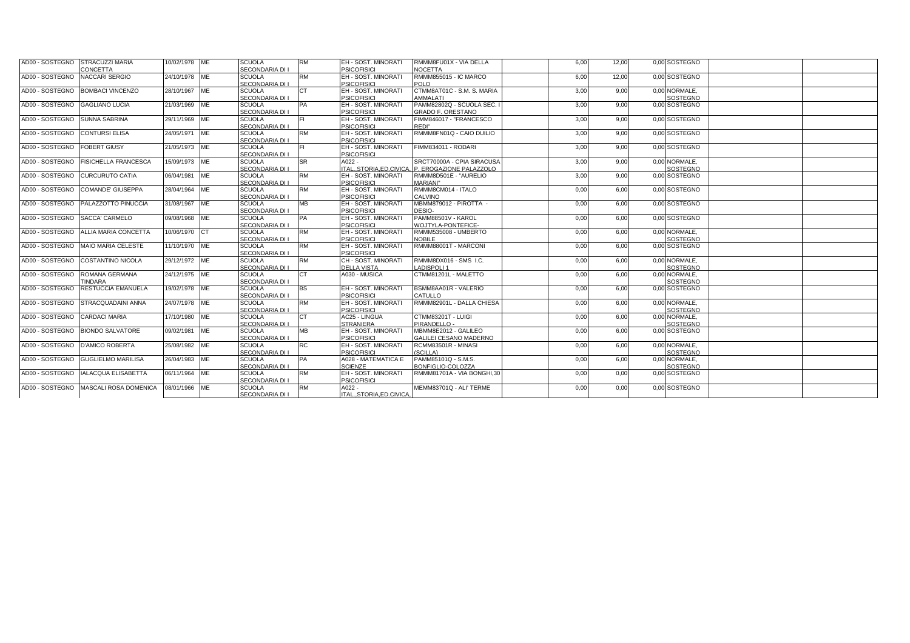| | | | | | | | | | | | | | | |
|---|---|---|---|---|---|---|---|---|---|---|---|---|---|---|
| AD00 - SOSTEGNO | STRACUZZI MARIA CONCETTA | 10/02/1978 | ME | SCUOLA SECONDARIA DI I | RM | EH - SOST. MINORATI PSICOFISICI | RMMM8FU01X - VIA DELLA NOCETTA | | 6,00 | 12,00 | 0,00 | SOSTEGNO | | |
| AD00 - SOSTEGNO | NACCARI SERGIO | 24/10/1978 | ME | SCUOLA SECONDARIA DI I | RM | EH - SOST. MINORATI PSICOFISICI | RMMM855015 - IC MARCO POLO | | 6,00 | 12,00 | 0,00 | SOSTEGNO | | |
| AD00 - SOSTEGNO | BOMBACI VINCENZO | 28/10/1967 | ME | SCUOLA SECONDARIA DI I | CT | EH - SOST. MINORATI PSICOFISICI | CTMM8AT01C - S.M. S. MARIA AMMALATI | | 3,00 | 9,00 | 0,00 | NORMALE, SOSTEGNO | | |
| AD00 - SOSTEGNO | GAGLIANO LUCIA | 21/03/1969 | ME | SCUOLA SECONDARIA DI I | PA | EH - SOST. MINORATI PSICOFISICI | PAMM82802Q - SCUOLA SEC. I GRADO F. ORESTANO | | 3,00 | 9,00 | 0,00 | SOSTEGNO | | |
| AD00 - SOSTEGNO | SUNNA SABRINA | 29/11/1969 | ME | SCUOLA SECONDARIA DI I | FI | EH - SOST. MINORATI PSICOFISICI | FIMM846017 - "FRANCESCO REDI" | | 3,00 | 9,00 | 0,00 | SOSTEGNO | | |
| AD00 - SOSTEGNO | CONTURSI ELISA | 24/05/1971 | ME | SCUOLA SECONDARIA DI I | RM | EH - SOST. MINORATI PSICOFISICI | RMMM8FN01Q - CAIO DUILIO | | 3,00 | 9,00 | 0,00 | SOSTEGNO | | |
| AD00 - SOSTEGNO | FOBERT GIUSY | 21/05/1973 | ME | SCUOLA SECONDARIA DI I | FI | EH - SOST. MINORATI PSICOFISICI | FIMM834011 - RODARI | | 3,00 | 9,00 | 0,00 | SOSTEGNO | | |
| AD00 - SOSTEGNO | FISICHELLA FRANCESCA | 15/09/1973 | ME | SCUOLA SECONDARIA DI I | SR | A022 - ITAL.,STORIA,ED.CIVICA, | SRCT70000A - CPIA SIRACUSA P. EROGAZIONE PALAZZOLO | | 3,00 | 9,00 | 0,00 | NORMALE, SOSTEGNO | | |
| AD00 - SOSTEGNO | CURCURUTO CATIA | 06/04/1981 | ME | SCUOLA SECONDARIA DI I | RM | EH - SOST. MINORATI PSICOFISICI | RMMM8D501E - "AURELIO MARIANI" | | 3,00 | 9,00 | 0,00 | SOSTEGNO | | |
| AD00 - SOSTEGNO | COMANDE' GIUSEPPA | 28/04/1964 | ME | SCUOLA SECONDARIA DI I | RM | EH - SOST. MINORATI PSICOFISICI | RMMM8CM014 - ITALO CALVINO | | 0,00 | 6,00 | 0,00 | SOSTEGNO | | |
| AD00 - SOSTEGNO | PALAZZOTTO PINUCCIA | 31/08/1967 | ME | SCUOLA SECONDARIA DI I | MB | EH - SOST. MINORATI PSICOFISICI | MBMM879012 - PIROTTA - DESIO- | | 0,00 | 6,00 | 0,00 | SOSTEGNO | | |
| AD00 - SOSTEGNO | SACCA' CARMELO | 09/08/1968 | ME | SCUOLA SECONDARIA DI I | PA | EH - SOST. MINORATI PSICOFISICI | PAMM88501V - KAROL WOJTYLA-PONTEFICE- | | 0,00 | 6,00 | 0,00 | SOSTEGNO | | |
| AD00 - SOSTEGNO | ALLIA MARIA CONCETTA | 10/06/1970 | CT | SCUOLA SECONDARIA DI I | RM | EH - SOST. MINORATI PSICOFISICI | RMMM535008 - UMBERTO NOBILE | | 0,00 | 6,00 | 0,00 | NORMALE, SOSTEGNO | | |
| AD00 - SOSTEGNO | MAIO MARIA CELESTE | 11/10/1970 | ME | SCUOLA SECONDARIA DI I | RM | EH - SOST. MINORATI PSICOFISICI | RMMM88001T - MARCONI | | 0,00 | 6,00 | 0,00 | SOSTEGNO | | |
| AD00 - SOSTEGNO | COSTANTINO NICOLA | 29/12/1972 | ME | SCUOLA SECONDARIA DI I | RM | CH - SOST. MINORATI DELLA VISTA | RMMM8DX016 - SMS I.C. LADISPOLI 1 | | 0,00 | 6,00 | 0,00 | NORMALE, SOSTEGNO | | |
| AD00 - SOSTEGNO | ROMANA GERMANA TINDARA | 24/12/1975 | ME | SCUOLA SECONDARIA DI I | CT | A030 - MUSICA | CTMM81201L - MALETTO | | 0,00 | 6,00 | 0,00 | NORMALE, SOSTEGNO | | |
| AD00 - SOSTEGNO | RESTUCCIA EMANUELA | 19/02/1978 | ME | SCUOLA SECONDARIA DI I | BS | EH - SOST. MINORATI PSICOFISICI | BSMM8AA01R - VALERIO CATULLO | | 0,00 | 6,00 | 0,00 | SOSTEGNO | | |
| AD00 - SOSTEGNO | STRACQUADAINI ANNA | 24/07/1978 | ME | SCUOLA SECONDARIA DI I | RM | EH - SOST. MINORATI PSICOFISICI | RMMM82901L - DALLA CHIESA | | 0,00 | 6,00 | 0,00 | NORMALE, SOSTEGNO | | |
| AD00 - SOSTEGNO | CARDACI MARIA | 17/10/1980 | ME | SCUOLA SECONDARIA DI I | CT | AC25 - LINGUA STRANIERA | CTMM83201T - LUIGI PIRANDELLO - | | 0,00 | 6,00 | 0,00 | NORMALE, SOSTEGNO | | |
| AD00 - SOSTEGNO | BIONDO SALVATORE | 09/02/1981 | ME | SCUOLA SECONDARIA DI I | MB | EH - SOST. MINORATI PSICOFISICI | MBMM8E2012 - GALILEO GALILEI CESANO MADERNO | | 0,00 | 6,00 | 0,00 | SOSTEGNO | | |
| AD00 - SOSTEGNO | D'AMICO ROBERTA | 25/08/1982 | ME | SCUOLA SECONDARIA DI I | RC | EH - SOST. MINORATI PSICOFISICI | RCMM83501R - MINASI (SCILLA) | | 0,00 | 6,00 | 0,00 | NORMALE, SOSTEGNO | | |
| AD00 - SOSTEGNO | GUGLIELMO MARILISA | 26/04/1983 | ME | SCUOLA SECONDARIA DI I | PA | A028 - MATEMATICA E SCIENZE | PAMM85101Q - S.M.S. BONFIGLIO-COLOZZA | | 0,00 | 6,00 | 0,00 | NORMALE, SOSTEGNO | | |
| AD00 - SOSTEGNO | IALACQUA ELISABETTA | 06/11/1964 | ME | SCUOLA SECONDARIA DI I | RM | EH - SOST. MINORATI PSICOFISICI | RMMM81701A - VIA BONGHI,30 | | 0,00 | 0,00 | 0,00 | SOSTEGNO | | |
| AD00 - SOSTEGNO | MASCALI ROSA DOMENICA | 08/01/1966 | ME | SCUOLA SECONDARIA DI I | RM | A022 - ITAL.,STORIA,ED.CIVICA, | MEMM83701Q - ALI' TERME | | 0,00 | 0,00 | 0,00 | SOSTEGNO | | |